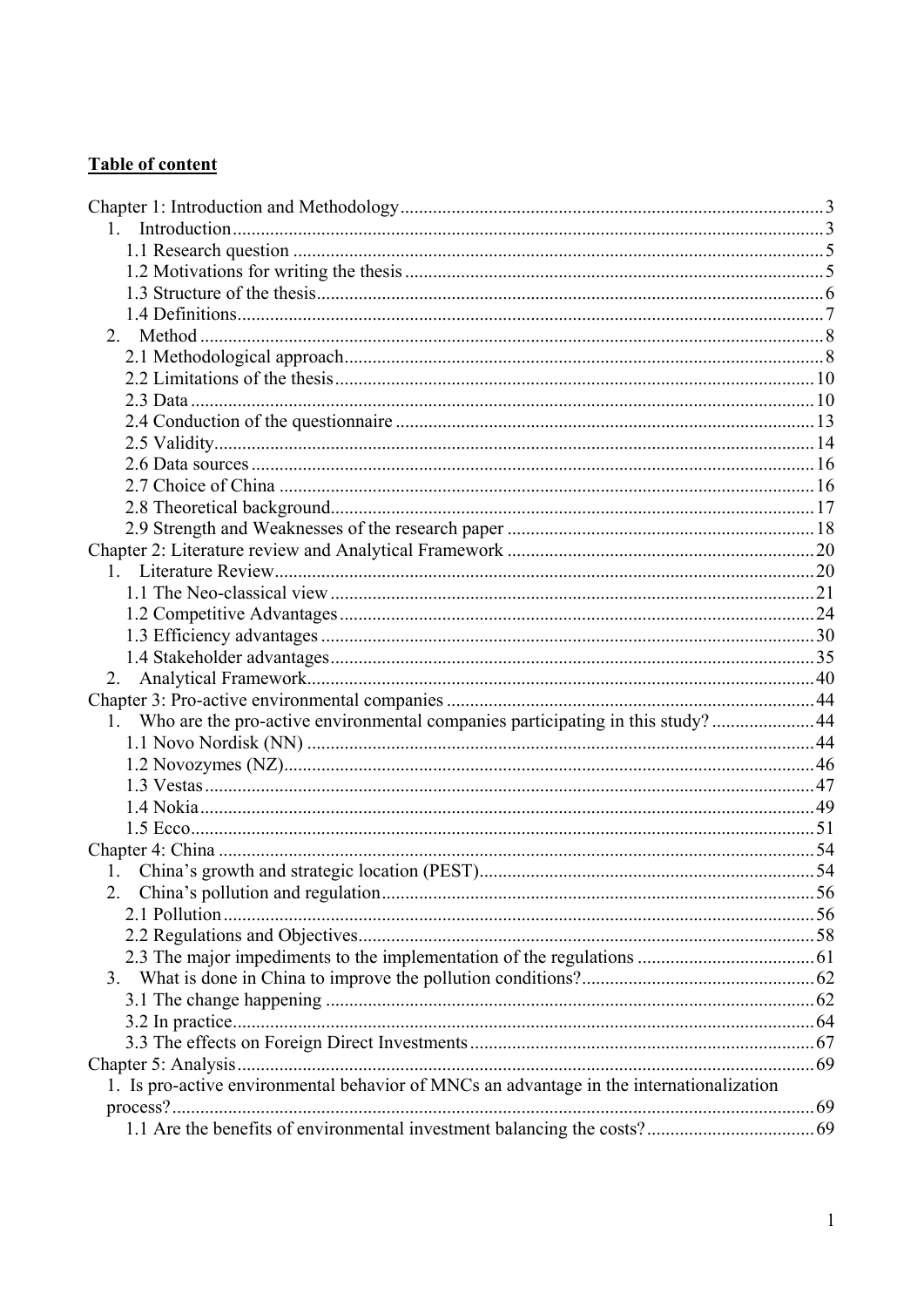**Table of content**

Chapter 1: Introduction and Methodology ........................................................................................ 3
  1. Introduction ............................................................................................................................ 3
    1.1 Research question ................................................................................................................ 5
    1.2 Motivations for writing the thesis ........................................................................................ 5
    1.3 Structure of the thesis .......................................................................................................... 6
    1.4 Definitions ........................................................................................................................... 7
  2. Method .................................................................................................................................... 8
    2.1 Methodological approach ..................................................................................................... 8
    2.2 Limitations of the thesis ..................................................................................................... 10
    2.3 Data .................................................................................................................................... 10
    2.4 Conduction of the questionnaire ......................................................................................... 13
    2.5 Validity ............................................................................................................................... 14
    2.6 Data sources ....................................................................................................................... 16
    2.7 Choice of China ................................................................................................................. 16
    2.8 Theoretical background ...................................................................................................... 17
    2.9 Strength and Weaknesses of the research paper ................................................................. 18
Chapter 2: Literature review and Analytical Framework ................................................................ 20
  1. Literature Review .................................................................................................................. 20
    1.1 The Neo-classical view ....................................................................................................... 21
    1.2 Competitive Advantages .................................................................................................... 24
    1.3 Efficiency advantages ........................................................................................................ 30
    1.4 Stakeholder advantages ...................................................................................................... 35
  2. Analytical Framework ........................................................................................................... 40
Chapter 3: Pro-active environmental companies ............................................................................ 44
  1. Who are the pro-active environmental companies participating in this study? ...................... 44
    1.1 Novo Nordisk (NN) ........................................................................................................... 44
    1.2 Novozymes (NZ) ................................................................................................................ 46
    1.3 Vestas ................................................................................................................................. 47
    1.4 Nokia .................................................................................................................................. 49
    1.5 Ecco .................................................................................................................................... 51
Chapter 4: China .............................................................................................................................. 54
  1. China's growth and strategic location (PEST) ........................................................................ 54
  2. China's pollution and regulation ............................................................................................ 56
    2.1 Pollution ............................................................................................................................. 56
    2.2 Regulations and Objectives ................................................................................................ 58
    2.3 The major impediments to the implementation of the regulations ..................................... 61
  3. What is done in China to improve the pollution conditions? ................................................. 62
    3.1 The change happening ....................................................................................................... 62
    3.2 In practice ........................................................................................................................... 64
    3.3 The effects on Foreign Direct Investments ......................................................................... 67
Chapter 5: Analysis .......................................................................................................................... 69
  1. Is pro-active environmental behavior of MNCs an advantage in the internationalization process? ........................................................................................................................................ 69
    1.1 Are the benefits of environmental investment balancing the costs? .................................... 69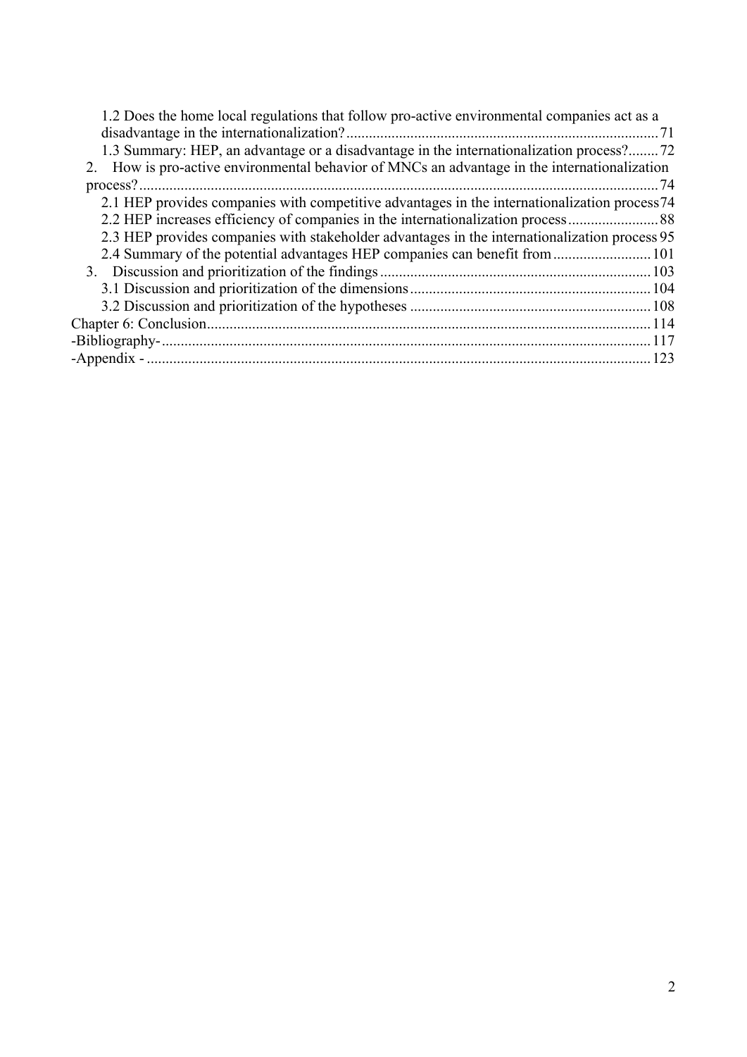1.2 Does the home local regulations that follow pro-active environmental companies act as a disadvantage in the internationalization? ..... 71
1.3 Summary: HEP, an advantage or a disadvantage in the internationalization process? ..... 72
2. How is pro-active environmental behavior of MNCs an advantage in the internationalization process? ..... 74
2.1 HEP provides companies with competitive advantages in the internationalization process ..... 74
2.2 HEP increases efficiency of companies in the internationalization process ..... 88
2.3 HEP provides companies with stakeholder advantages in the internationalization process ..... 95
2.4 Summary of the potential advantages HEP companies can benefit from ..... 101
3. Discussion and prioritization of the findings ..... 103
3.1 Discussion and prioritization of the dimensions ..... 104
3.2 Discussion and prioritization of the hypotheses ..... 108
Chapter 6: Conclusion ..... 114
-Bibliography- ..... 117
-Appendix - ..... 123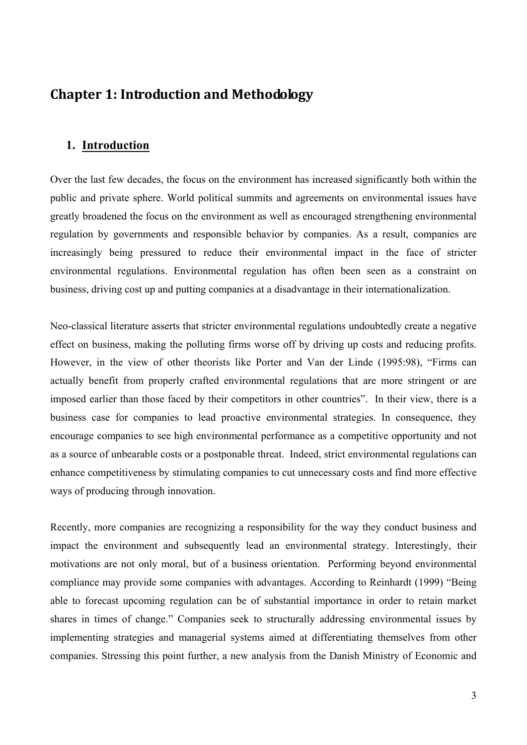# Chapter 1: Introduction and Methodology

## 1. Introduction

Over the last few decades, the focus on the environment has increased significantly both within the public and private sphere. World political summits and agreements on environmental issues have greatly broadened the focus on the environment as well as encouraged strengthening environmental regulation by governments and responsible behavior by companies. As a result, companies are increasingly being pressured to reduce their environmental impact in the face of stricter environmental regulations. Environmental regulation has often been seen as a constraint on business, driving cost up and putting companies at a disadvantage in their internationalization.

Neo-classical literature asserts that stricter environmental regulations undoubtedly create a negative effect on business, making the polluting firms worse off by driving up costs and reducing profits. However, in the view of other theorists like Porter and Van der Linde (1995:98), "Firms can actually benefit from properly crafted environmental regulations that are more stringent or are imposed earlier than those faced by their competitors in other countries". In their view, there is a business case for companies to lead proactive environmental strategies. In consequence, they encourage companies to see high environmental performance as a competitive opportunity and not as a source of unbearable costs or a postponable threat. Indeed, strict environmental regulations can enhance competitiveness by stimulating companies to cut unnecessary costs and find more effective ways of producing through innovation.

Recently, more companies are recognizing a responsibility for the way they conduct business and impact the environment and subsequently lead an environmental strategy. Interestingly, their motivations are not only moral, but of a business orientation. Performing beyond environmental compliance may provide some companies with advantages. According to Reinhardt (1999) "Being able to forecast upcoming regulation can be of substantial importance in order to retain market shares in times of change." Companies seek to structurally addressing environmental issues by implementing strategies and managerial systems aimed at differentiating themselves from other companies. Stressing this point further, a new analysis from the Danish Ministry of Economic and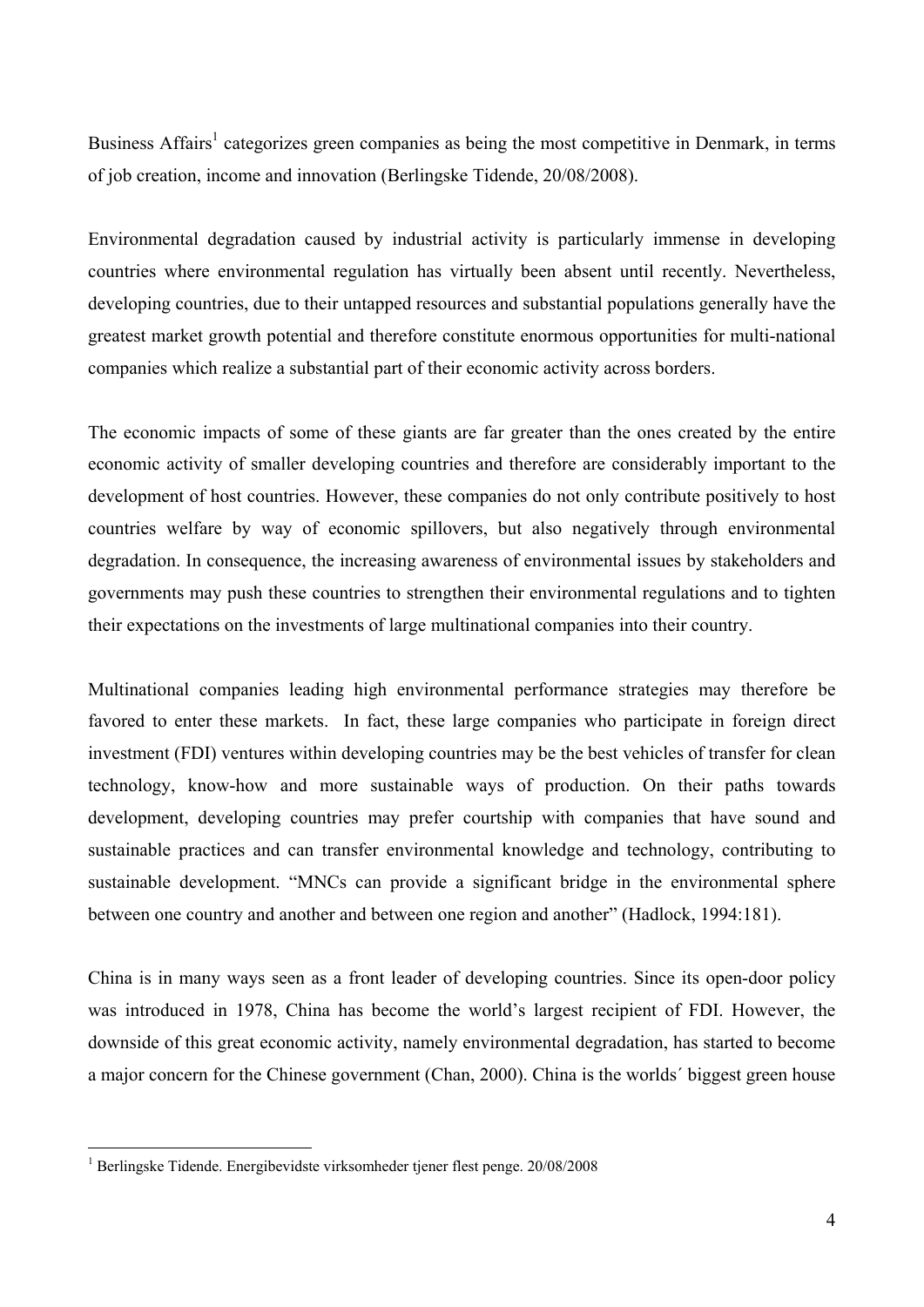Business Affairs[1] categorizes green companies as being the most competitive in Denmark, in terms of job creation, income and innovation (Berlingske Tidende, 20/08/2008).

Environmental degradation caused by industrial activity is particularly immense in developing countries where environmental regulation has virtually been absent until recently. Nevertheless, developing countries, due to their untapped resources and substantial populations generally have the greatest market growth potential and therefore constitute enormous opportunities for multi-national companies which realize a substantial part of their economic activity across borders.

The economic impacts of some of these giants are far greater than the ones created by the entire economic activity of smaller developing countries and therefore are considerably important to the development of host countries. However, these companies do not only contribute positively to host countries welfare by way of economic spillovers, but also negatively through environmental degradation. In consequence, the increasing awareness of environmental issues by stakeholders and governments may push these countries to strengthen their environmental regulations and to tighten their expectations on the investments of large multinational companies into their country.

Multinational companies leading high environmental performance strategies may therefore be favored to enter these markets. In fact, these large companies who participate in foreign direct investment (FDI) ventures within developing countries may be the best vehicles of transfer for clean technology, know-how and more sustainable ways of production. On their paths towards development, developing countries may prefer courtship with companies that have sound and sustainable practices and can transfer environmental knowledge and technology, contributing to sustainable development. "MNCs can provide a significant bridge in the environmental sphere between one country and another and between one region and another" (Hadlock, 1994:181).

China is in many ways seen as a front leader of developing countries. Since its open-door policy was introduced in 1978, China has become the world's largest recipient of FDI. However, the downside of this great economic activity, namely environmental degradation, has started to become a major concern for the Chinese government (Chan, 2000). China is the worlds´ biggest green house

[1] Berlingske Tidende. Energibevidste virksomheder tjener flest penge. 20/08/2008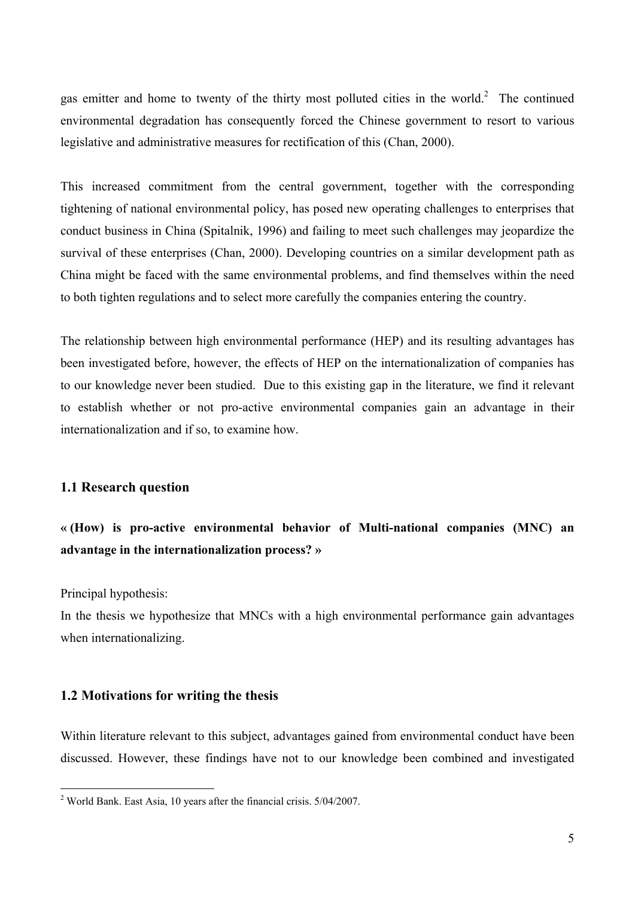gas emitter and home to twenty of the thirty most polluted cities in the world.[2] The continued environmental degradation has consequently forced the Chinese government to resort to various legislative and administrative measures for rectification of this (Chan, 2000).

This increased commitment from the central government, together with the corresponding tightening of national environmental policy, has posed new operating challenges to enterprises that conduct business in China (Spitalnik, 1996) and failing to meet such challenges may jeopardize the survival of these enterprises (Chan, 2000). Developing countries on a similar development path as China might be faced with the same environmental problems, and find themselves within the need to both tighten regulations and to select more carefully the companies entering the country.

The relationship between high environmental performance (HEP) and its resulting advantages has been investigated before, however, the effects of HEP on the internationalization of companies has to our knowledge never been studied. Due to this existing gap in the literature, we find it relevant to establish whether or not pro-active environmental companies gain an advantage in their internationalization and if so, to examine how.

## 1.1 Research question

**« (How) is pro-active environmental behavior of Multi-national companies (MNC) an advantage in the internationalization process? »**

Principal hypothesis:
In the thesis we hypothesize that MNCs with a high environmental performance gain advantages when internationalizing.

## 1.2 Motivations for writing the thesis

Within literature relevant to this subject, advantages gained from environmental conduct have been discussed. However, these findings have not to our knowledge been combined and investigated

[2] World Bank. East Asia, 10 years after the financial crisis. 5/04/2007.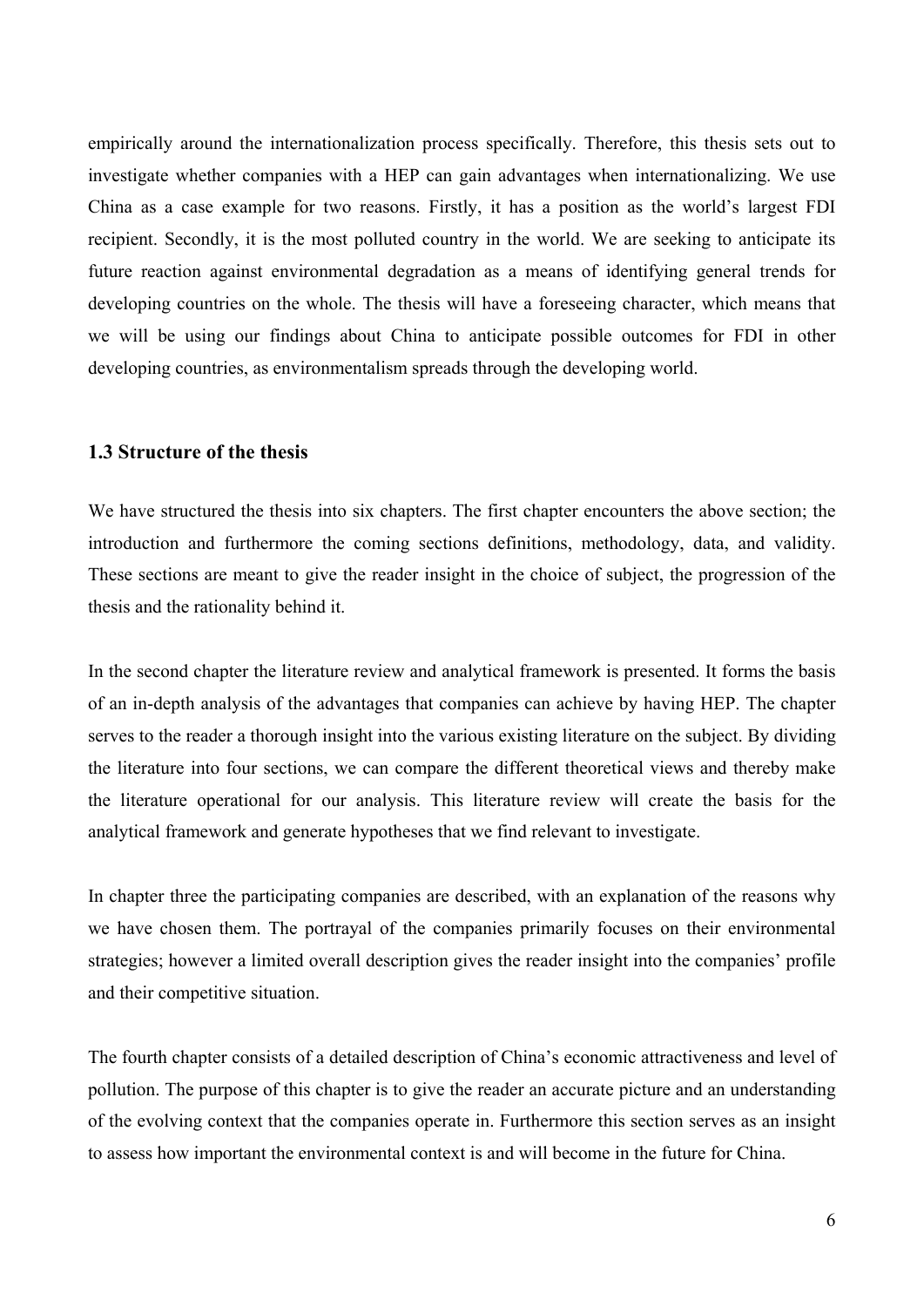empirically around the internationalization process specifically. Therefore, this thesis sets out to investigate whether companies with a HEP can gain advantages when internationalizing. We use China as a case example for two reasons. Firstly, it has a position as the world's largest FDI recipient. Secondly, it is the most polluted country in the world. We are seeking to anticipate its future reaction against environmental degradation as a means of identifying general trends for developing countries on the whole. The thesis will have a foreseeing character, which means that we will be using our findings about China to anticipate possible outcomes for FDI in other developing countries, as environmentalism spreads through the developing world.

### 1.3 Structure of the thesis

We have structured the thesis into six chapters. The first chapter encounters the above section; the introduction and furthermore the coming sections definitions, methodology, data, and validity. These sections are meant to give the reader insight in the choice of subject, the progression of the thesis and the rationality behind it.

In the second chapter the literature review and analytical framework is presented. It forms the basis of an in-depth analysis of the advantages that companies can achieve by having HEP. The chapter serves to the reader a thorough insight into the various existing literature on the subject. By dividing the literature into four sections, we can compare the different theoretical views and thereby make the literature operational for our analysis. This literature review will create the basis for the analytical framework and generate hypotheses that we find relevant to investigate.

In chapter three the participating companies are described, with an explanation of the reasons why we have chosen them. The portrayal of the companies primarily focuses on their environmental strategies; however a limited overall description gives the reader insight into the companies' profile and their competitive situation.

The fourth chapter consists of a detailed description of China's economic attractiveness and level of pollution. The purpose of this chapter is to give the reader an accurate picture and an understanding of the evolving context that the companies operate in. Furthermore this section serves as an insight to assess how important the environmental context is and will become in the future for China.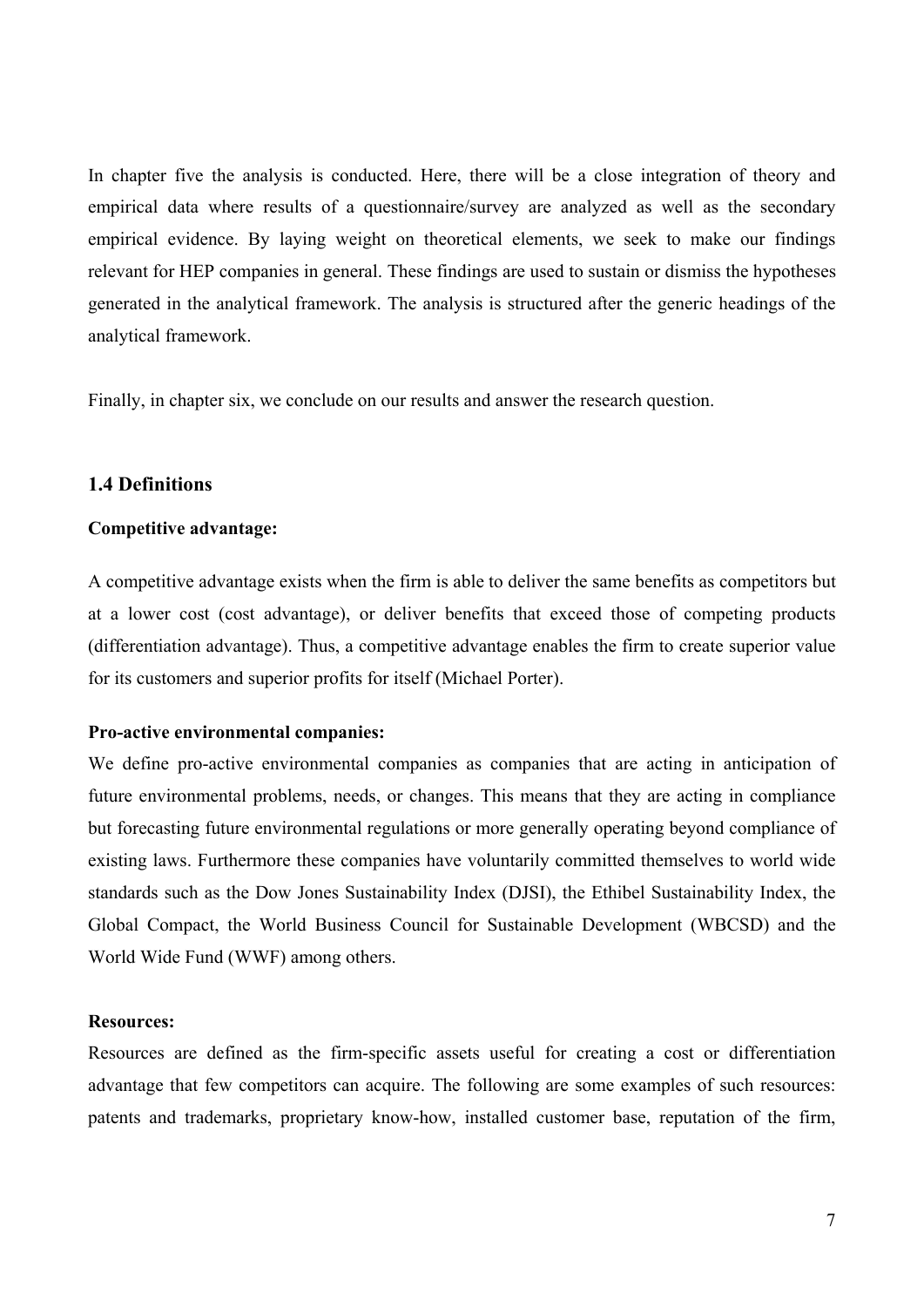In chapter five the analysis is conducted. Here, there will be a close integration of theory and empirical data where results of a questionnaire/survey are analyzed as well as the secondary empirical evidence. By laying weight on theoretical elements, we seek to make our findings relevant for HEP companies in general. These findings are used to sustain or dismiss the hypotheses generated in the analytical framework. The analysis is structured after the generic headings of the analytical framework.

Finally, in chapter six, we conclude on our results and answer the research question.

### 1.4 Definitions

**Competitive advantage:**

A competitive advantage exists when the firm is able to deliver the same benefits as competitors but at a lower cost (cost advantage), or deliver benefits that exceed those of competing products (differentiation advantage). Thus, a competitive advantage enables the firm to create superior value for its customers and superior profits for itself (Michael Porter).

**Pro-active environmental companies:**

We define pro-active environmental companies as companies that are acting in anticipation of future environmental problems, needs, or changes. This means that they are acting in compliance but forecasting future environmental regulations or more generally operating beyond compliance of existing laws. Furthermore these companies have voluntarily committed themselves to world wide standards such as the Dow Jones Sustainability Index (DJSI), the Ethibel Sustainability Index, the Global Compact, the World Business Council for Sustainable Development (WBCSD) and the World Wide Fund (WWF) among others.

**Resources:**

Resources are defined as the firm-specific assets useful for creating a cost or differentiation advantage that few competitors can acquire. The following are some examples of such resources: patents and trademarks, proprietary know-how, installed customer base, reputation of the firm,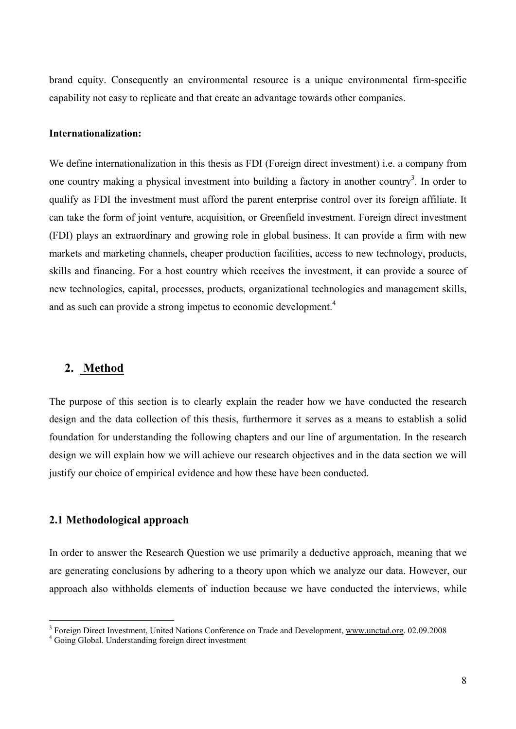brand equity. Consequently an environmental resource is a unique environmental firm-specific capability not easy to replicate and that create an advantage towards other companies.

**Internationalization:**

We define internationalization in this thesis as FDI (Foreign direct investment) i.e. a company from one country making a physical investment into building a factory in another country[3]. In order to qualify as FDI the investment must afford the parent enterprise control over its foreign affiliate. It can take the form of joint venture, acquisition, or Greenfield investment. Foreign direct investment (FDI) plays an extraordinary and growing role in global business. It can provide a firm with new markets and marketing channels, cheaper production facilities, access to new technology, products, skills and financing. For a host country which receives the investment, it can provide a source of new technologies, capital, processes, products, organizational technologies and management skills, and as such can provide a strong impetus to economic development.[4]

## 2. Method

The purpose of this section is to clearly explain the reader how we have conducted the research design and the data collection of this thesis, furthermore it serves as a means to establish a solid foundation for understanding the following chapters and our line of argumentation. In the research design we will explain how we will achieve our research objectives and in the data section we will justify our choice of empirical evidence and how these have been conducted.

### 2.1 Methodological approach

In order to answer the Research Question we use primarily a deductive approach, meaning that we are generating conclusions by adhering to a theory upon which we analyze our data. However, our approach also withholds elements of induction because we have conducted the interviews, while

---

[3] Foreign Direct Investment, United Nations Conference on Trade and Development, www.unctad.org. 02.09.2008

[4] Going Global. Understanding foreign direct investment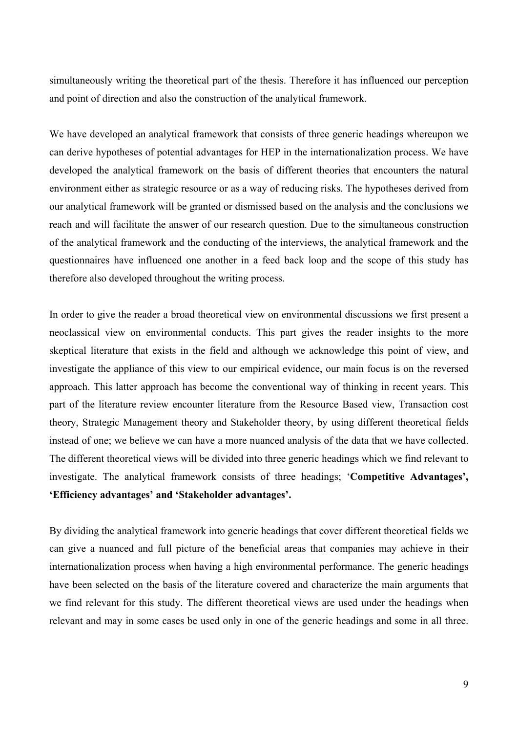simultaneously writing the theoretical part of the thesis. Therefore it has influenced our perception and point of direction and also the construction of the analytical framework.

We have developed an analytical framework that consists of three generic headings whereupon we can derive hypotheses of potential advantages for HEP in the internationalization process. We have developed the analytical framework on the basis of different theories that encounters the natural environment either as strategic resource or as a way of reducing risks. The hypotheses derived from our analytical framework will be granted or dismissed based on the analysis and the conclusions we reach and will facilitate the answer of our research question. Due to the simultaneous construction of the analytical framework and the conducting of the interviews, the analytical framework and the questionnaires have influenced one another in a feed back loop and the scope of this study has therefore also developed throughout the writing process.

In order to give the reader a broad theoretical view on environmental discussions we first present a neoclassical view on environmental conducts. This part gives the reader insights to the more skeptical literature that exists in the field and although we acknowledge this point of view, and investigate the appliance of this view to our empirical evidence, our main focus is on the reversed approach. This latter approach has become the conventional way of thinking in recent years. This part of the literature review encounter literature from the Resource Based view, Transaction cost theory, Strategic Management theory and Stakeholder theory, by using different theoretical fields instead of one; we believe we can have a more nuanced analysis of the data that we have collected. The different theoretical views will be divided into three generic headings which we find relevant to investigate. The analytical framework consists of three headings; '**Competitive Advantages', 'Efficiency advantages' and 'Stakeholder advantages'.**

By dividing the analytical framework into generic headings that cover different theoretical fields we can give a nuanced and full picture of the beneficial areas that companies may achieve in their internationalization process when having a high environmental performance. The generic headings have been selected on the basis of the literature covered and characterize the main arguments that we find relevant for this study. The different theoretical views are used under the headings when relevant and may in some cases be used only in one of the generic headings and some in all three.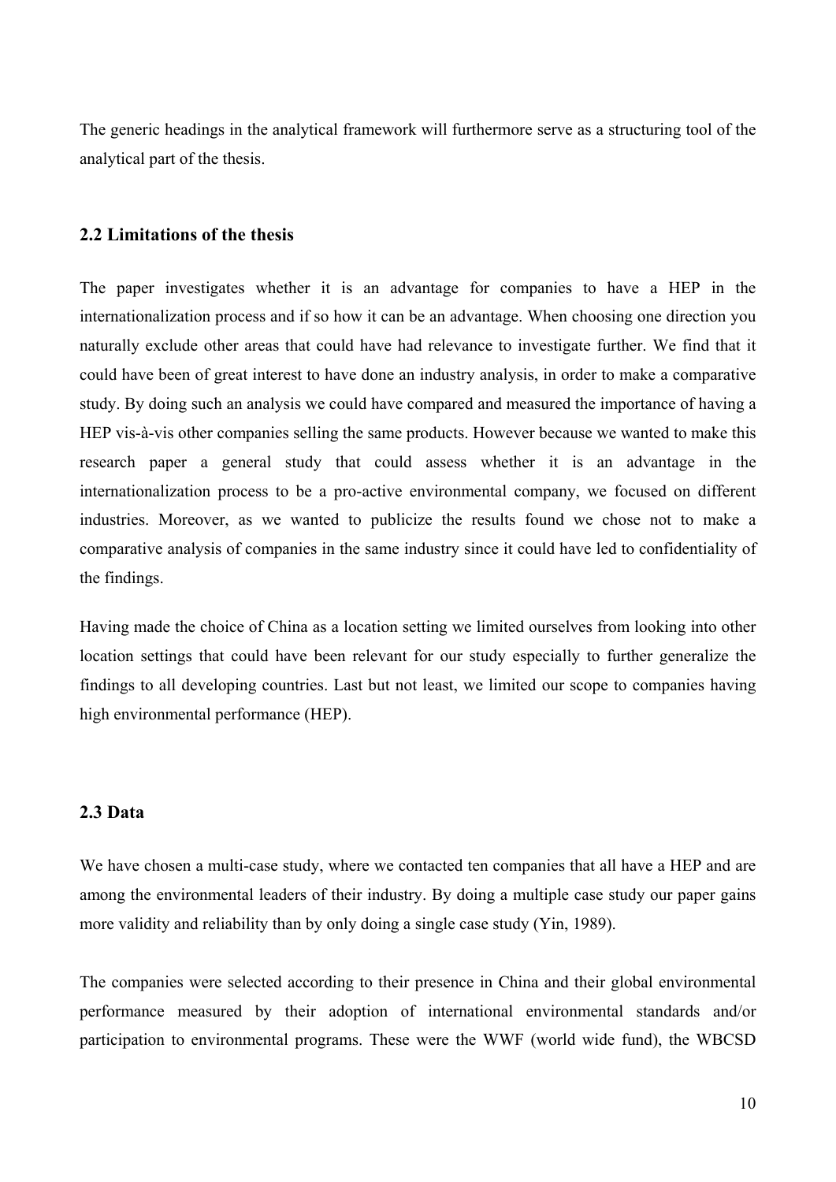The generic headings in the analytical framework will furthermore serve as a structuring tool of the analytical part of the thesis.

## 2.2 Limitations of the thesis

The paper investigates whether it is an advantage for companies to have a HEP in the internationalization process and if so how it can be an advantage. When choosing one direction you naturally exclude other areas that could have had relevance to investigate further. We find that it could have been of great interest to have done an industry analysis, in order to make a comparative study. By doing such an analysis we could have compared and measured the importance of having a HEP vis-à-vis other companies selling the same products. However because we wanted to make this research paper a general study that could assess whether it is an advantage in the internationalization process to be a pro-active environmental company, we focused on different industries. Moreover, as we wanted to publicize the results found we chose not to make a comparative analysis of companies in the same industry since it could have led to confidentiality of the findings.

Having made the choice of China as a location setting we limited ourselves from looking into other location settings that could have been relevant for our study especially to further generalize the findings to all developing countries. Last but not least, we limited our scope to companies having high environmental performance (HEP).

## 2.3 Data

We have chosen a multi-case study, where we contacted ten companies that all have a HEP and are among the environmental leaders of their industry. By doing a multiple case study our paper gains more validity and reliability than by only doing a single case study (Yin, 1989).

The companies were selected according to their presence in China and their global environmental performance measured by their adoption of international environmental standards and/or participation to environmental programs. These were the WWF (world wide fund), the WBCSD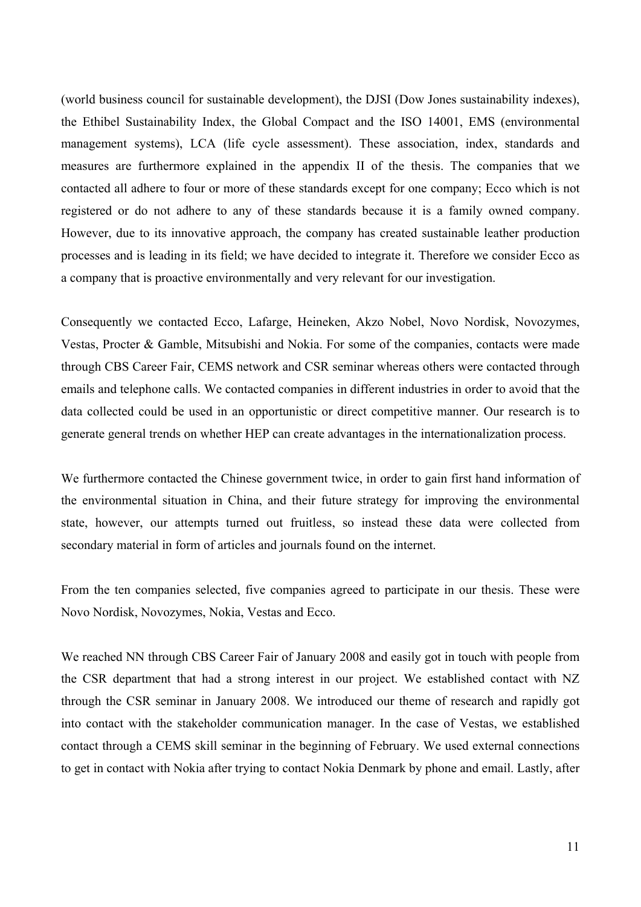(world business council for sustainable development), the DJSI (Dow Jones sustainability indexes), the Ethibel Sustainability Index, the Global Compact and the ISO 14001, EMS (environmental management systems), LCA (life cycle assessment). These association, index, standards and measures are furthermore explained in the appendix II of the thesis. The companies that we contacted all adhere to four or more of these standards except for one company; Ecco which is not registered or do not adhere to any of these standards because it is a family owned company. However, due to its innovative approach, the company has created sustainable leather production processes and is leading in its field; we have decided to integrate it. Therefore we consider Ecco as a company that is proactive environmentally and very relevant for our investigation.

Consequently we contacted Ecco, Lafarge, Heineken, Akzo Nobel, Novo Nordisk, Novozymes, Vestas, Procter & Gamble, Mitsubishi and Nokia. For some of the companies, contacts were made through CBS Career Fair, CEMS network and CSR seminar whereas others were contacted through emails and telephone calls. We contacted companies in different industries in order to avoid that the data collected could be used in an opportunistic or direct competitive manner. Our research is to generate general trends on whether HEP can create advantages in the internationalization process.

We furthermore contacted the Chinese government twice, in order to gain first hand information of the environmental situation in China, and their future strategy for improving the environmental state, however, our attempts turned out fruitless, so instead these data were collected from secondary material in form of articles and journals found on the internet.

From the ten companies selected, five companies agreed to participate in our thesis. These were Novo Nordisk, Novozymes, Nokia, Vestas and Ecco.

We reached NN through CBS Career Fair of January 2008 and easily got in touch with people from the CSR department that had a strong interest in our project. We established contact with NZ through the CSR seminar in January 2008. We introduced our theme of research and rapidly got into contact with the stakeholder communication manager. In the case of Vestas, we established contact through a CEMS skill seminar in the beginning of February. We used external connections to get in contact with Nokia after trying to contact Nokia Denmark by phone and email. Lastly, after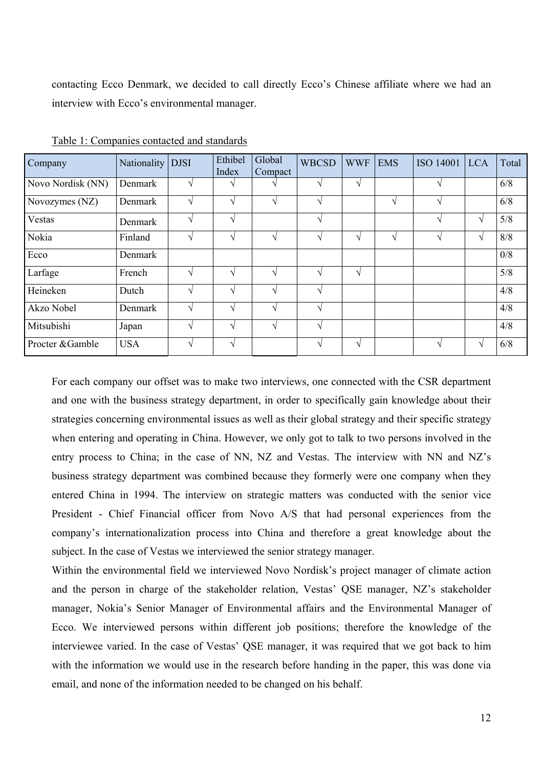contacting Ecco Denmark, we decided to call directly Ecco's Chinese affiliate where we had an interview with Ecco's environmental manager.

Table 1: Companies contacted and standards

| Company | Nationality | DJSI | Ethibel Index | Global Compact | WBCSD | WWF | EMS | ISO 14001 | LCA | Total |
|---|---|---|---|---|---|---|---|---|---|---|
| Novo Nordisk (NN) | Denmark | √ | √ | √ | √ | √ | | √ | | 6/8 |
| Novozymes (NZ) | Denmark | √ | √ | √ | √ | | √ | √ | | 6/8 |
| Vestas | Denmark | √ | √ | | √ | | | √ | √ | 5/8 |
| Nokia | Finland | √ | √ | √ | √ | √ | √ | √ | √ | 8/8 |
| Ecco | Denmark | | | | | | | | | 0/8 |
| Larfage | French | √ | √ | √ | √ | √ | | | | 5/8 |
| Heineken | Dutch | √ | √ | √ | √ | | | | | 4/8 |
| Akzo Nobel | Denmark | √ | √ | √ | √ | | | | | 4/8 |
| Mitsubishi | Japan | √ | √ | √ | √ | | | | | 4/8 |
| Procter &Gamble | USA | √ | √ | | √ | √ | | √ | √ | 6/8 |

For each company our offset was to make two interviews, one connected with the CSR department and one with the business strategy department, in order to specifically gain knowledge about their strategies concerning environmental issues as well as their global strategy and their specific strategy when entering and operating in China. However, we only got to talk to two persons involved in the entry process to China; in the case of NN, NZ and Vestas. The interview with NN and NZ's business strategy department was combined because they formerly were one company when they entered China in 1994. The interview on strategic matters was conducted with the senior vice President - Chief Financial officer from Novo A/S that had personal experiences from the company's internationalization process into China and therefore a great knowledge about the subject. In the case of Vestas we interviewed the senior strategy manager.

Within the environmental field we interviewed Novo Nordisk's project manager of climate action and the person in charge of the stakeholder relation, Vestas' QSE manager, NZ's stakeholder manager, Nokia's Senior Manager of Environmental affairs and the Environmental Manager of Ecco. We interviewed persons within different job positions; therefore the knowledge of the interviewee varied. In the case of Vestas' QSE manager, it was required that we got back to him with the information we would use in the research before handing in the paper, this was done via email, and none of the information needed to be changed on his behalf.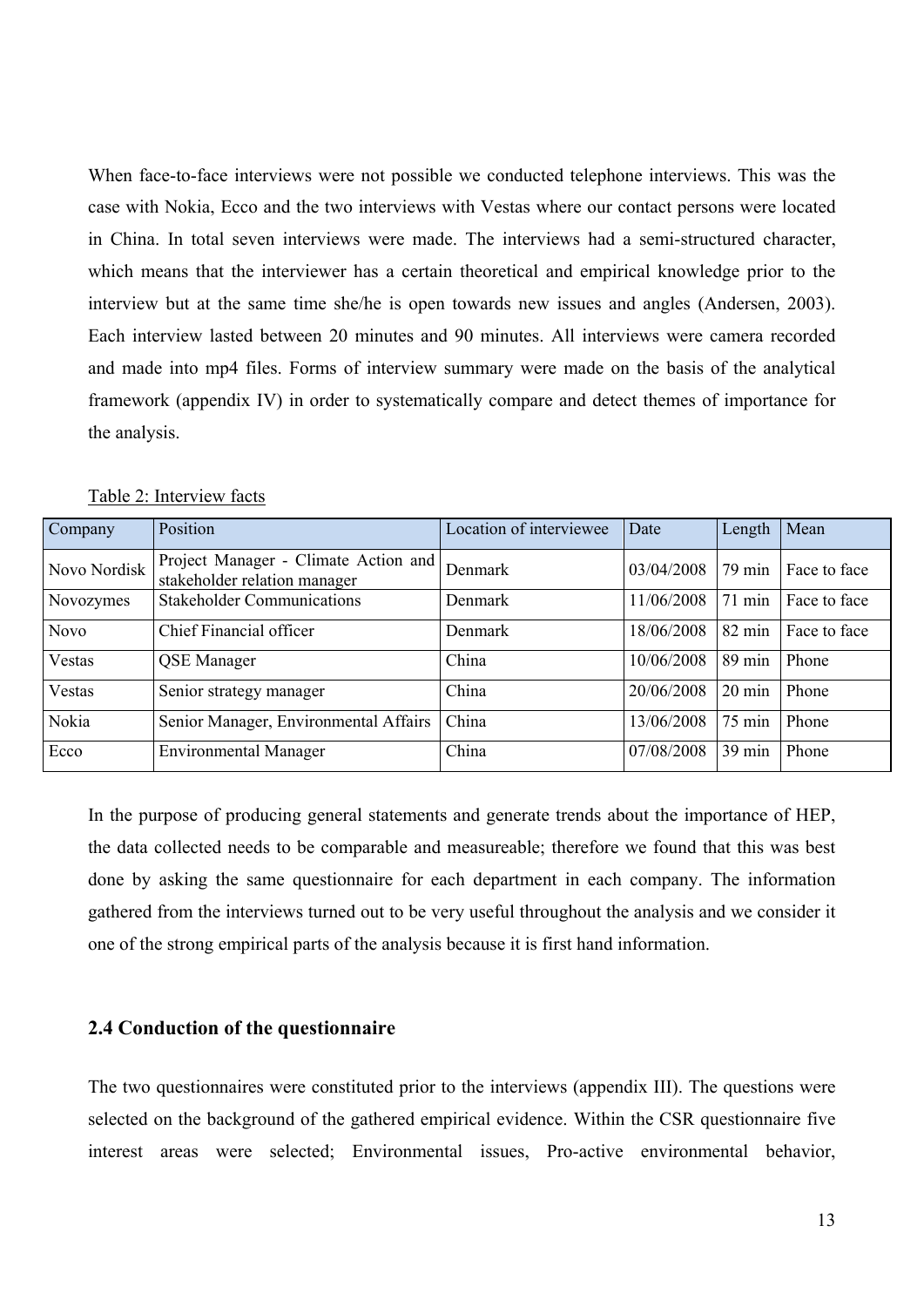When face-to-face interviews were not possible we conducted telephone interviews. This was the case with Nokia, Ecco and the two interviews with Vestas where our contact persons were located in China. In total seven interviews were made. The interviews had a semi-structured character, which means that the interviewer has a certain theoretical and empirical knowledge prior to the interview but at the same time she/he is open towards new issues and angles (Andersen, 2003). Each interview lasted between 20 minutes and 90 minutes. All interviews were camera recorded and made into mp4 files. Forms of interview summary were made on the basis of the analytical framework (appendix IV) in order to systematically compare and detect themes of importance for the analysis.

Table 2: Interview facts

| Company | Position | Location of interviewee | Date | Length | Mean |
|---|---|---|---|---|---|
| Novo Nordisk | Project Manager - Climate Action and stakeholder relation manager | Denmark | 03/04/2008 | 79 min | Face to face |
| Novozymes | Stakeholder Communications | Denmark | 11/06/2008 | 71 min | Face to face |
| Novo | Chief Financial officer | Denmark | 18/06/2008 | 82 min | Face to face |
| Vestas | QSE Manager | China | 10/06/2008 | 89 min | Phone |
| Vestas | Senior strategy manager | China | 20/06/2008 | 20 min | Phone |
| Nokia | Senior Manager, Environmental Affairs | China | 13/06/2008 | 75 min | Phone |
| Ecco | Environmental Manager | China | 07/08/2008 | 39 min | Phone |

In the purpose of producing general statements and generate trends about the importance of HEP, the data collected needs to be comparable and measureable; therefore we found that this was best done by asking the same questionnaire for each department in each company. The information gathered from the interviews turned out to be very useful throughout the analysis and we consider it one of the strong empirical parts of the analysis because it is first hand information.

### 2.4 Conduction of the questionnaire

The two questionnaires were constituted prior to the interviews (appendix III). The questions were selected on the background of the gathered empirical evidence. Within the CSR questionnaire five interest areas were selected; Environmental issues, Pro-active environmental behavior,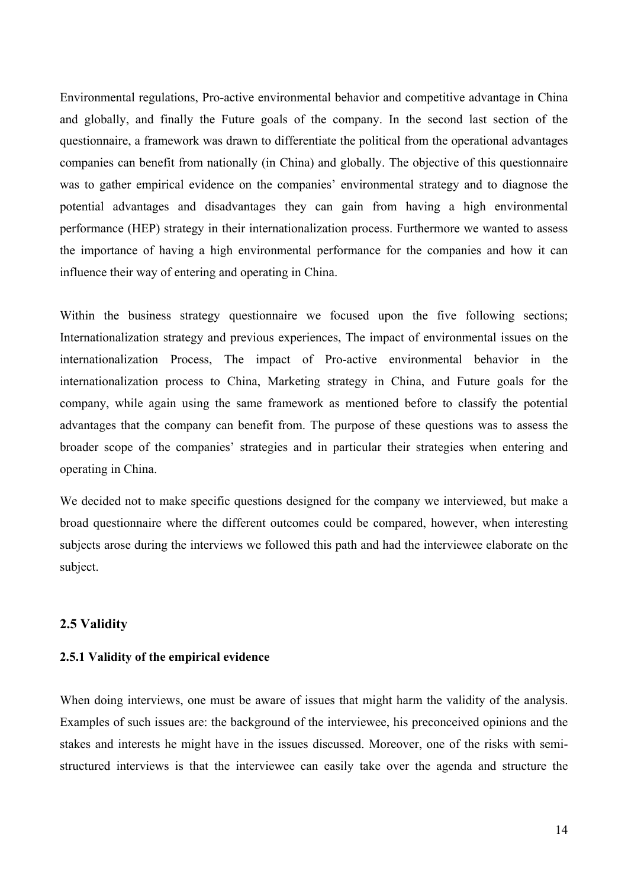Environmental regulations, Pro-active environmental behavior and competitive advantage in China and globally, and finally the Future goals of the company. In the second last section of the questionnaire, a framework was drawn to differentiate the political from the operational advantages companies can benefit from nationally (in China) and globally. The objective of this questionnaire was to gather empirical evidence on the companies' environmental strategy and to diagnose the potential advantages and disadvantages they can gain from having a high environmental performance (HEP) strategy in their internationalization process. Furthermore we wanted to assess the importance of having a high environmental performance for the companies and how it can influence their way of entering and operating in China.

Within the business strategy questionnaire we focused upon the five following sections; Internationalization strategy and previous experiences, The impact of environmental issues on the internationalization Process, The impact of Pro-active environmental behavior in the internationalization process to China, Marketing strategy in China, and Future goals for the company, while again using the same framework as mentioned before to classify the potential advantages that the company can benefit from. The purpose of these questions was to assess the broader scope of the companies' strategies and in particular their strategies when entering and operating in China.

We decided not to make specific questions designed for the company we interviewed, but make a broad questionnaire where the different outcomes could be compared, however, when interesting subjects arose during the interviews we followed this path and had the interviewee elaborate on the subject.

## 2.5 Validity

### 2.5.1 Validity of the empirical evidence

When doing interviews, one must be aware of issues that might harm the validity of the analysis. Examples of such issues are: the background of the interviewee, his preconceived opinions and the stakes and interests he might have in the issues discussed. Moreover, one of the risks with semi-structured interviews is that the interviewee can easily take over the agenda and structure the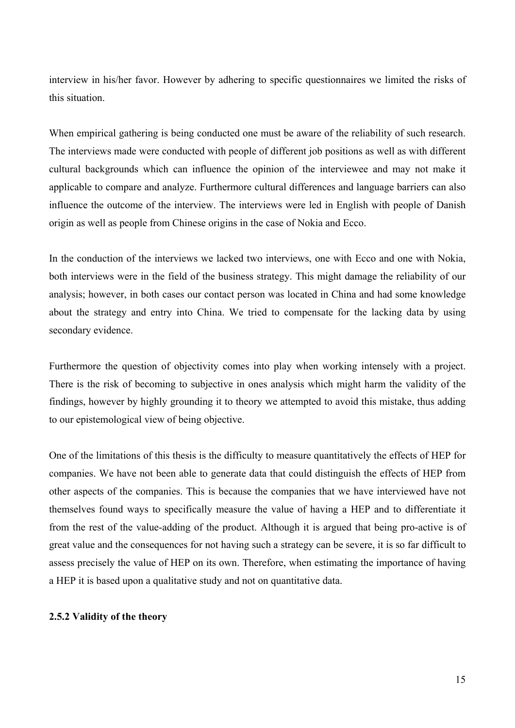interview in his/her favor. However by adhering to specific questionnaires we limited the risks of this situation.

When empirical gathering is being conducted one must be aware of the reliability of such research. The interviews made were conducted with people of different job positions as well as with different cultural backgrounds which can influence the opinion of the interviewee and may not make it applicable to compare and analyze. Furthermore cultural differences and language barriers can also influence the outcome of the interview. The interviews were led in English with people of Danish origin as well as people from Chinese origins in the case of Nokia and Ecco.

In the conduction of the interviews we lacked two interviews, one with Ecco and one with Nokia, both interviews were in the field of the business strategy. This might damage the reliability of our analysis; however, in both cases our contact person was located in China and had some knowledge about the strategy and entry into China. We tried to compensate for the lacking data by using secondary evidence.

Furthermore the question of objectivity comes into play when working intensely with a project. There is the risk of becoming to subjective in ones analysis which might harm the validity of the findings, however by highly grounding it to theory we attempted to avoid this mistake, thus adding to our epistemological view of being objective.

One of the limitations of this thesis is the difficulty to measure quantitatively the effects of HEP for companies. We have not been able to generate data that could distinguish the effects of HEP from other aspects of the companies. This is because the companies that we have interviewed have not themselves found ways to specifically measure the value of having a HEP and to differentiate it from the rest of the value-adding of the product. Although it is argued that being pro-active is of great value and the consequences for not having such a strategy can be severe, it is so far difficult to assess precisely the value of HEP on its own. Therefore, when estimating the importance of having a HEP it is based upon a qualitative study and not on quantitative data.

#### 2.5.2 Validity of the theory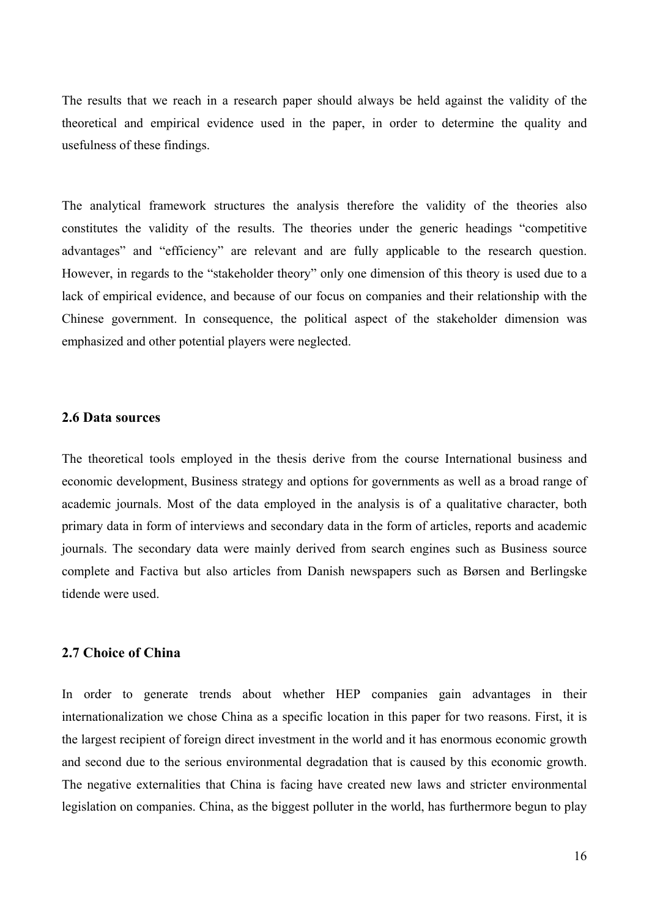The results that we reach in a research paper should always be held against the validity of the theoretical and empirical evidence used in the paper, in order to determine the quality and usefulness of these findings.

The analytical framework structures the analysis therefore the validity of the theories also constitutes the validity of the results. The theories under the generic headings “competitive advantages” and “efficiency” are relevant and are fully applicable to the research question. However, in regards to the “stakeholder theory” only one dimension of this theory is used due to a lack of empirical evidence, and because of our focus on companies and their relationship with the Chinese government. In consequence, the political aspect of the stakeholder dimension was emphasized and other potential players were neglected.

## 2.6 Data sources

The theoretical tools employed in the thesis derive from the course International business and economic development, Business strategy and options for governments as well as a broad range of academic journals. Most of the data employed in the analysis is of a qualitative character, both primary data in form of interviews and secondary data in the form of articles, reports and academic journals. The secondary data were mainly derived from search engines such as Business source complete and Factiva but also articles from Danish newspapers such as Børsen and Berlingske tidende were used.

## 2.7 Choice of China

In order to generate trends about whether HEP companies gain advantages in their internationalization we chose China as a specific location in this paper for two reasons. First, it is the largest recipient of foreign direct investment in the world and it has enormous economic growth and second due to the serious environmental degradation that is caused by this economic growth. The negative externalities that China is facing have created new laws and stricter environmental legislation on companies. China, as the biggest polluter in the world, has furthermore begun to play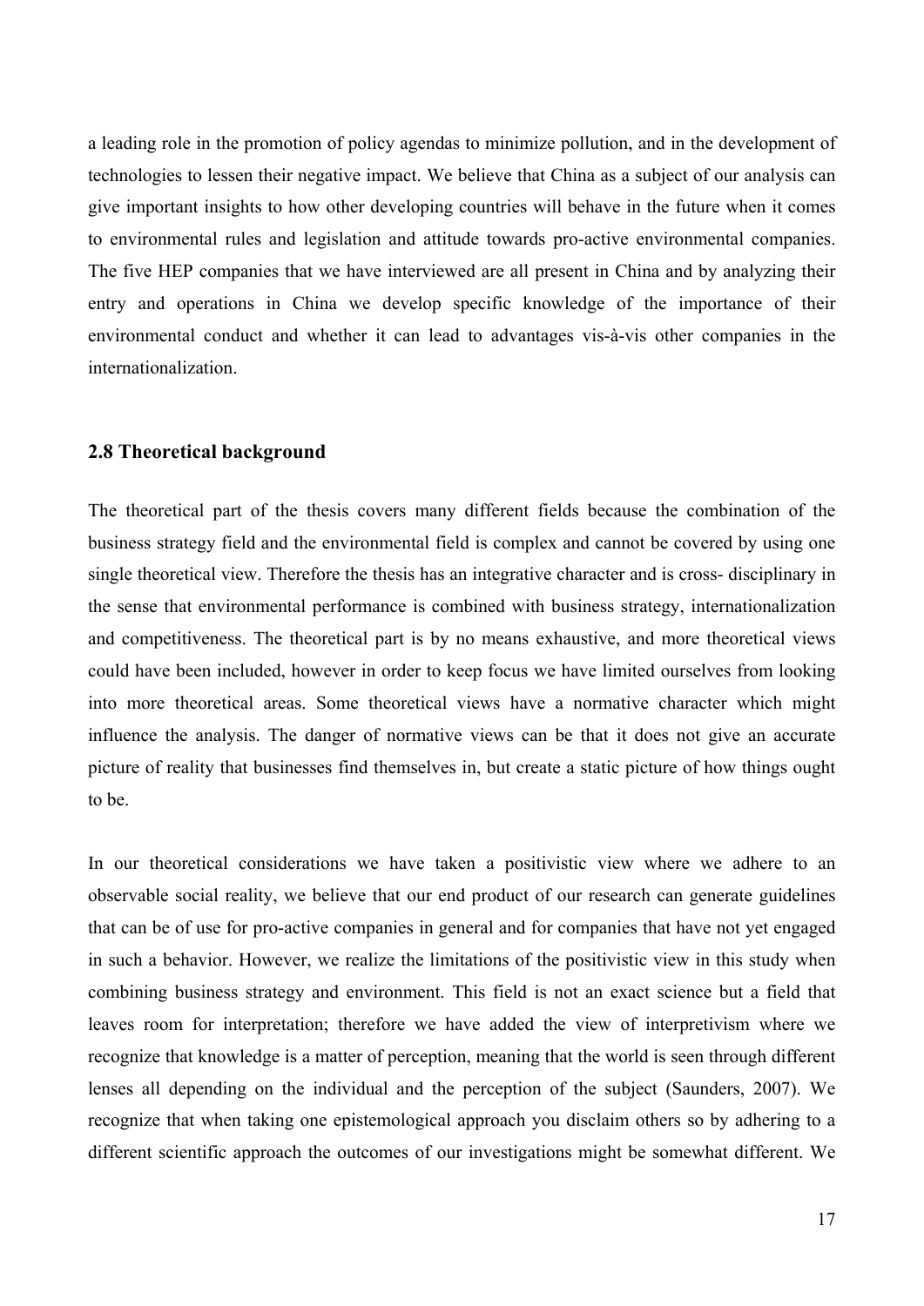a leading role in the promotion of policy agendas to minimize pollution, and in the development of technologies to lessen their negative impact. We believe that China as a subject of our analysis can give important insights to how other developing countries will behave in the future when it comes to environmental rules and legislation and attitude towards pro-active environmental companies. The five HEP companies that we have interviewed are all present in China and by analyzing their entry and operations in China we develop specific knowledge of the importance of their environmental conduct and whether it can lead to advantages vis-à-vis other companies in the internationalization.

### 2.8 Theoretical background

The theoretical part of the thesis covers many different fields because the combination of the business strategy field and the environmental field is complex and cannot be covered by using one single theoretical view. Therefore the thesis has an integrative character and is cross- disciplinary in the sense that environmental performance is combined with business strategy, internationalization and competitiveness. The theoretical part is by no means exhaustive, and more theoretical views could have been included, however in order to keep focus we have limited ourselves from looking into more theoretical areas. Some theoretical views have a normative character which might influence the analysis. The danger of normative views can be that it does not give an accurate picture of reality that businesses find themselves in, but create a static picture of how things ought to be.

In our theoretical considerations we have taken a positivistic view where we adhere to an observable social reality, we believe that our end product of our research can generate guidelines that can be of use for pro-active companies in general and for companies that have not yet engaged in such a behavior. However, we realize the limitations of the positivistic view in this study when combining business strategy and environment. This field is not an exact science but a field that leaves room for interpretation; therefore we have added the view of interpretivism where we recognize that knowledge is a matter of perception, meaning that the world is seen through different lenses all depending on the individual and the perception of the subject (Saunders, 2007). We recognize that when taking one epistemological approach you disclaim others so by adhering to a different scientific approach the outcomes of our investigations might be somewhat different. We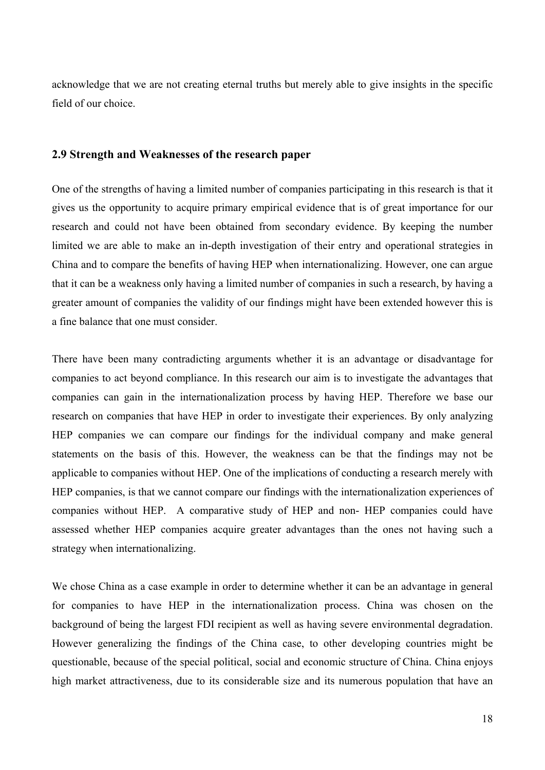acknowledge that we are not creating eternal truths but merely able to give insights in the specific field of our choice.

### 2.9 Strength and Weaknesses of the research paper

One of the strengths of having a limited number of companies participating in this research is that it gives us the opportunity to acquire primary empirical evidence that is of great importance for our research and could not have been obtained from secondary evidence. By keeping the number limited we are able to make an in-depth investigation of their entry and operational strategies in China and to compare the benefits of having HEP when internationalizing. However, one can argue that it can be a weakness only having a limited number of companies in such a research, by having a greater amount of companies the validity of our findings might have been extended however this is a fine balance that one must consider.

There have been many contradicting arguments whether it is an advantage or disadvantage for companies to act beyond compliance. In this research our aim is to investigate the advantages that companies can gain in the internationalization process by having HEP. Therefore we base our research on companies that have HEP in order to investigate their experiences. By only analyzing HEP companies we can compare our findings for the individual company and make general statements on the basis of this. However, the weakness can be that the findings may not be applicable to companies without HEP. One of the implications of conducting a research merely with HEP companies, is that we cannot compare our findings with the internationalization experiences of companies without HEP. A comparative study of HEP and non- HEP companies could have assessed whether HEP companies acquire greater advantages than the ones not having such a strategy when internationalizing.

We chose China as a case example in order to determine whether it can be an advantage in general for companies to have HEP in the internationalization process. China was chosen on the background of being the largest FDI recipient as well as having severe environmental degradation. However generalizing the findings of the China case, to other developing countries might be questionable, because of the special political, social and economic structure of China. China enjoys high market attractiveness, due to its considerable size and its numerous population that have an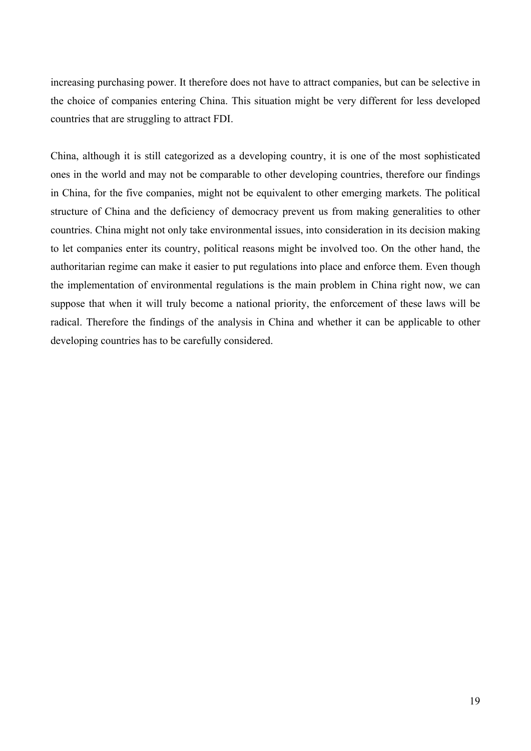increasing purchasing power. It therefore does not have to attract companies, but can be selective in the choice of companies entering China. This situation might be very different for less developed countries that are struggling to attract FDI.

China, although it is still categorized as a developing country, it is one of the most sophisticated ones in the world and may not be comparable to other developing countries, therefore our findings in China, for the five companies, might not be equivalent to other emerging markets. The political structure of China and the deficiency of democracy prevent us from making generalities to other countries. China might not only take environmental issues, into consideration in its decision making to let companies enter its country, political reasons might be involved too. On the other hand, the authoritarian regime can make it easier to put regulations into place and enforce them. Even though the implementation of environmental regulations is the main problem in China right now, we can suppose that when it will truly become a national priority, the enforcement of these laws will be radical. Therefore the findings of the analysis in China and whether it can be applicable to other developing countries has to be carefully considered.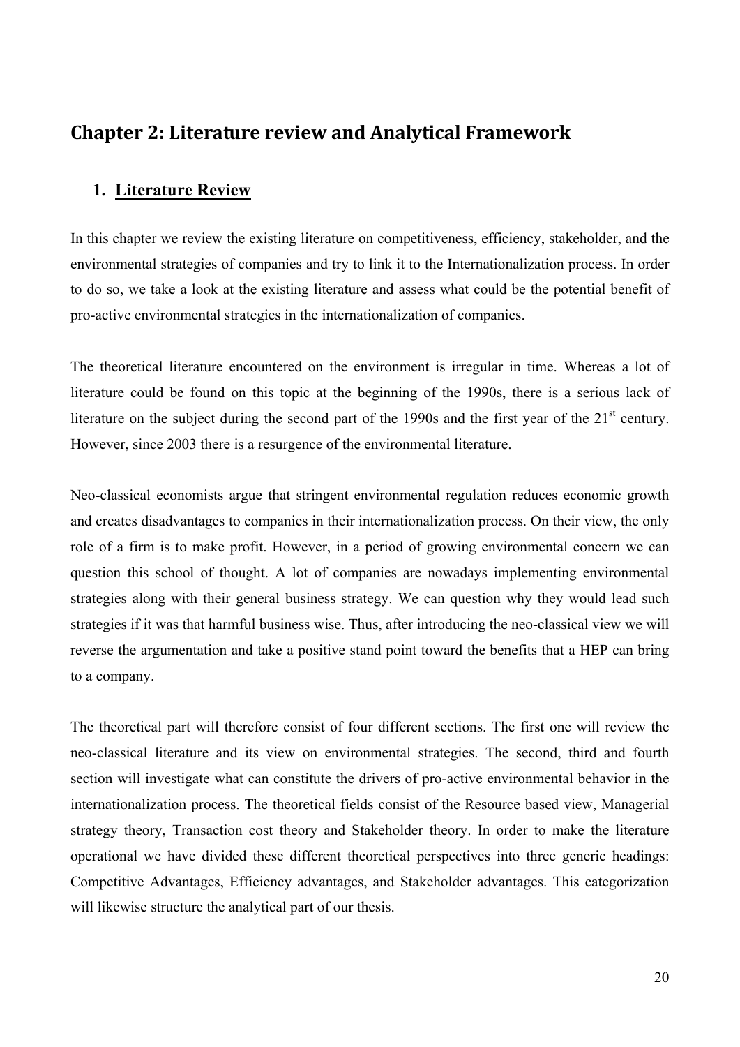# Chapter 2: Literature review and Analytical Framework

## 1. Literature Review

In this chapter we review the existing literature on competitiveness, efficiency, stakeholder, and the environmental strategies of companies and try to link it to the Internationalization process. In order to do so, we take a look at the existing literature and assess what could be the potential benefit of pro-active environmental strategies in the internationalization of companies.

The theoretical literature encountered on the environment is irregular in time. Whereas a lot of literature could be found on this topic at the beginning of the 1990s, there is a serious lack of literature on the subject during the second part of the 1990s and the first year of the 21st century. However, since 2003 there is a resurgence of the environmental literature.

Neo-classical economists argue that stringent environmental regulation reduces economic growth and creates disadvantages to companies in their internationalization process. On their view, the only role of a firm is to make profit. However, in a period of growing environmental concern we can question this school of thought. A lot of companies are nowadays implementing environmental strategies along with their general business strategy. We can question why they would lead such strategies if it was that harmful business wise. Thus, after introducing the neo-classical view we will reverse the argumentation and take a positive stand point toward the benefits that a HEP can bring to a company.

The theoretical part will therefore consist of four different sections. The first one will review the neo-classical literature and its view on environmental strategies. The second, third and fourth section will investigate what can constitute the drivers of pro-active environmental behavior in the internationalization process. The theoretical fields consist of the Resource based view, Managerial strategy theory, Transaction cost theory and Stakeholder theory. In order to make the literature operational we have divided these different theoretical perspectives into three generic headings: Competitive Advantages, Efficiency advantages, and Stakeholder advantages. This categorization will likewise structure the analytical part of our thesis.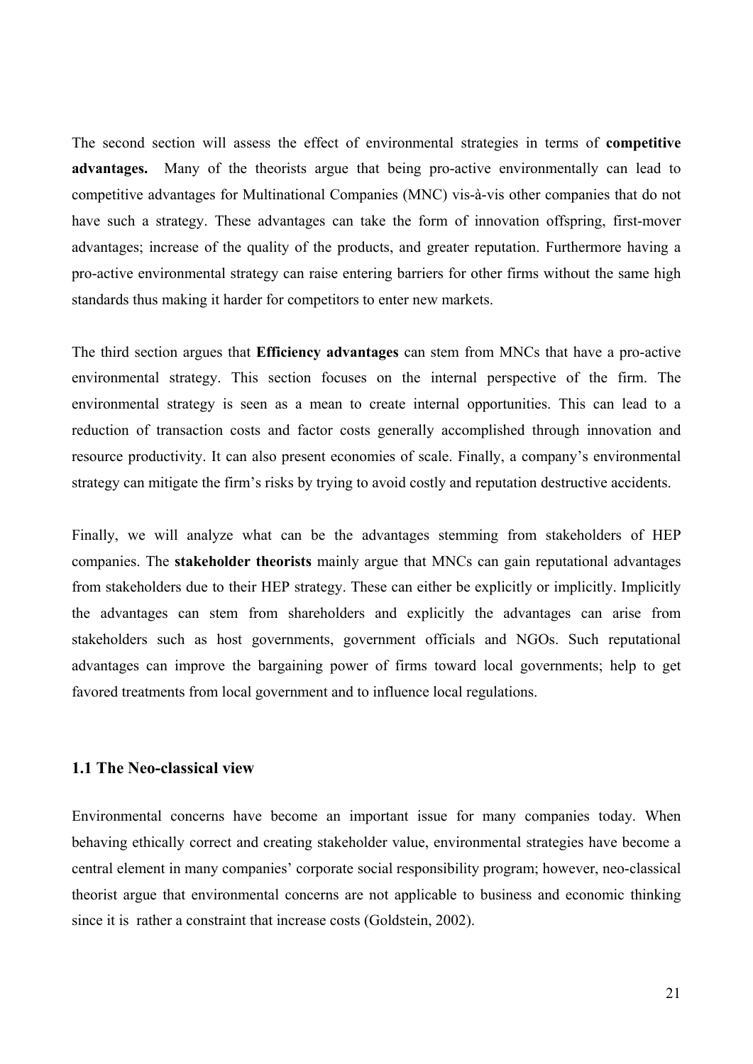The second section will assess the effect of environmental strategies in terms of **competitive advantages.** Many of the theorists argue that being pro-active environmentally can lead to competitive advantages for Multinational Companies (MNC) vis-à-vis other companies that do not have such a strategy. These advantages can take the form of innovation offspring, first-mover advantages; increase of the quality of the products, and greater reputation. Furthermore having a pro-active environmental strategy can raise entering barriers for other firms without the same high standards thus making it harder for competitors to enter new markets.

The third section argues that **Efficiency advantages** can stem from MNCs that have a pro-active environmental strategy. This section focuses on the internal perspective of the firm. The environmental strategy is seen as a mean to create internal opportunities. This can lead to a reduction of transaction costs and factor costs generally accomplished through innovation and resource productivity. It can also present economies of scale. Finally, a company's environmental strategy can mitigate the firm's risks by trying to avoid costly and reputation destructive accidents.

Finally, we will analyze what can be the advantages stemming from stakeholders of HEP companies. The **stakeholder theorists** mainly argue that MNCs can gain reputational advantages from stakeholders due to their HEP strategy. These can either be explicitly or implicitly. Implicitly the advantages can stem from shareholders and explicitly the advantages can arise from stakeholders such as host governments, government officials and NGOs. Such reputational advantages can improve the bargaining power of firms toward local governments; help to get favored treatments from local government and to influence local regulations.

### 1.1 The Neo-classical view

Environmental concerns have become an important issue for many companies today. When behaving ethically correct and creating stakeholder value, environmental strategies have become a central element in many companies' corporate social responsibility program; however, neo-classical theorist argue that environmental concerns are not applicable to business and economic thinking since it is rather a constraint that increase costs (Goldstein, 2002).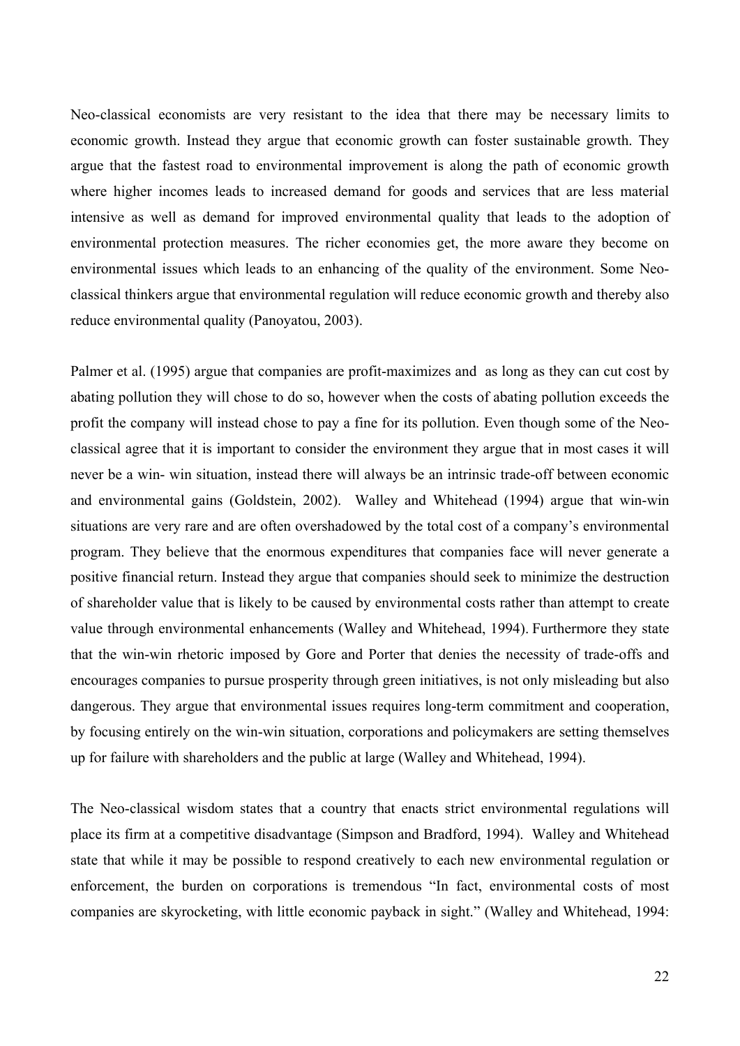Neo-classical economists are very resistant to the idea that there may be necessary limits to economic growth. Instead they argue that economic growth can foster sustainable growth. They argue that the fastest road to environmental improvement is along the path of economic growth where higher incomes leads to increased demand for goods and services that are less material intensive as well as demand for improved environmental quality that leads to the adoption of environmental protection measures. The richer economies get, the more aware they become on environmental issues which leads to an enhancing of the quality of the environment. Some Neo-classical thinkers argue that environmental regulation will reduce economic growth and thereby also reduce environmental quality (Panoyatou, 2003).

Palmer et al. (1995) argue that companies are profit-maximizes and as long as they can cut cost by abating pollution they will chose to do so, however when the costs of abating pollution exceeds the profit the company will instead chose to pay a fine for its pollution. Even though some of the Neo-classical agree that it is important to consider the environment they argue that in most cases it will never be a win- win situation, instead there will always be an intrinsic trade-off between economic and environmental gains (Goldstein, 2002). Walley and Whitehead (1994) argue that win-win situations are very rare and are often overshadowed by the total cost of a company's environmental program. They believe that the enormous expenditures that companies face will never generate a positive financial return. Instead they argue that companies should seek to minimize the destruction of shareholder value that is likely to be caused by environmental costs rather than attempt to create value through environmental enhancements (Walley and Whitehead, 1994). Furthermore they state that the win-win rhetoric imposed by Gore and Porter that denies the necessity of trade-offs and encourages companies to pursue prosperity through green initiatives, is not only misleading but also dangerous. They argue that environmental issues requires long-term commitment and cooperation, by focusing entirely on the win-win situation, corporations and policymakers are setting themselves up for failure with shareholders and the public at large (Walley and Whitehead, 1994).

The Neo-classical wisdom states that a country that enacts strict environmental regulations will place its firm at a competitive disadvantage (Simpson and Bradford, 1994). Walley and Whitehead state that while it may be possible to respond creatively to each new environmental regulation or enforcement, the burden on corporations is tremendous "In fact, environmental costs of most companies are skyrocketing, with little economic payback in sight." (Walley and Whitehead, 1994: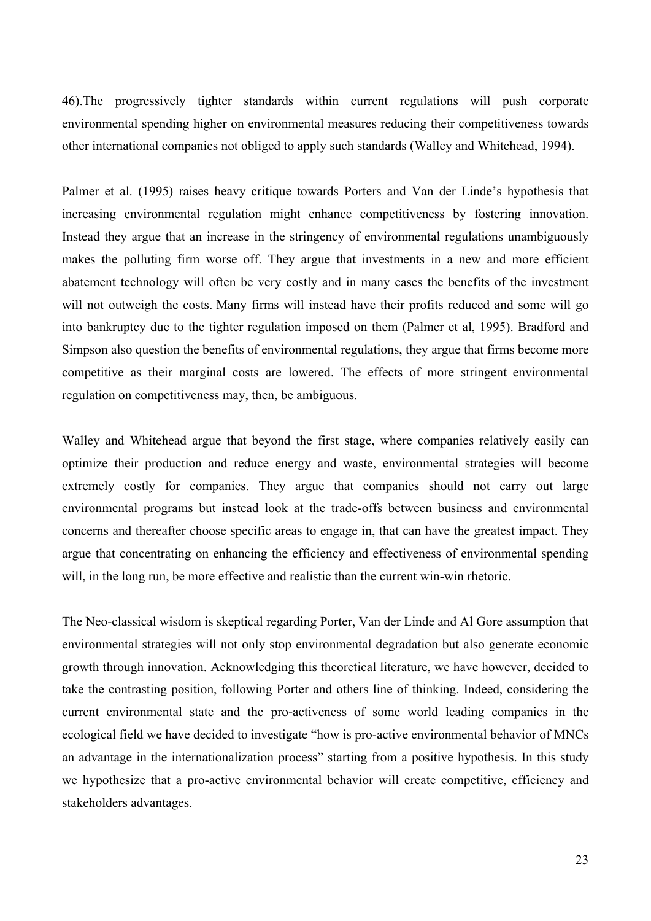46).The progressively tighter standards within current regulations will push corporate environmental spending higher on environmental measures reducing their competitiveness towards other international companies not obliged to apply such standards (Walley and Whitehead, 1994).

Palmer et al. (1995) raises heavy critique towards Porters and Van der Linde's hypothesis that increasing environmental regulation might enhance competitiveness by fostering innovation. Instead they argue that an increase in the stringency of environmental regulations unambiguously makes the polluting firm worse off. They argue that investments in a new and more efficient abatement technology will often be very costly and in many cases the benefits of the investment will not outweigh the costs. Many firms will instead have their profits reduced and some will go into bankruptcy due to the tighter regulation imposed on them (Palmer et al, 1995). Bradford and Simpson also question the benefits of environmental regulations, they argue that firms become more competitive as their marginal costs are lowered. The effects of more stringent environmental regulation on competitiveness may, then, be ambiguous.

Walley and Whitehead argue that beyond the first stage, where companies relatively easily can optimize their production and reduce energy and waste, environmental strategies will become extremely costly for companies. They argue that companies should not carry out large environmental programs but instead look at the trade-offs between business and environmental concerns and thereafter choose specific areas to engage in, that can have the greatest impact. They argue that concentrating on enhancing the efficiency and effectiveness of environmental spending will, in the long run, be more effective and realistic than the current win-win rhetoric.

The Neo-classical wisdom is skeptical regarding Porter, Van der Linde and Al Gore assumption that environmental strategies will not only stop environmental degradation but also generate economic growth through innovation. Acknowledging this theoretical literature, we have however, decided to take the contrasting position, following Porter and others line of thinking. Indeed, considering the current environmental state and the pro-activeness of some world leading companies in the ecological field we have decided to investigate "how is pro-active environmental behavior of MNCs an advantage in the internationalization process" starting from a positive hypothesis. In this study we hypothesize that a pro-active environmental behavior will create competitive, efficiency and stakeholders advantages.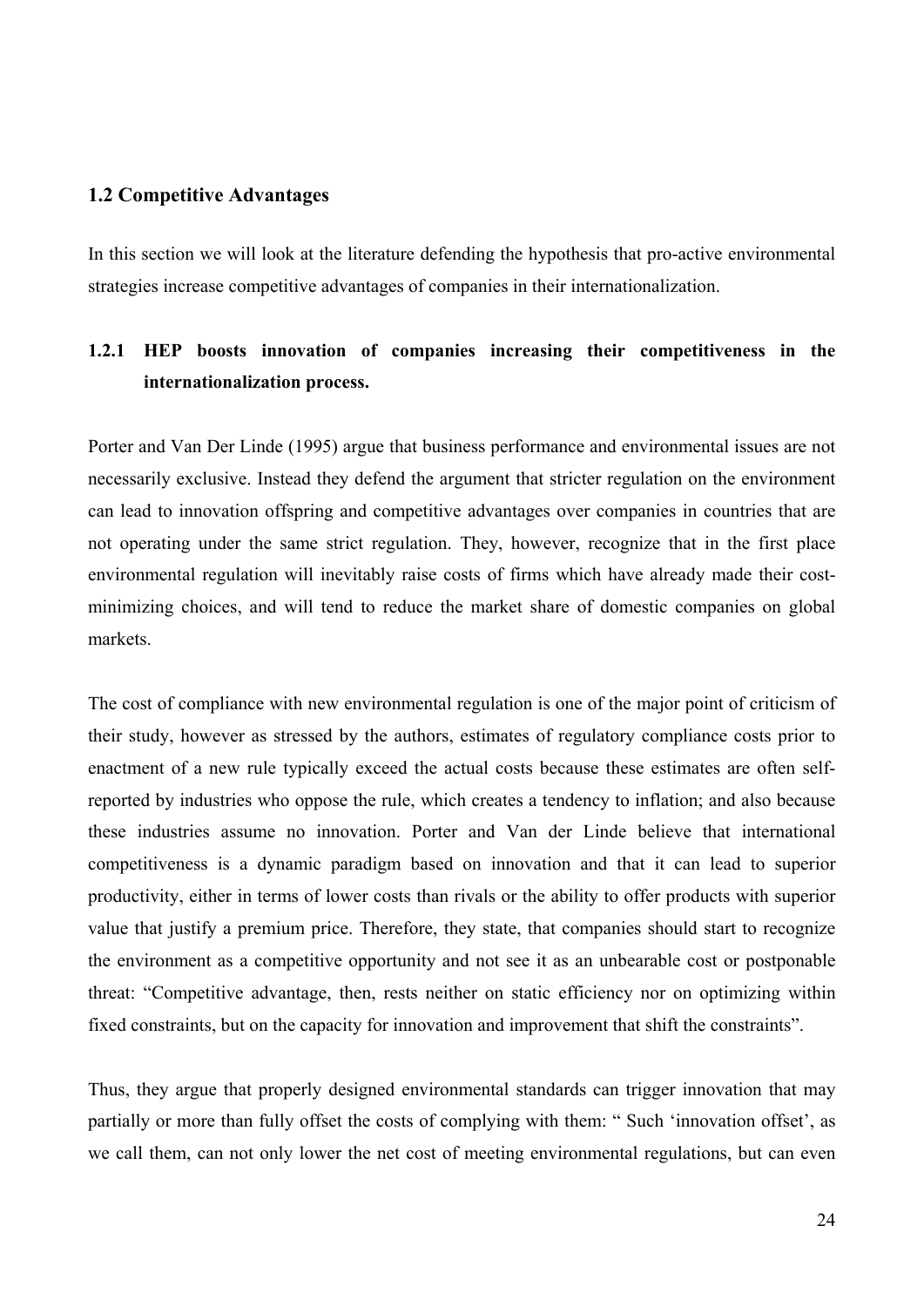## 1.2 Competitive Advantages

In this section we will look at the literature defending the hypothesis that pro-active environmental strategies increase competitive advantages of companies in their internationalization.

### 1.2.1 HEP boosts innovation of companies increasing their competitiveness in the internationalization process.

Porter and Van Der Linde (1995) argue that business performance and environmental issues are not necessarily exclusive. Instead they defend the argument that stricter regulation on the environment can lead to innovation offspring and competitive advantages over companies in countries that are not operating under the same strict regulation. They, however, recognize that in the first place environmental regulation will inevitably raise costs of firms which have already made their cost-minimizing choices, and will tend to reduce the market share of domestic companies on global markets.

The cost of compliance with new environmental regulation is one of the major point of criticism of their study, however as stressed by the authors, estimates of regulatory compliance costs prior to enactment of a new rule typically exceed the actual costs because these estimates are often self-reported by industries who oppose the rule, which creates a tendency to inflation; and also because these industries assume no innovation. Porter and Van der Linde believe that international competitiveness is a dynamic paradigm based on innovation and that it can lead to superior productivity, either in terms of lower costs than rivals or the ability to offer products with superior value that justify a premium price. Therefore, they state, that companies should start to recognize the environment as a competitive opportunity and not see it as an unbearable cost or postponable threat: "Competitive advantage, then, rests neither on static efficiency nor on optimizing within fixed constraints, but on the capacity for innovation and improvement that shift the constraints".

Thus, they argue that properly designed environmental standards can trigger innovation that may partially or more than fully offset the costs of complying with them: " Such 'innovation offset', as we call them, can not only lower the net cost of meeting environmental regulations, but can even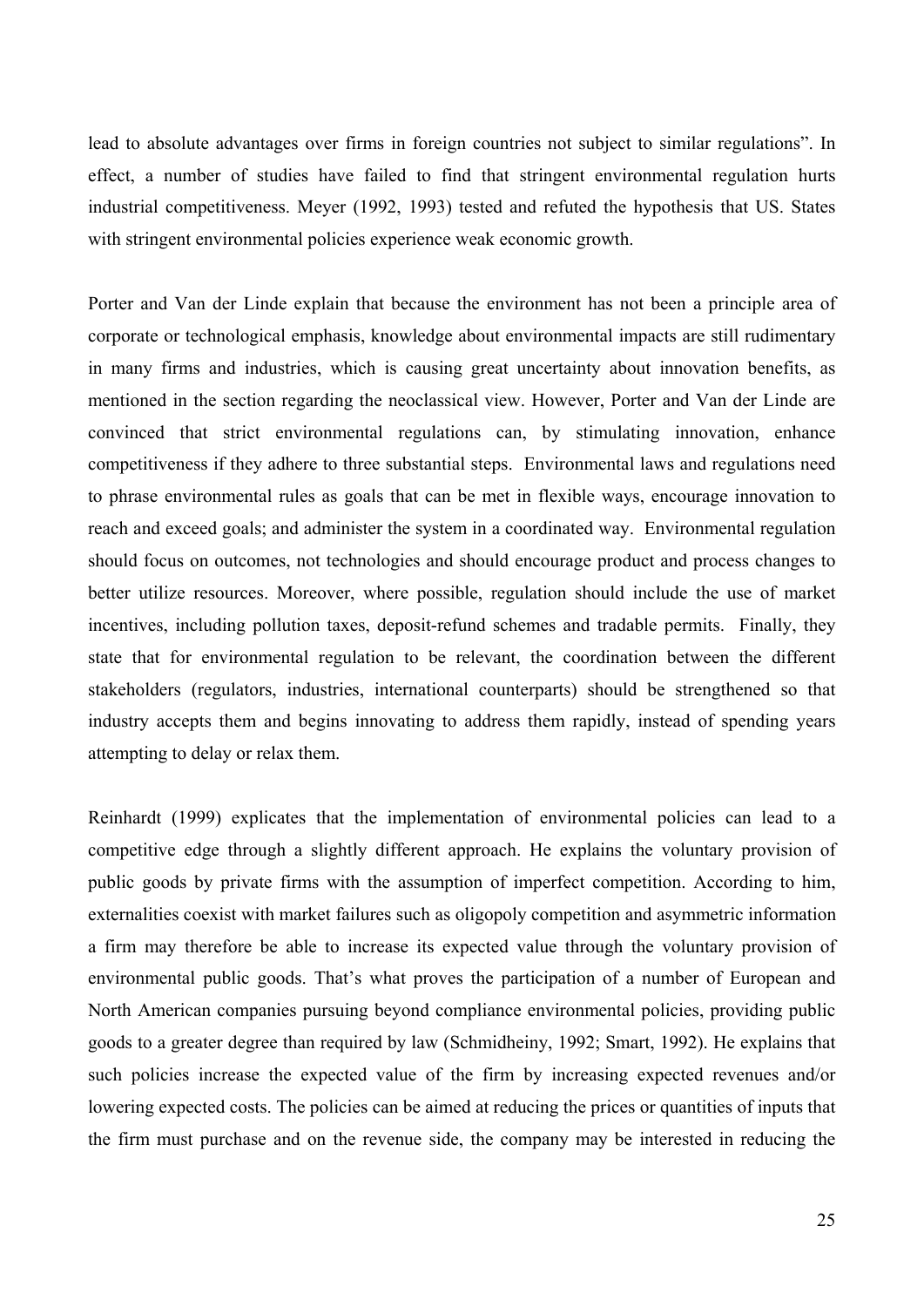lead to absolute advantages over firms in foreign countries not subject to similar regulations". In effect, a number of studies have failed to find that stringent environmental regulation hurts industrial competitiveness. Meyer (1992, 1993) tested and refuted the hypothesis that US. States with stringent environmental policies experience weak economic growth.

Porter and Van der Linde explain that because the environment has not been a principle area of corporate or technological emphasis, knowledge about environmental impacts are still rudimentary in many firms and industries, which is causing great uncertainty about innovation benefits, as mentioned in the section regarding the neoclassical view. However, Porter and Van der Linde are convinced that strict environmental regulations can, by stimulating innovation, enhance competitiveness if they adhere to three substantial steps. Environmental laws and regulations need to phrase environmental rules as goals that can be met in flexible ways, encourage innovation to reach and exceed goals; and administer the system in a coordinated way. Environmental regulation should focus on outcomes, not technologies and should encourage product and process changes to better utilize resources. Moreover, where possible, regulation should include the use of market incentives, including pollution taxes, deposit-refund schemes and tradable permits. Finally, they state that for environmental regulation to be relevant, the coordination between the different stakeholders (regulators, industries, international counterparts) should be strengthened so that industry accepts them and begins innovating to address them rapidly, instead of spending years attempting to delay or relax them.

Reinhardt (1999) explicates that the implementation of environmental policies can lead to a competitive edge through a slightly different approach. He explains the voluntary provision of public goods by private firms with the assumption of imperfect competition. According to him, externalities coexist with market failures such as oligopoly competition and asymmetric information a firm may therefore be able to increase its expected value through the voluntary provision of environmental public goods. That's what proves the participation of a number of European and North American companies pursuing beyond compliance environmental policies, providing public goods to a greater degree than required by law (Schmidheiny, 1992; Smart, 1992). He explains that such policies increase the expected value of the firm by increasing expected revenues and/or lowering expected costs. The policies can be aimed at reducing the prices or quantities of inputs that the firm must purchase and on the revenue side, the company may be interested in reducing the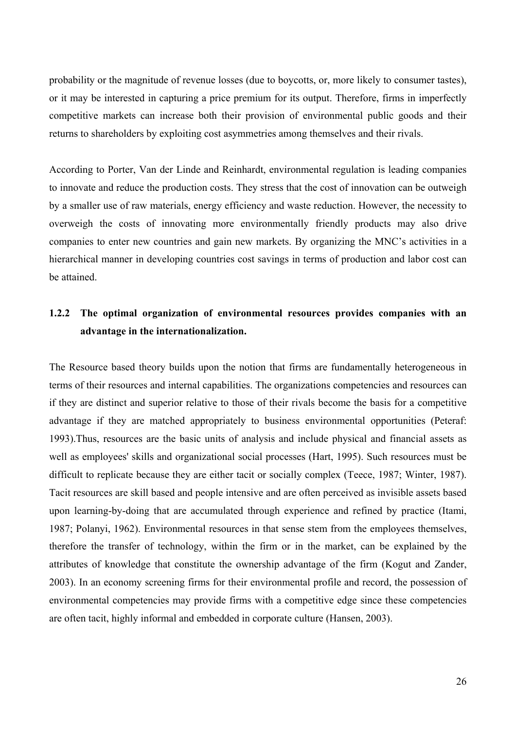probability or the magnitude of revenue losses (due to boycotts, or, more likely to consumer tastes), or it may be interested in capturing a price premium for its output. Therefore, firms in imperfectly competitive markets can increase both their provision of environmental public goods and their returns to shareholders by exploiting cost asymmetries among themselves and their rivals.

According to Porter, Van der Linde and Reinhardt, environmental regulation is leading companies to innovate and reduce the production costs. They stress that the cost of innovation can be outweigh by a smaller use of raw materials, energy efficiency and waste reduction. However, the necessity to overweigh the costs of innovating more environmentally friendly products may also drive companies to enter new countries and gain new markets. By organizing the MNC's activities in a hierarchical manner in developing countries cost savings in terms of production and labor cost can be attained.

### 1.2.2 The optimal organization of environmental resources provides companies with an advantage in the internationalization.

The Resource based theory builds upon the notion that firms are fundamentally heterogeneous in terms of their resources and internal capabilities. The organizations competencies and resources can if they are distinct and superior relative to those of their rivals become the basis for a competitive advantage if they are matched appropriately to business environmental opportunities (Peteraf: 1993).Thus, resources are the basic units of analysis and include physical and financial assets as well as employees' skills and organizational social processes (Hart, 1995). Such resources must be difficult to replicate because they are either tacit or socially complex (Teece, 1987; Winter, 1987). Tacit resources are skill based and people intensive and are often perceived as invisible assets based upon learning-by-doing that are accumulated through experience and refined by practice (Itami, 1987; Polanyi, 1962). Environmental resources in that sense stem from the employees themselves, therefore the transfer of technology, within the firm or in the market, can be explained by the attributes of knowledge that constitute the ownership advantage of the firm (Kogut and Zander, 2003). In an economy screening firms for their environmental profile and record, the possession of environmental competencies may provide firms with a competitive edge since these competencies are often tacit, highly informal and embedded in corporate culture (Hansen, 2003).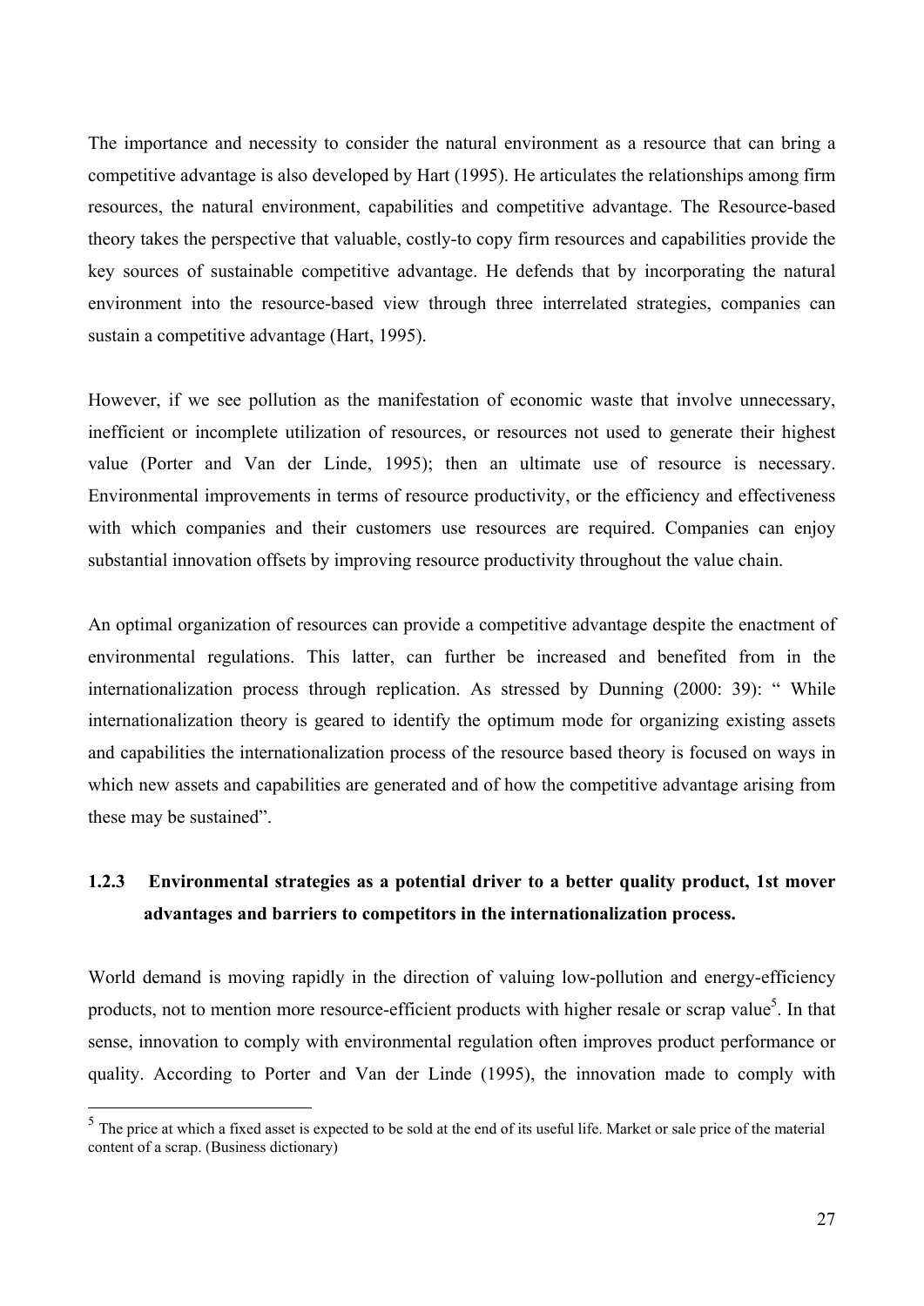The importance and necessity to consider the natural environment as a resource that can bring a competitive advantage is also developed by Hart (1995). He articulates the relationships among firm resources, the natural environment, capabilities and competitive advantage. The Resource-based theory takes the perspective that valuable, costly-to copy firm resources and capabilities provide the key sources of sustainable competitive advantage. He defends that by incorporating the natural environment into the resource-based view through three interrelated strategies, companies can sustain a competitive advantage (Hart, 1995).

However, if we see pollution as the manifestation of economic waste that involve unnecessary, inefficient or incomplete utilization of resources, or resources not used to generate their highest value (Porter and Van der Linde, 1995); then an ultimate use of resource is necessary. Environmental improvements in terms of resource productivity, or the efficiency and effectiveness with which companies and their customers use resources are required. Companies can enjoy substantial innovation offsets by improving resource productivity throughout the value chain.

An optimal organization of resources can provide a competitive advantage despite the enactment of environmental regulations. This latter, can further be increased and benefited from in the internationalization process through replication. As stressed by Dunning (2000: 39): " While internationalization theory is geared to identify the optimum mode for organizing existing assets and capabilities the internationalization process of the resource based theory is focused on ways in which new assets and capabilities are generated and of how the competitive advantage arising from these may be sustained".

### 1.2.3 Environmental strategies as a potential driver to a better quality product, 1st mover advantages and barriers to competitors in the internationalization process.

World demand is moving rapidly in the direction of valuing low-pollution and energy-efficiency products, not to mention more resource-efficient products with higher resale or scrap value[5]. In that sense, innovation to comply with environmental regulation often improves product performance or quality. According to Porter and Van der Linde (1995), the innovation made to comply with

[5] The price at which a fixed asset is expected to be sold at the end of its useful life. Market or sale price of the material content of a scrap. (Business dictionary)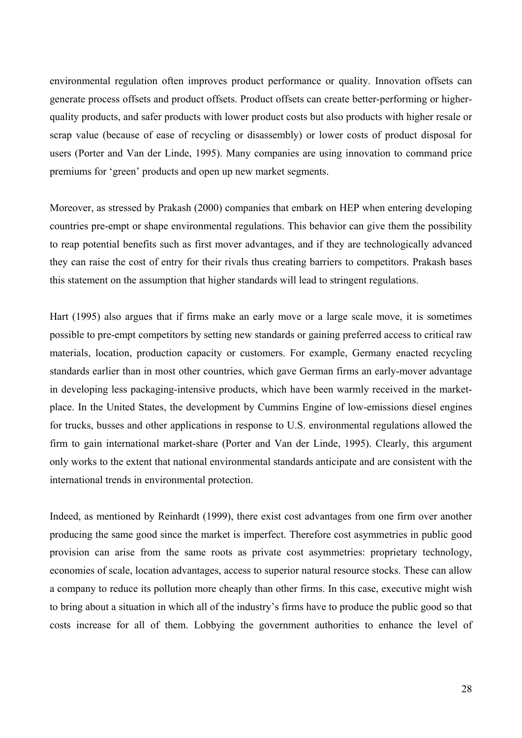environmental regulation often improves product performance or quality. Innovation offsets can generate process offsets and product offsets. Product offsets can create better-performing or higher-quality products, and safer products with lower product costs but also products with higher resale or scrap value (because of ease of recycling or disassembly) or lower costs of product disposal for users (Porter and Van der Linde, 1995). Many companies are using innovation to command price premiums for 'green' products and open up new market segments.

Moreover, as stressed by Prakash (2000) companies that embark on HEP when entering developing countries pre-empt or shape environmental regulations. This behavior can give them the possibility to reap potential benefits such as first mover advantages, and if they are technologically advanced they can raise the cost of entry for their rivals thus creating barriers to competitors. Prakash bases this statement on the assumption that higher standards will lead to stringent regulations.

Hart (1995) also argues that if firms make an early move or a large scale move, it is sometimes possible to pre-empt competitors by setting new standards or gaining preferred access to critical raw materials, location, production capacity or customers. For example, Germany enacted recycling standards earlier than in most other countries, which gave German firms an early-mover advantage in developing less packaging-intensive products, which have been warmly received in the market-place. In the United States, the development by Cummins Engine of low-emissions diesel engines for trucks, busses and other applications in response to U.S. environmental regulations allowed the firm to gain international market-share (Porter and Van der Linde, 1995). Clearly, this argument only works to the extent that national environmental standards anticipate and are consistent with the international trends in environmental protection.

Indeed, as mentioned by Reinhardt (1999), there exist cost advantages from one firm over another producing the same good since the market is imperfect. Therefore cost asymmetries in public good provision can arise from the same roots as private cost asymmetries: proprietary technology, economies of scale, location advantages, access to superior natural resource stocks. These can allow a company to reduce its pollution more cheaply than other firms. In this case, executive might wish to bring about a situation in which all of the industry's firms have to produce the public good so that costs increase for all of them. Lobbying the government authorities to enhance the level of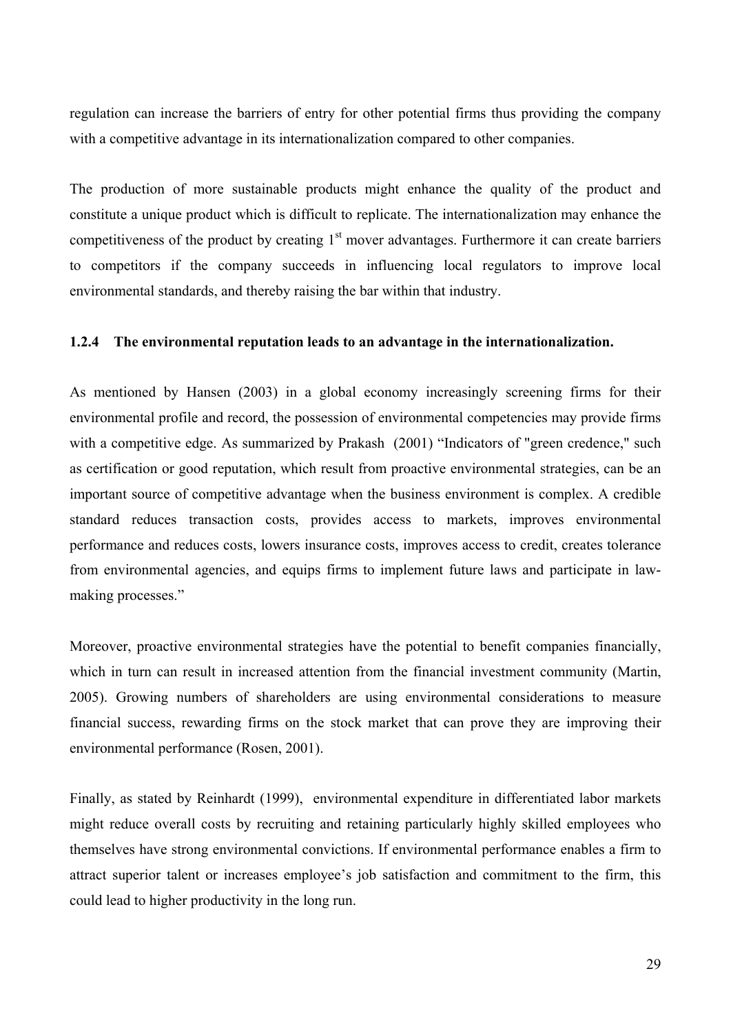regulation can increase the barriers of entry for other potential firms thus providing the company with a competitive advantage in its internationalization compared to other companies.

The production of more sustainable products might enhance the quality of the product and constitute a unique product which is difficult to replicate. The internationalization may enhance the competitiveness of the product by creating 1st mover advantages. Furthermore it can create barriers to competitors if the company succeeds in influencing local regulators to improve local environmental standards, and thereby raising the bar within that industry.

### 1.2.4 The environmental reputation leads to an advantage in the internationalization.

As mentioned by Hansen (2003) in a global economy increasingly screening firms for their environmental profile and record, the possession of environmental competencies may provide firms with a competitive edge. As summarized by Prakash (2001) "Indicators of "green credence," such as certification or good reputation, which result from proactive environmental strategies, can be an important source of competitive advantage when the business environment is complex. A credible standard reduces transaction costs, provides access to markets, improves environmental performance and reduces costs, lowers insurance costs, improves access to credit, creates tolerance from environmental agencies, and equips firms to implement future laws and participate in law-making processes."

Moreover, proactive environmental strategies have the potential to benefit companies financially, which in turn can result in increased attention from the financial investment community (Martin, 2005). Growing numbers of shareholders are using environmental considerations to measure financial success, rewarding firms on the stock market that can prove they are improving their environmental performance (Rosen, 2001).

Finally, as stated by Reinhardt (1999), environmental expenditure in differentiated labor markets might reduce overall costs by recruiting and retaining particularly highly skilled employees who themselves have strong environmental convictions. If environmental performance enables a firm to attract superior talent or increases employee's job satisfaction and commitment to the firm, this could lead to higher productivity in the long run.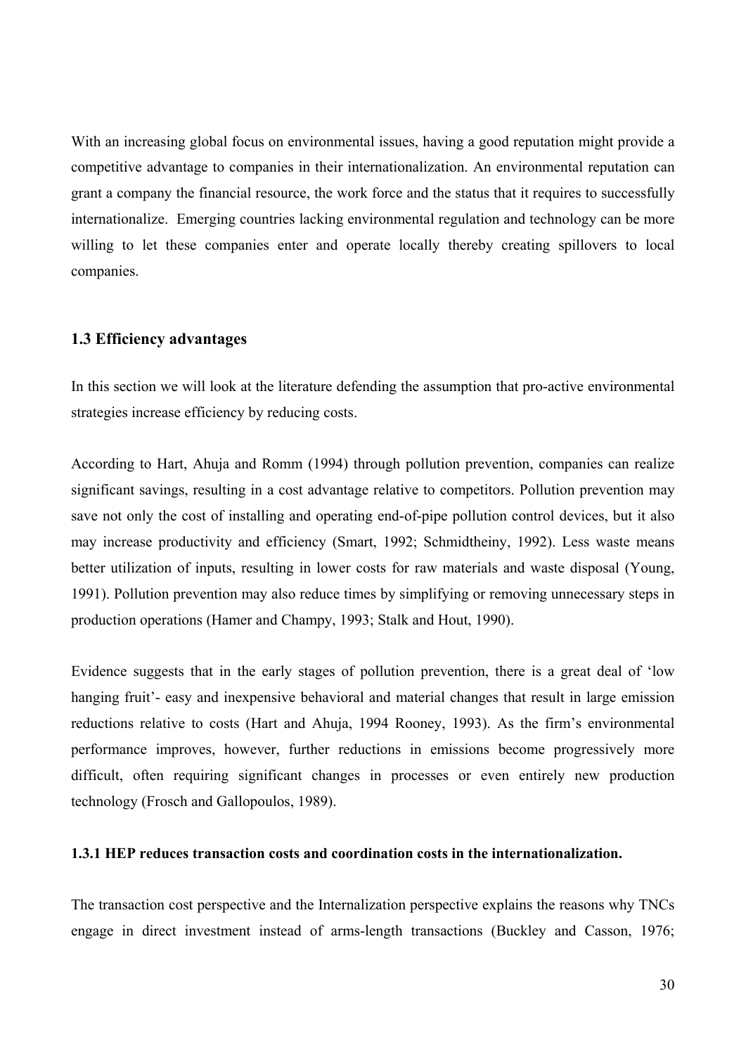With an increasing global focus on environmental issues, having a good reputation might provide a competitive advantage to companies in their internationalization. An environmental reputation can grant a company the financial resource, the work force and the status that it requires to successfully internationalize.  Emerging countries lacking environmental regulation and technology can be more willing to let these companies enter and operate locally thereby creating spillovers to local companies.

### 1.3 Efficiency advantages

In this section we will look at the literature defending the assumption that pro-active environmental strategies increase efficiency by reducing costs.

According to Hart, Ahuja and Romm (1994) through pollution prevention, companies can realize significant savings, resulting in a cost advantage relative to competitors. Pollution prevention may save not only the cost of installing and operating end-of-pipe pollution control devices, but it also may increase productivity and efficiency (Smart, 1992; Schmidtheiny, 1992). Less waste means better utilization of inputs, resulting in lower costs for raw materials and waste disposal (Young, 1991). Pollution prevention may also reduce times by simplifying or removing unnecessary steps in production operations (Hamer and Champy, 1993; Stalk and Hout, 1990).

Evidence suggests that in the early stages of pollution prevention, there is a great deal of 'low hanging fruit'- easy and inexpensive behavioral and material changes that result in large emission reductions relative to costs (Hart and Ahuja, 1994 Rooney, 1993). As the firm's environmental performance improves, however, further reductions in emissions become progressively more difficult, often requiring significant changes in processes or even entirely new production technology (Frosch and Gallopoulos, 1989).

#### 1.3.1 HEP reduces transaction costs and coordination costs in the internationalization.

The transaction cost perspective and the Internalization perspective explains the reasons why TNCs engage in direct investment instead of arms-length transactions (Buckley and Casson, 1976;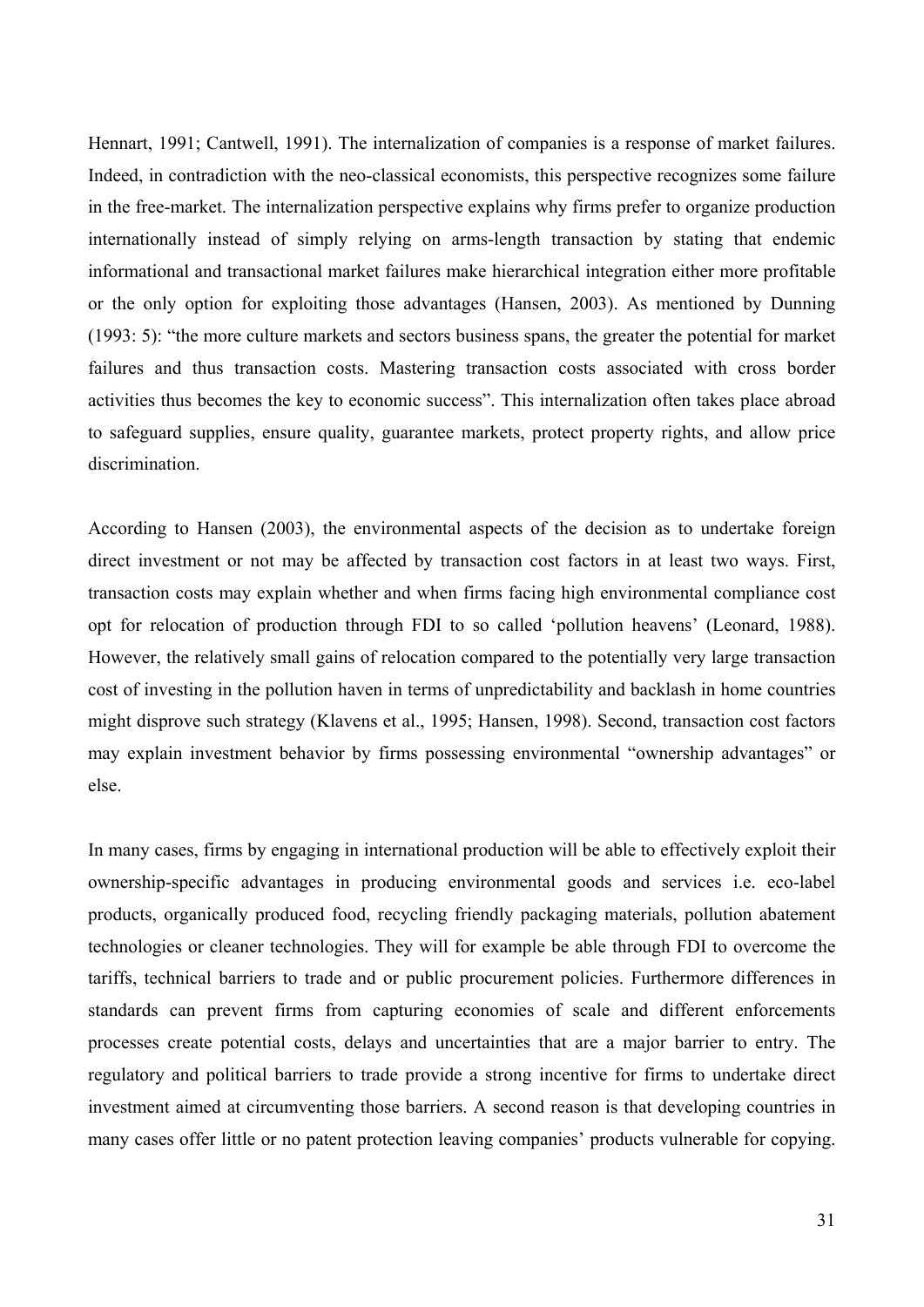Hennart, 1991; Cantwell, 1991). The internalization of companies is a response of market failures. Indeed, in contradiction with the neo-classical economists, this perspective recognizes some failure in the free-market. The internalization perspective explains why firms prefer to organize production internationally instead of simply relying on arms-length transaction by stating that endemic informational and transactional market failures make hierarchical integration either more profitable or the only option for exploiting those advantages (Hansen, 2003). As mentioned by Dunning (1993: 5): "the more culture markets and sectors business spans, the greater the potential for market failures and thus transaction costs. Mastering transaction costs associated with cross border activities thus becomes the key to economic success". This internalization often takes place abroad to safeguard supplies, ensure quality, guarantee markets, protect property rights, and allow price discrimination.

According to Hansen (2003), the environmental aspects of the decision as to undertake foreign direct investment or not may be affected by transaction cost factors in at least two ways. First, transaction costs may explain whether and when firms facing high environmental compliance cost opt for relocation of production through FDI to so called 'pollution heavens' (Leonard, 1988). However, the relatively small gains of relocation compared to the potentially very large transaction cost of investing in the pollution haven in terms of unpredictability and backlash in home countries might disprove such strategy (Klavens et al., 1995; Hansen, 1998). Second, transaction cost factors may explain investment behavior by firms possessing environmental "ownership advantages" or else.

In many cases, firms by engaging in international production will be able to effectively exploit their ownership-specific advantages in producing environmental goods and services i.e. eco-label products, organically produced food, recycling friendly packaging materials, pollution abatement technologies or cleaner technologies. They will for example be able through FDI to overcome the tariffs, technical barriers to trade and or public procurement policies. Furthermore differences in standards can prevent firms from capturing economies of scale and different enforcements processes create potential costs, delays and uncertainties that are a major barrier to entry. The regulatory and political barriers to trade provide a strong incentive for firms to undertake direct investment aimed at circumventing those barriers. A second reason is that developing countries in many cases offer little or no patent protection leaving companies' products vulnerable for copying.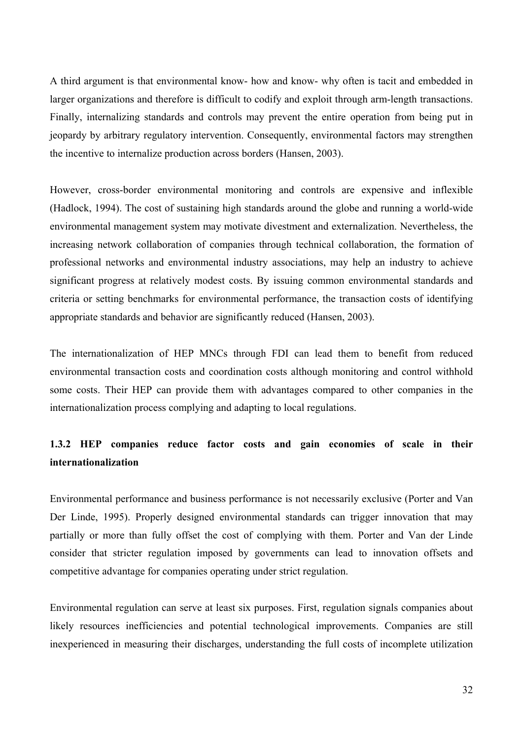A third argument is that environmental know- how and know- why often is tacit and embedded in larger organizations and therefore is difficult to codify and exploit through arm-length transactions. Finally, internalizing standards and controls may prevent the entire operation from being put in jeopardy by arbitrary regulatory intervention. Consequently, environmental factors may strengthen the incentive to internalize production across borders (Hansen, 2003).

However, cross-border environmental monitoring and controls are expensive and inflexible (Hadlock, 1994). The cost of sustaining high standards around the globe and running a world-wide environmental management system may motivate divestment and externalization. Nevertheless, the increasing network collaboration of companies through technical collaboration, the formation of professional networks and environmental industry associations, may help an industry to achieve significant progress at relatively modest costs. By issuing common environmental standards and criteria or setting benchmarks for environmental performance, the transaction costs of identifying appropriate standards and behavior are significantly reduced (Hansen, 2003).

The internationalization of HEP MNCs through FDI can lead them to benefit from reduced environmental transaction costs and coordination costs although monitoring and control withhold some costs. Their HEP can provide them with advantages compared to other companies in the internationalization process complying and adapting to local regulations.

### 1.3.2 HEP companies reduce factor costs and gain economies of scale in their internationalization

Environmental performance and business performance is not necessarily exclusive (Porter and Van Der Linde, 1995). Properly designed environmental standards can trigger innovation that may partially or more than fully offset the cost of complying with them. Porter and Van der Linde consider that stricter regulation imposed by governments can lead to innovation offsets and competitive advantage for companies operating under strict regulation.

Environmental regulation can serve at least six purposes. First, regulation signals companies about likely resources inefficiencies and potential technological improvements. Companies are still inexperienced in measuring their discharges, understanding the full costs of incomplete utilization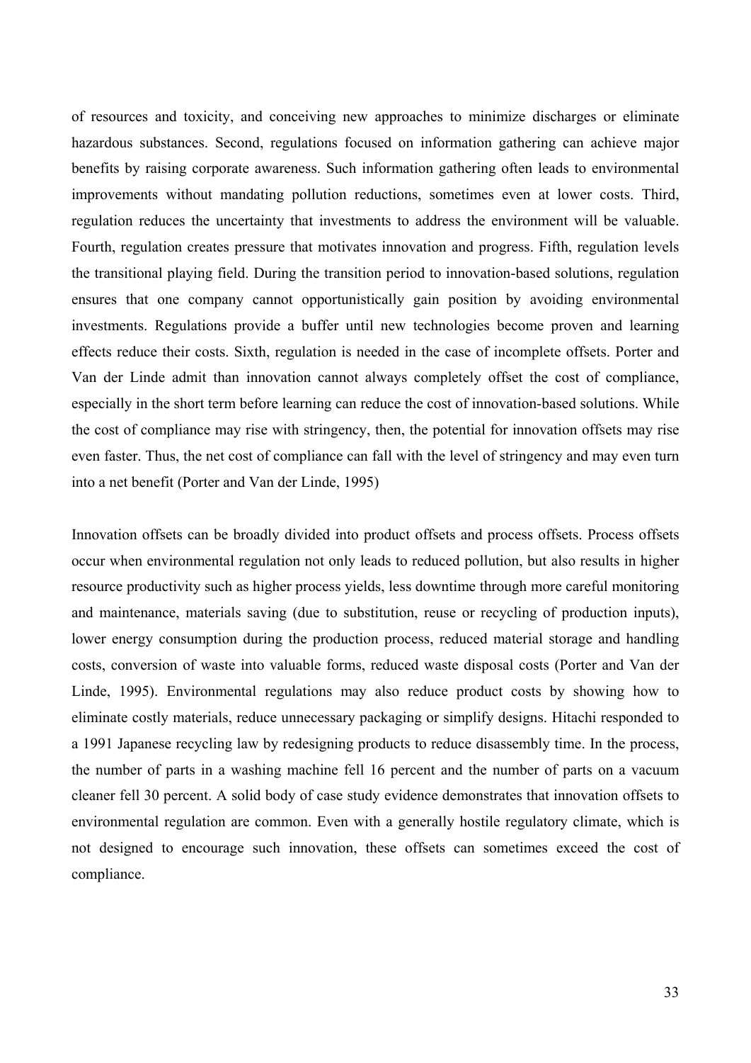of resources and toxicity, and conceiving new approaches to minimize discharges or eliminate hazardous substances. Second, regulations focused on information gathering can achieve major benefits by raising corporate awareness. Such information gathering often leads to environmental improvements without mandating pollution reductions, sometimes even at lower costs. Third, regulation reduces the uncertainty that investments to address the environment will be valuable. Fourth, regulation creates pressure that motivates innovation and progress. Fifth, regulation levels the transitional playing field. During the transition period to innovation-based solutions, regulation ensures that one company cannot opportunistically gain position by avoiding environmental investments. Regulations provide a buffer until new technologies become proven and learning effects reduce their costs. Sixth, regulation is needed in the case of incomplete offsets. Porter and Van der Linde admit than innovation cannot always completely offset the cost of compliance, especially in the short term before learning can reduce the cost of innovation-based solutions. While the cost of compliance may rise with stringency, then, the potential for innovation offsets may rise even faster. Thus, the net cost of compliance can fall with the level of stringency and may even turn into a net benefit (Porter and Van der Linde, 1995)

Innovation offsets can be broadly divided into product offsets and process offsets. Process offsets occur when environmental regulation not only leads to reduced pollution, but also results in higher resource productivity such as higher process yields, less downtime through more careful monitoring and maintenance, materials saving (due to substitution, reuse or recycling of production inputs), lower energy consumption during the production process, reduced material storage and handling costs, conversion of waste into valuable forms, reduced waste disposal costs (Porter and Van der Linde, 1995). Environmental regulations may also reduce product costs by showing how to eliminate costly materials, reduce unnecessary packaging or simplify designs. Hitachi responded to a 1991 Japanese recycling law by redesigning products to reduce disassembly time. In the process, the number of parts in a washing machine fell 16 percent and the number of parts on a vacuum cleaner fell 30 percent. A solid body of case study evidence demonstrates that innovation offsets to environmental regulation are common. Even with a generally hostile regulatory climate, which is not designed to encourage such innovation, these offsets can sometimes exceed the cost of compliance.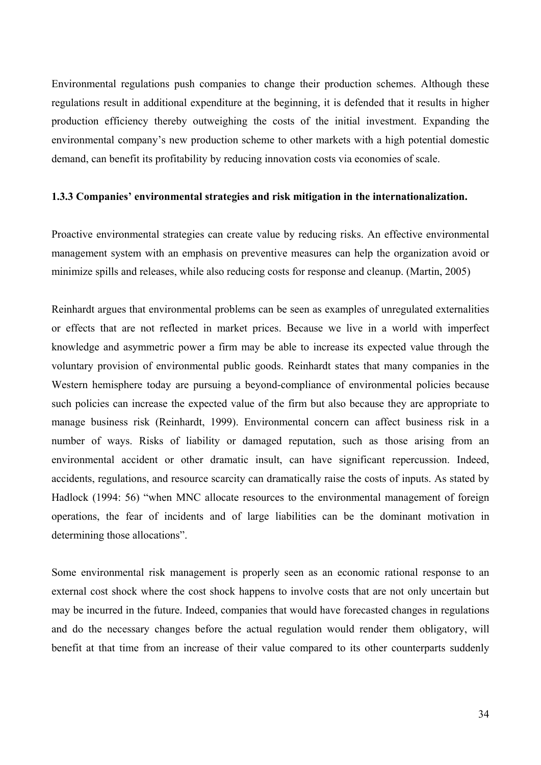Environmental regulations push companies to change their production schemes. Although these regulations result in additional expenditure at the beginning, it is defended that it results in higher production efficiency thereby outweighing the costs of the initial investment. Expanding the environmental company's new production scheme to other markets with a high potential domestic demand, can benefit its profitability by reducing innovation costs via economies of scale.

### 1.3.3 Companies' environmental strategies and risk mitigation in the internationalization.

Proactive environmental strategies can create value by reducing risks. An effective environmental management system with an emphasis on preventive measures can help the organization avoid or minimize spills and releases, while also reducing costs for response and cleanup. (Martin, 2005)

Reinhardt argues that environmental problems can be seen as examples of unregulated externalities or effects that are not reflected in market prices. Because we live in a world with imperfect knowledge and asymmetric power a firm may be able to increase its expected value through the voluntary provision of environmental public goods. Reinhardt states that many companies in the Western hemisphere today are pursuing a beyond-compliance of environmental policies because such policies can increase the expected value of the firm but also because they are appropriate to manage business risk (Reinhardt, 1999). Environmental concern can affect business risk in a number of ways. Risks of liability or damaged reputation, such as those arising from an environmental accident or other dramatic insult, can have significant repercussion. Indeed, accidents, regulations, and resource scarcity can dramatically raise the costs of inputs. As stated by Hadlock (1994: 56) "when MNC allocate resources to the environmental management of foreign operations, the fear of incidents and of large liabilities can be the dominant motivation in determining those allocations".

Some environmental risk management is properly seen as an economic rational response to an external cost shock where the cost shock happens to involve costs that are not only uncertain but may be incurred in the future. Indeed, companies that would have forecasted changes in regulations and do the necessary changes before the actual regulation would render them obligatory, will benefit at that time from an increase of their value compared to its other counterparts suddenly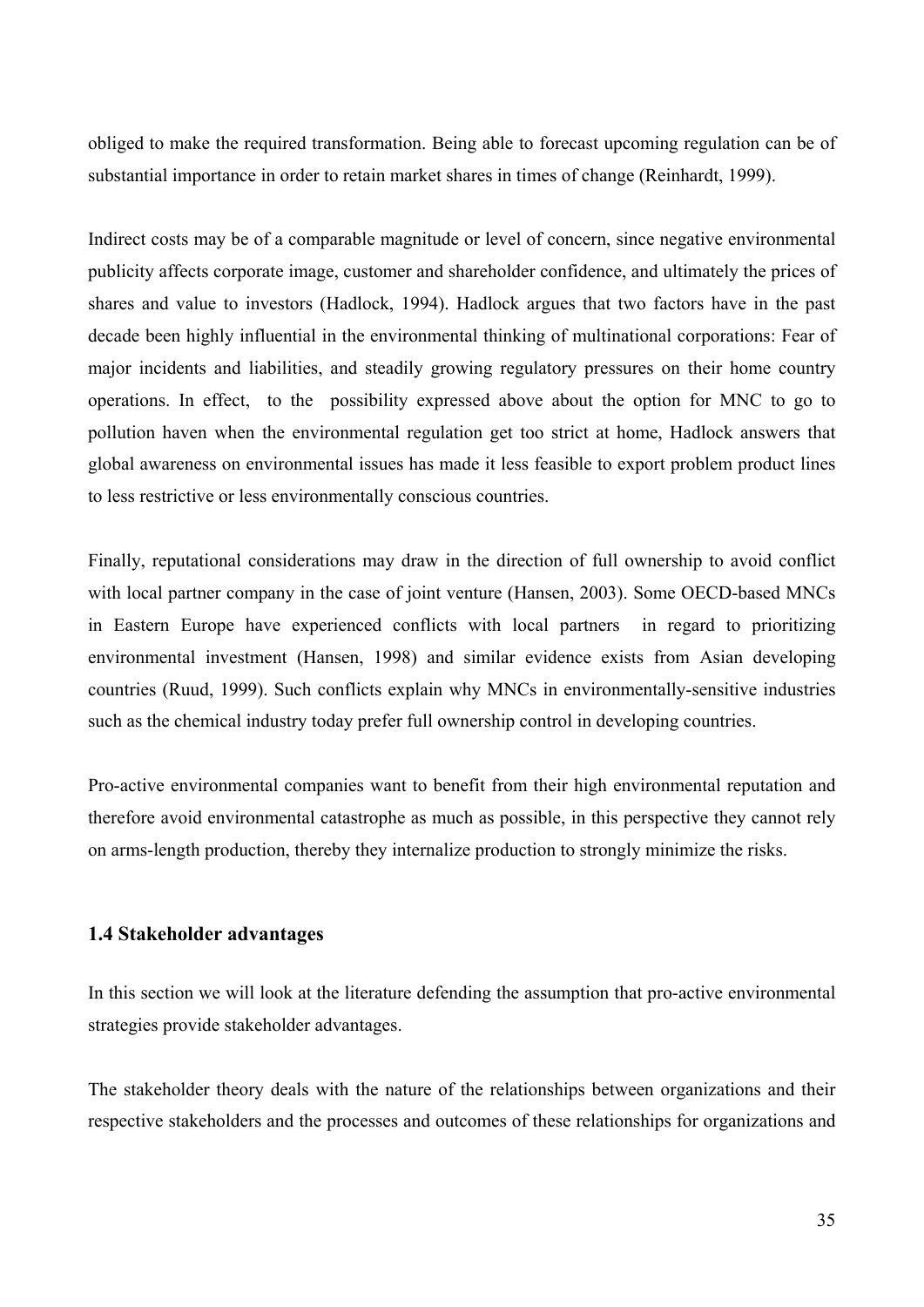obliged to make the required transformation. Being able to forecast upcoming regulation can be of substantial importance in order to retain market shares in times of change (Reinhardt, 1999).

Indirect costs may be of a comparable magnitude or level of concern, since negative environmental publicity affects corporate image, customer and shareholder confidence, and ultimately the prices of shares and value to investors (Hadlock, 1994). Hadlock argues that two factors have in the past decade been highly influential in the environmental thinking of multinational corporations: Fear of major incidents and liabilities, and steadily growing regulatory pressures on their home country operations. In effect, to the possibility expressed above about the option for MNC to go to pollution haven when the environmental regulation get too strict at home, Hadlock answers that global awareness on environmental issues has made it less feasible to export problem product lines to less restrictive or less environmentally conscious countries.

Finally, reputational considerations may draw in the direction of full ownership to avoid conflict with local partner company in the case of joint venture (Hansen, 2003). Some OECD-based MNCs in Eastern Europe have experienced conflicts with local partners in regard to prioritizing environmental investment (Hansen, 1998) and similar evidence exists from Asian developing countries (Ruud, 1999). Such conflicts explain why MNCs in environmentally-sensitive industries such as the chemical industry today prefer full ownership control in developing countries.

Pro-active environmental companies want to benefit from their high environmental reputation and therefore avoid environmental catastrophe as much as possible, in this perspective they cannot rely on arms-length production, thereby they internalize production to strongly minimize the risks.

### 1.4 Stakeholder advantages

In this section we will look at the literature defending the assumption that pro-active environmental strategies provide stakeholder advantages.

The stakeholder theory deals with the nature of the relationships between organizations and their respective stakeholders and the processes and outcomes of these relationships for organizations and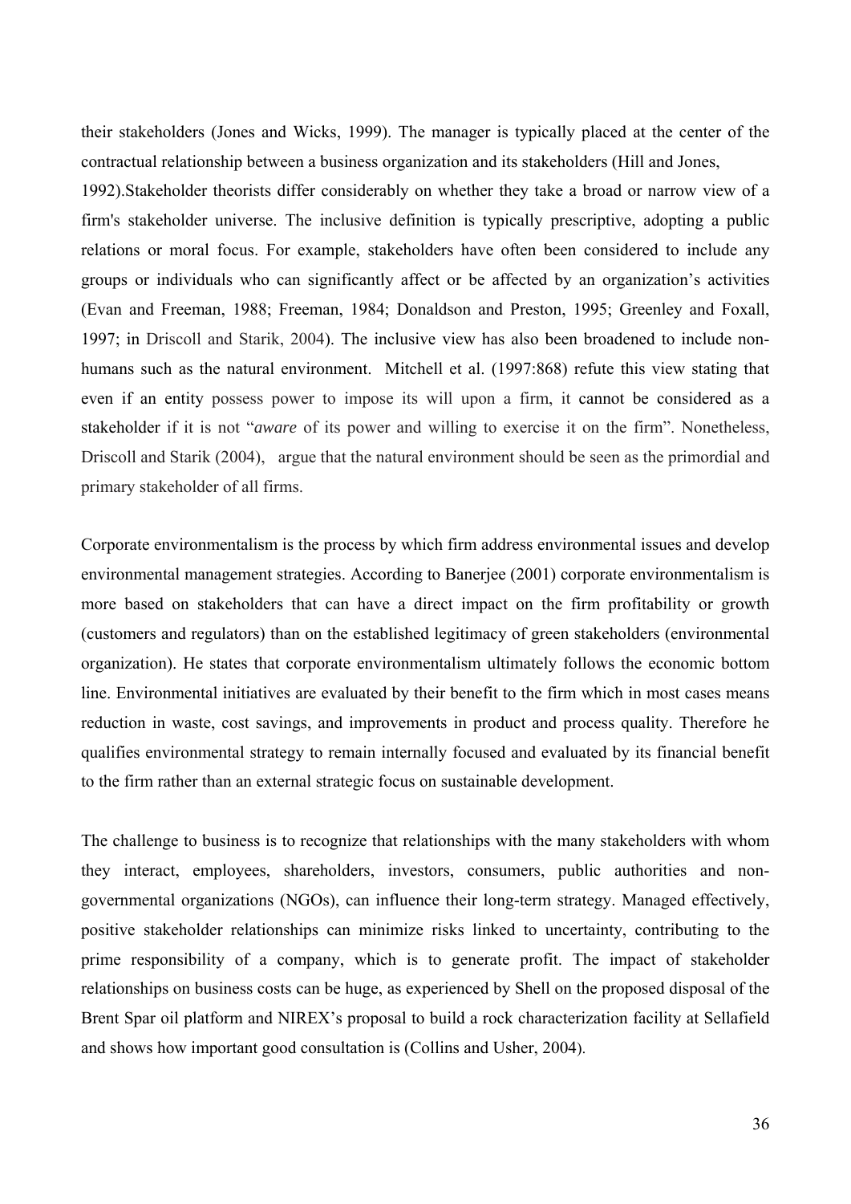their stakeholders (Jones and Wicks, 1999). The manager is typically placed at the center of the contractual relationship between a business organization and its stakeholders (Hill and Jones, 1992).Stakeholder theorists differ considerably on whether they take a broad or narrow view of a firm's stakeholder universe. The inclusive definition is typically prescriptive, adopting a public relations or moral focus. For example, stakeholders have often been considered to include any groups or individuals who can significantly affect or be affected by an organization's activities (Evan and Freeman, 1988; Freeman, 1984; Donaldson and Preston, 1995; Greenley and Foxall, 1997; in Driscoll and Starik, 2004). The inclusive view has also been broadened to include non-humans such as the natural environment. Mitchell et al. (1997:868) refute this view stating that even if an entity possess power to impose its will upon a firm, it cannot be considered as a stakeholder if it is not "*aware* of its power and willing to exercise it on the firm". Nonetheless, Driscoll and Starik (2004), argue that the natural environment should be seen as the primordial and primary stakeholder of all firms.

Corporate environmentalism is the process by which firm address environmental issues and develop environmental management strategies. According to Banerjee (2001) corporate environmentalism is more based on stakeholders that can have a direct impact on the firm profitability or growth (customers and regulators) than on the established legitimacy of green stakeholders (environmental organization). He states that corporate environmentalism ultimately follows the economic bottom line. Environmental initiatives are evaluated by their benefit to the firm which in most cases means reduction in waste, cost savings, and improvements in product and process quality. Therefore he qualifies environmental strategy to remain internally focused and evaluated by its financial benefit to the firm rather than an external strategic focus on sustainable development.

The challenge to business is to recognize that relationships with the many stakeholders with whom they interact, employees, shareholders, investors, consumers, public authorities and non-governmental organizations (NGOs), can influence their long-term strategy. Managed effectively, positive stakeholder relationships can minimize risks linked to uncertainty, contributing to the prime responsibility of a company, which is to generate profit. The impact of stakeholder relationships on business costs can be huge, as experienced by Shell on the proposed disposal of the Brent Spar oil platform and NIREX's proposal to build a rock characterization facility at Sellafield and shows how important good consultation is (Collins and Usher, 2004).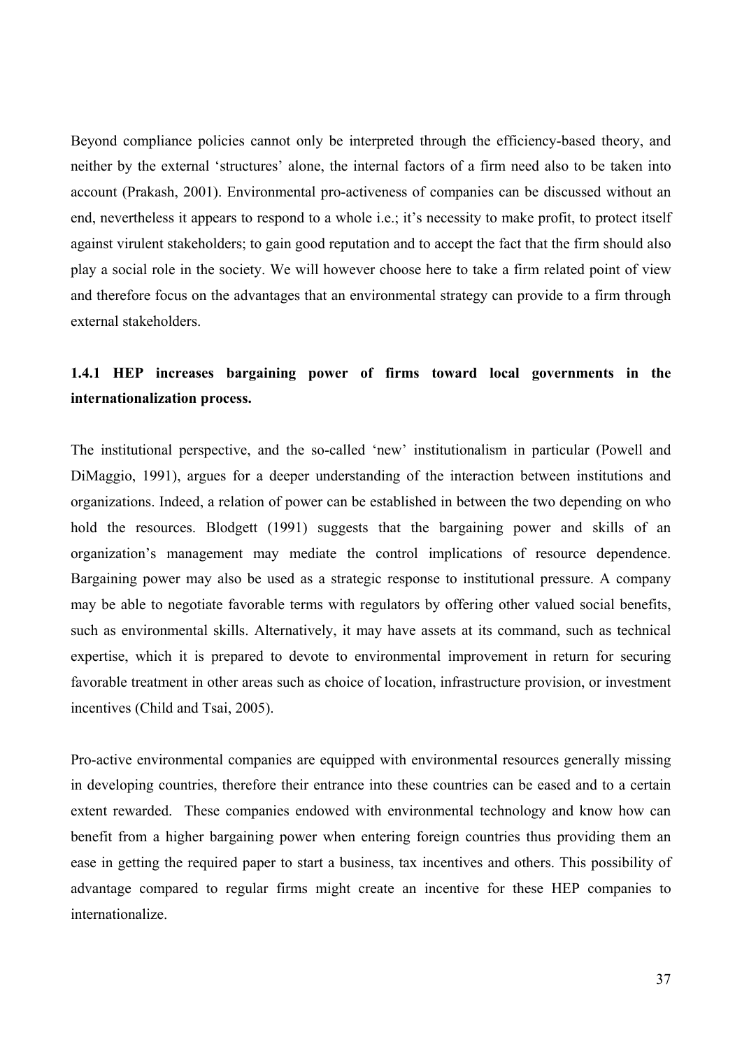Beyond compliance policies cannot only be interpreted through the efficiency-based theory, and neither by the external 'structures' alone, the internal factors of a firm need also to be taken into account (Prakash, 2001). Environmental pro-activeness of companies can be discussed without an end, nevertheless it appears to respond to a whole i.e.; it's necessity to make profit, to protect itself against virulent stakeholders; to gain good reputation and to accept the fact that the firm should also play a social role in the society. We will however choose here to take a firm related point of view and therefore focus on the advantages that an environmental strategy can provide to a firm through external stakeholders.

### 1.4.1 HEP increases bargaining power of firms toward local governments in the internationalization process.

The institutional perspective, and the so-called 'new' institutionalism in particular (Powell and DiMaggio, 1991), argues for a deeper understanding of the interaction between institutions and organizations. Indeed, a relation of power can be established in between the two depending on who hold the resources. Blodgett (1991) suggests that the bargaining power and skills of an organization's management may mediate the control implications of resource dependence. Bargaining power may also be used as a strategic response to institutional pressure. A company may be able to negotiate favorable terms with regulators by offering other valued social benefits, such as environmental skills. Alternatively, it may have assets at its command, such as technical expertise, which it is prepared to devote to environmental improvement in return for securing favorable treatment in other areas such as choice of location, infrastructure provision, or investment incentives (Child and Tsai, 2005).

Pro-active environmental companies are equipped with environmental resources generally missing in developing countries, therefore their entrance into these countries can be eased and to a certain extent rewarded. These companies endowed with environmental technology and know how can benefit from a higher bargaining power when entering foreign countries thus providing them an ease in getting the required paper to start a business, tax incentives and others. This possibility of advantage compared to regular firms might create an incentive for these HEP companies to internationalize.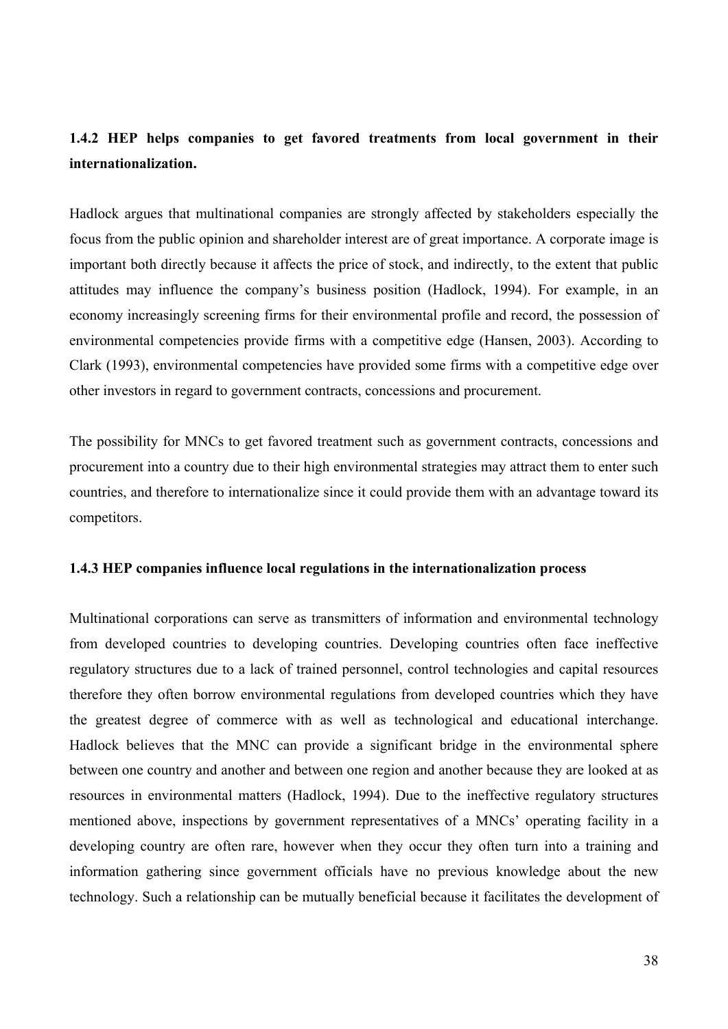### 1.4.2 HEP helps companies to get favored treatments from local government in their internationalization.

Hadlock argues that multinational companies are strongly affected by stakeholders especially the focus from the public opinion and shareholder interest are of great importance. A corporate image is important both directly because it affects the price of stock, and indirectly, to the extent that public attitudes may influence the company's business position (Hadlock, 1994). For example, in an economy increasingly screening firms for their environmental profile and record, the possession of environmental competencies provide firms with a competitive edge (Hansen, 2003). According to Clark (1993), environmental competencies have provided some firms with a competitive edge over other investors in regard to government contracts, concessions and procurement.

The possibility for MNCs to get favored treatment such as government contracts, concessions and procurement into a country due to their high environmental strategies may attract them to enter such countries, and therefore to internationalize since it could provide them with an advantage toward its competitors.

### 1.4.3 HEP companies influence local regulations in the internationalization process

Multinational corporations can serve as transmitters of information and environmental technology from developed countries to developing countries. Developing countries often face ineffective regulatory structures due to a lack of trained personnel, control technologies and capital resources therefore they often borrow environmental regulations from developed countries which they have the greatest degree of commerce with as well as technological and educational interchange. Hadlock believes that the MNC can provide a significant bridge in the environmental sphere between one country and another and between one region and another because they are looked at as resources in environmental matters (Hadlock, 1994). Due to the ineffective regulatory structures mentioned above, inspections by government representatives of a MNCs' operating facility in a developing country are often rare, however when they occur they often turn into a training and information gathering since government officials have no previous knowledge about the new technology. Such a relationship can be mutually beneficial because it facilitates the development of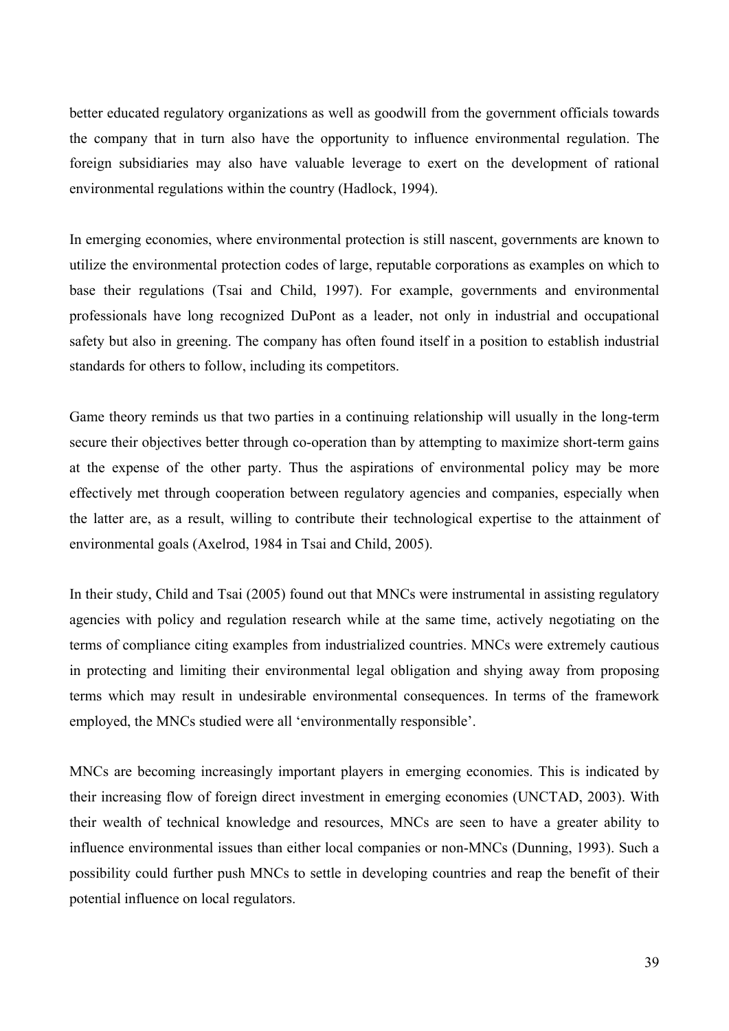better educated regulatory organizations as well as goodwill from the government officials towards the company that in turn also have the opportunity to influence environmental regulation. The foreign subsidiaries may also have valuable leverage to exert on the development of rational environmental regulations within the country (Hadlock, 1994).

In emerging economies, where environmental protection is still nascent, governments are known to utilize the environmental protection codes of large, reputable corporations as examples on which to base their regulations (Tsai and Child, 1997). For example, governments and environmental professionals have long recognized DuPont as a leader, not only in industrial and occupational safety but also in greening. The company has often found itself in a position to establish industrial standards for others to follow, including its competitors.

Game theory reminds us that two parties in a continuing relationship will usually in the long-term secure their objectives better through co-operation than by attempting to maximize short-term gains at the expense of the other party. Thus the aspirations of environmental policy may be more effectively met through cooperation between regulatory agencies and companies, especially when the latter are, as a result, willing to contribute their technological expertise to the attainment of environmental goals (Axelrod, 1984 in Tsai and Child, 2005).

In their study, Child and Tsai (2005) found out that MNCs were instrumental in assisting regulatory agencies with policy and regulation research while at the same time, actively negotiating on the terms of compliance citing examples from industrialized countries. MNCs were extremely cautious in protecting and limiting their environmental legal obligation and shying away from proposing terms which may result in undesirable environmental consequences. In terms of the framework employed, the MNCs studied were all 'environmentally responsible'.

MNCs are becoming increasingly important players in emerging economies. This is indicated by their increasing flow of foreign direct investment in emerging economies (UNCTAD, 2003). With their wealth of technical knowledge and resources, MNCs are seen to have a greater ability to influence environmental issues than either local companies or non-MNCs (Dunning, 1993). Such a possibility could further push MNCs to settle in developing countries and reap the benefit of their potential influence on local regulators.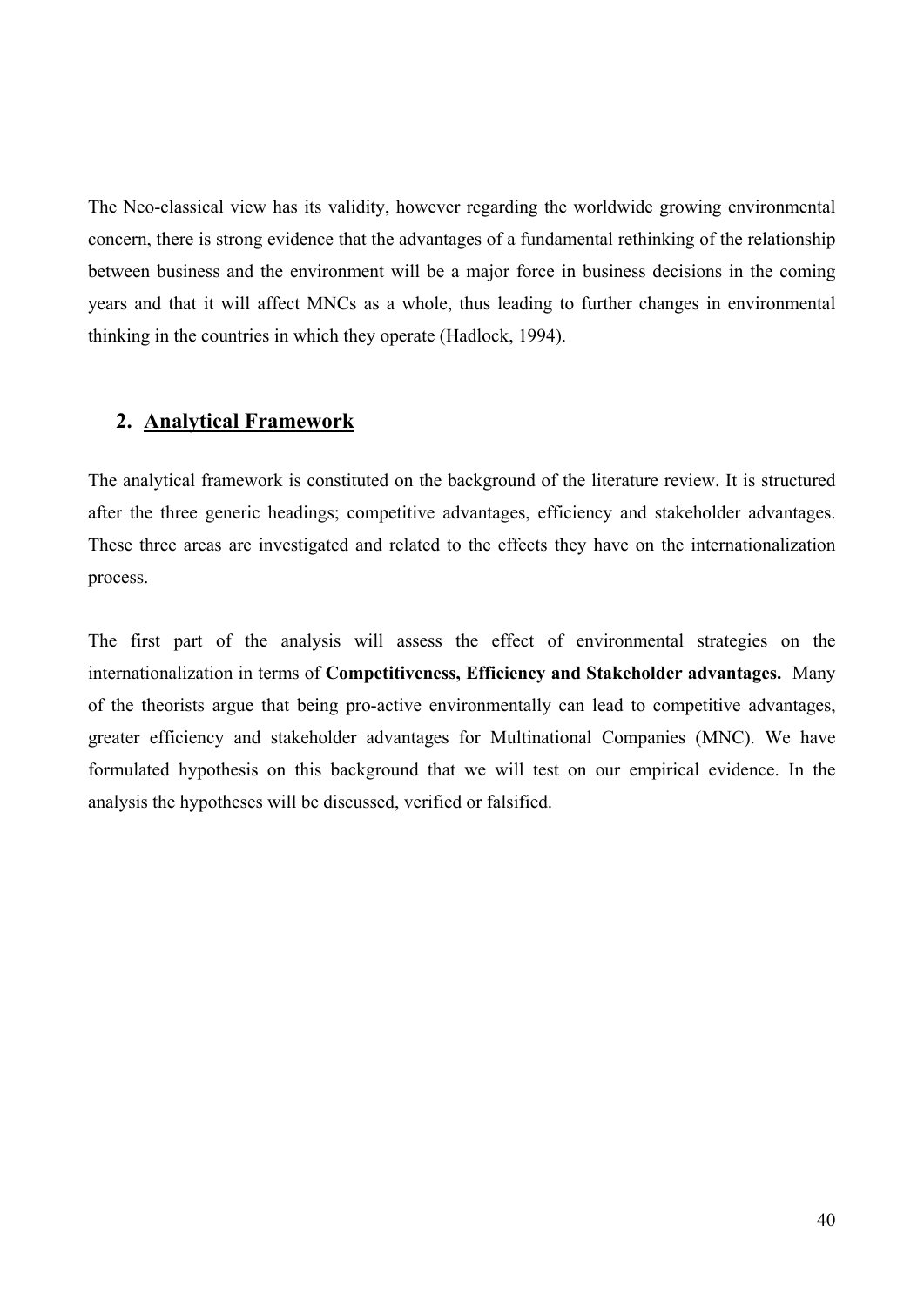The Neo-classical view has its validity, however regarding the worldwide growing environmental concern, there is strong evidence that the advantages of a fundamental rethinking of the relationship between business and the environment will be a major force in business decisions in the coming years and that it will affect MNCs as a whole, thus leading to further changes in environmental thinking in the countries in which they operate (Hadlock, 1994).

## 2. Analytical Framework

The analytical framework is constituted on the background of the literature review. It is structured after the three generic headings; competitive advantages, efficiency and stakeholder advantages. These three areas are investigated and related to the effects they have on the internationalization process.

The first part of the analysis will assess the effect of environmental strategies on the internationalization in terms of **Competitiveness, Efficiency and Stakeholder advantages.** Many of the theorists argue that being pro-active environmentally can lead to competitive advantages, greater efficiency and stakeholder advantages for Multinational Companies (MNC). We have formulated hypothesis on this background that we will test on our empirical evidence. In the analysis the hypotheses will be discussed, verified or falsified.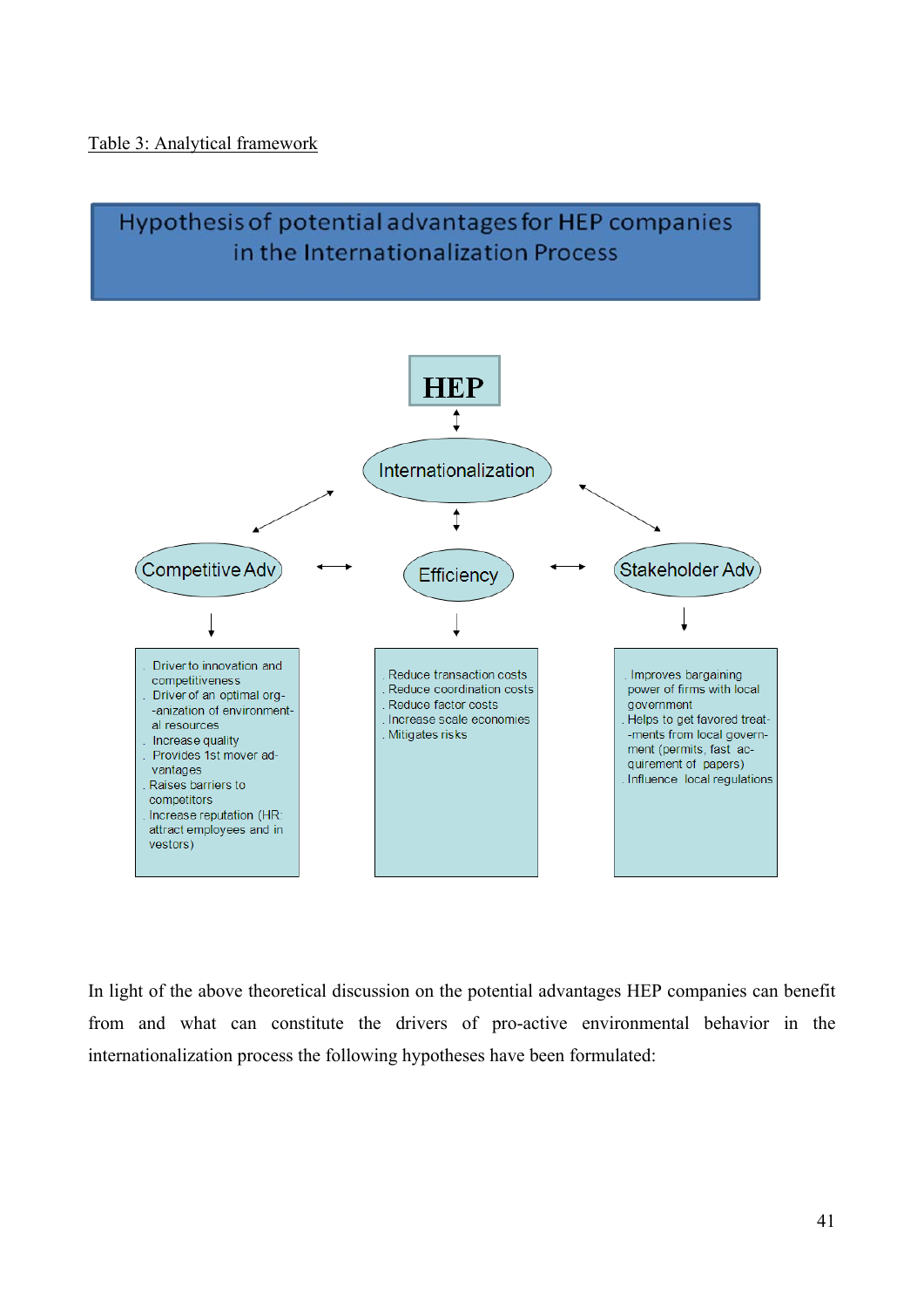Table 3: Analytical framework

**Hypothesis of potential advantages for HEP companies in the Internationalization Process**

**HEP**

Internationalization

Competitive Adv — Efficiency — Stakeholder Adv

| Competitive Adv | Efficiency | Stakeholder Adv |
|---|---|---|
| . Driver to innovation and competitiveness<br>. Driver of an optimal org-anization of environmental resources<br>. Increase quality<br>. Provides 1st mover advantages<br>. Raises barriers to competitors<br>. Increase reputation (HR: attract employees and investors) | . Reduce transaction costs<br>. Reduce coordination costs<br>. Reduce factor costs<br>. Increase scale economies<br>. Mitigates risks | . Improves bargaining power of firms with local government<br>. Helps to get favored treat-ments from local government (permits, fast acquirement of papers)<br>. Influence local regulations |

In light of the above theoretical discussion on the potential advantages HEP companies can benefit from and what can constitute the drivers of pro-active environmental behavior in the internationalization process the following hypotheses have been formulated: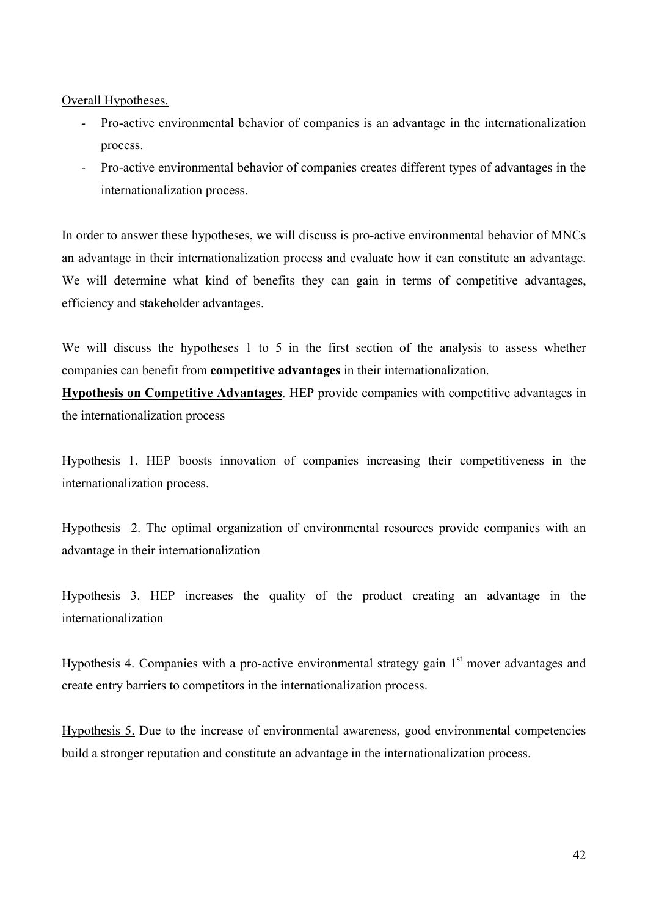Overall Hypotheses.

- Pro-active environmental behavior of companies is an advantage in the internationalization process.
- Pro-active environmental behavior of companies creates different types of advantages in the internationalization process.

In order to answer these hypotheses, we will discuss is pro-active environmental behavior of MNCs an advantage in their internationalization process and evaluate how it can constitute an advantage. We will determine what kind of benefits they can gain in terms of competitive advantages, efficiency and stakeholder advantages.

We will discuss the hypotheses 1 to 5 in the first section of the analysis to assess whether companies can benefit from **competitive advantages** in their internationalization.

**Hypothesis on Competitive Advantages**. HEP provide companies with competitive advantages in the internationalization process

Hypothesis 1. HEP boosts innovation of companies increasing their competitiveness in the internationalization process.

Hypothesis 2. The optimal organization of environmental resources provide companies with an advantage in their internationalization

Hypothesis 3. HEP increases the quality of the product creating an advantage in the internationalization

Hypothesis 4. Companies with a pro-active environmental strategy gain 1st mover advantages and create entry barriers to competitors in the internationalization process.

Hypothesis 5. Due to the increase of environmental awareness, good environmental competencies build a stronger reputation and constitute an advantage in the internationalization process.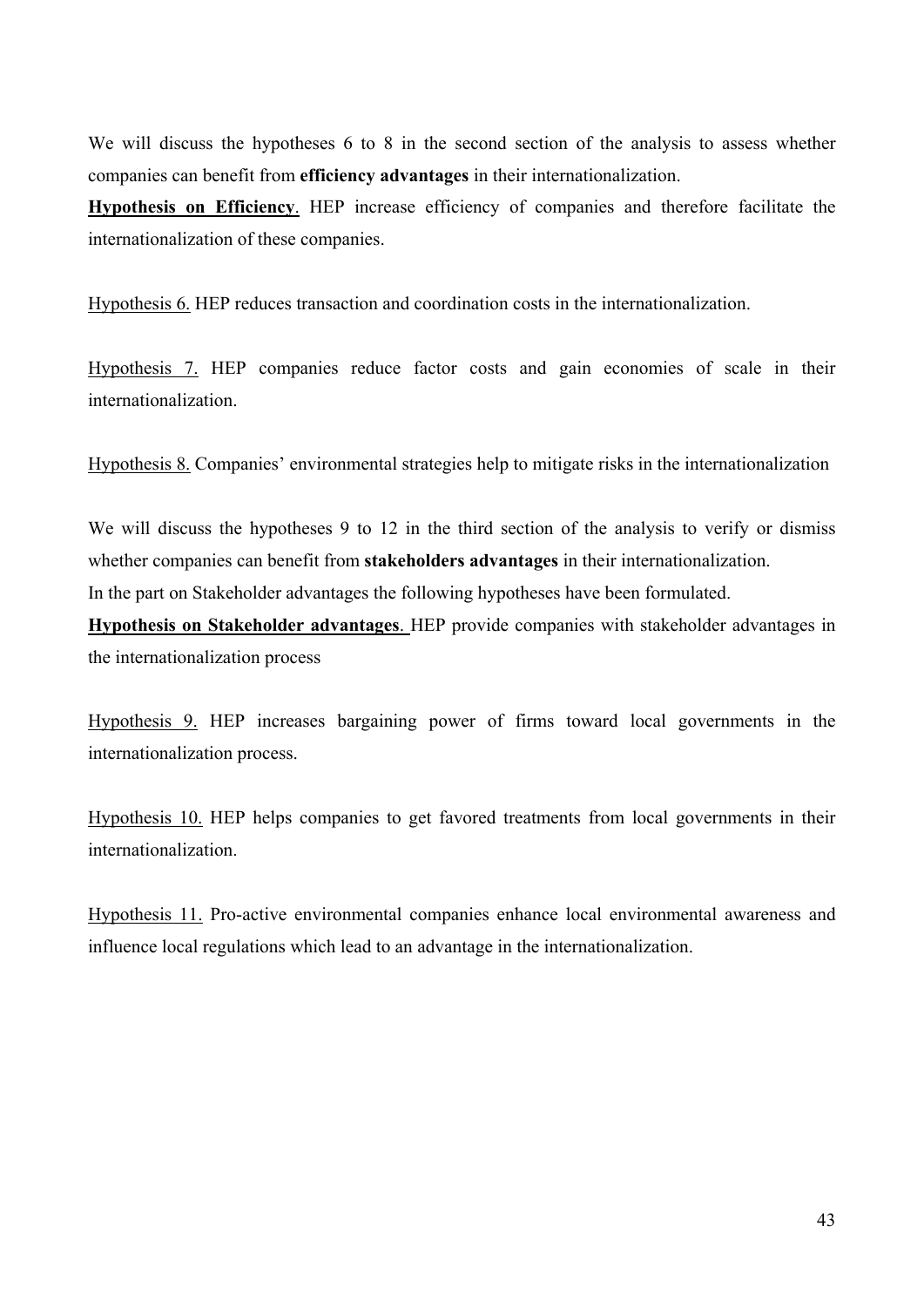We will discuss the hypotheses 6 to 8 in the second section of the analysis to assess whether companies can benefit from **efficiency advantages** in their internationalization.

<u>**Hypothesis on Efficiency**</u>. HEP increase efficiency of companies and therefore facilitate the internationalization of these companies.

<u>Hypothesis 6.</u> HEP reduces transaction and coordination costs in the internationalization.

<u>Hypothesis 7.</u> HEP companies reduce factor costs and gain economies of scale in their internationalization.

<u>Hypothesis 8.</u> Companies' environmental strategies help to mitigate risks in the internationalization

We will discuss the hypotheses 9 to 12 in the third section of the analysis to verify or dismiss whether companies can benefit from **stakeholders advantages** in their internationalization.
In the part on Stakeholder advantages the following hypotheses have been formulated.

<u>**Hypothesis on Stakeholder advantages**</u>. HEP provide companies with stakeholder advantages in the internationalization process

<u>Hypothesis 9.</u> HEP increases bargaining power of firms toward local governments in the internationalization process.

<u>Hypothesis 10.</u> HEP helps companies to get favored treatments from local governments in their internationalization.

<u>Hypothesis 11.</u> Pro-active environmental companies enhance local environmental awareness and influence local regulations which lead to an advantage in the internationalization.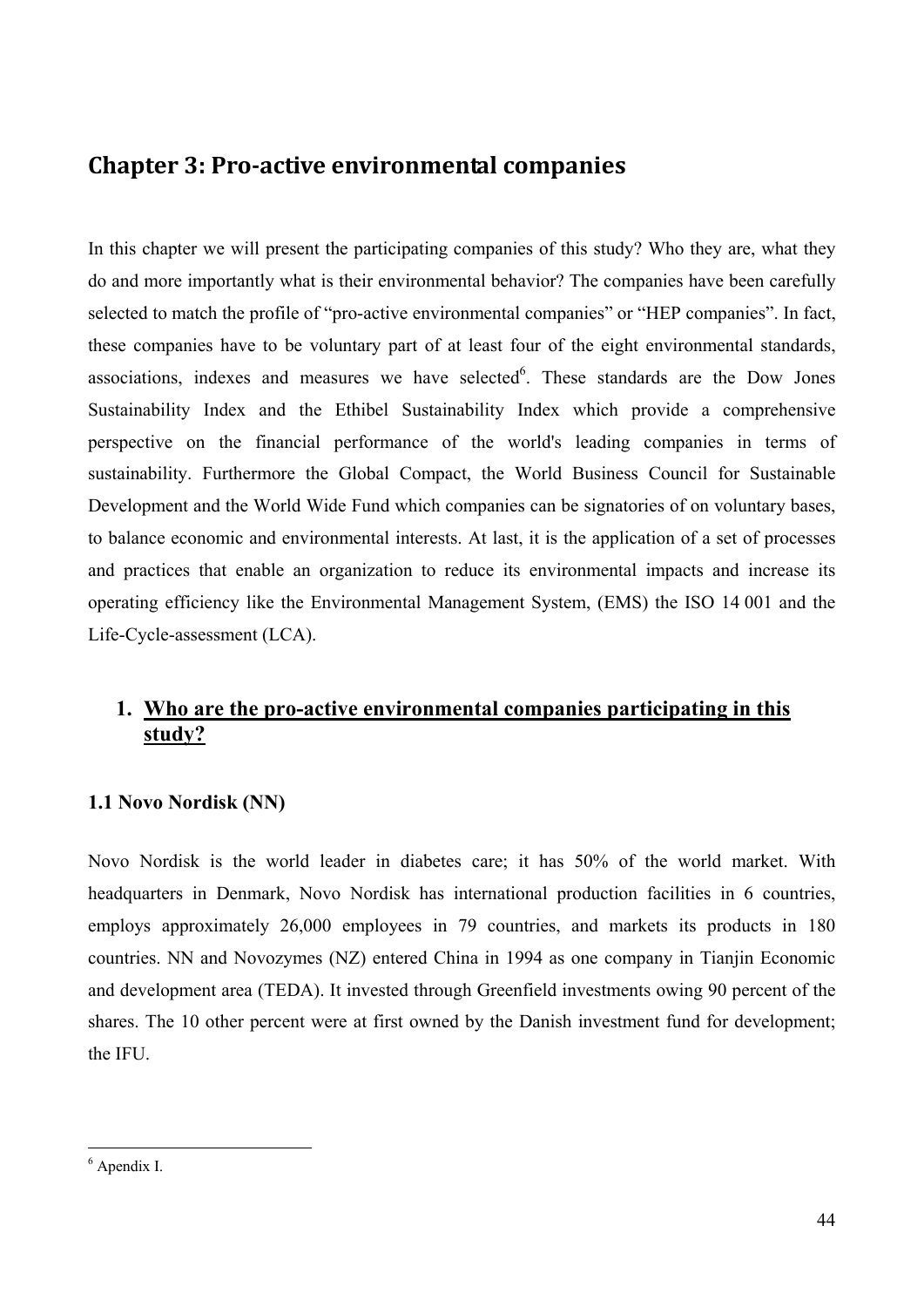# Chapter 3: Pro-active environmental companies

In this chapter we will present the participating companies of this study? Who they are, what they do and more importantly what is their environmental behavior? The companies have been carefully selected to match the profile of "pro-active environmental companies" or "HEP companies". In fact, these companies have to be voluntary part of at least four of the eight environmental standards, associations, indexes and measures we have selected[6]. These standards are the Dow Jones Sustainability Index and the Ethibel Sustainability Index which provide a comprehensive perspective on the financial performance of the world's leading companies in terms of sustainability. Furthermore the Global Compact, the World Business Council for Sustainable Development and the World Wide Fund which companies can be signatories of on voluntary bases, to balance economic and environmental interests. At last, it is the application of a set of processes and practices that enable an organization to reduce its environmental impacts and increase its operating efficiency like the Environmental Management System, (EMS) the ISO 14 001 and the Life-Cycle-assessment (LCA).

## 1. Who are the pro-active environmental companies participating in this study?

### 1.1 Novo Nordisk (NN)

Novo Nordisk is the world leader in diabetes care; it has 50% of the world market. With headquarters in Denmark, Novo Nordisk has international production facilities in 6 countries, employs approximately 26,000 employees in 79 countries, and markets its products in 180 countries. NN and Novozymes (NZ) entered China in 1994 as one company in Tianjin Economic and development area (TEDA). It invested through Greenfield investments owing 90 percent of the shares. The 10 other percent were at first owned by the Danish investment fund for development; the IFU.

---

[6] Apendix I.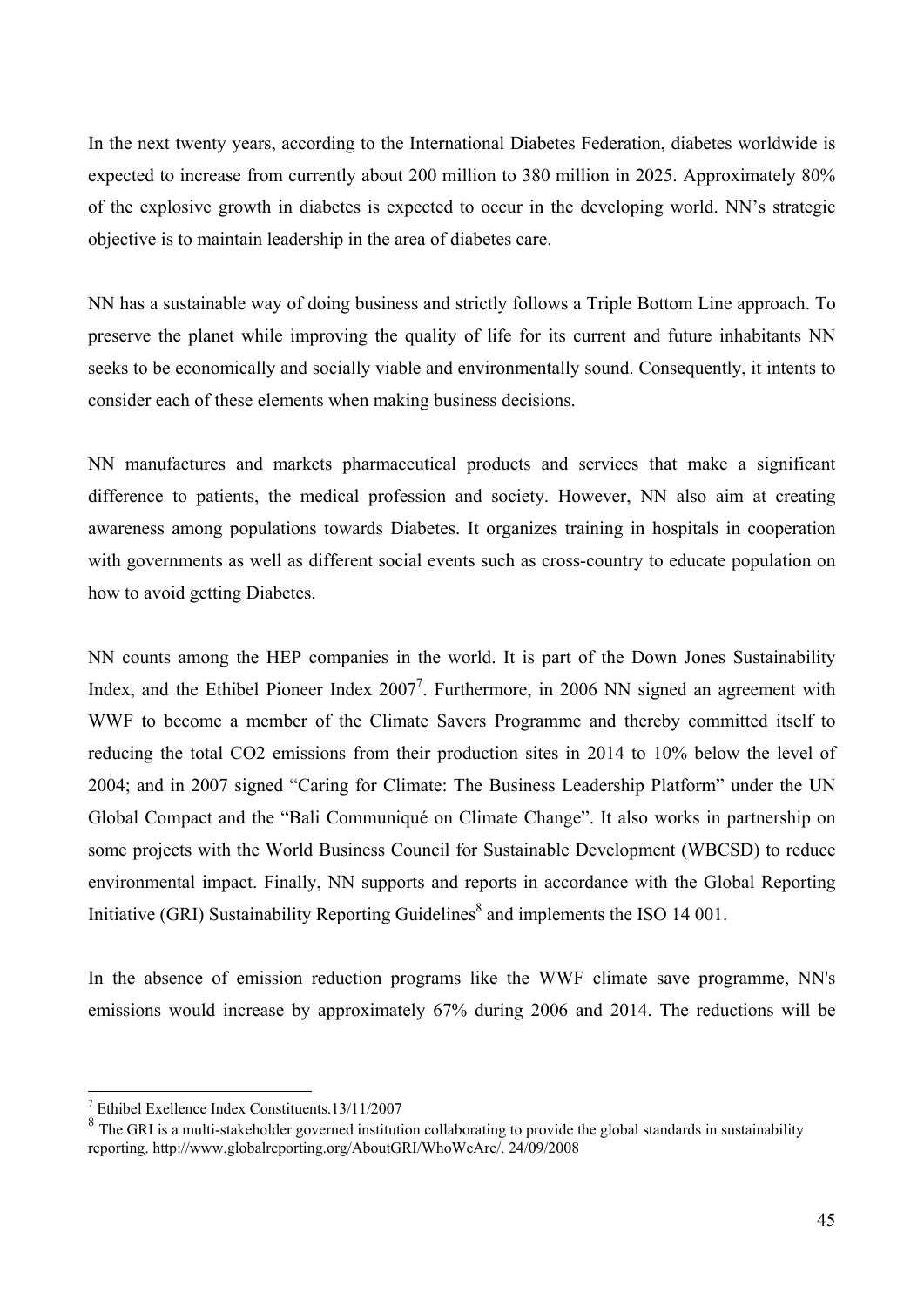In the next twenty years, according to the International Diabetes Federation, diabetes worldwide is expected to increase from currently about 200 million to 380 million in 2025. Approximately 80% of the explosive growth in diabetes is expected to occur in the developing world. NN's strategic objective is to maintain leadership in the area of diabetes care.

NN has a sustainable way of doing business and strictly follows a Triple Bottom Line approach. To preserve the planet while improving the quality of life for its current and future inhabitants NN seeks to be economically and socially viable and environmentally sound. Consequently, it intents to consider each of these elements when making business decisions.

NN manufactures and markets pharmaceutical products and services that make a significant difference to patients, the medical profession and society. However, NN also aim at creating awareness among populations towards Diabetes. It organizes training in hospitals in cooperation with governments as well as different social events such as cross-country to educate population on how to avoid getting Diabetes.

NN counts among the HEP companies in the world. It is part of the Down Jones Sustainability Index, and the Ethibel Pioneer Index 2007[7]. Furthermore, in 2006 NN signed an agreement with WWF to become a member of the Climate Savers Programme and thereby committed itself to reducing the total $CO_2$ emissions from their production sites in 2014 to 10% below the level of 2004; and in 2007 signed "Caring for Climate: The Business Leadership Platform" under the UN Global Compact and the "Bali Communiqué on Climate Change". It also works in partnership on some projects with the World Business Council for Sustainable Development (WBCSD) to reduce environmental impact. Finally, NN supports and reports in accordance with the Global Reporting Initiative (GRI) Sustainability Reporting Guidelines[8] and implements the ISO 14 001.

In the absence of emission reduction programs like the WWF climate save programme, NN's emissions would increase by approximately 67% during 2006 and 2014. The reductions will be

[7] Ethibel Exellence Index Constituents.13/11/2007

[8] The GRI is a multi-stakeholder governed institution collaborating to provide the global standards in sustainability reporting. http://www.globalreporting.org/AboutGRI/WhoWeAre/. 24/09/2008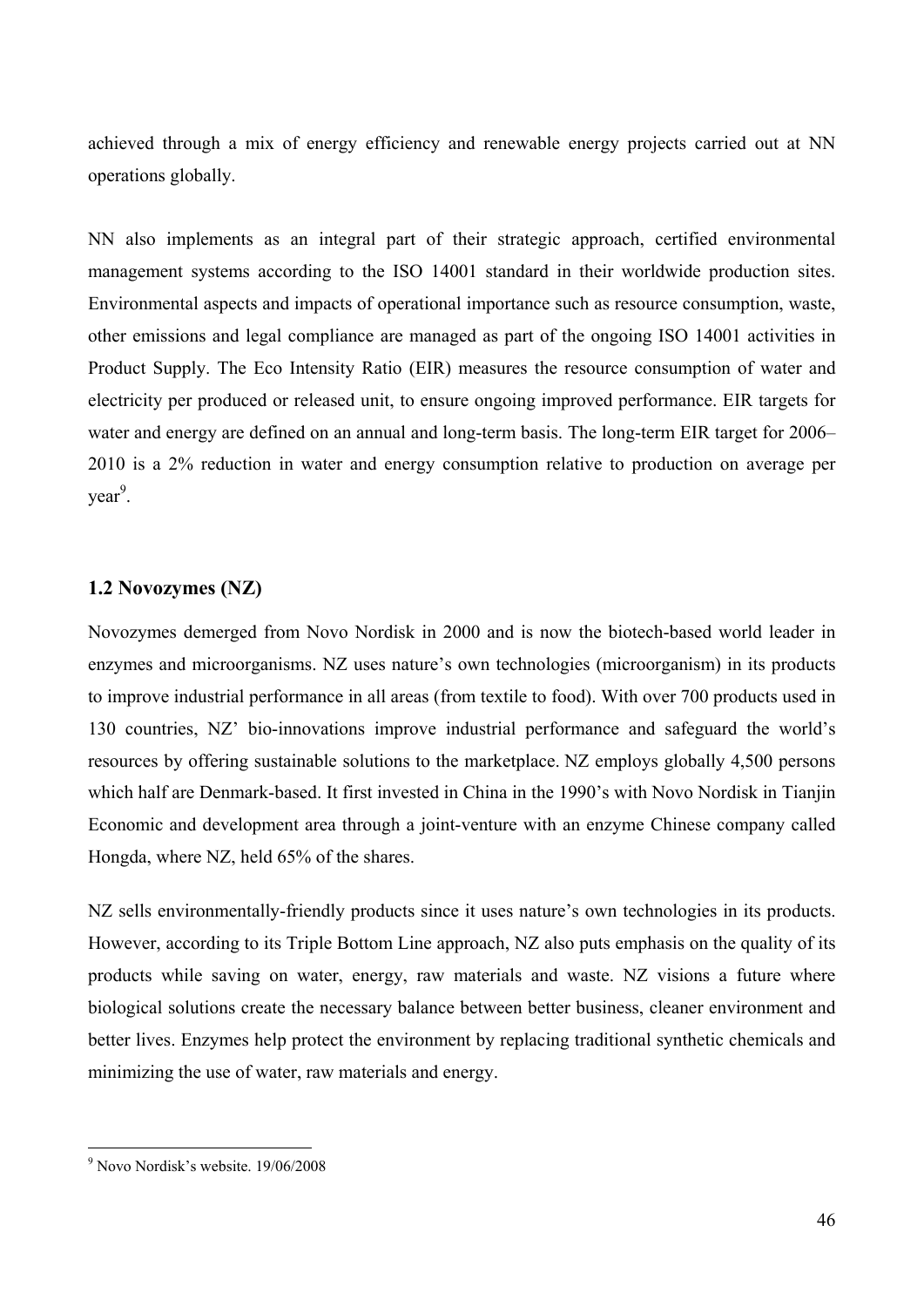achieved through a mix of energy efficiency and renewable energy projects carried out at NN operations globally.

NN also implements as an integral part of their strategic approach, certified environmental management systems according to the ISO 14001 standard in their worldwide production sites. Environmental aspects and impacts of operational importance such as resource consumption, waste, other emissions and legal compliance are managed as part of the ongoing ISO 14001 activities in Product Supply. The Eco Intensity Ratio (EIR) measures the resource consumption of water and electricity per produced or released unit, to ensure ongoing improved performance. EIR targets for water and energy are defined on an annual and long-term basis. The long-term EIR target for 2006–2010 is a 2% reduction in water and energy consumption relative to production on average per year[9].

### 1.2 Novozymes (NZ)

Novozymes demerged from Novo Nordisk in 2000 and is now the biotech-based world leader in enzymes and microorganisms. NZ uses nature's own technologies (microorganism) in its products to improve industrial performance in all areas (from textile to food). With over 700 products used in 130 countries, NZ' bio-innovations improve industrial performance and safeguard the world's resources by offering sustainable solutions to the marketplace. NZ employs globally 4,500 persons which half are Denmark-based. It first invested in China in the 1990's with Novo Nordisk in Tianjin Economic and development area through a joint-venture with an enzyme Chinese company called Hongda, where NZ, held 65% of the shares.

NZ sells environmentally-friendly products since it uses nature's own technologies in its products. However, according to its Triple Bottom Line approach, NZ also puts emphasis on the quality of its products while saving on water, energy, raw materials and waste. NZ visions a future where biological solutions create the necessary balance between better business, cleaner environment and better lives. Enzymes help protect the environment by replacing traditional synthetic chemicals and minimizing the use of water, raw materials and energy.

---

[9] Novo Nordisk's website. 19/06/2008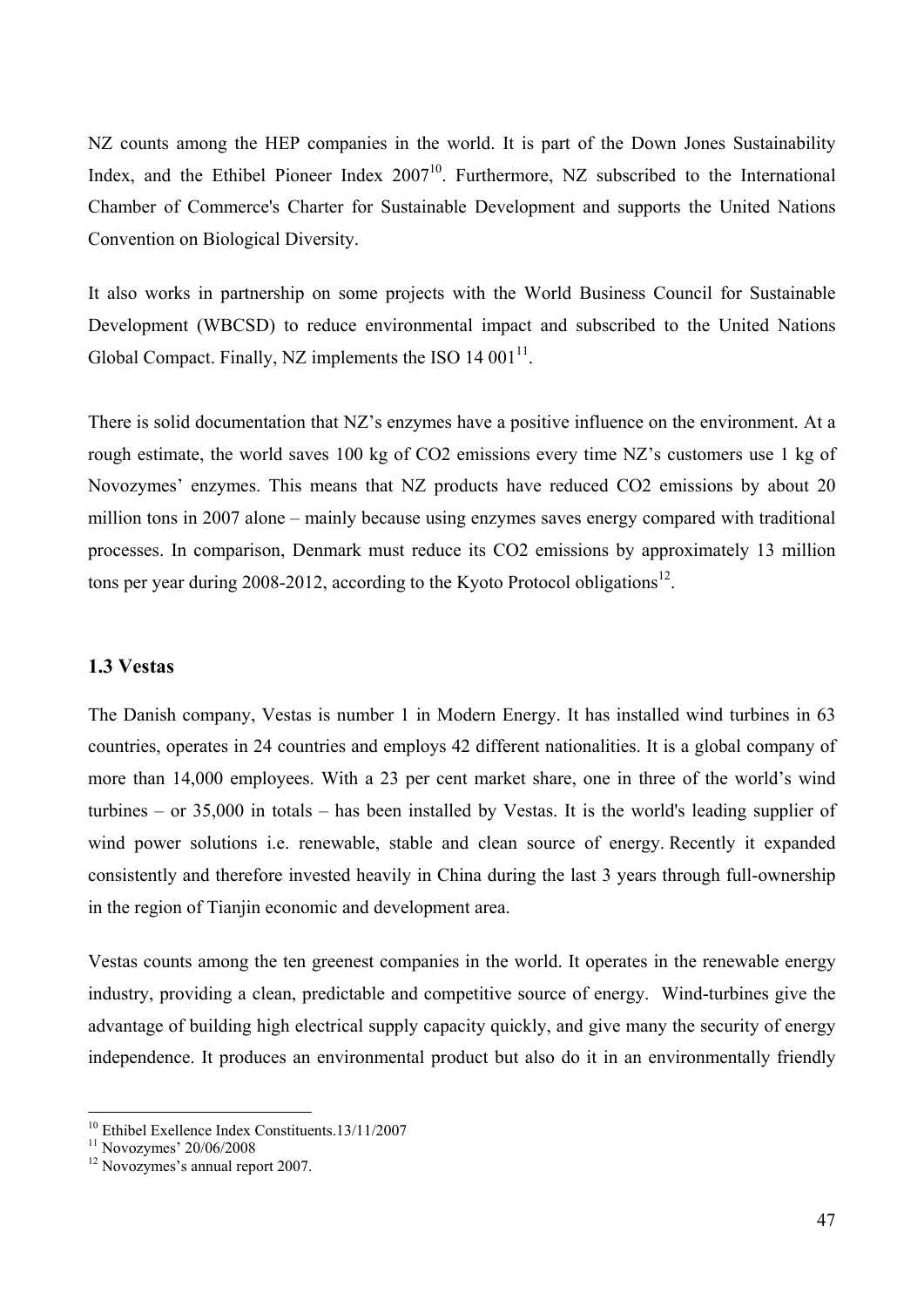NZ counts among the HEP companies in the world. It is part of the Down Jones Sustainability Index, and the Ethibel Pioneer Index 2007[10]. Furthermore, NZ subscribed to the International Chamber of Commerce's Charter for Sustainable Development and supports the United Nations Convention on Biological Diversity.

It also works in partnership on some projects with the World Business Council for Sustainable Development (WBCSD) to reduce environmental impact and subscribed to the United Nations Global Compact. Finally, NZ implements the ISO 14 001[11].

There is solid documentation that NZ's enzymes have a positive influence on the environment. At a rough estimate, the world saves 100 kg of $CO_2$ emissions every time NZ's customers use 1 kg of Novozymes' enzymes. This means that NZ products have reduced $CO_2$ emissions by about 20 million tons in 2007 alone – mainly because using enzymes saves energy compared with traditional processes. In comparison, Denmark must reduce its $CO_2$ emissions by approximately 13 million tons per year during 2008-2012, according to the Kyoto Protocol obligations[12].

### 1.3 Vestas

The Danish company, Vestas is number 1 in Modern Energy. It has installed wind turbines in 63 countries, operates in 24 countries and employs 42 different nationalities. It is a global company of more than 14,000 employees. With a 23 per cent market share, one in three of the world's wind turbines – or 35,000 in totals – has been installed by Vestas. It is the world's leading supplier of wind power solutions i.e. renewable, stable and clean source of energy. Recently it expanded consistently and therefore invested heavily in China during the last 3 years through full-ownership in the region of Tianjin economic and development area.

Vestas counts among the ten greenest companies in the world. It operates in the renewable energy industry, providing a clean, predictable and competitive source of energy. Wind-turbines give the advantage of building high electrical supply capacity quickly, and give many the security of energy independence. It produces an environmental product but also do it in an environmentally friendly

---

[10] Ethibel Exellence Index Constituents.13/11/2007

[11] Novozymes' 20/06/2008

[12] Novozymes's annual report 2007.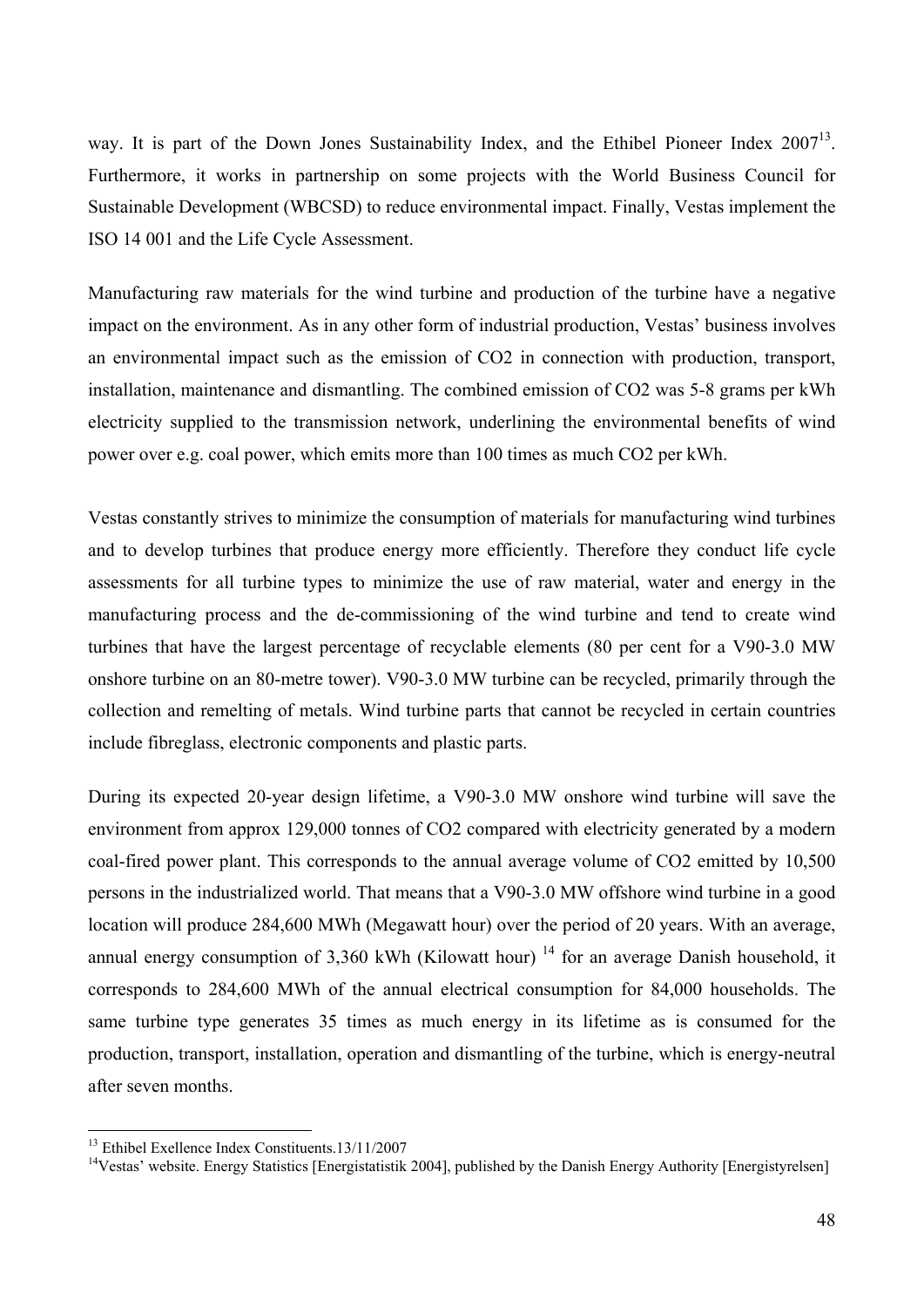way. It is part of the Down Jones Sustainability Index, and the Ethibel Pioneer Index 2007[13]. Furthermore, it works in partnership on some projects with the World Business Council for Sustainable Development (WBCSD) to reduce environmental impact. Finally, Vestas implement the ISO 14 001 and the Life Cycle Assessment.

Manufacturing raw materials for the wind turbine and production of the turbine have a negative impact on the environment. As in any other form of industrial production, Vestas' business involves an environmental impact such as the emission of $CO_2$ in connection with production, transport, installation, maintenance and dismantling. The combined emission of $CO_2$ was 5-8 grams per kWh electricity supplied to the transmission network, underlining the environmental benefits of wind power over e.g. coal power, which emits more than 100 times as much $CO_2$ per kWh.

Vestas constantly strives to minimize the consumption of materials for manufacturing wind turbines and to develop turbines that produce energy more efficiently. Therefore they conduct life cycle assessments for all turbine types to minimize the use of raw material, water and energy in the manufacturing process and the de-commissioning of the wind turbine and tend to create wind turbines that have the largest percentage of recyclable elements (80 per cent for a V90-3.0 MW onshore turbine on an 80-metre tower). V90-3.0 MW turbine can be recycled, primarily through the collection and remelting of metals. Wind turbine parts that cannot be recycled in certain countries include fibreglass, electronic components and plastic parts.

During its expected 20-year design lifetime, a V90-3.0 MW onshore wind turbine will save the environment from approx 129,000 tonnes of $CO_2$ compared with electricity generated by a modern coal-fired power plant. This corresponds to the annual average volume of $CO_2$ emitted by 10,500 persons in the industrialized world. That means that a V90-3.0 MW offshore wind turbine in a good location will produce 284,600 MWh (Megawatt hour) over the period of 20 years. With an average, annual energy consumption of 3,360 kWh (Kilowatt hour) [14] for an average Danish household, it corresponds to 284,600 MWh of the annual electrical consumption for 84,000 households. The same turbine type generates 35 times as much energy in its lifetime as is consumed for the production, transport, installation, operation and dismantling of the turbine, which is energy-neutral after seven months.

---

[13] Ethibel Exellence Index Constituents.13/11/2007

[14] Vestas' website. Energy Statistics [Energistatistik 2004], published by the Danish Energy Authority [Energistyrelsen]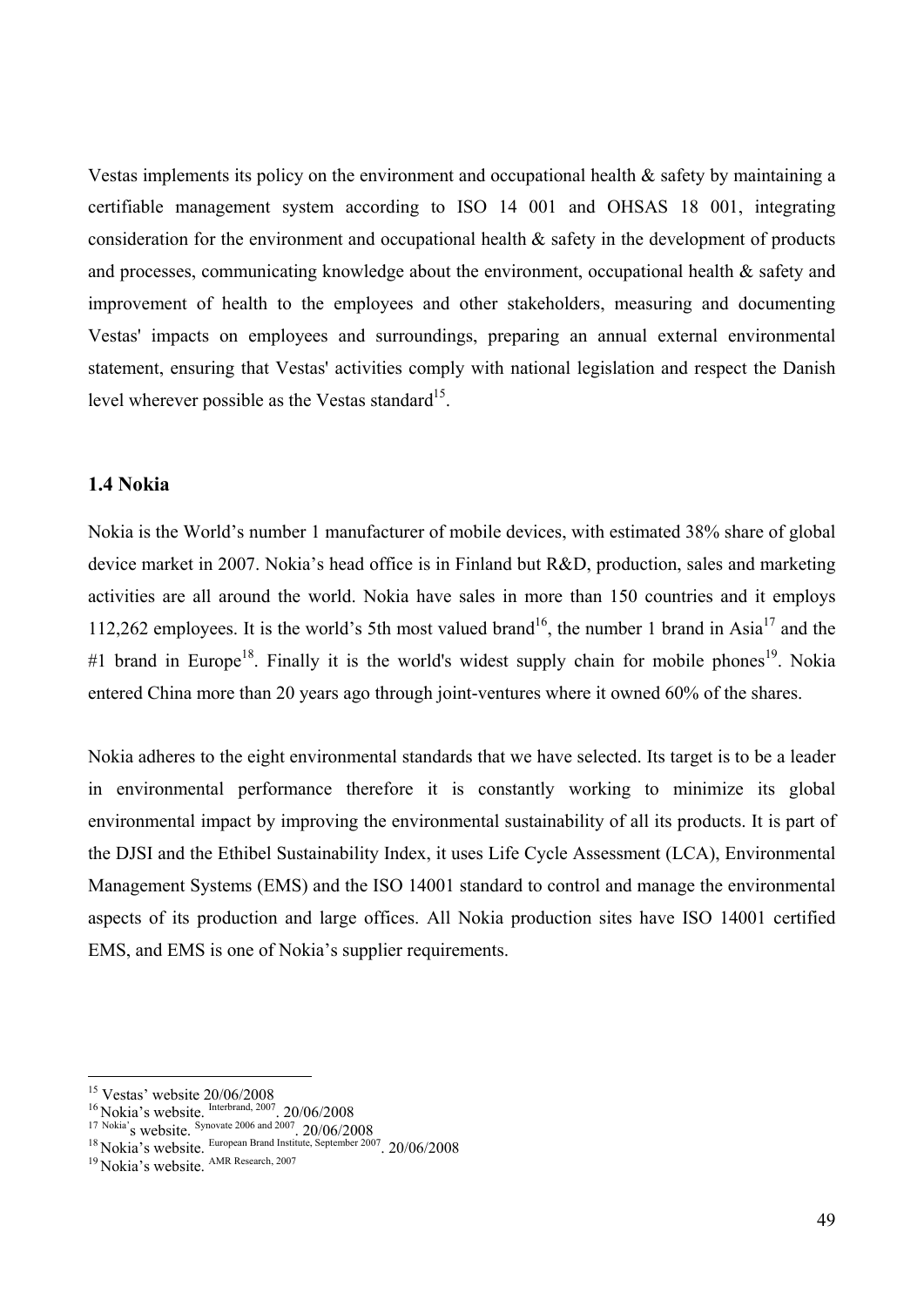Vestas implements its policy on the environment and occupational health & safety by maintaining a certifiable management system according to ISO 14 001 and OHSAS 18 001, integrating consideration for the environment and occupational health & safety in the development of products and processes, communicating knowledge about the environment, occupational health & safety and improvement of health to the employees and other stakeholders, measuring and documenting Vestas' impacts on employees and surroundings, preparing an annual external environmental statement, ensuring that Vestas' activities comply with national legislation and respect the Danish level wherever possible as the Vestas standard[15].

### 1.4 Nokia

Nokia is the World's number 1 manufacturer of mobile devices, with estimated 38% share of global device market in 2007. Nokia's head office is in Finland but R&D, production, sales and marketing activities are all around the world. Nokia have sales in more than 150 countries and it employs 112,262 employees. It is the world's 5th most valued brand[16], the number 1 brand in Asia[17] and the #1 brand in Europe[18]. Finally it is the world's widest supply chain for mobile phones[19]. Nokia entered China more than 20 years ago through joint-ventures where it owned 60% of the shares.

Nokia adheres to the eight environmental standards that we have selected. Its target is to be a leader in environmental performance therefore it is constantly working to minimize its global environmental impact by improving the environmental sustainability of all its products. It is part of the DJSI and the Ethibel Sustainability Index, it uses Life Cycle Assessment (LCA), Environmental Management Systems (EMS) and the ISO 14001 standard to control and manage the environmental aspects of its production and large offices. All Nokia production sites have ISO 14001 certified EMS, and EMS is one of Nokia's supplier requirements.

---

[15] Vestas' website 20/06/2008

[16] Nokia's website. Interbrand, 2007. 20/06/2008

[17] Nokia's website. Synovate 2006 and 2007. 20/06/2008

[18] Nokia's website. European Brand Institute, September 2007. 20/06/2008

[19] Nokia's website. AMR Research, 2007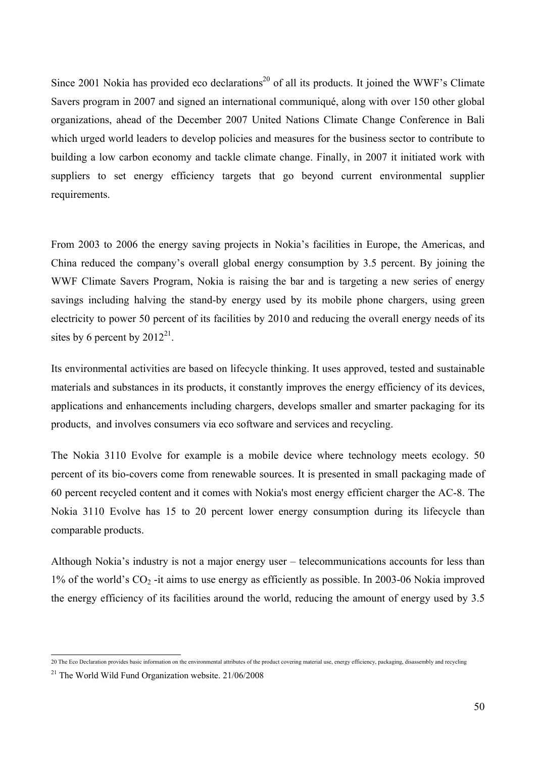Since 2001 Nokia has provided eco declarations[20] of all its products. It joined the WWF's Climate Savers program in 2007 and signed an international communiqué, along with over 150 other global organizations, ahead of the December 2007 United Nations Climate Change Conference in Bali which urged world leaders to develop policies and measures for the business sector to contribute to building a low carbon economy and tackle climate change. Finally, in 2007 it initiated work with suppliers to set energy efficiency targets that go beyond current environmental supplier requirements.

From 2003 to 2006 the energy saving projects in Nokia's facilities in Europe, the Americas, and China reduced the company's overall global energy consumption by 3.5 percent. By joining the WWF Climate Savers Program, Nokia is raising the bar and is targeting a new series of energy savings including halving the stand-by energy used by its mobile phone chargers, using green electricity to power 50 percent of its facilities by 2010 and reducing the overall energy needs of its sites by 6 percent by 2012[21].

Its environmental activities are based on lifecycle thinking. It uses approved, tested and sustainable materials and substances in its products, it constantly improves the energy efficiency of its devices, applications and enhancements including chargers, develops smaller and smarter packaging for its products, and involves consumers via eco software and services and recycling.

The Nokia 3110 Evolve for example is a mobile device where technology meets ecology. 50 percent of its bio-covers come from renewable sources. It is presented in small packaging made of 60 percent recycled content and it comes with Nokia's most energy efficient charger the AC-8. The Nokia 3110 Evolve has 15 to 20 percent lower energy consumption during its lifecycle than comparable products.

Although Nokia's industry is not a major energy user – telecommunications accounts for less than 1% of the world's $CO_2$ -it aims to use energy as efficiently as possible. In 2003-06 Nokia improved the energy efficiency of its facilities around the world, reducing the amount of energy used by 3.5

---

20 The Eco Declaration provides basic information on the environmental attributes of the product covering material use, energy efficiency, packaging, disassembly and recycling

21 The World Wild Fund Organization website. 21/06/2008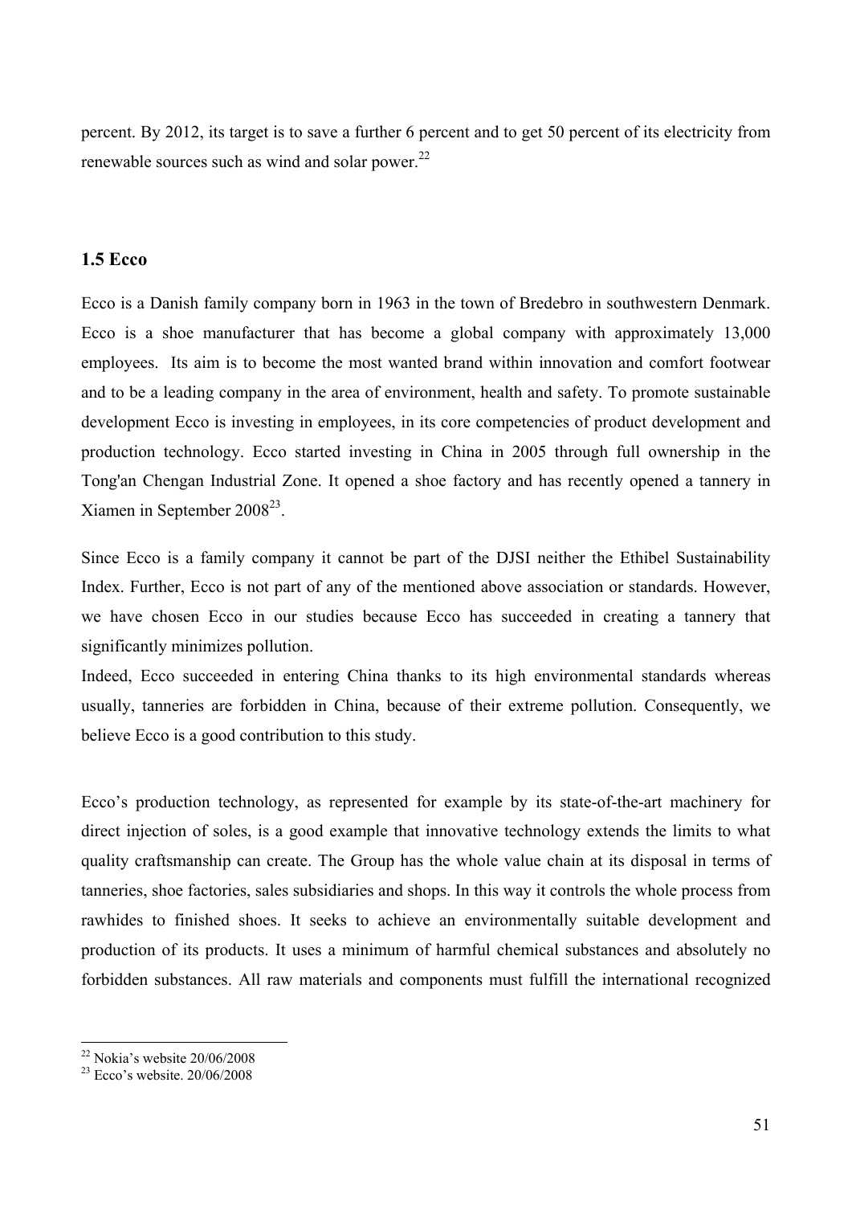percent. By 2012, its target is to save a further 6 percent and to get 50 percent of its electricity from renewable sources such as wind and solar power.[22]

### 1.5 Ecco

Ecco is a Danish family company born in 1963 in the town of Bredebro in southwestern Denmark. Ecco is a shoe manufacturer that has become a global company with approximately 13,000 employees. Its aim is to become the most wanted brand within innovation and comfort footwear and to be a leading company in the area of environment, health and safety. To promote sustainable development Ecco is investing in employees, in its core competencies of product development and production technology. Ecco started investing in China in 2005 through full ownership in the Tong'an Chengan Industrial Zone. It opened a shoe factory and has recently opened a tannery in Xiamen in September 2008[23].

Since Ecco is a family company it cannot be part of the DJSI neither the Ethibel Sustainability Index. Further, Ecco is not part of any of the mentioned above association or standards. However, we have chosen Ecco in our studies because Ecco has succeeded in creating a tannery that significantly minimizes pollution.
Indeed, Ecco succeeded in entering China thanks to its high environmental standards whereas usually, tanneries are forbidden in China, because of their extreme pollution. Consequently, we believe Ecco is a good contribution to this study.

Ecco's production technology, as represented for example by its state-of-the-art machinery for direct injection of soles, is a good example that innovative technology extends the limits to what quality craftsmanship can create. The Group has the whole value chain at its disposal in terms of tanneries, shoe factories, sales subsidiaries and shops. In this way it controls the whole process from rawhides to finished shoes. It seeks to achieve an environmentally suitable development and production of its products. It uses a minimum of harmful chemical substances and absolutely no forbidden substances. All raw materials and components must fulfill the international recognized

---

[22] Nokia's website 20/06/2008

[23] Ecco's website. 20/06/2008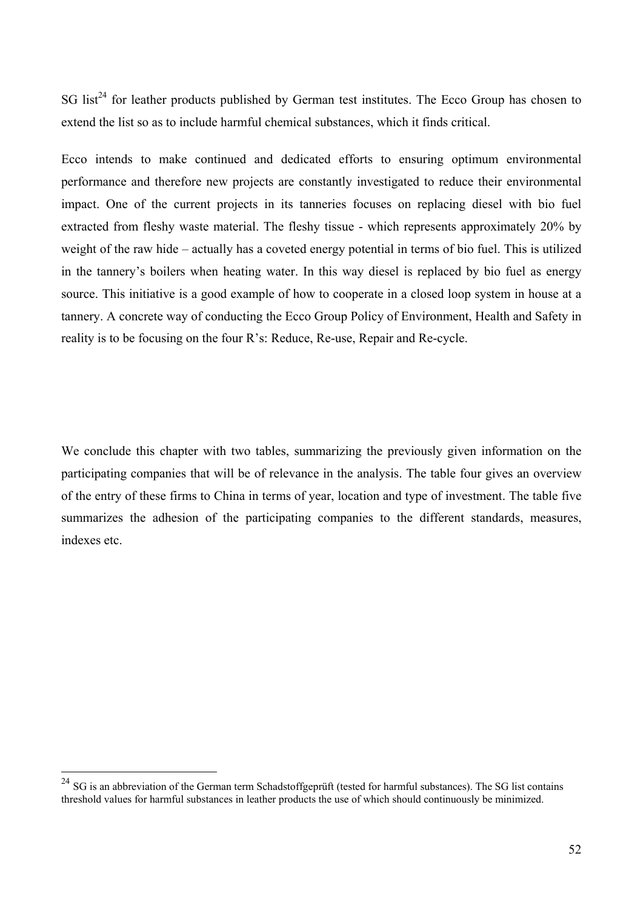SG list[24] for leather products published by German test institutes. The Ecco Group has chosen to extend the list so as to include harmful chemical substances, which it finds critical.

Ecco intends to make continued and dedicated efforts to ensuring optimum environmental performance and therefore new projects are constantly investigated to reduce their environmental impact. One of the current projects in its tanneries focuses on replacing diesel with bio fuel extracted from fleshy waste material. The fleshy tissue - which represents approximately 20% by weight of the raw hide – actually has a coveted energy potential in terms of bio fuel. This is utilized in the tannery's boilers when heating water. In this way diesel is replaced by bio fuel as energy source. This initiative is a good example of how to cooperate in a closed loop system in house at a tannery. A concrete way of conducting the Ecco Group Policy of Environment, Health and Safety in reality is to be focusing on the four R's: Reduce, Re-use, Repair and Re-cycle.

We conclude this chapter with two tables, summarizing the previously given information on the participating companies that will be of relevance in the analysis. The table four gives an overview of the entry of these firms to China in terms of year, location and type of investment. The table five summarizes the adhesion of the participating companies to the different standards, measures, indexes etc.

---

[24] SG is an abbreviation of the German term Schadstoffgeprüft (tested for harmful substances). The SG list contains threshold values for harmful substances in leather products the use of which should continuously be minimized.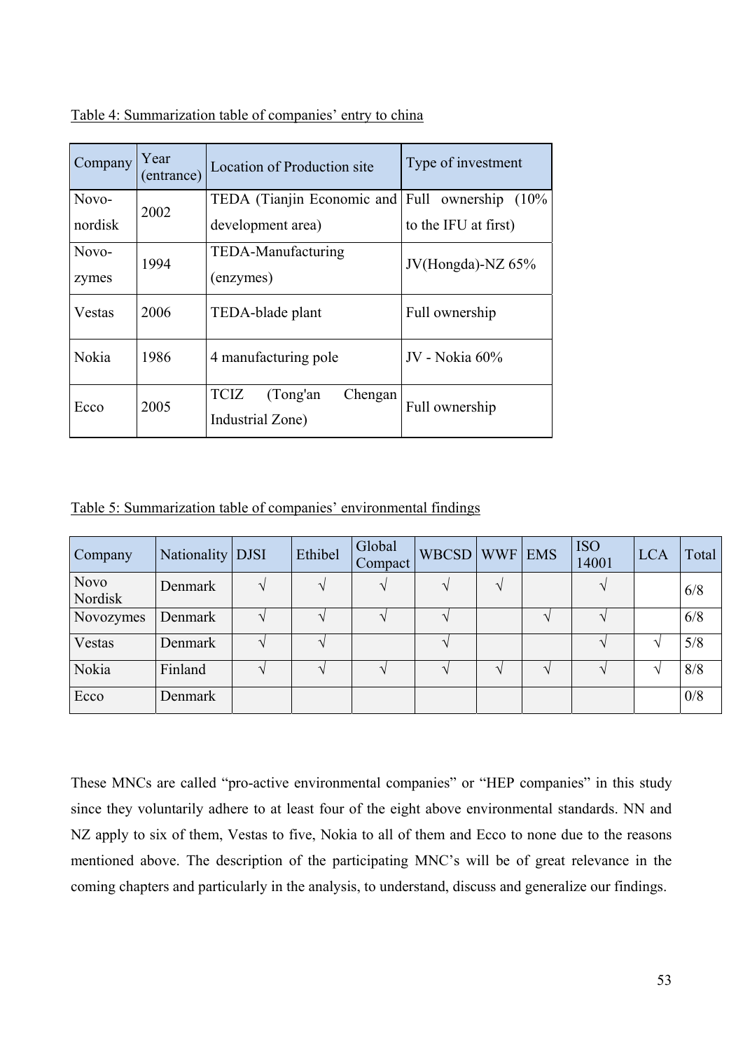Table 4: Summarization table of companies' entry to china

| Company | Year (entrance) | Location of Production site | Type of investment |
|---|---|---|---|
| Novo-nordisk | 2002 | TEDA (Tianjin Economic and development area) | Full ownership (10% to the IFU at first) |
| Novo-zymes | 1994 | TEDA-Manufacturing (enzymes) | JV(Hongda)-NZ 65% |
| Vestas | 2006 | TEDA-blade plant | Full ownership |
| Nokia | 1986 | 4 manufacturing pole | JV - Nokia 60% |
| Ecco | 2005 | TCIZ (Tong'an Chengan Industrial Zone) | Full ownership |

Table 5: Summarization table of companies' environmental findings

| Company | Nationality | DJSI | Ethibel | Global Compact | WBCSD | WWF | EMS | ISO 14001 | LCA | Total |
|---|---|---|---|---|---|---|---|---|---|---|
| Novo Nordisk | Denmark | √ | √ | √ | √ | √ | | √ | | 6/8 |
| Novozymes | Denmark | √ | √ | √ | √ | | √ | √ | | 6/8 |
| Vestas | Denmark | √ | √ | | √ | | | √ | √ | 5/8 |
| Nokia | Finland | √ | √ | √ | √ | √ | √ | √ | √ | 8/8 |
| Ecco | Denmark | | | | | | | | | 0/8 |

These MNCs are called "pro-active environmental companies" or "HEP companies" in this study since they voluntarily adhere to at least four of the eight above environmental standards. NN and NZ apply to six of them, Vestas to five, Nokia to all of them and Ecco to none due to the reasons mentioned above. The description of the participating MNC's will be of great relevance in the coming chapters and particularly in the analysis, to understand, discuss and generalize our findings.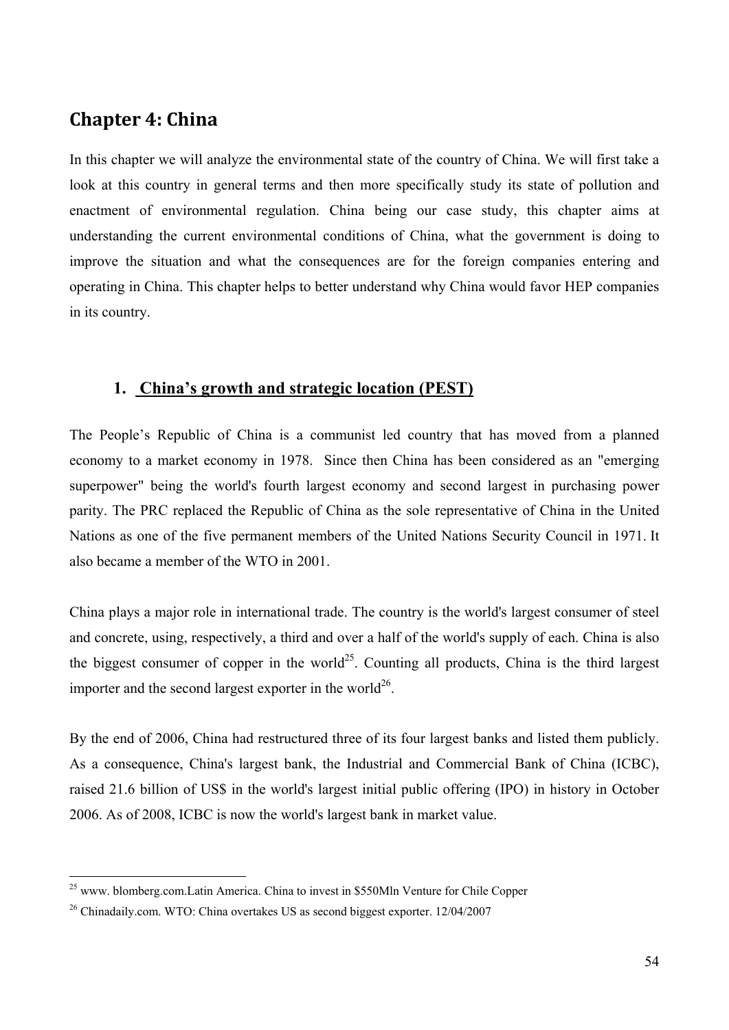## Chapter 4: China

In this chapter we will analyze the environmental state of the country of China. We will first take a look at this country in general terms and then more specifically study its state of pollution and enactment of environmental regulation. China being our case study, this chapter aims at understanding the current environmental conditions of China, what the government is doing to improve the situation and what the consequences are for the foreign companies entering and operating in China. This chapter helps to better understand why China would favor HEP companies in its country.

### 1. China's growth and strategic location (PEST)

The People's Republic of China is a communist led country that has moved from a planned economy to a market economy in 1978. Since then China has been considered as an "emerging superpower" being the world's fourth largest economy and second largest in purchasing power parity. The PRC replaced the Republic of China as the sole representative of China in the United Nations as one of the five permanent members of the United Nations Security Council in 1971. It also became a member of the WTO in 2001.

China plays a major role in international trade. The country is the world's largest consumer of steel and concrete, using, respectively, a third and over a half of the world's supply of each. China is also the biggest consumer of copper in the world[25]. Counting all products, China is the third largest importer and the second largest exporter in the world[26].

By the end of 2006, China had restructured three of its four largest banks and listed them publicly. As a consequence, China's largest bank, the Industrial and Commercial Bank of China (ICBC), raised 21.6 billion of US$ in the world's largest initial public offering (IPO) in history in October 2006. As of 2008, ICBC is now the world's largest bank in market value.

---

[25] www. blomberg.com.Latin America. China to invest in $550Mln Venture for Chile Copper

[26] Chinadaily.com. WTO: China overtakes US as second biggest exporter. 12/04/2007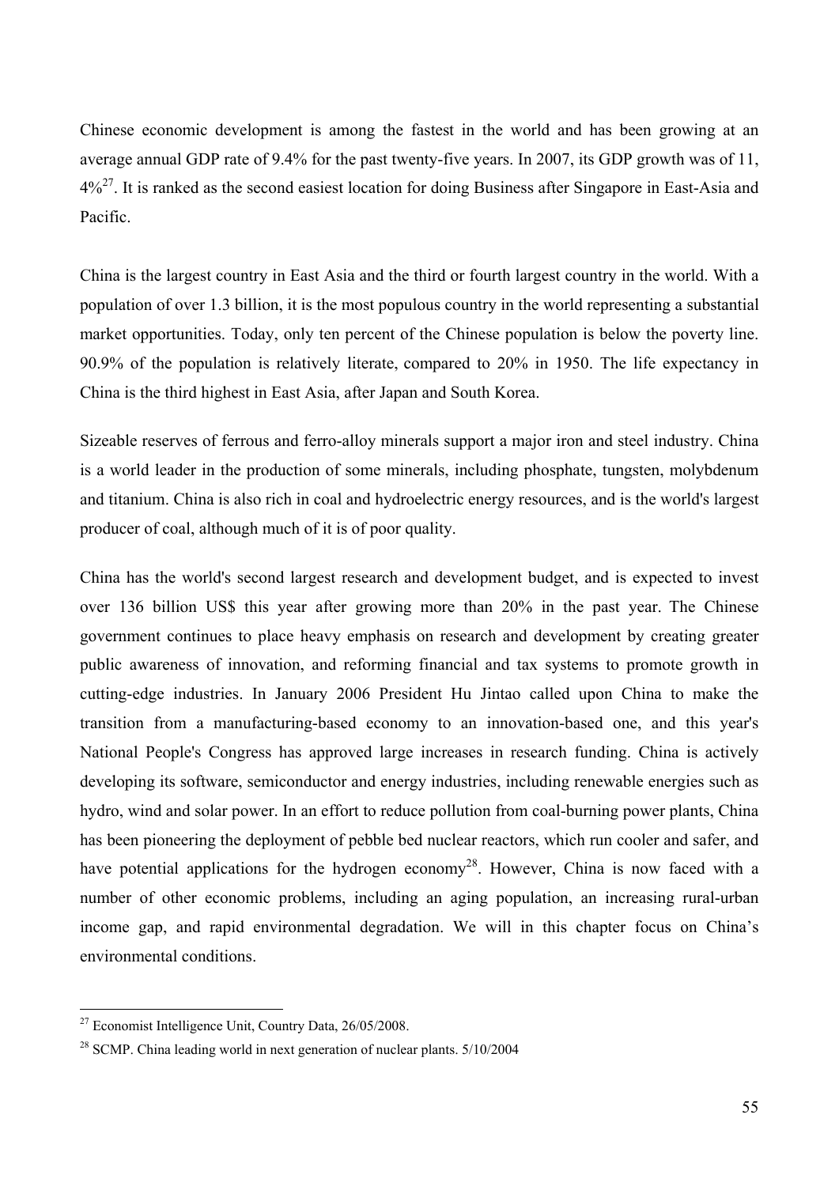Chinese economic development is among the fastest in the world and has been growing at an average annual GDP rate of 9.4% for the past twenty-five years. In 2007, its GDP growth was of 11, 4%[27]. It is ranked as the second easiest location for doing Business after Singapore in East-Asia and Pacific.

China is the largest country in East Asia and the third or fourth largest country in the world. With a population of over 1.3 billion, it is the most populous country in the world representing a substantial market opportunities. Today, only ten percent of the Chinese population is below the poverty line. 90.9% of the population is relatively literate, compared to 20% in 1950. The life expectancy in China is the third highest in East Asia, after Japan and South Korea.

Sizeable reserves of ferrous and ferro-alloy minerals support a major iron and steel industry. China is a world leader in the production of some minerals, including phosphate, tungsten, molybdenum and titanium. China is also rich in coal and hydroelectric energy resources, and is the world's largest producer of coal, although much of it is of poor quality.

China has the world's second largest research and development budget, and is expected to invest over 136 billion US$ this year after growing more than 20% in the past year. The Chinese government continues to place heavy emphasis on research and development by creating greater public awareness of innovation, and reforming financial and tax systems to promote growth in cutting-edge industries. In January 2006 President Hu Jintao called upon China to make the transition from a manufacturing-based economy to an innovation-based one, and this year's National People's Congress has approved large increases in research funding. China is actively developing its software, semiconductor and energy industries, including renewable energies such as hydro, wind and solar power. In an effort to reduce pollution from coal-burning power plants, China has been pioneering the deployment of pebble bed nuclear reactors, which run cooler and safer, and have potential applications for the hydrogen economy[28]. However, China is now faced with a number of other economic problems, including an aging population, an increasing rural-urban income gap, and rapid environmental degradation. We will in this chapter focus on China's environmental conditions.

---

[27] Economist Intelligence Unit, Country Data, 26/05/2008.

[28] SCMP. China leading world in next generation of nuclear plants. 5/10/2004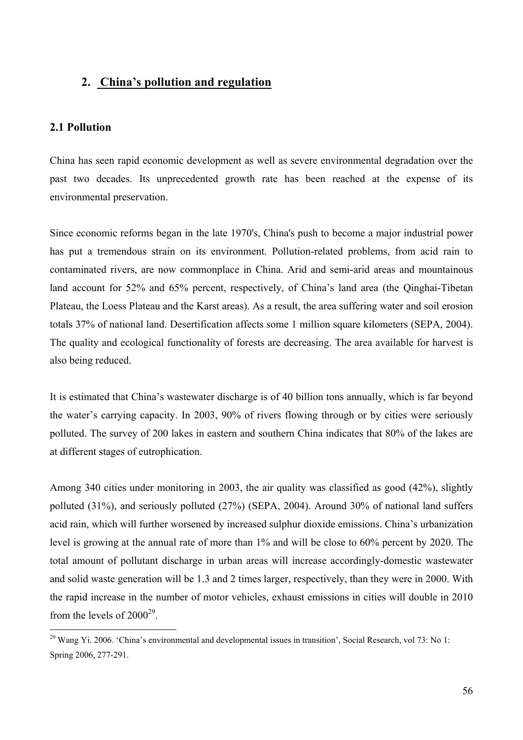## 2. China's pollution and regulation

### 2.1 Pollution

China has seen rapid economic development as well as severe environmental degradation over the past two decades. Its unprecedented growth rate has been reached at the expense of its environmental preservation.

Since economic reforms began in the late 1970's, China's push to become a major industrial power has put a tremendous strain on its environment. Pollution-related problems, from acid rain to contaminated rivers, are now commonplace in China. Arid and semi-arid areas and mountainous land account for 52% and 65% percent, respectively, of China's land area (the Qinghai-Tibetan Plateau, the Loess Plateau and the Karst areas). As a result, the area suffering water and soil erosion totals 37% of national land. Desertification affects some 1 million square kilometers (SEPA, 2004). The quality and ecological functionality of forests are decreasing. The area available for harvest is also being reduced.

It is estimated that China's wastewater discharge is of 40 billion tons annually, which is far beyond the water's carrying capacity. In 2003, 90% of rivers flowing through or by cities were seriously polluted. The survey of 200 lakes in eastern and southern China indicates that 80% of the lakes are at different stages of eutrophication.

Among 340 cities under monitoring in 2003, the air quality was classified as good (42%), slightly polluted (31%), and seriously polluted (27%) (SEPA, 2004). Around 30% of national land suffers acid rain, which will further worsened by increased sulphur dioxide emissions. China's urbanization level is growing at the annual rate of more than 1% and will be close to 60% percent by 2020. The total amount of pollutant discharge in urban areas will increase accordingly-domestic wastewater and solid waste generation will be 1.3 and 2 times larger, respectively, than they were in 2000. With the rapid increase in the number of motor vehicles, exhaust emissions in cities will double in 2010 from the levels of 2000[29].

[29] Wang Yi. 2006. 'China's environmental and developmental issues in transition', Social Research, vol 73: No 1: Spring 2006, 277-291.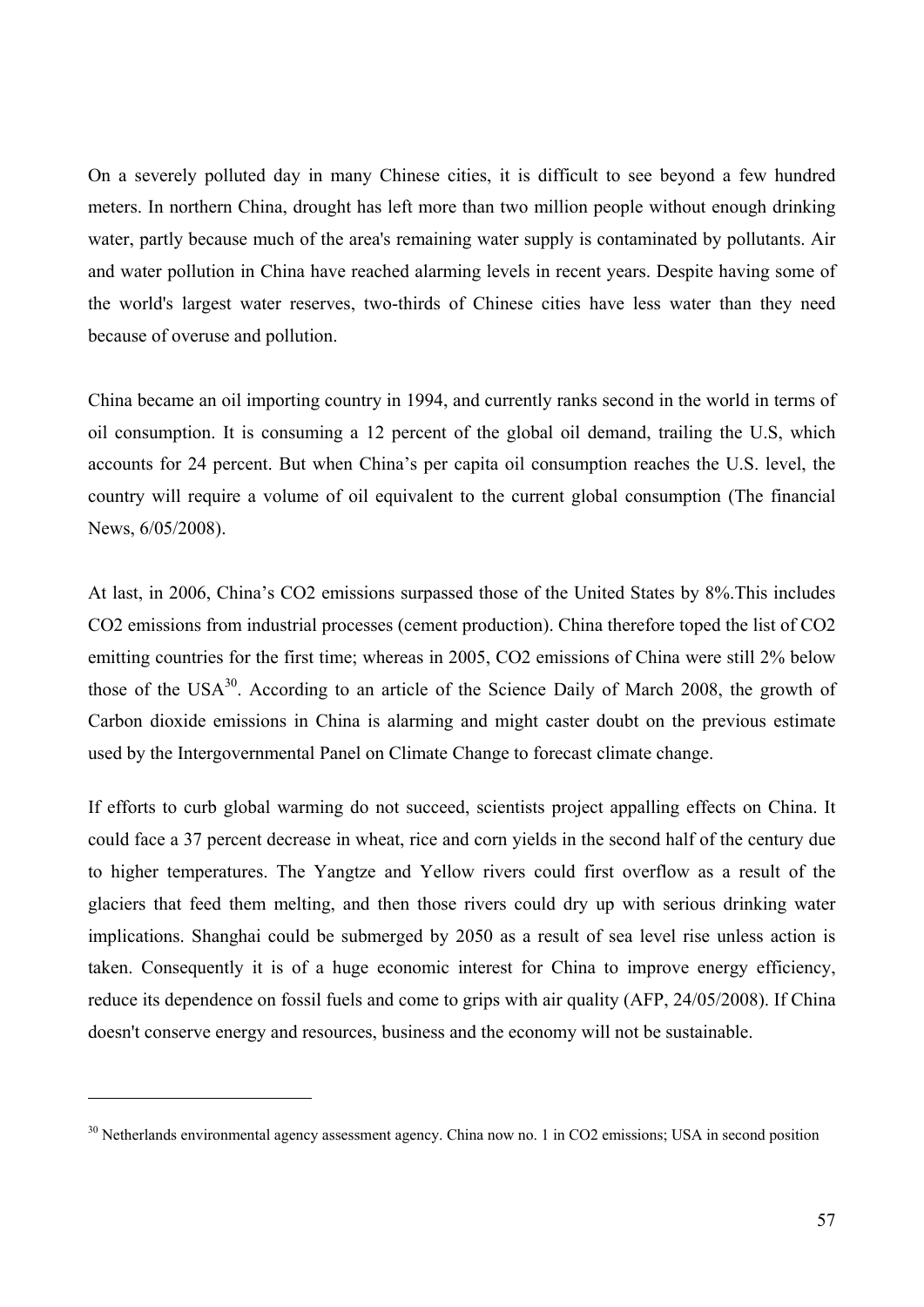On a severely polluted day in many Chinese cities, it is difficult to see beyond a few hundred meters. In northern China, drought has left more than two million people without enough drinking water, partly because much of the area's remaining water supply is contaminated by pollutants. Air and water pollution in China have reached alarming levels in recent years. Despite having some of the world's largest water reserves, two-thirds of Chinese cities have less water than they need because of overuse and pollution.

China became an oil importing country in 1994, and currently ranks second in the world in terms of oil consumption. It is consuming a 12 percent of the global oil demand, trailing the U.S, which accounts for 24 percent. But when China's per capita oil consumption reaches the U.S. level, the country will require a volume of oil equivalent to the current global consumption (The financial News, 6/05/2008).

At last, in 2006, China's $CO_2$ emissions surpassed those of the United States by 8%.This includes $CO_2$ emissions from industrial processes (cement production). China therefore toped the list of $CO_2$ emitting countries for the first time; whereas in 2005, $CO_2$ emissions of China were still 2% below those of the USA[30]. According to an article of the Science Daily of March 2008, the growth of Carbon dioxide emissions in China is alarming and might caster doubt on the previous estimate used by the Intergovernmental Panel on Climate Change to forecast climate change.

If efforts to curb global warming do not succeed, scientists project appalling effects on China. It could face a 37 percent decrease in wheat, rice and corn yields in the second half of the century due to higher temperatures. The Yangtze and Yellow rivers could first overflow as a result of the glaciers that feed them melting, and then those rivers could dry up with serious drinking water implications. Shanghai could be submerged by 2050 as a result of sea level rise unless action is taken. Consequently it is of a huge economic interest for China to improve energy efficiency, reduce its dependence on fossil fuels and come to grips with air quality (AFP, 24/05/2008). If China doesn't conserve energy and resources, business and the economy will not be sustainable.

---

[30] Netherlands environmental agency assessment agency. China now no. 1 in $CO_2$ emissions; USA in second position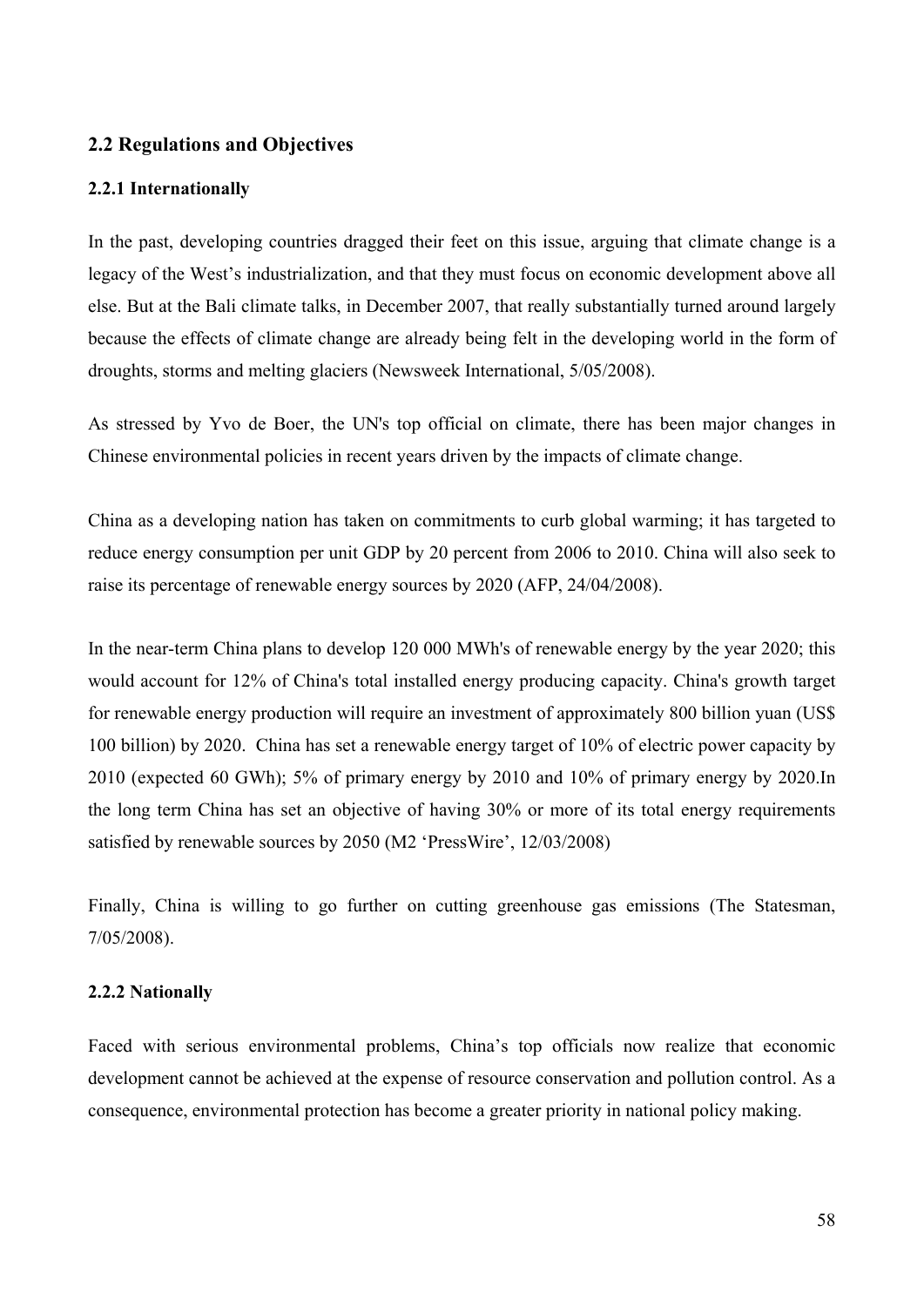## 2.2 Regulations and Objectives

### 2.2.1 Internationally

In the past, developing countries dragged their feet on this issue, arguing that climate change is a legacy of the West's industrialization, and that they must focus on economic development above all else. But at the Bali climate talks, in December 2007, that really substantially turned around largely because the effects of climate change are already being felt in the developing world in the form of droughts, storms and melting glaciers (Newsweek International, 5/05/2008).

As stressed by Yvo de Boer, the UN's top official on climate, there has been major changes in Chinese environmental policies in recent years driven by the impacts of climate change.

China as a developing nation has taken on commitments to curb global warming; it has targeted to reduce energy consumption per unit GDP by 20 percent from 2006 to 2010. China will also seek to raise its percentage of renewable energy sources by 2020 (AFP, 24/04/2008).

In the near-term China plans to develop 120 000 MWh's of renewable energy by the year 2020; this would account for 12% of China's total installed energy producing capacity. China's growth target for renewable energy production will require an investment of approximately 800 billion yuan (US$ 100 billion) by 2020. China has set a renewable energy target of 10% of electric power capacity by 2010 (expected 60 GWh); 5% of primary energy by 2010 and 10% of primary energy by 2020.In the long term China has set an objective of having 30% or more of its total energy requirements satisfied by renewable sources by 2050 (M2 'PressWire', 12/03/2008)

Finally, China is willing to go further on cutting greenhouse gas emissions (The Statesman, 7/05/2008).

### 2.2.2 Nationally

Faced with serious environmental problems, China's top officials now realize that economic development cannot be achieved at the expense of resource conservation and pollution control. As a consequence, environmental protection has become a greater priority in national policy making.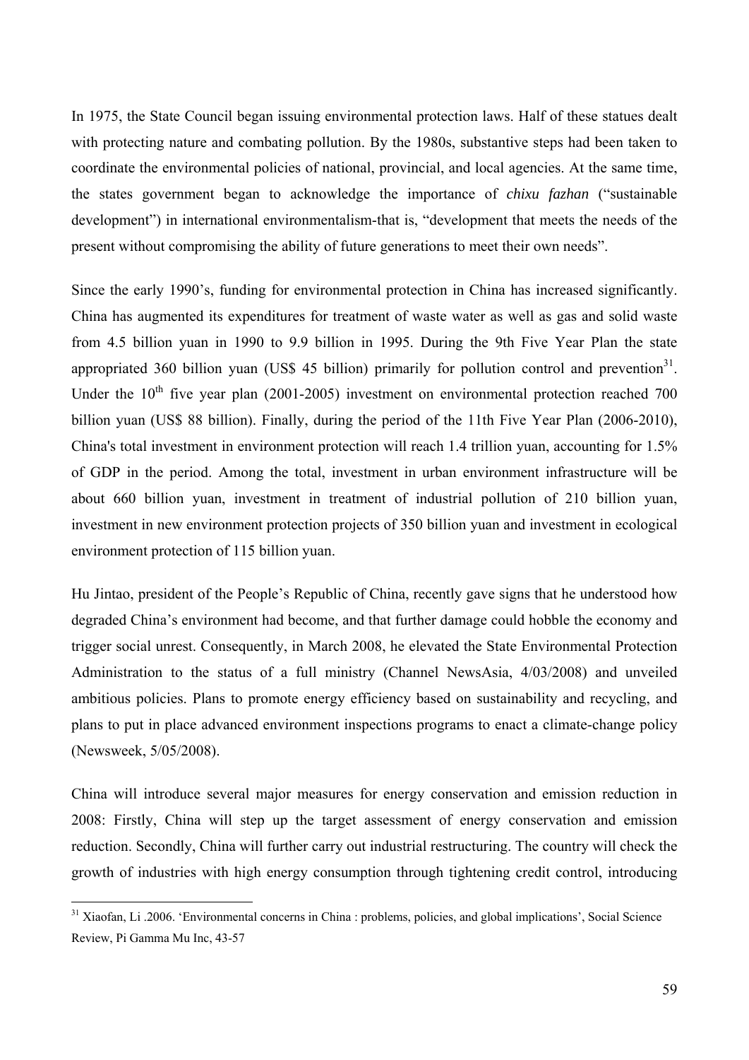In 1975, the State Council began issuing environmental protection laws. Half of these statues dealt with protecting nature and combating pollution. By the 1980s, substantive steps had been taken to coordinate the environmental policies of national, provincial, and local agencies. At the same time, the states government began to acknowledge the importance of *chixu fazhan* ("sustainable development") in international environmentalism-that is, "development that meets the needs of the present without compromising the ability of future generations to meet their own needs".

Since the early 1990's, funding for environmental protection in China has increased significantly. China has augmented its expenditures for treatment of waste water as well as gas and solid waste from 4.5 billion yuan in 1990 to 9.9 billion in 1995. During the 9th Five Year Plan the state appropriated 360 billion yuan (US$ 45 billion) primarily for pollution control and prevention[31]. Under the 10th five year plan (2001-2005) investment on environmental protection reached 700 billion yuan (US$ 88 billion). Finally, during the period of the 11th Five Year Plan (2006-2010), China's total investment in environment protection will reach 1.4 trillion yuan, accounting for 1.5% of GDP in the period. Among the total, investment in urban environment infrastructure will be about 660 billion yuan, investment in treatment of industrial pollution of 210 billion yuan, investment in new environment protection projects of 350 billion yuan and investment in ecological environment protection of 115 billion yuan.

Hu Jintao, president of the People's Republic of China, recently gave signs that he understood how degraded China's environment had become, and that further damage could hobble the economy and trigger social unrest. Consequently, in March 2008, he elevated the State Environmental Protection Administration to the status of a full ministry (Channel NewsAsia, 4/03/2008) and unveiled ambitious policies. Plans to promote energy efficiency based on sustainability and recycling, and plans to put in place advanced environment inspections programs to enact a climate-change policy (Newsweek, 5/05/2008).

China will introduce several major measures for energy conservation and emission reduction in 2008: Firstly, China will step up the target assessment of energy conservation and emission reduction. Secondly, China will further carry out industrial restructuring. The country will check the growth of industries with high energy consumption through tightening credit control, introducing

---

[31] Xiaofan, Li .2006. 'Environmental concerns in China : problems, policies, and global implications', Social Science Review, Pi Gamma Mu Inc, 43-57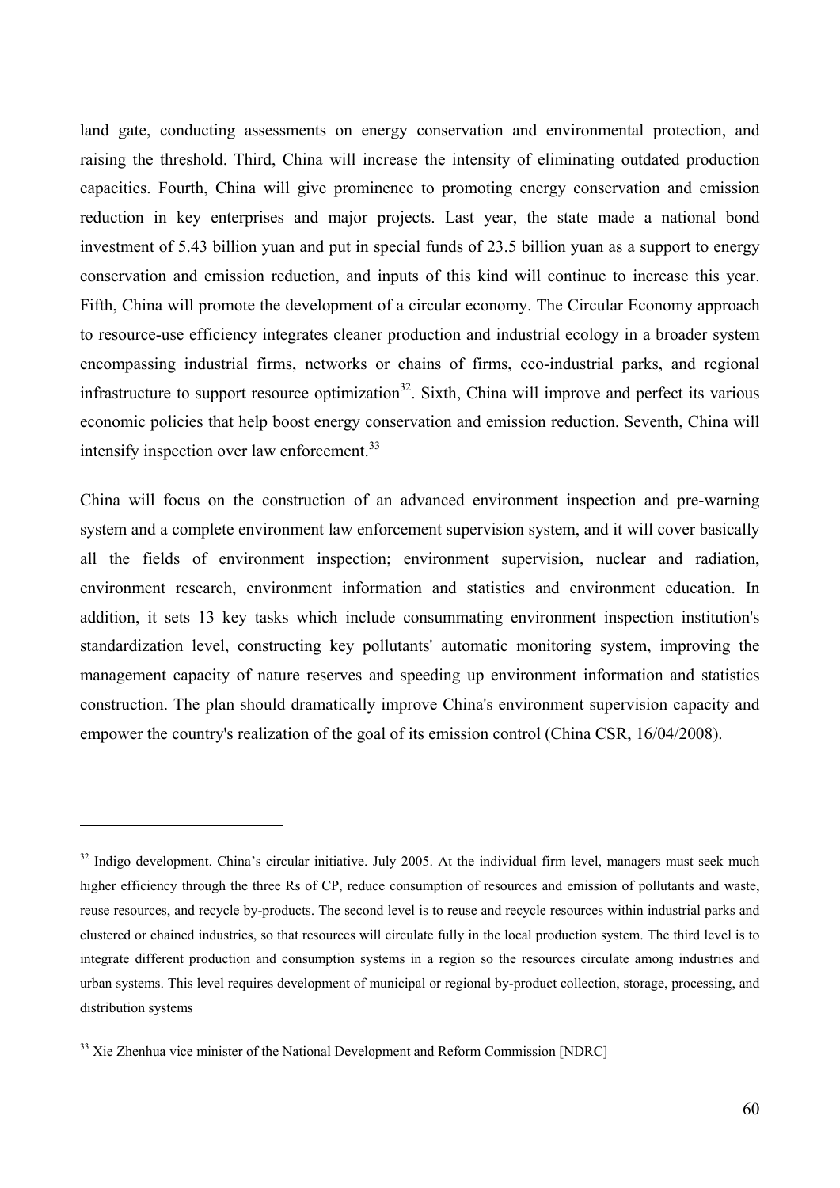land gate, conducting assessments on energy conservation and environmental protection, and raising the threshold. Third, China will increase the intensity of eliminating outdated production capacities. Fourth, China will give prominence to promoting energy conservation and emission reduction in key enterprises and major projects. Last year, the state made a national bond investment of 5.43 billion yuan and put in special funds of 23.5 billion yuan as a support to energy conservation and emission reduction, and inputs of this kind will continue to increase this year. Fifth, China will promote the development of a circular economy. The Circular Economy approach to resource-use efficiency integrates cleaner production and industrial ecology in a broader system encompassing industrial firms, networks or chains of firms, eco-industrial parks, and regional infrastructure to support resource optimization[32]. Sixth, China will improve and perfect its various economic policies that help boost energy conservation and emission reduction. Seventh, China will intensify inspection over law enforcement.[33]

China will focus on the construction of an advanced environment inspection and pre-warning system and a complete environment law enforcement supervision system, and it will cover basically all the fields of environment inspection; environment supervision, nuclear and radiation, environment research, environment information and statistics and environment education. In addition, it sets 13 key tasks which include consummating environment inspection institution's standardization level, constructing key pollutants' automatic monitoring system, improving the management capacity of nature reserves and speeding up environment information and statistics construction. The plan should dramatically improve China's environment supervision capacity and empower the country's realization of the goal of its emission control (China CSR, 16/04/2008).

---

[32] Indigo development. China's circular initiative. July 2005. At the individual firm level, managers must seek much higher efficiency through the three Rs of CP, reduce consumption of resources and emission of pollutants and waste, reuse resources, and recycle by-products. The second level is to reuse and recycle resources within industrial parks and clustered or chained industries, so that resources will circulate fully in the local production system. The third level is to integrate different production and consumption systems in a region so the resources circulate among industries and urban systems. This level requires development of municipal or regional by-product collection, storage, processing, and distribution systems

[33] Xie Zhenhua vice minister of the National Development and Reform Commission [NDRC]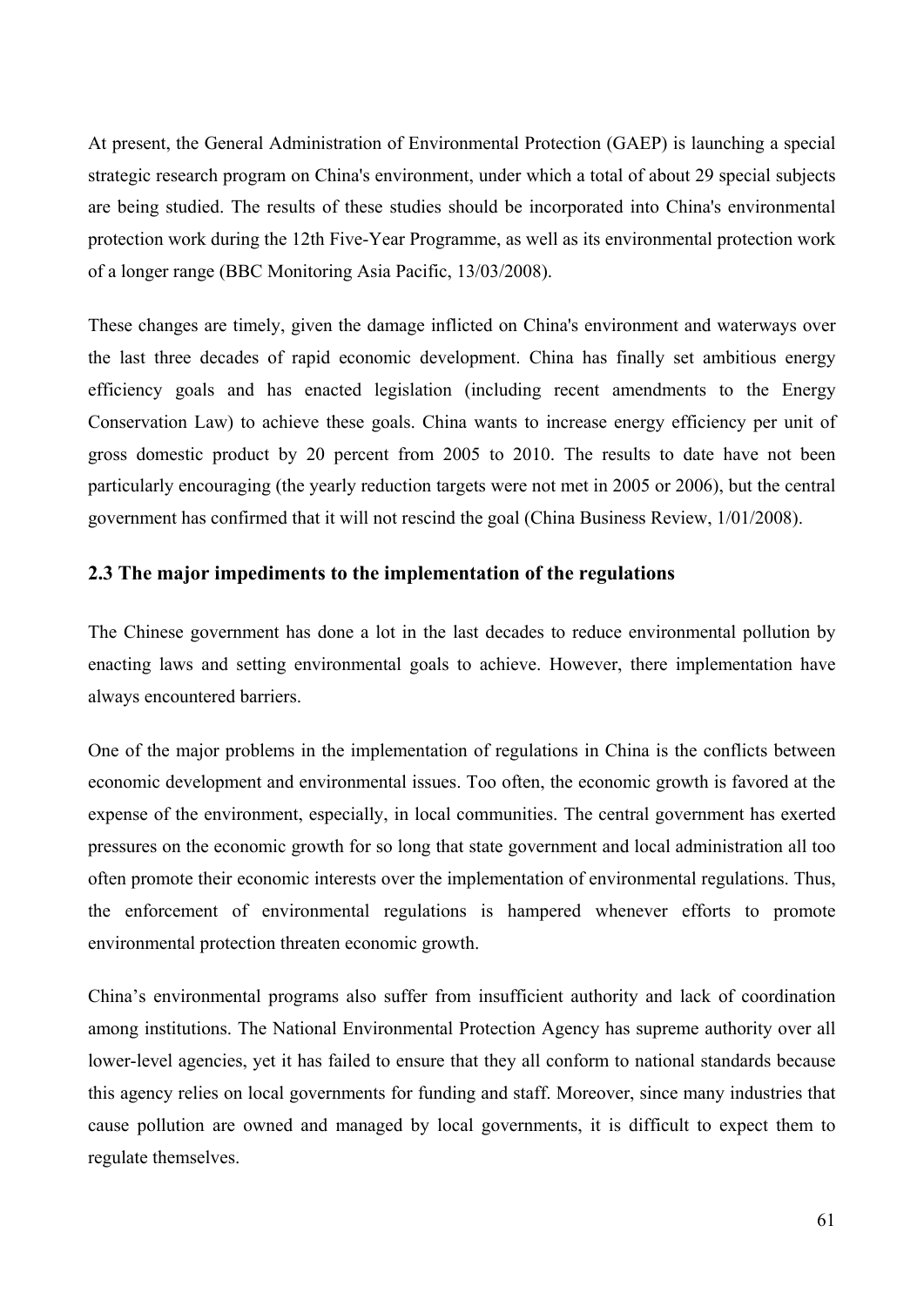At present, the General Administration of Environmental Protection (GAEP) is launching a special strategic research program on China's environment, under which a total of about 29 special subjects are being studied. The results of these studies should be incorporated into China's environmental protection work during the 12th Five-Year Programme, as well as its environmental protection work of a longer range (BBC Monitoring Asia Pacific, 13/03/2008).

These changes are timely, given the damage inflicted on China's environment and waterways over the last three decades of rapid economic development. China has finally set ambitious energy efficiency goals and has enacted legislation (including recent amendments to the Energy Conservation Law) to achieve these goals. China wants to increase energy efficiency per unit of gross domestic product by 20 percent from 2005 to 2010. The results to date have not been particularly encouraging (the yearly reduction targets were not met in 2005 or 2006), but the central government has confirmed that it will not rescind the goal (China Business Review, 1/01/2008).

## 2.3 The major impediments to the implementation of the regulations

The Chinese government has done a lot in the last decades to reduce environmental pollution by enacting laws and setting environmental goals to achieve. However, there implementation have always encountered barriers.

One of the major problems in the implementation of regulations in China is the conflicts between economic development and environmental issues. Too often, the economic growth is favored at the expense of the environment, especially, in local communities. The central government has exerted pressures on the economic growth for so long that state government and local administration all too often promote their economic interests over the implementation of environmental regulations. Thus, the enforcement of environmental regulations is hampered whenever efforts to promote environmental protection threaten economic growth.

China's environmental programs also suffer from insufficient authority and lack of coordination among institutions. The National Environmental Protection Agency has supreme authority over all lower-level agencies, yet it has failed to ensure that they all conform to national standards because this agency relies on local governments for funding and staff. Moreover, since many industries that cause pollution are owned and managed by local governments, it is difficult to expect them to regulate themselves.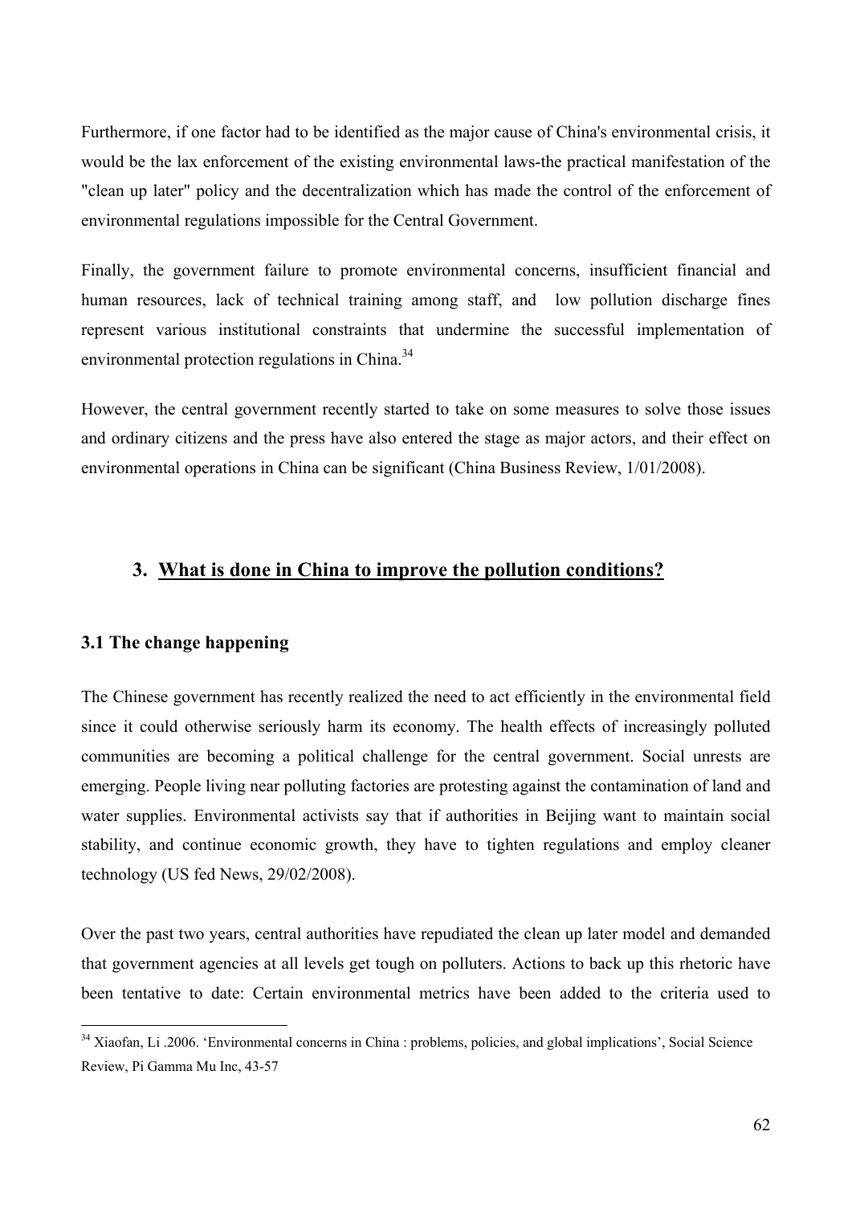Furthermore, if one factor had to be identified as the major cause of China's environmental crisis, it would be the lax enforcement of the existing environmental laws-the practical manifestation of the "clean up later" policy and the decentralization which has made the control of the enforcement of environmental regulations impossible for the Central Government.

Finally, the government failure to promote environmental concerns, insufficient financial and human resources, lack of technical training among staff, and low pollution discharge fines represent various institutional constraints that undermine the successful implementation of environmental protection regulations in China.[34]

However, the central government recently started to take on some measures to solve those issues and ordinary citizens and the press have also entered the stage as major actors, and their effect on environmental operations in China can be significant (China Business Review, 1/01/2008).

## 3. What is done in China to improve the pollution conditions?

### 3.1 The change happening

The Chinese government has recently realized the need to act efficiently in the environmental field since it could otherwise seriously harm its economy. The health effects of increasingly polluted communities are becoming a political challenge for the central government. Social unrests are emerging. People living near polluting factories are protesting against the contamination of land and water supplies. Environmental activists say that if authorities in Beijing want to maintain social stability, and continue economic growth, they have to tighten regulations and employ cleaner technology (US fed News, 29/02/2008).

Over the past two years, central authorities have repudiated the clean up later model and demanded that government agencies at all levels get tough on polluters. Actions to back up this rhetoric have been tentative to date: Certain environmental metrics have been added to the criteria used to

---

[34] Xiaofan, Li .2006. 'Environmental concerns in China : problems, policies, and global implications', Social Science Review, Pi Gamma Mu Inc, 43-57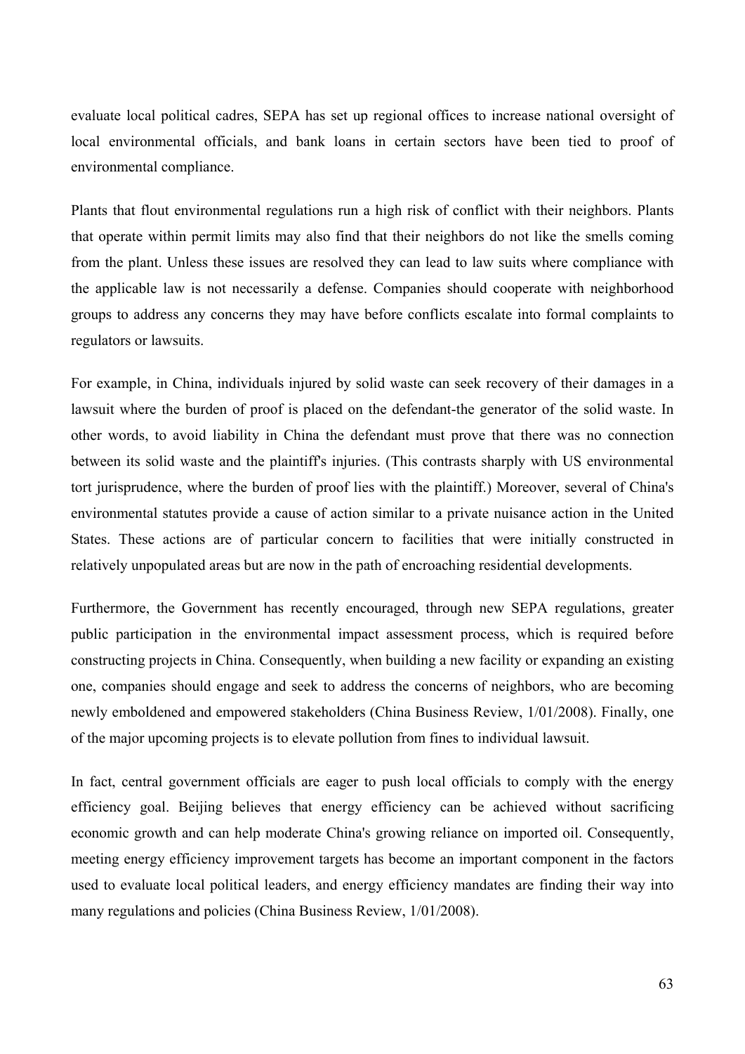evaluate local political cadres, SEPA has set up regional offices to increase national oversight of local environmental officials, and bank loans in certain sectors have been tied to proof of environmental compliance.

Plants that flout environmental regulations run a high risk of conflict with their neighbors. Plants that operate within permit limits may also find that their neighbors do not like the smells coming from the plant. Unless these issues are resolved they can lead to law suits where compliance with the applicable law is not necessarily a defense. Companies should cooperate with neighborhood groups to address any concerns they may have before conflicts escalate into formal complaints to regulators or lawsuits.

For example, in China, individuals injured by solid waste can seek recovery of their damages in a lawsuit where the burden of proof is placed on the defendant-the generator of the solid waste. In other words, to avoid liability in China the defendant must prove that there was no connection between its solid waste and the plaintiff's injuries. (This contrasts sharply with US environmental tort jurisprudence, where the burden of proof lies with the plaintiff.) Moreover, several of China's environmental statutes provide a cause of action similar to a private nuisance action in the United States. These actions are of particular concern to facilities that were initially constructed in relatively unpopulated areas but are now in the path of encroaching residential developments.

Furthermore, the Government has recently encouraged, through new SEPA regulations, greater public participation in the environmental impact assessment process, which is required before constructing projects in China. Consequently, when building a new facility or expanding an existing one, companies should engage and seek to address the concerns of neighbors, who are becoming newly emboldened and empowered stakeholders (China Business Review, 1/01/2008). Finally, one of the major upcoming projects is to elevate pollution from fines to individual lawsuit.

In fact, central government officials are eager to push local officials to comply with the energy efficiency goal. Beijing believes that energy efficiency can be achieved without sacrificing economic growth and can help moderate China's growing reliance on imported oil. Consequently, meeting energy efficiency improvement targets has become an important component in the factors used to evaluate local political leaders, and energy efficiency mandates are finding their way into many regulations and policies (China Business Review, 1/01/2008).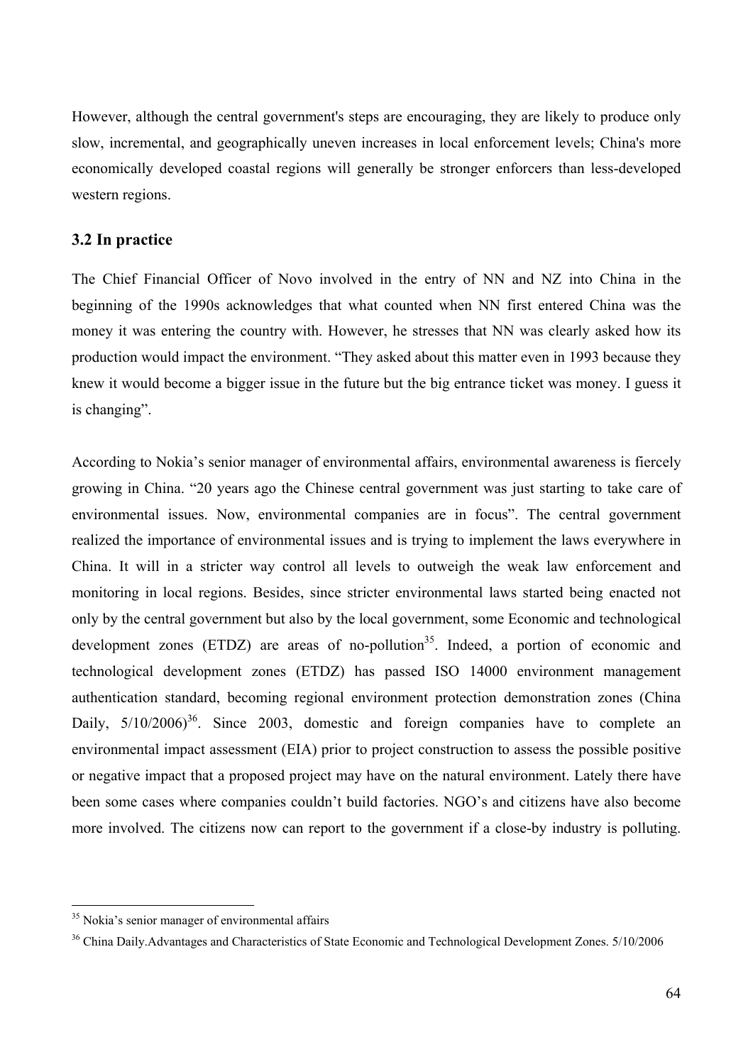However, although the central government's steps are encouraging, they are likely to produce only slow, incremental, and geographically uneven increases in local enforcement levels; China's more economically developed coastal regions will generally be stronger enforcers than less-developed western regions.

### 3.2 In practice

The Chief Financial Officer of Novo involved in the entry of NN and NZ into China in the beginning of the 1990s acknowledges that what counted when NN first entered China was the money it was entering the country with. However, he stresses that NN was clearly asked how its production would impact the environment. "They asked about this matter even in 1993 because they knew it would become a bigger issue in the future but the big entrance ticket was money. I guess it is changing".

According to Nokia's senior manager of environmental affairs, environmental awareness is fiercely growing in China. "20 years ago the Chinese central government was just starting to take care of environmental issues. Now, environmental companies are in focus". The central government realized the importance of environmental issues and is trying to implement the laws everywhere in China. It will in a stricter way control all levels to outweigh the weak law enforcement and monitoring in local regions. Besides, since stricter environmental laws started being enacted not only by the central government but also by the local government, some Economic and technological development zones (ETDZ) are areas of no-pollution[35]. Indeed, a portion of economic and technological development zones (ETDZ) has passed ISO 14000 environment management authentication standard, becoming regional environment protection demonstration zones (China Daily, 5/10/2006)[36]. Since 2003, domestic and foreign companies have to complete an environmental impact assessment (EIA) prior to project construction to assess the possible positive or negative impact that a proposed project may have on the natural environment. Lately there have been some cases where companies couldn't build factories. NGO's and citizens have also become more involved. The citizens now can report to the government if a close-by industry is polluting.

---

[35] Nokia's senior manager of environmental affairs

[36] China Daily.Advantages and Characteristics of State Economic and Technological Development Zones. 5/10/2006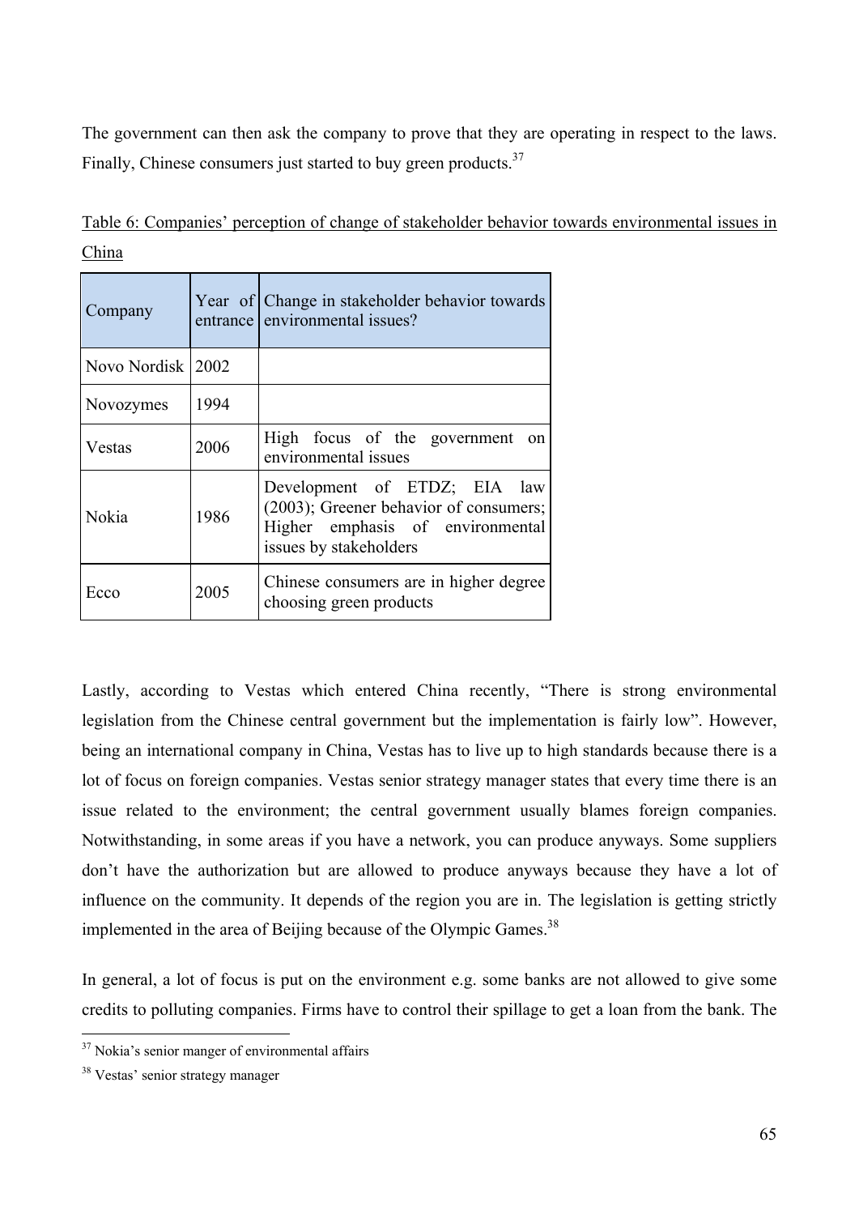The government can then ask the company to prove that they are operating in respect to the laws. Finally, Chinese consumers just started to buy green products.[37]

Table 6: Companies' perception of change of stakeholder behavior towards environmental issues in China

| Company | Year of entrance | Change in stakeholder behavior towards environmental issues? |
|---|---|---|
| Novo Nordisk | 2002 | |
| Novozymes | 1994 | |
| Vestas | 2006 | High focus of the government on environmental issues |
| Nokia | 1986 | Development of ETDZ; EIA law (2003); Greener behavior of consumers; Higher emphasis of environmental issues by stakeholders |
| Ecco | 2005 | Chinese consumers are in higher degree choosing green products |

Lastly, according to Vestas which entered China recently, "There is strong environmental legislation from the Chinese central government but the implementation is fairly low". However, being an international company in China, Vestas has to live up to high standards because there is a lot of focus on foreign companies. Vestas senior strategy manager states that every time there is an issue related to the environment; the central government usually blames foreign companies. Notwithstanding, in some areas if you have a network, you can produce anyways. Some suppliers don't have the authorization but are allowed to produce anyways because they have a lot of influence on the community. It depends of the region you are in. The legislation is getting strictly implemented in the area of Beijing because of the Olympic Games.[38]

In general, a lot of focus is put on the environment e.g. some banks are not allowed to give some credits to polluting companies. Firms have to control their spillage to get a loan from the bank. The

[37] Nokia's senior manger of environmental affairs

[38] Vestas' senior strategy manager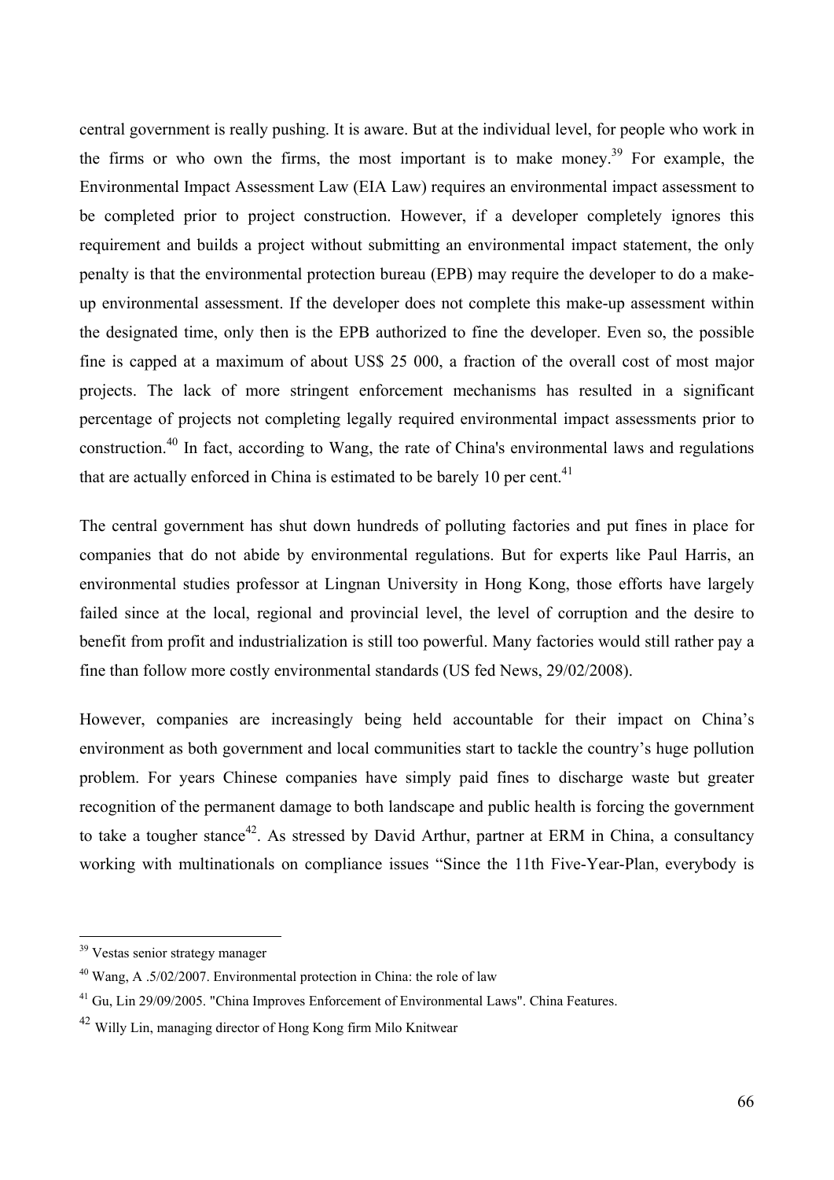central government is really pushing. It is aware. But at the individual level, for people who work in the firms or who own the firms, the most important is to make money.[39] For example, the Environmental Impact Assessment Law (EIA Law) requires an environmental impact assessment to be completed prior to project construction. However, if a developer completely ignores this requirement and builds a project without submitting an environmental impact statement, the only penalty is that the environmental protection bureau (EPB) may require the developer to do a make-up environmental assessment. If the developer does not complete this make-up assessment within the designated time, only then is the EPB authorized to fine the developer. Even so, the possible fine is capped at a maximum of about US$ 25 000, a fraction of the overall cost of most major projects. The lack of more stringent enforcement mechanisms has resulted in a significant percentage of projects not completing legally required environmental impact assessments prior to construction.[40] In fact, according to Wang, the rate of China's environmental laws and regulations that are actually enforced in China is estimated to be barely 10 per cent.[41]

The central government has shut down hundreds of polluting factories and put fines in place for companies that do not abide by environmental regulations. But for experts like Paul Harris, an environmental studies professor at Lingnan University in Hong Kong, those efforts have largely failed since at the local, regional and provincial level, the level of corruption and the desire to benefit from profit and industrialization is still too powerful. Many factories would still rather pay a fine than follow more costly environmental standards (US fed News, 29/02/2008).

However, companies are increasingly being held accountable for their impact on China's environment as both government and local communities start to tackle the country's huge pollution problem. For years Chinese companies have simply paid fines to discharge waste but greater recognition of the permanent damage to both landscape and public health is forcing the government to take a tougher stance[42]. As stressed by David Arthur, partner at ERM in China, a consultancy working with multinationals on compliance issues "Since the 11th Five-Year-Plan, everybody is

---

[39] Vestas senior strategy manager

[40] Wang, A .5/02/2007. Environmental protection in China: the role of law

[41] Gu, Lin 29/09/2005. "China Improves Enforcement of Environmental Laws". China Features.

[42] Willy Lin, managing director of Hong Kong firm Milo Knitwear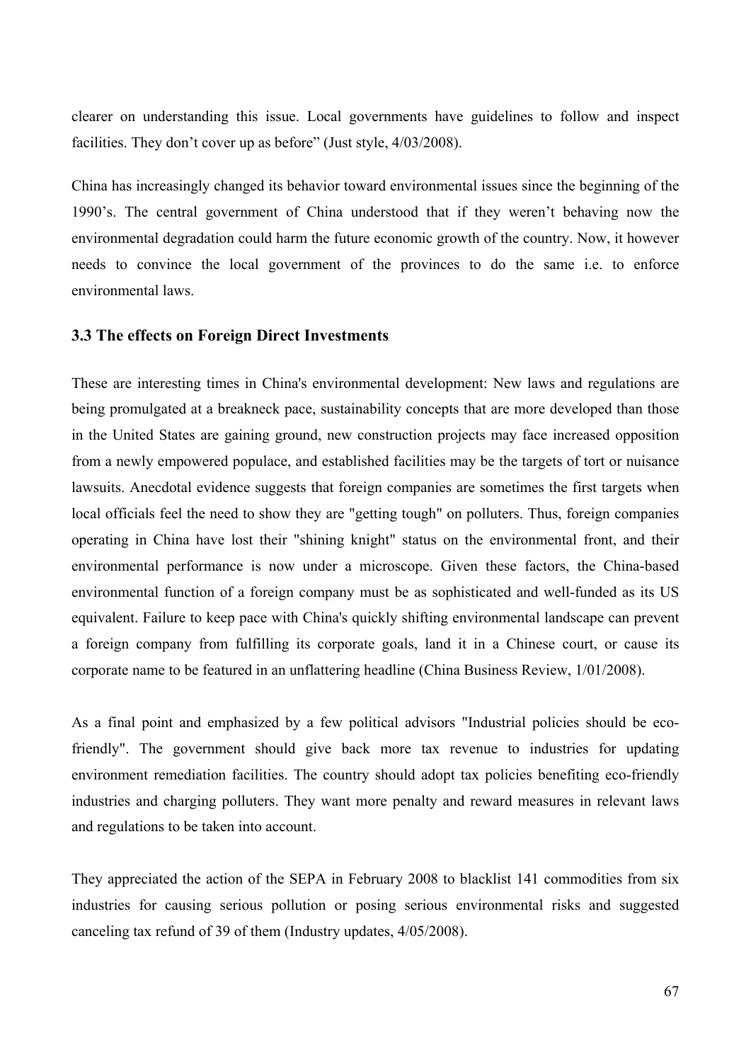clearer on understanding this issue. Local governments have guidelines to follow and inspect facilities. They don't cover up as before" (Just style, 4/03/2008).

China has increasingly changed its behavior toward environmental issues since the beginning of the 1990's. The central government of China understood that if they weren't behaving now the environmental degradation could harm the future economic growth of the country. Now, it however needs to convince the local government of the provinces to do the same i.e. to enforce environmental laws.

### 3.3 The effects on Foreign Direct Investments

These are interesting times in China's environmental development: New laws and regulations are being promulgated at a breakneck pace, sustainability concepts that are more developed than those in the United States are gaining ground, new construction projects may face increased opposition from a newly empowered populace, and established facilities may be the targets of tort or nuisance lawsuits. Anecdotal evidence suggests that foreign companies are sometimes the first targets when local officials feel the need to show they are "getting tough" on polluters. Thus, foreign companies operating in China have lost their "shining knight" status on the environmental front, and their environmental performance is now under a microscope. Given these factors, the China-based environmental function of a foreign company must be as sophisticated and well-funded as its US equivalent. Failure to keep pace with China's quickly shifting environmental landscape can prevent a foreign company from fulfilling its corporate goals, land it in a Chinese court, or cause its corporate name to be featured in an unflattering headline (China Business Review, 1/01/2008).

As a final point and emphasized by a few political advisors "Industrial policies should be eco-friendly". The government should give back more tax revenue to industries for updating environment remediation facilities. The country should adopt tax policies benefiting eco-friendly industries and charging polluters. They want more penalty and reward measures in relevant laws and regulations to be taken into account.

They appreciated the action of the SEPA in February 2008 to blacklist 141 commodities from six industries for causing serious pollution or posing serious environmental risks and suggested canceling tax refund of 39 of them (Industry updates, 4/05/2008).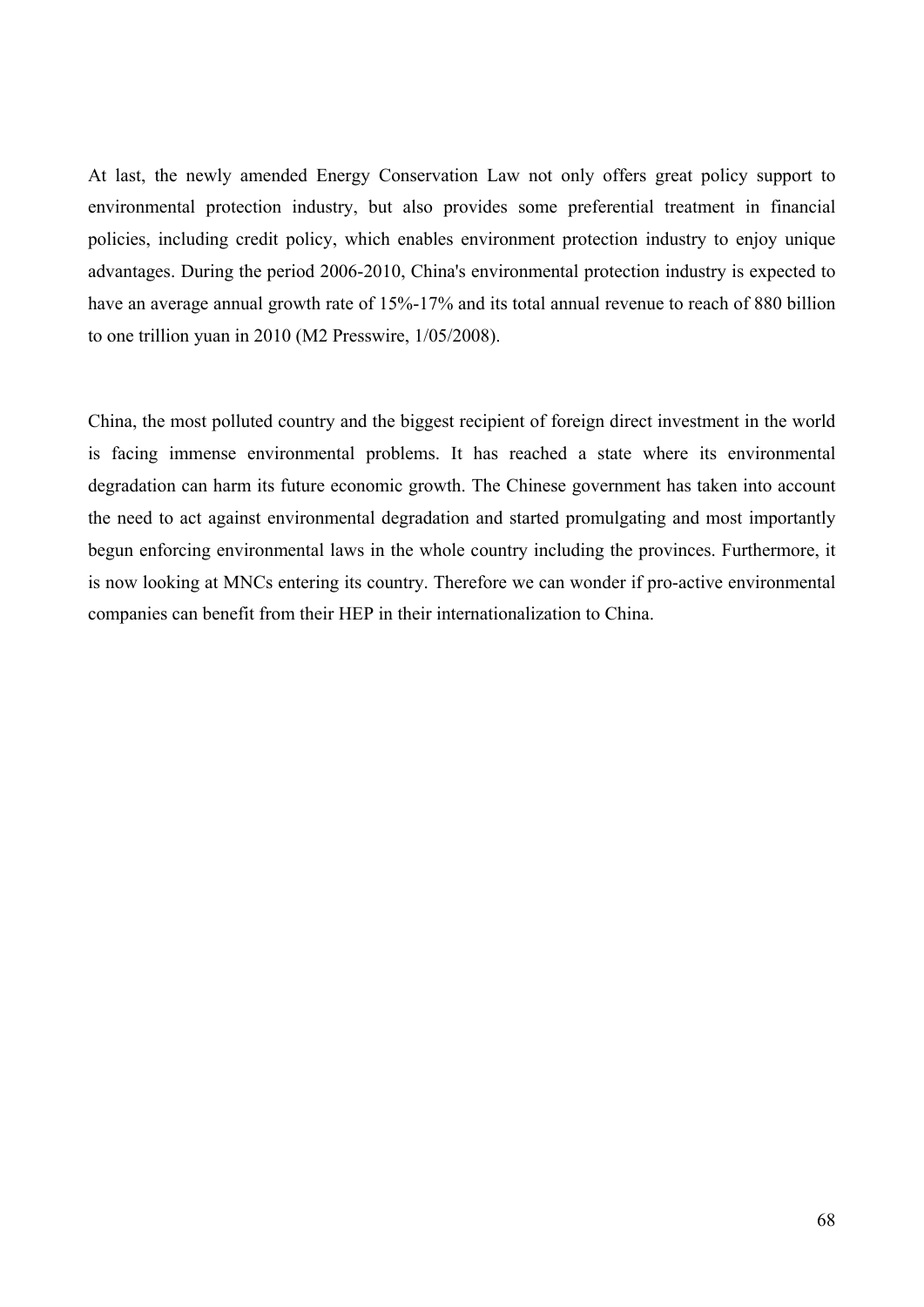At last, the newly amended Energy Conservation Law not only offers great policy support to environmental protection industry, but also provides some preferential treatment in financial policies, including credit policy, which enables environment protection industry to enjoy unique advantages. During the period 2006-2010, China's environmental protection industry is expected to have an average annual growth rate of 15%-17% and its total annual revenue to reach of 880 billion to one trillion yuan in 2010 (M2 Presswire, 1/05/2008).

China, the most polluted country and the biggest recipient of foreign direct investment in the world is facing immense environmental problems. It has reached a state where its environmental degradation can harm its future economic growth. The Chinese government has taken into account the need to act against environmental degradation and started promulgating and most importantly begun enforcing environmental laws in the whole country including the provinces. Furthermore, it is now looking at MNCs entering its country. Therefore we can wonder if pro-active environmental companies can benefit from their HEP in their internationalization to China.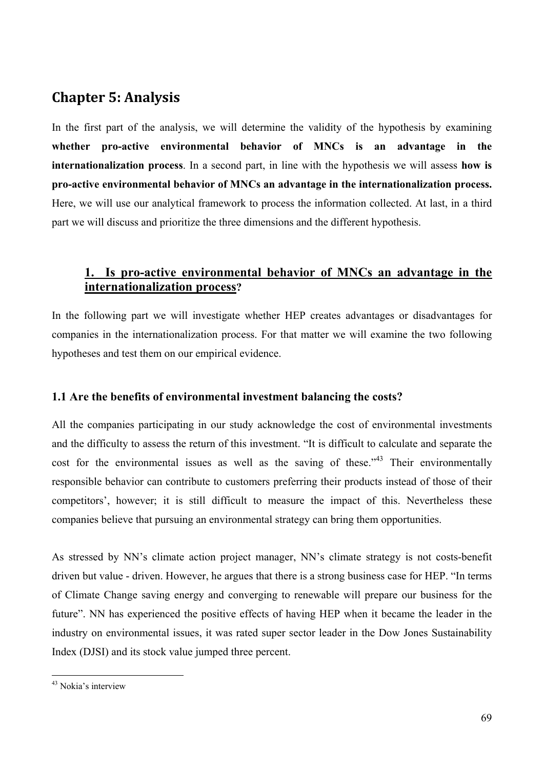## Chapter 5: Analysis

In the first part of the analysis, we will determine the validity of the hypothesis by examining **whether pro-active environmental behavior of MNCs is an advantage in the internationalization process**. In a second part, in line with the hypothesis we will assess **how is pro-active environmental behavior of MNCs an advantage in the internationalization process.** Here, we will use our analytical framework to process the information collected. At last, in a third part we will discuss and prioritize the three dimensions and the different hypothesis.

### 1. Is pro-active environmental behavior of MNCs an advantage in the internationalization process?

In the following part we will investigate whether HEP creates advantages or disadvantages for companies in the internationalization process. For that matter we will examine the two following hypotheses and test them on our empirical evidence.

#### 1.1 Are the benefits of environmental investment balancing the costs?

All the companies participating in our study acknowledge the cost of environmental investments and the difficulty to assess the return of this investment. "It is difficult to calculate and separate the cost for the environmental issues as well as the saving of these."[43] Their environmentally responsible behavior can contribute to customers preferring their products instead of those of their competitors', however; it is still difficult to measure the impact of this. Nevertheless these companies believe that pursuing an environmental strategy can bring them opportunities.

As stressed by NN's climate action project manager, NN's climate strategy is not costs-benefit driven but value - driven. However, he argues that there is a strong business case for HEP. "In terms of Climate Change saving energy and converging to renewable will prepare our business for the future". NN has experienced the positive effects of having HEP when it became the leader in the industry on environmental issues, it was rated super sector leader in the Dow Jones Sustainability Index (DJSI) and its stock value jumped three percent.

[43] Nokia's interview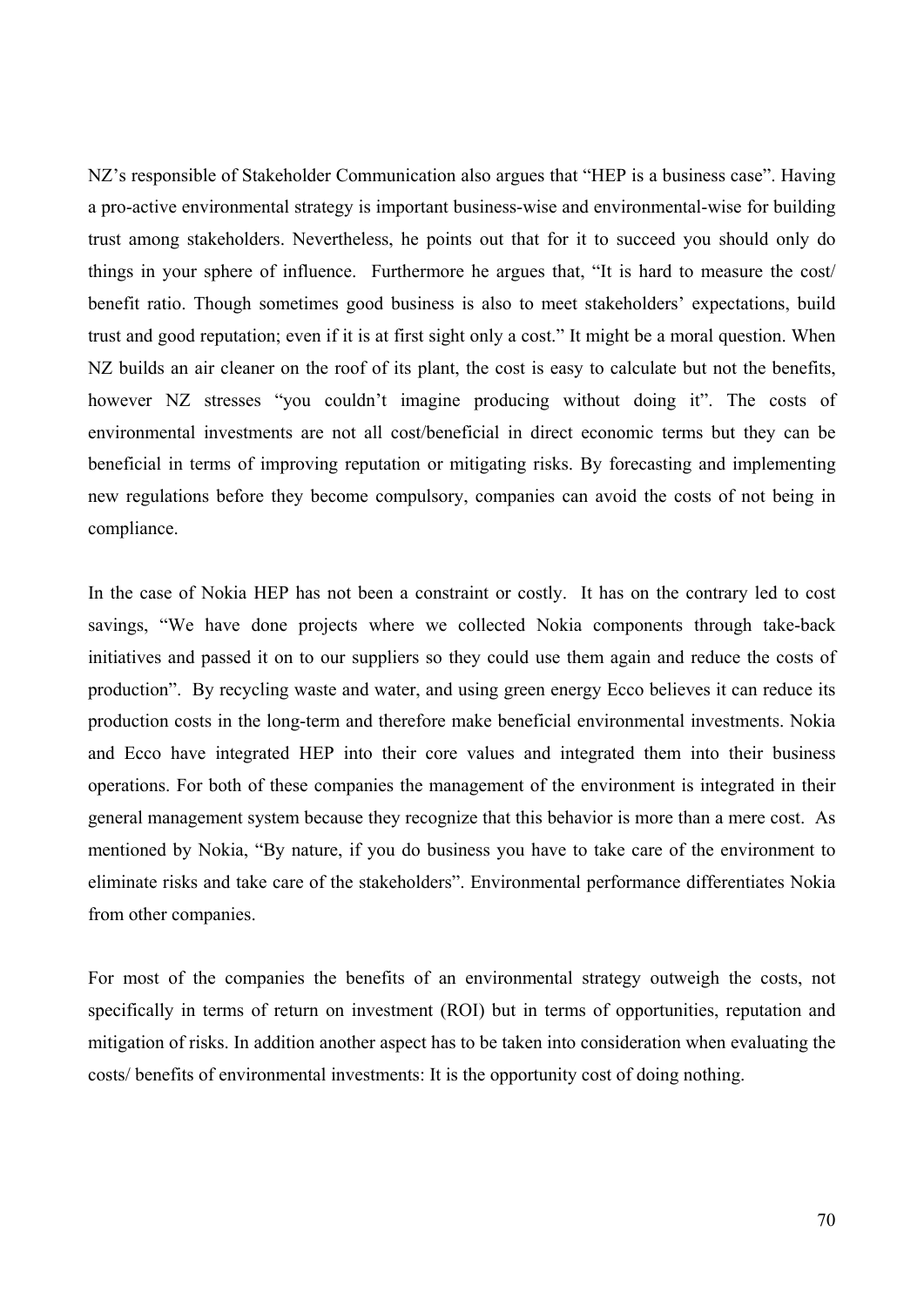NZ's responsible of Stakeholder Communication also argues that "HEP is a business case". Having a pro-active environmental strategy is important business-wise and environmental-wise for building trust among stakeholders. Nevertheless, he points out that for it to succeed you should only do things in your sphere of influence. Furthermore he argues that, "It is hard to measure the cost/ benefit ratio. Though sometimes good business is also to meet stakeholders' expectations, build trust and good reputation; even if it is at first sight only a cost." It might be a moral question. When NZ builds an air cleaner on the roof of its plant, the cost is easy to calculate but not the benefits, however NZ stresses "you couldn't imagine producing without doing it". The costs of environmental investments are not all cost/beneficial in direct economic terms but they can be beneficial in terms of improving reputation or mitigating risks. By forecasting and implementing new regulations before they become compulsory, companies can avoid the costs of not being in compliance.

In the case of Nokia HEP has not been a constraint or costly. It has on the contrary led to cost savings, "We have done projects where we collected Nokia components through take-back initiatives and passed it on to our suppliers so they could use them again and reduce the costs of production". By recycling waste and water, and using green energy Ecco believes it can reduce its production costs in the long-term and therefore make beneficial environmental investments. Nokia and Ecco have integrated HEP into their core values and integrated them into their business operations. For both of these companies the management of the environment is integrated in their general management system because they recognize that this behavior is more than a mere cost. As mentioned by Nokia, "By nature, if you do business you have to take care of the environment to eliminate risks and take care of the stakeholders". Environmental performance differentiates Nokia from other companies.

For most of the companies the benefits of an environmental strategy outweigh the costs, not specifically in terms of return on investment (ROI) but in terms of opportunities, reputation and mitigation of risks. In addition another aspect has to be taken into consideration when evaluating the costs/ benefits of environmental investments: It is the opportunity cost of doing nothing.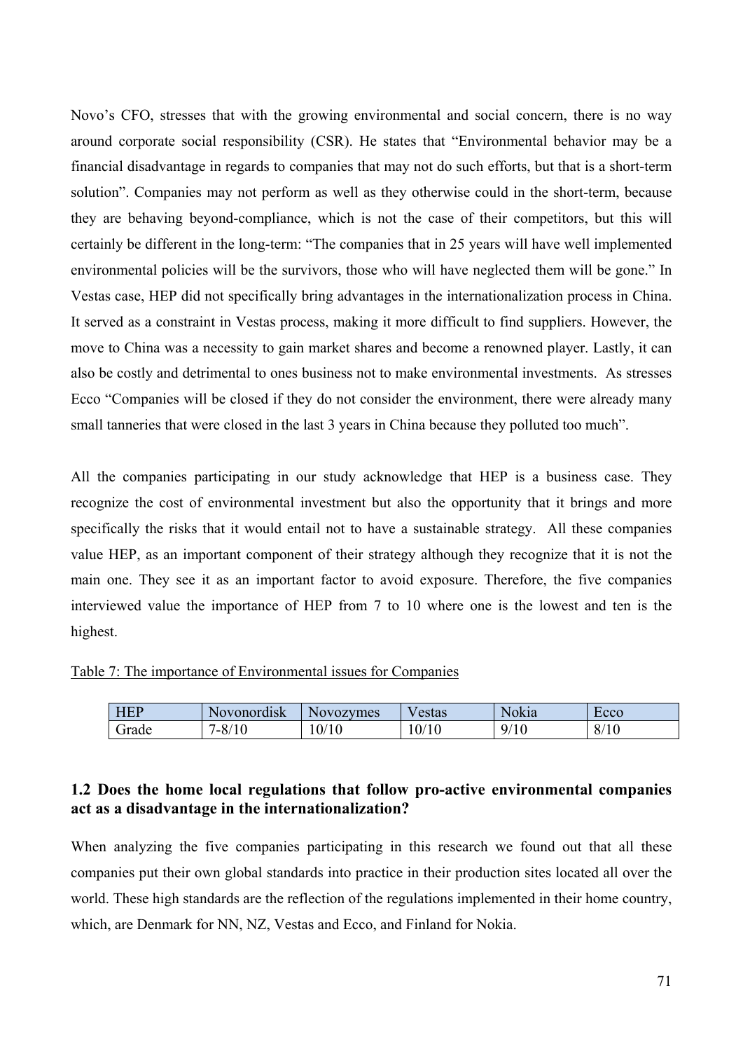Novo's CFO, stresses that with the growing environmental and social concern, there is no way around corporate social responsibility (CSR). He states that "Environmental behavior may be a financial disadvantage in regards to companies that may not do such efforts, but that is a short-term solution". Companies may not perform as well as they otherwise could in the short-term, because they are behaving beyond-compliance, which is not the case of their competitors, but this will certainly be different in the long-term: "The companies that in 25 years will have well implemented environmental policies will be the survivors, those who will have neglected them will be gone." In Vestas case, HEP did not specifically bring advantages in the internationalization process in China. It served as a constraint in Vestas process, making it more difficult to find suppliers. However, the move to China was a necessity to gain market shares and become a renowned player. Lastly, it can also be costly and detrimental to ones business not to make environmental investments. As stresses Ecco "Companies will be closed if they do not consider the environment, there were already many small tanneries that were closed in the last 3 years in China because they polluted too much".

All the companies participating in our study acknowledge that HEP is a business case. They recognize the cost of environmental investment but also the opportunity that it brings and more specifically the risks that it would entail not to have a sustainable strategy. All these companies value HEP, as an important component of their strategy although they recognize that it is not the main one. They see it as an important factor to avoid exposure. Therefore, the five companies interviewed value the importance of HEP from 7 to 10 where one is the lowest and ten is the highest.

Table 7: The importance of Environmental issues for Companies

| HEP | Novonordisk | Novozymes | Vestas | Nokia | Ecco |
|---|---|---|---|---|---|
| Grade | 7-8/10 | 10/10 | 10/10 | 9/10 | 8/10 |

### 1.2 Does the home local regulations that follow pro-active environmental companies act as a disadvantage in the internationalization?

When analyzing the five companies participating in this research we found out that all these companies put their own global standards into practice in their production sites located all over the world. These high standards are the reflection of the regulations implemented in their home country, which, are Denmark for NN, NZ, Vestas and Ecco, and Finland for Nokia.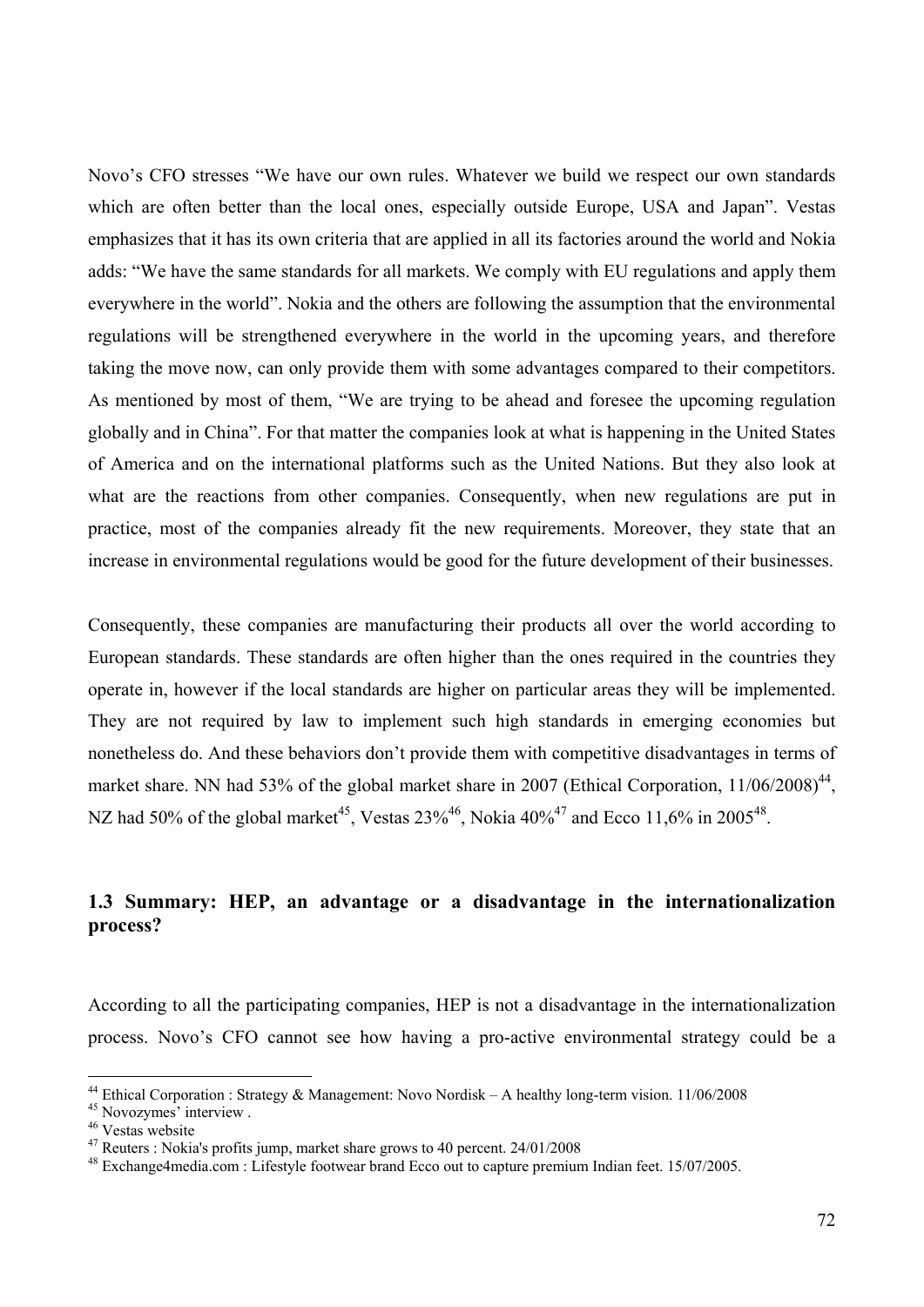Novo's CFO stresses "We have our own rules. Whatever we build we respect our own standards which are often better than the local ones, especially outside Europe, USA and Japan". Vestas emphasizes that it has its own criteria that are applied in all its factories around the world and Nokia adds: "We have the same standards for all markets. We comply with EU regulations and apply them everywhere in the world". Nokia and the others are following the assumption that the environmental regulations will be strengthened everywhere in the world in the upcoming years, and therefore taking the move now, can only provide them with some advantages compared to their competitors. As mentioned by most of them, "We are trying to be ahead and foresee the upcoming regulation globally and in China". For that matter the companies look at what is happening in the United States of America and on the international platforms such as the United Nations. But they also look at what are the reactions from other companies. Consequently, when new regulations are put in practice, most of the companies already fit the new requirements. Moreover, they state that an increase in environmental regulations would be good for the future development of their businesses.

Consequently, these companies are manufacturing their products all over the world according to European standards. These standards are often higher than the ones required in the countries they operate in, however if the local standards are higher on particular areas they will be implemented. They are not required by law to implement such high standards in emerging economies but nonetheless do. And these behaviors don't provide them with competitive disadvantages in terms of market share. NN had 53% of the global market share in 2007 (Ethical Corporation, 11/06/2008)[44], NZ had 50% of the global market[45], Vestas 23%[46], Nokia 40%[47] and Ecco 11,6% in 2005[48].

### 1.3 Summary: HEP, an advantage or a disadvantage in the internationalization process?

According to all the participating companies, HEP is not a disadvantage in the internationalization process. Novo's CFO cannot see how having a pro-active environmental strategy could be a

---

[44] Ethical Corporation : Strategy & Management: Novo Nordisk – A healthy long-term vision. 11/06/2008

[45] Novozymes' interview .

[46] Vestas website

[47] Reuters : Nokia's profits jump, market share grows to 40 percent. 24/01/2008

[48] Exchange4media.com : Lifestyle footwear brand Ecco out to capture premium Indian feet. 15/07/2005.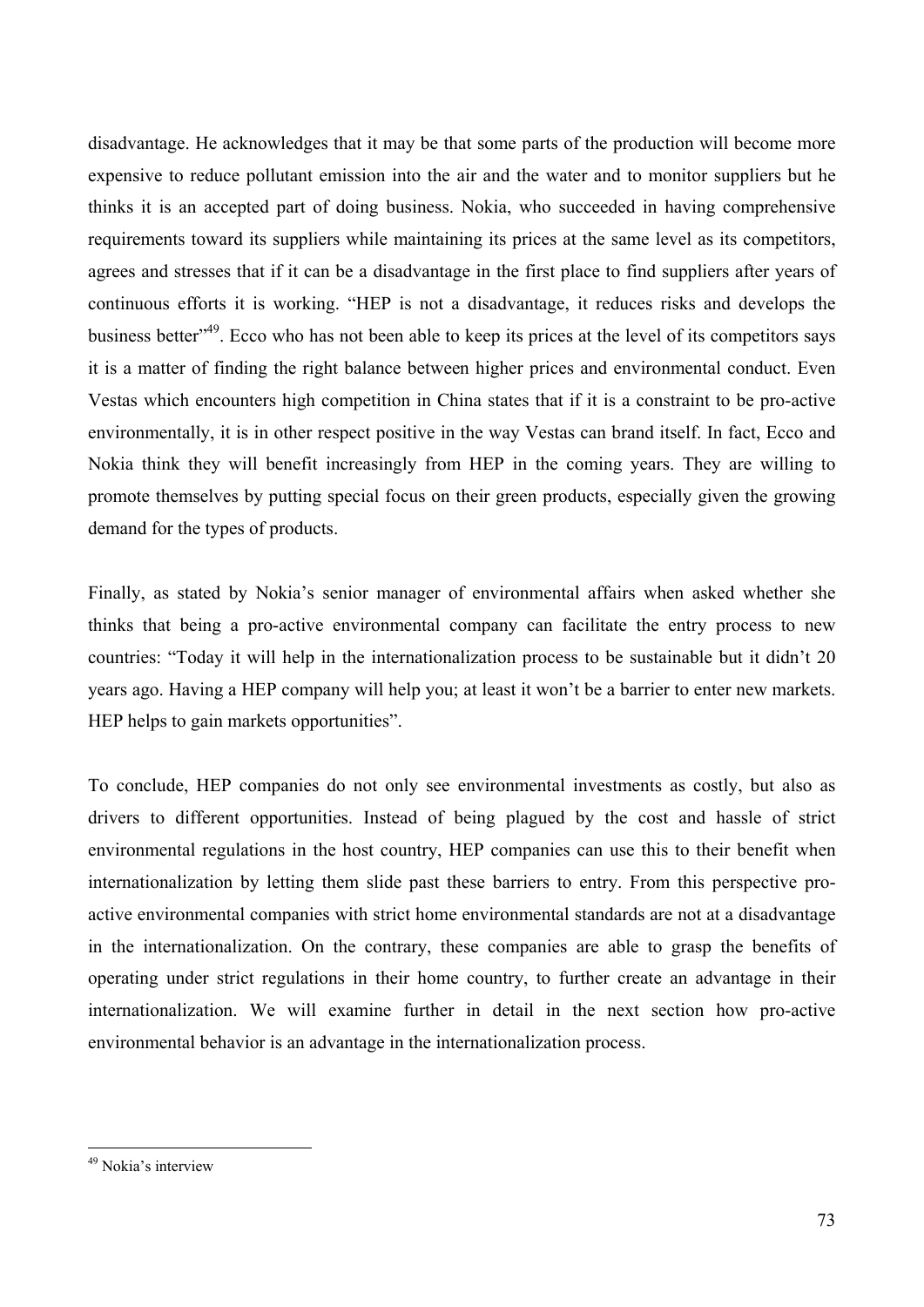disadvantage. He acknowledges that it may be that some parts of the production will become more expensive to reduce pollutant emission into the air and the water and to monitor suppliers but he thinks it is an accepted part of doing business. Nokia, who succeeded in having comprehensive requirements toward its suppliers while maintaining its prices at the same level as its competitors, agrees and stresses that if it can be a disadvantage in the first place to find suppliers after years of continuous efforts it is working. "HEP is not a disadvantage, it reduces risks and develops the business better"[49]. Ecco who has not been able to keep its prices at the level of its competitors says it is a matter of finding the right balance between higher prices and environmental conduct. Even Vestas which encounters high competition in China states that if it is a constraint to be pro-active environmentally, it is in other respect positive in the way Vestas can brand itself. In fact, Ecco and Nokia think they will benefit increasingly from HEP in the coming years. They are willing to promote themselves by putting special focus on their green products, especially given the growing demand for the types of products.

Finally, as stated by Nokia's senior manager of environmental affairs when asked whether she thinks that being a pro-active environmental company can facilitate the entry process to new countries: "Today it will help in the internationalization process to be sustainable but it didn't 20 years ago. Having a HEP company will help you; at least it won't be a barrier to enter new markets. HEP helps to gain markets opportunities".

To conclude, HEP companies do not only see environmental investments as costly, but also as drivers to different opportunities. Instead of being plagued by the cost and hassle of strict environmental regulations in the host country, HEP companies can use this to their benefit when internationalization by letting them slide past these barriers to entry. From this perspective pro-active environmental companies with strict home environmental standards are not at a disadvantage in the internationalization. On the contrary, these companies are able to grasp the benefits of operating under strict regulations in their home country, to further create an advantage in their internationalization. We will examine further in detail in the next section how pro-active environmental behavior is an advantage in the internationalization process.

---

[49] Nokia's interview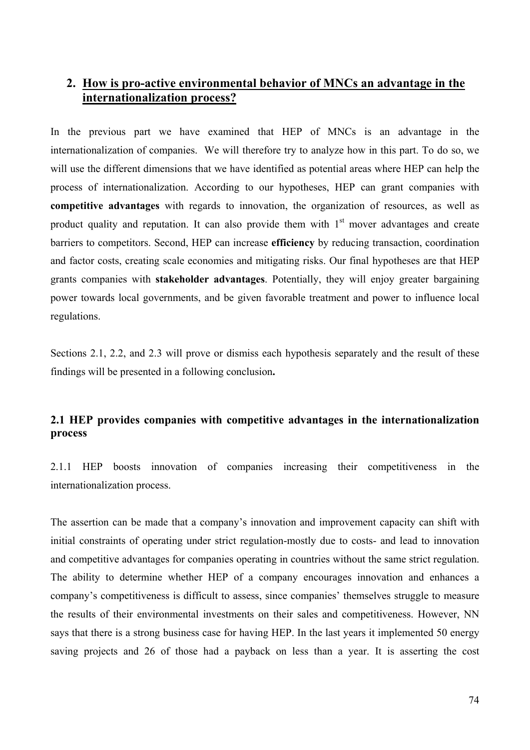## 2. How is pro-active environmental behavior of MNCs an advantage in the internationalization process?

In the previous part we have examined that HEP of MNCs is an advantage in the internationalization of companies. We will therefore try to analyze how in this part. To do so, we will use the different dimensions that we have identified as potential areas where HEP can help the process of internationalization. According to our hypotheses, HEP can grant companies with **competitive advantages** with regards to innovation, the organization of resources, as well as product quality and reputation. It can also provide them with 1st mover advantages and create barriers to competitors. Second, HEP can increase **efficiency** by reducing transaction, coordination and factor costs, creating scale economies and mitigating risks. Our final hypotheses are that HEP grants companies with **stakeholder advantages**. Potentially, they will enjoy greater bargaining power towards local governments, and be given favorable treatment and power to influence local regulations.

Sections 2.1, 2.2, and 2.3 will prove or dismiss each hypothesis separately and the result of these findings will be presented in a following conclusion**.**

### 2.1 HEP provides companies with competitive advantages in the internationalization process

2.1.1 HEP boosts innovation of companies increasing their competitiveness in the internationalization process.

The assertion can be made that a company's innovation and improvement capacity can shift with initial constraints of operating under strict regulation-mostly due to costs- and lead to innovation and competitive advantages for companies operating in countries without the same strict regulation. The ability to determine whether HEP of a company encourages innovation and enhances a company's competitiveness is difficult to assess, since companies' themselves struggle to measure the results of their environmental investments on their sales and competitiveness. However, NN says that there is a strong business case for having HEP. In the last years it implemented 50 energy saving projects and 26 of those had a payback on less than a year. It is asserting the cost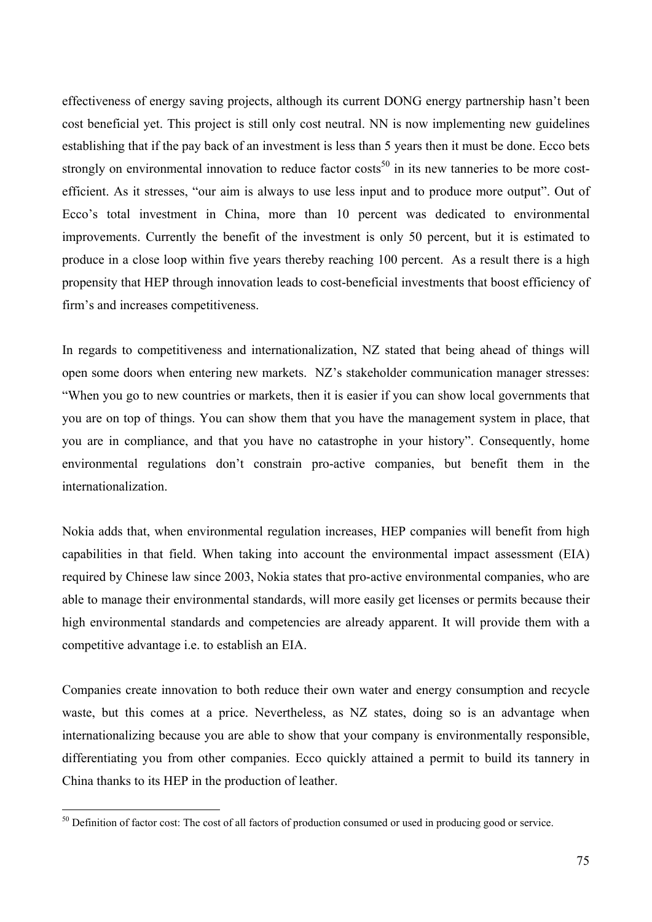effectiveness of energy saving projects, although its current DONG energy partnership hasn't been cost beneficial yet. This project is still only cost neutral. NN is now implementing new guidelines establishing that if the pay back of an investment is less than 5 years then it must be done. Ecco bets strongly on environmental innovation to reduce factor costs[50] in its new tanneries to be more cost-efficient. As it stresses, "our aim is always to use less input and to produce more output". Out of Ecco's total investment in China, more than 10 percent was dedicated to environmental improvements. Currently the benefit of the investment is only 50 percent, but it is estimated to produce in a close loop within five years thereby reaching 100 percent. As a result there is a high propensity that HEP through innovation leads to cost-beneficial investments that boost efficiency of firm's and increases competitiveness.

In regards to competitiveness and internationalization, NZ stated that being ahead of things will open some doors when entering new markets. NZ's stakeholder communication manager stresses: "When you go to new countries or markets, then it is easier if you can show local governments that you are on top of things. You can show them that you have the management system in place, that you are in compliance, and that you have no catastrophe in your history". Consequently, home environmental regulations don't constrain pro-active companies, but benefit them in the internationalization.

Nokia adds that, when environmental regulation increases, HEP companies will benefit from high capabilities in that field. When taking into account the environmental impact assessment (EIA) required by Chinese law since 2003, Nokia states that pro-active environmental companies, who are able to manage their environmental standards, will more easily get licenses or permits because their high environmental standards and competencies are already apparent. It will provide them with a competitive advantage i.e. to establish an EIA.

Companies create innovation to both reduce their own water and energy consumption and recycle waste, but this comes at a price. Nevertheless, as NZ states, doing so is an advantage when internationalizing because you are able to show that your company is environmentally responsible, differentiating you from other companies. Ecco quickly attained a permit to build its tannery in China thanks to its HEP in the production of leather.

---

[50] Definition of factor cost: The cost of all factors of production consumed or used in producing good or service.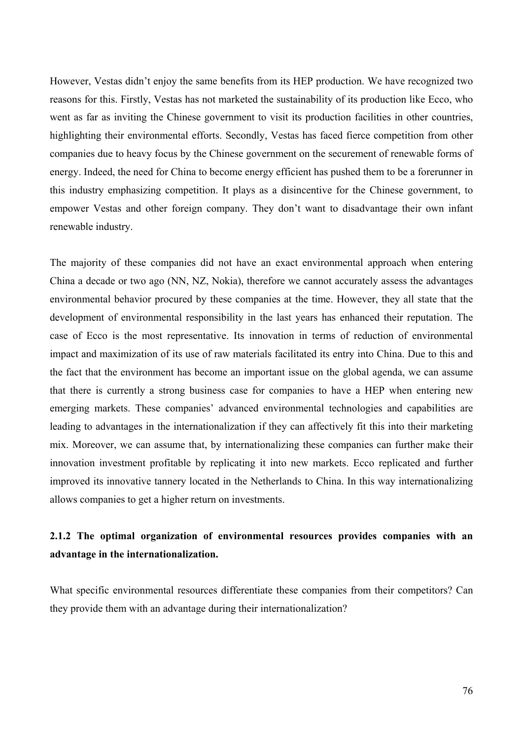However, Vestas didn't enjoy the same benefits from its HEP production. We have recognized two reasons for this. Firstly, Vestas has not marketed the sustainability of its production like Ecco, who went as far as inviting the Chinese government to visit its production facilities in other countries, highlighting their environmental efforts. Secondly, Vestas has faced fierce competition from other companies due to heavy focus by the Chinese government on the securement of renewable forms of energy. Indeed, the need for China to become energy efficient has pushed them to be a forerunner in this industry emphasizing competition. It plays as a disincentive for the Chinese government, to empower Vestas and other foreign company. They don't want to disadvantage their own infant renewable industry.

The majority of these companies did not have an exact environmental approach when entering China a decade or two ago (NN, NZ, Nokia), therefore we cannot accurately assess the advantages environmental behavior procured by these companies at the time. However, they all state that the development of environmental responsibility in the last years has enhanced their reputation. The case of Ecco is the most representative. Its innovation in terms of reduction of environmental impact and maximization of its use of raw materials facilitated its entry into China. Due to this and the fact that the environment has become an important issue on the global agenda, we can assume that there is currently a strong business case for companies to have a HEP when entering new emerging markets. These companies' advanced environmental technologies and capabilities are leading to advantages in the internationalization if they can affectively fit this into their marketing mix. Moreover, we can assume that, by internationalizing these companies can further make their innovation investment profitable by replicating it into new markets. Ecco replicated and further improved its innovative tannery located in the Netherlands to China. In this way internationalizing allows companies to get a higher return on investments.

### 2.1.2 The optimal organization of environmental resources provides companies with an advantage in the internationalization.

What specific environmental resources differentiate these companies from their competitors? Can they provide them with an advantage during their internationalization?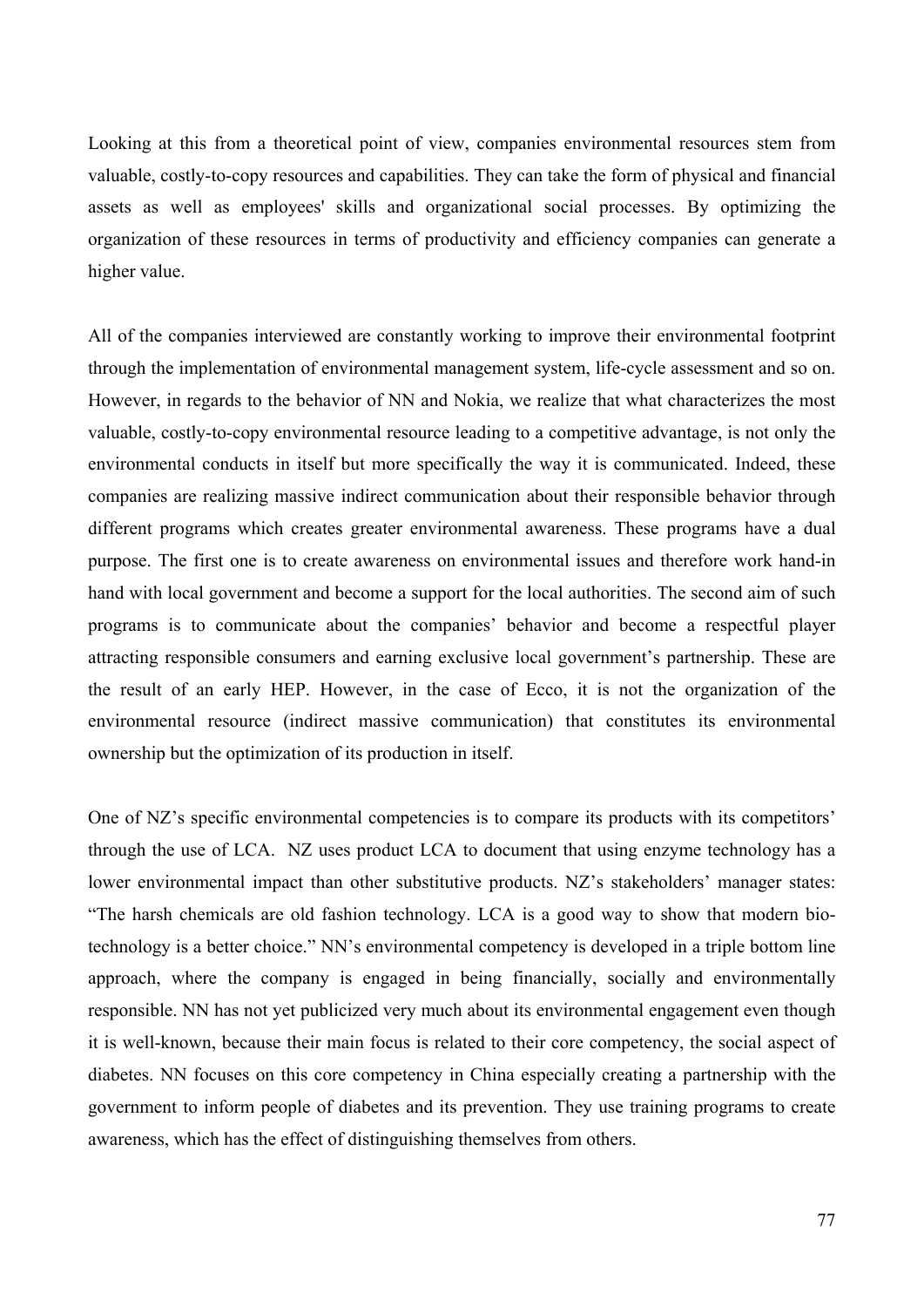Looking at this from a theoretical point of view, companies environmental resources stem from valuable, costly-to-copy resources and capabilities. They can take the form of physical and financial assets as well as employees' skills and organizational social processes. By optimizing the organization of these resources in terms of productivity and efficiency companies can generate a higher value.

All of the companies interviewed are constantly working to improve their environmental footprint through the implementation of environmental management system, life-cycle assessment and so on. However, in regards to the behavior of NN and Nokia, we realize that what characterizes the most valuable, costly-to-copy environmental resource leading to a competitive advantage, is not only the environmental conducts in itself but more specifically the way it is communicated. Indeed, these companies are realizing massive indirect communication about their responsible behavior through different programs which creates greater environmental awareness. These programs have a dual purpose. The first one is to create awareness on environmental issues and therefore work hand-in hand with local government and become a support for the local authorities. The second aim of such programs is to communicate about the companies' behavior and become a respectful player attracting responsible consumers and earning exclusive local government's partnership. These are the result of an early HEP. However, in the case of Ecco, it is not the organization of the environmental resource (indirect massive communication) that constitutes its environmental ownership but the optimization of its production in itself.

One of NZ's specific environmental competencies is to compare its products with its competitors' through the use of LCA. NZ uses product LCA to document that using enzyme technology has a lower environmental impact than other substitutive products. NZ's stakeholders' manager states: "The harsh chemicals are old fashion technology. LCA is a good way to show that modern bio-technology is a better choice." NN's environmental competency is developed in a triple bottom line approach, where the company is engaged in being financially, socially and environmentally responsible. NN has not yet publicized very much about its environmental engagement even though it is well-known, because their main focus is related to their core competency, the social aspect of diabetes. NN focuses on this core competency in China especially creating a partnership with the government to inform people of diabetes and its prevention. They use training programs to create awareness, which has the effect of distinguishing themselves from others.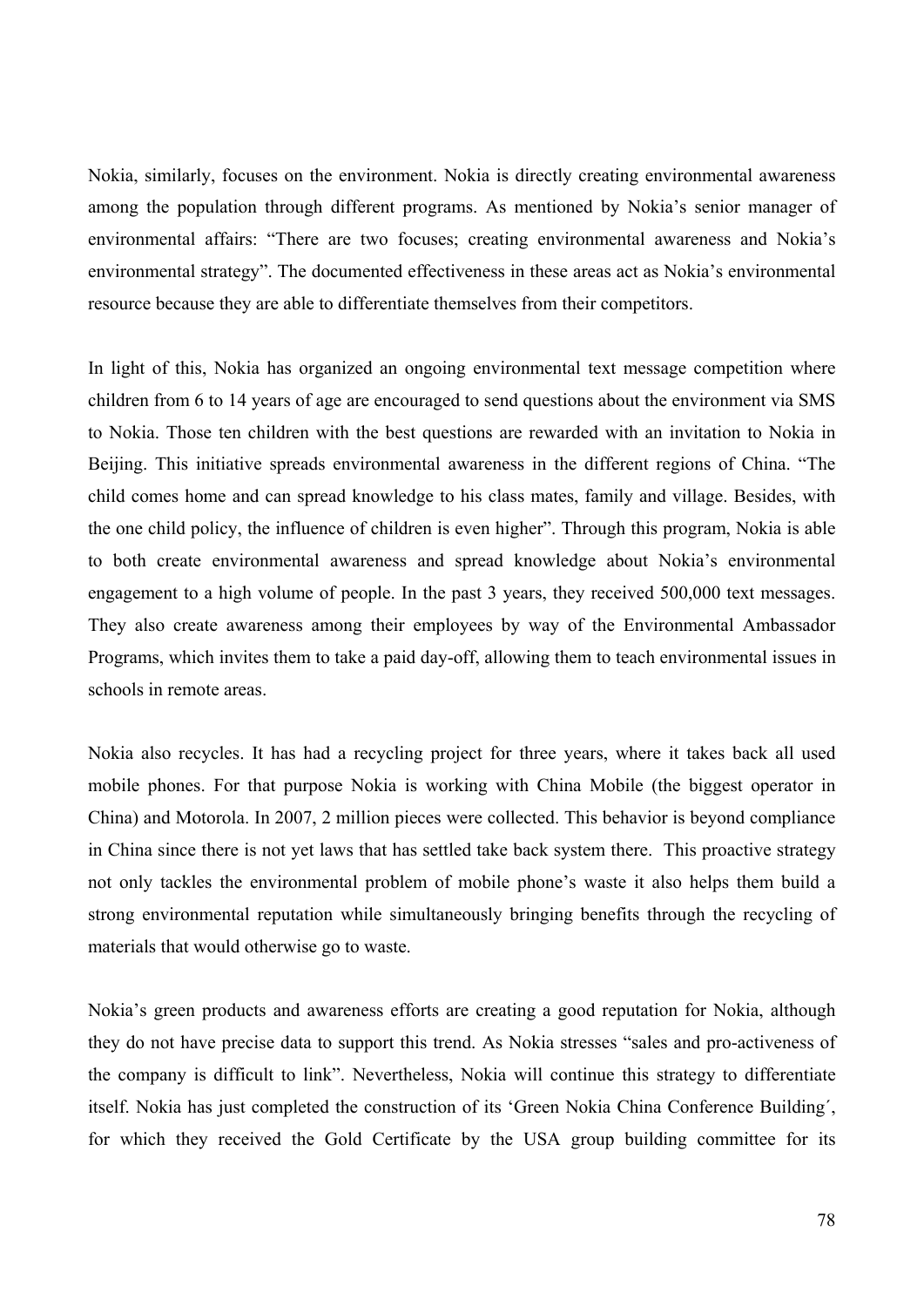Nokia, similarly, focuses on the environment. Nokia is directly creating environmental awareness among the population through different programs. As mentioned by Nokia's senior manager of environmental affairs: "There are two focuses; creating environmental awareness and Nokia's environmental strategy". The documented effectiveness in these areas act as Nokia's environmental resource because they are able to differentiate themselves from their competitors.

In light of this, Nokia has organized an ongoing environmental text message competition where children from 6 to 14 years of age are encouraged to send questions about the environment via SMS to Nokia. Those ten children with the best questions are rewarded with an invitation to Nokia in Beijing. This initiative spreads environmental awareness in the different regions of China. "The child comes home and can spread knowledge to his class mates, family and village. Besides, with the one child policy, the influence of children is even higher". Through this program, Nokia is able to both create environmental awareness and spread knowledge about Nokia's environmental engagement to a high volume of people. In the past 3 years, they received 500,000 text messages. They also create awareness among their employees by way of the Environmental Ambassador Programs, which invites them to take a paid day-off, allowing them to teach environmental issues in schools in remote areas.

Nokia also recycles. It has had a recycling project for three years, where it takes back all used mobile phones. For that purpose Nokia is working with China Mobile (the biggest operator in China) and Motorola. In 2007, 2 million pieces were collected. This behavior is beyond compliance in China since there is not yet laws that has settled take back system there. This proactive strategy not only tackles the environmental problem of mobile phone's waste it also helps them build a strong environmental reputation while simultaneously bringing benefits through the recycling of materials that would otherwise go to waste.

Nokia's green products and awareness efforts are creating a good reputation for Nokia, although they do not have precise data to support this trend. As Nokia stresses "sales and pro-activeness of the company is difficult to link". Nevertheless, Nokia will continue this strategy to differentiate itself. Nokia has just completed the construction of its 'Green Nokia China Conference Building´, for which they received the Gold Certificate by the USA group building committee for its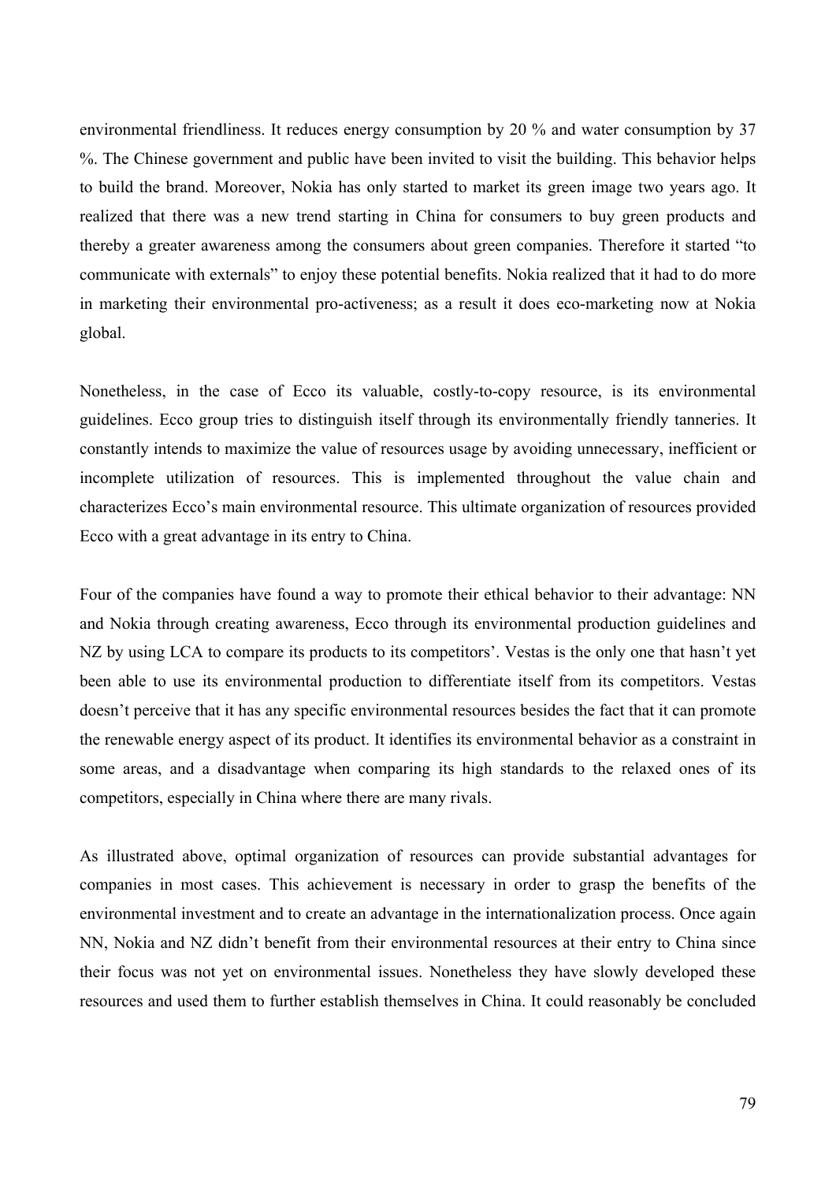environmental friendliness. It reduces energy consumption by 20 % and water consumption by 37 %. The Chinese government and public have been invited to visit the building. This behavior helps to build the brand. Moreover, Nokia has only started to market its green image two years ago. It realized that there was a new trend starting in China for consumers to buy green products and thereby a greater awareness among the consumers about green companies. Therefore it started "to communicate with externals" to enjoy these potential benefits. Nokia realized that it had to do more in marketing their environmental pro-activeness; as a result it does eco-marketing now at Nokia global.

Nonetheless, in the case of Ecco its valuable, costly-to-copy resource, is its environmental guidelines. Ecco group tries to distinguish itself through its environmentally friendly tanneries. It constantly intends to maximize the value of resources usage by avoiding unnecessary, inefficient or incomplete utilization of resources. This is implemented throughout the value chain and characterizes Ecco's main environmental resource. This ultimate organization of resources provided Ecco with a great advantage in its entry to China.

Four of the companies have found a way to promote their ethical behavior to their advantage: NN and Nokia through creating awareness, Ecco through its environmental production guidelines and NZ by using LCA to compare its products to its competitors'. Vestas is the only one that hasn't yet been able to use its environmental production to differentiate itself from its competitors. Vestas doesn't perceive that it has any specific environmental resources besides the fact that it can promote the renewable energy aspect of its product. It identifies its environmental behavior as a constraint in some areas, and a disadvantage when comparing its high standards to the relaxed ones of its competitors, especially in China where there are many rivals.

As illustrated above, optimal organization of resources can provide substantial advantages for companies in most cases. This achievement is necessary in order to grasp the benefits of the environmental investment and to create an advantage in the internationalization process. Once again NN, Nokia and NZ didn't benefit from their environmental resources at their entry to China since their focus was not yet on environmental issues. Nonetheless they have slowly developed these resources and used them to further establish themselves in China. It could reasonably be concluded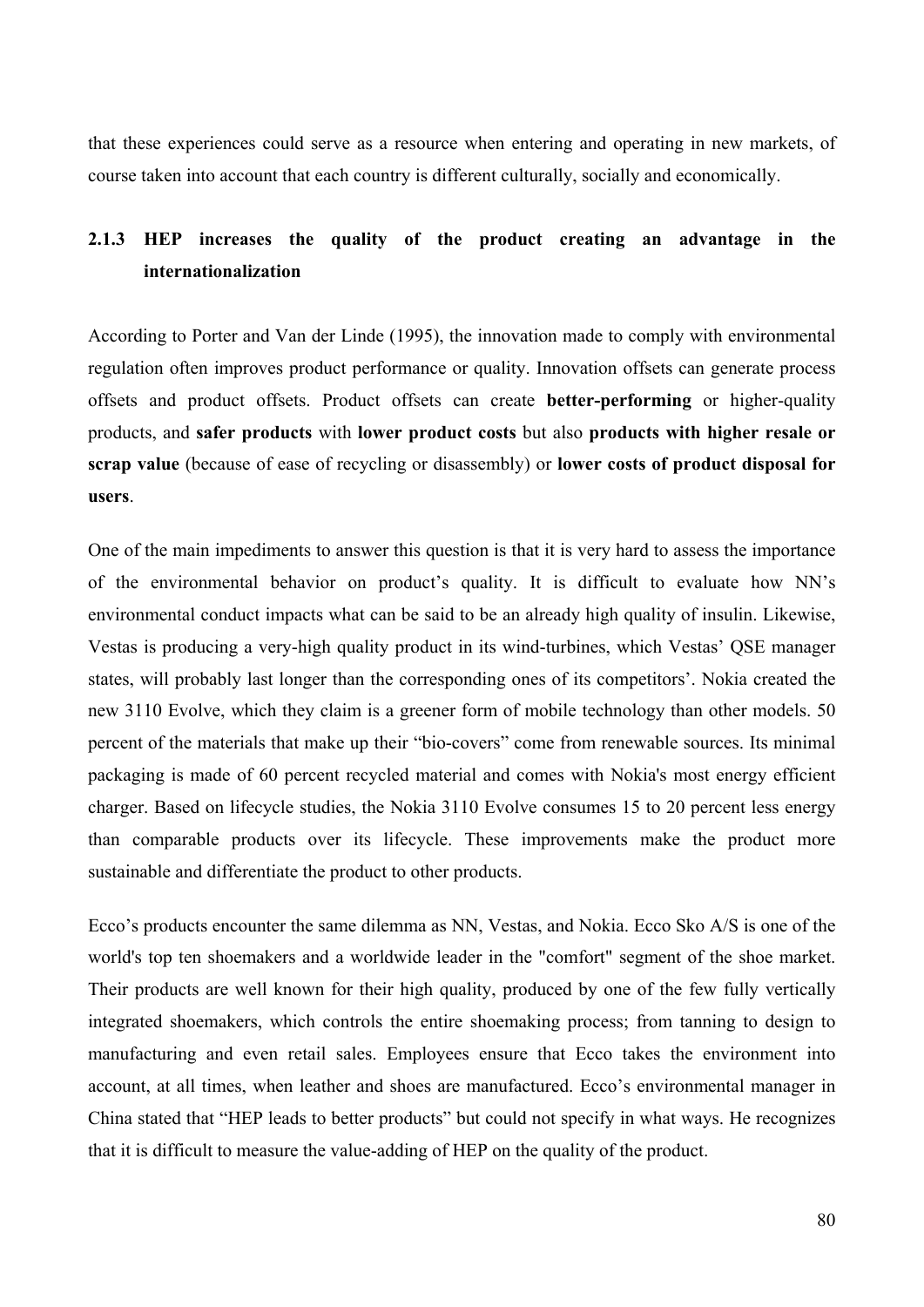that these experiences could serve as a resource when entering and operating in new markets, of course taken into account that each country is different culturally, socially and economically.

### 2.1.3 HEP increases the quality of the product creating an advantage in the internationalization

According to Porter and Van der Linde (1995), the innovation made to comply with environmental regulation often improves product performance or quality. Innovation offsets can generate process offsets and product offsets. Product offsets can create **better-performing** or higher-quality products, and **safer products** with **lower product costs** but also **products with higher resale or scrap value** (because of ease of recycling or disassembly) or **lower costs of product disposal for users**.

One of the main impediments to answer this question is that it is very hard to assess the importance of the environmental behavior on product's quality. It is difficult to evaluate how NN's environmental conduct impacts what can be said to be an already high quality of insulin. Likewise, Vestas is producing a very-high quality product in its wind-turbines, which Vestas' QSE manager states, will probably last longer than the corresponding ones of its competitors'. Nokia created the new 3110 Evolve, which they claim is a greener form of mobile technology than other models. 50 percent of the materials that make up their "bio-covers" come from renewable sources. Its minimal packaging is made of 60 percent recycled material and comes with Nokia's most energy efficient charger. Based on lifecycle studies, the Nokia 3110 Evolve consumes 15 to 20 percent less energy than comparable products over its lifecycle. These improvements make the product more sustainable and differentiate the product to other products.

Ecco's products encounter the same dilemma as NN, Vestas, and Nokia. Ecco Sko A/S is one of the world's top ten shoemakers and a worldwide leader in the "comfort" segment of the shoe market. Their products are well known for their high quality, produced by one of the few fully vertically integrated shoemakers, which controls the entire shoemaking process; from tanning to design to manufacturing and even retail sales. Employees ensure that Ecco takes the environment into account, at all times, when leather and shoes are manufactured. Ecco's environmental manager in China stated that "HEP leads to better products" but could not specify in what ways. He recognizes that it is difficult to measure the value-adding of HEP on the quality of the product.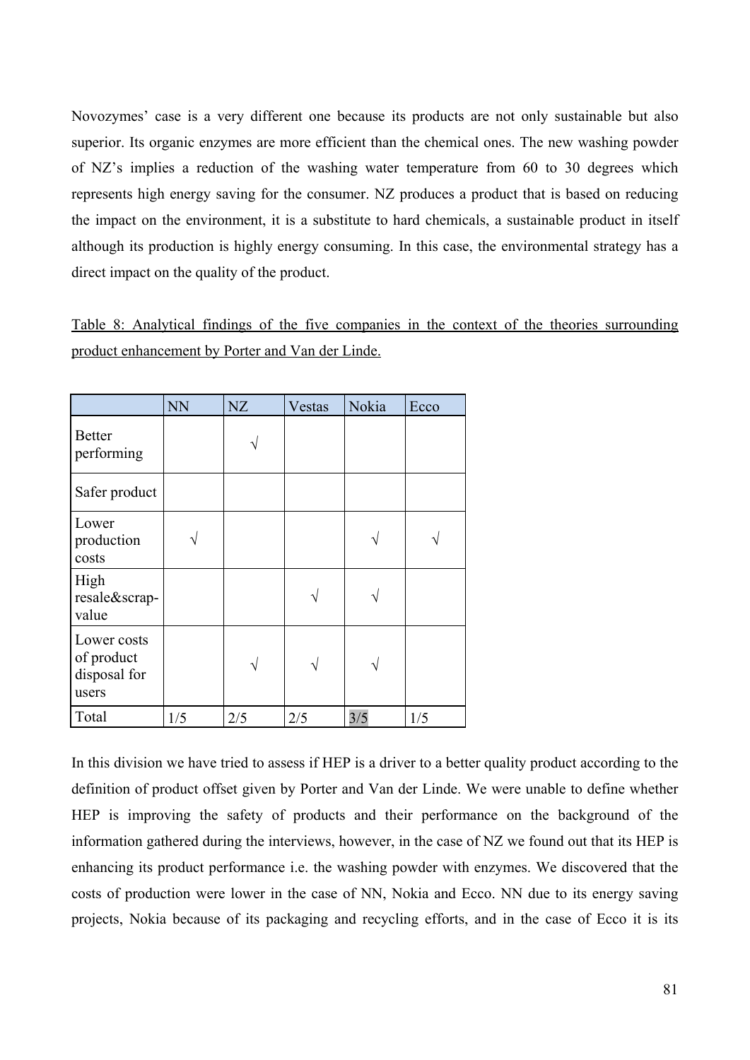Novozymes' case is a very different one because its products are not only sustainable but also superior. Its organic enzymes are more efficient than the chemical ones. The new washing powder of NZ's implies a reduction of the washing water temperature from 60 to 30 degrees which represents high energy saving for the consumer. NZ produces a product that is based on reducing the impact on the environment, it is a substitute to hard chemicals, a sustainable product in itself although its production is highly energy consuming. In this case, the environmental strategy has a direct impact on the quality of the product.

Table 8: Analytical findings of the five companies in the context of the theories surrounding product enhancement by Porter and Van der Linde.

| | NN | NZ | Vestas | Nokia | Ecco |
|---|---|---|---|---|---|
| Better performing | | √ | | | |
| Safer product | | | | | |
| Lower production costs | √ | | | √ | √ |
| High resale&scrap-value | | | √ | √ | |
| Lower costs of product disposal for users | | √ | √ | √ | |
| Total | 1/5 | 2/5 | 2/5 | 3/5 | 1/5 |

In this division we have tried to assess if HEP is a driver to a better quality product according to the definition of product offset given by Porter and Van der Linde. We were unable to define whether HEP is improving the safety of products and their performance on the background of the information gathered during the interviews, however, in the case of NZ we found out that its HEP is enhancing its product performance i.e. the washing powder with enzymes. We discovered that the costs of production were lower in the case of NN, Nokia and Ecco. NN due to its energy saving projects, Nokia because of its packaging and recycling efforts, and in the case of Ecco it is its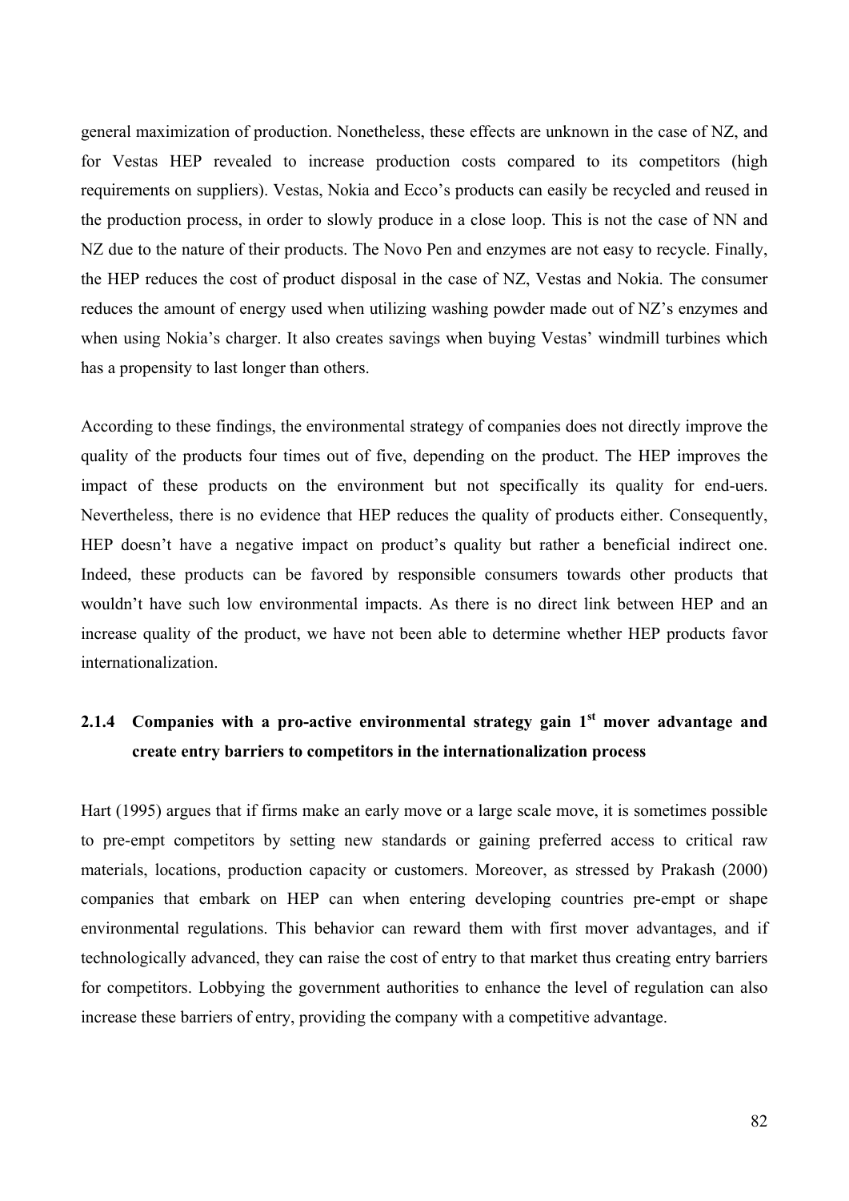general maximization of production. Nonetheless, these effects are unknown in the case of NZ, and for Vestas HEP revealed to increase production costs compared to its competitors (high requirements on suppliers). Vestas, Nokia and Ecco's products can easily be recycled and reused in the production process, in order to slowly produce in a close loop. This is not the case of NN and NZ due to the nature of their products. The Novo Pen and enzymes are not easy to recycle. Finally, the HEP reduces the cost of product disposal in the case of NZ, Vestas and Nokia. The consumer reduces the amount of energy used when utilizing washing powder made out of NZ's enzymes and when using Nokia's charger. It also creates savings when buying Vestas' windmill turbines which has a propensity to last longer than others.

According to these findings, the environmental strategy of companies does not directly improve the quality of the products four times out of five, depending on the product. The HEP improves the impact of these products on the environment but not specifically its quality for end-uers. Nevertheless, there is no evidence that HEP reduces the quality of products either. Consequently, HEP doesn't have a negative impact on product's quality but rather a beneficial indirect one. Indeed, these products can be favored by responsible consumers towards other products that wouldn't have such low environmental impacts. As there is no direct link between HEP and an increase quality of the product, we have not been able to determine whether HEP products favor internationalization.

### 2.1.4 Companies with a pro-active environmental strategy gain 1st mover advantage and create entry barriers to competitors in the internationalization process

Hart (1995) argues that if firms make an early move or a large scale move, it is sometimes possible to pre-empt competitors by setting new standards or gaining preferred access to critical raw materials, locations, production capacity or customers. Moreover, as stressed by Prakash (2000) companies that embark on HEP can when entering developing countries pre-empt or shape environmental regulations. This behavior can reward them with first mover advantages, and if technologically advanced, they can raise the cost of entry to that market thus creating entry barriers for competitors. Lobbying the government authorities to enhance the level of regulation can also increase these barriers of entry, providing the company with a competitive advantage.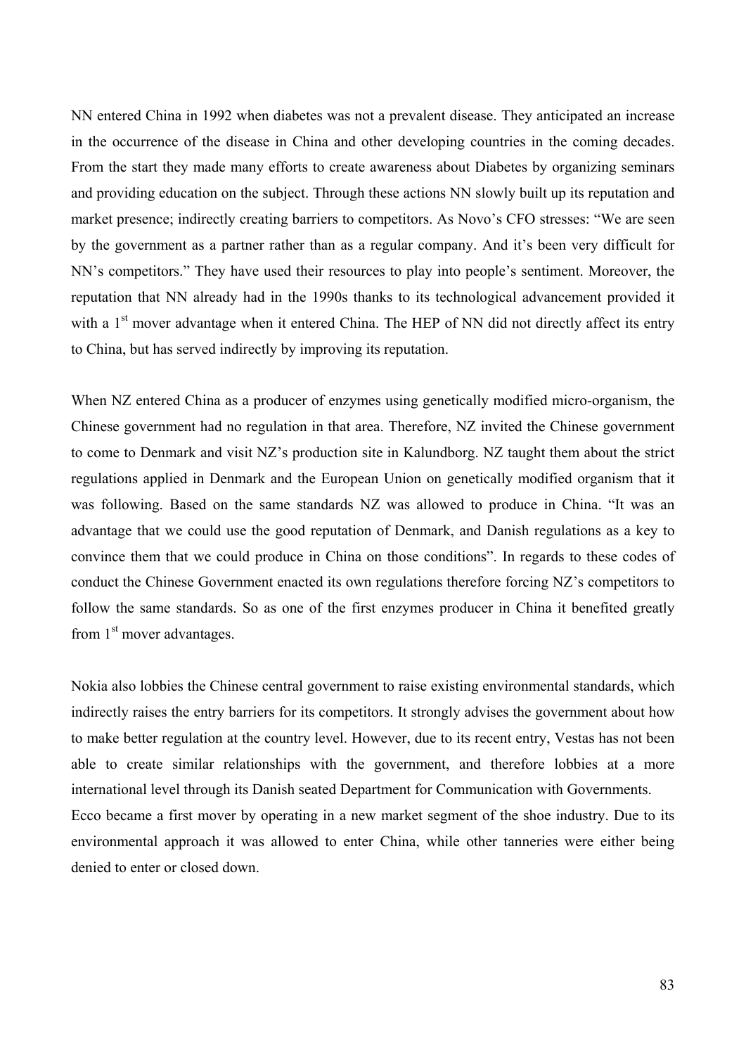NN entered China in 1992 when diabetes was not a prevalent disease. They anticipated an increase in the occurrence of the disease in China and other developing countries in the coming decades. From the start they made many efforts to create awareness about Diabetes by organizing seminars and providing education on the subject. Through these actions NN slowly built up its reputation and market presence; indirectly creating barriers to competitors. As Novo's CFO stresses: "We are seen by the government as a partner rather than as a regular company. And it's been very difficult for NN's competitors." They have used their resources to play into people's sentiment. Moreover, the reputation that NN already had in the 1990s thanks to its technological advancement provided it with a 1st mover advantage when it entered China. The HEP of NN did not directly affect its entry to China, but has served indirectly by improving its reputation.

When NZ entered China as a producer of enzymes using genetically modified micro-organism, the Chinese government had no regulation in that area. Therefore, NZ invited the Chinese government to come to Denmark and visit NZ's production site in Kalundborg. NZ taught them about the strict regulations applied in Denmark and the European Union on genetically modified organism that it was following. Based on the same standards NZ was allowed to produce in China. "It was an advantage that we could use the good reputation of Denmark, and Danish regulations as a key to convince them that we could produce in China on those conditions". In regards to these codes of conduct the Chinese Government enacted its own regulations therefore forcing NZ's competitors to follow the same standards. So as one of the first enzymes producer in China it benefited greatly from 1st mover advantages.

Nokia also lobbies the Chinese central government to raise existing environmental standards, which indirectly raises the entry barriers for its competitors. It strongly advises the government about how to make better regulation at the country level. However, due to its recent entry, Vestas has not been able to create similar relationships with the government, and therefore lobbies at a more international level through its Danish seated Department for Communication with Governments.
Ecco became a first mover by operating in a new market segment of the shoe industry. Due to its environmental approach it was allowed to enter China, while other tanneries were either being denied to enter or closed down.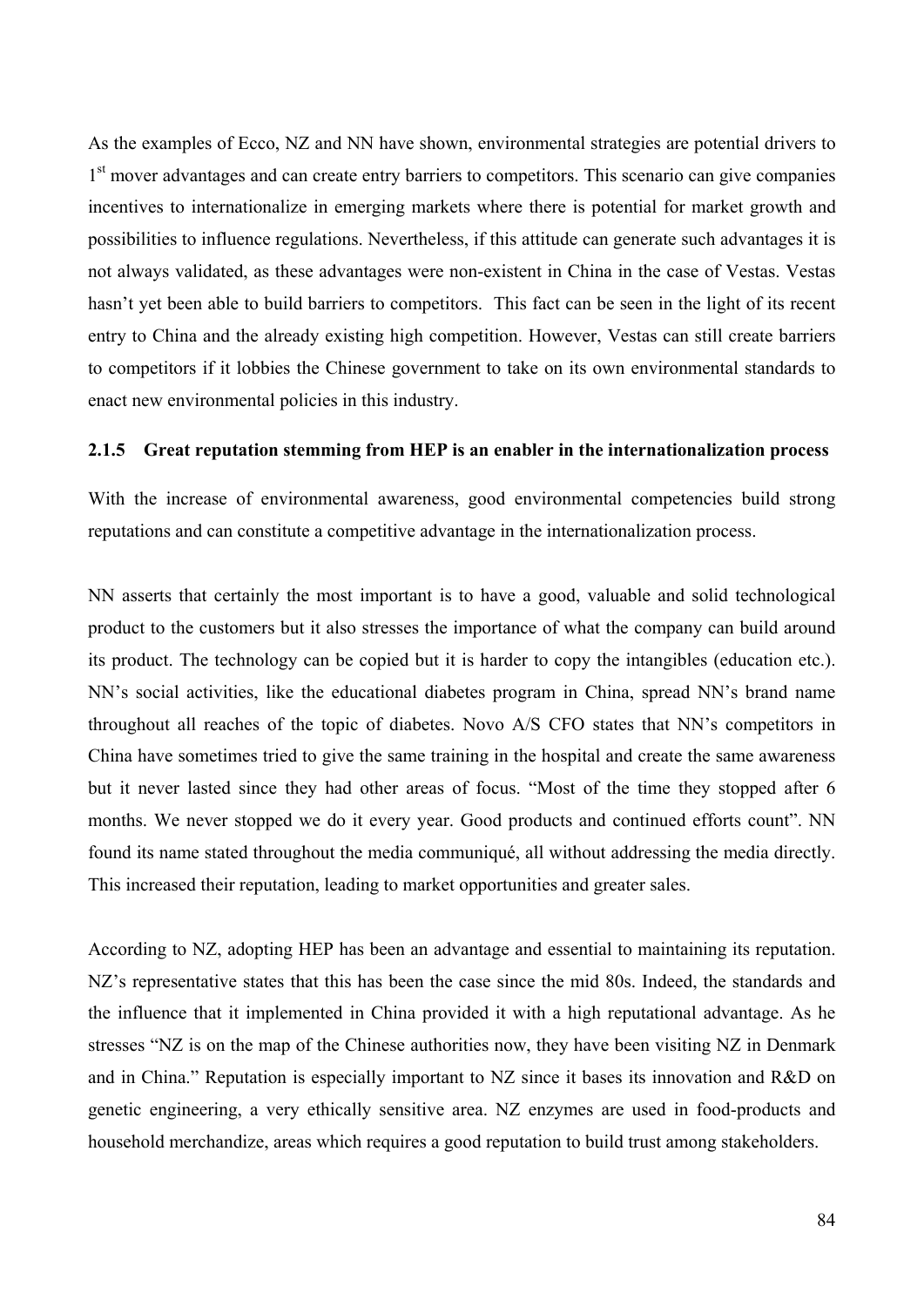As the examples of Ecco, NZ and NN have shown, environmental strategies are potential drivers to 1st mover advantages and can create entry barriers to competitors. This scenario can give companies incentives to internationalize in emerging markets where there is potential for market growth and possibilities to influence regulations. Nevertheless, if this attitude can generate such advantages it is not always validated, as these advantages were non-existent in China in the case of Vestas. Vestas hasn't yet been able to build barriers to competitors. This fact can be seen in the light of its recent entry to China and the already existing high competition. However, Vestas can still create barriers to competitors if it lobbies the Chinese government to take on its own environmental standards to enact new environmental policies in this industry.

### 2.1.5 Great reputation stemming from HEP is an enabler in the internationalization process

With the increase of environmental awareness, good environmental competencies build strong reputations and can constitute a competitive advantage in the internationalization process.

NN asserts that certainly the most important is to have a good, valuable and solid technological product to the customers but it also stresses the importance of what the company can build around its product. The technology can be copied but it is harder to copy the intangibles (education etc.). NN's social activities, like the educational diabetes program in China, spread NN's brand name throughout all reaches of the topic of diabetes. Novo A/S CFO states that NN's competitors in China have sometimes tried to give the same training in the hospital and create the same awareness but it never lasted since they had other areas of focus. "Most of the time they stopped after 6 months. We never stopped we do it every year. Good products and continued efforts count". NN found its name stated throughout the media communiqué, all without addressing the media directly. This increased their reputation, leading to market opportunities and greater sales.

According to NZ, adopting HEP has been an advantage and essential to maintaining its reputation. NZ's representative states that this has been the case since the mid 80s. Indeed, the standards and the influence that it implemented in China provided it with a high reputational advantage. As he stresses "NZ is on the map of the Chinese authorities now, they have been visiting NZ in Denmark and in China." Reputation is especially important to NZ since it bases its innovation and R&D on genetic engineering, a very ethically sensitive area. NZ enzymes are used in food-products and household merchandize, areas which requires a good reputation to build trust among stakeholders.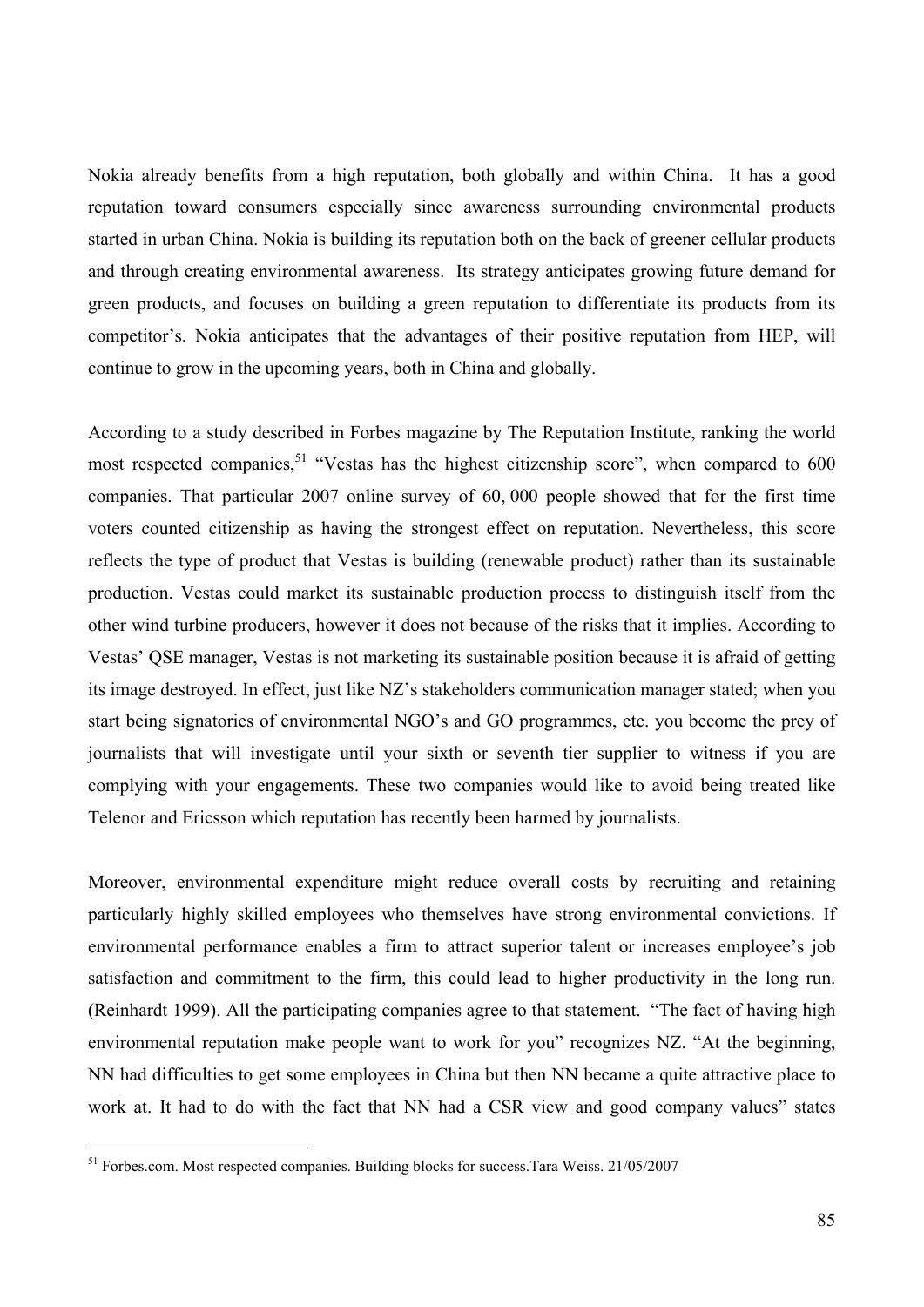Nokia already benefits from a high reputation, both globally and within China. It has a good reputation toward consumers especially since awareness surrounding environmental products started in urban China. Nokia is building its reputation both on the back of greener cellular products and through creating environmental awareness. Its strategy anticipates growing future demand for green products, and focuses on building a green reputation to differentiate its products from its competitor's. Nokia anticipates that the advantages of their positive reputation from HEP, will continue to grow in the upcoming years, both in China and globally.

According to a study described in Forbes magazine by The Reputation Institute, ranking the world most respected companies,[51] "Vestas has the highest citizenship score", when compared to 600 companies. That particular 2007 online survey of 60, 000 people showed that for the first time voters counted citizenship as having the strongest effect on reputation. Nevertheless, this score reflects the type of product that Vestas is building (renewable product) rather than its sustainable production. Vestas could market its sustainable production process to distinguish itself from the other wind turbine producers, however it does not because of the risks that it implies. According to Vestas' QSE manager, Vestas is not marketing its sustainable position because it is afraid of getting its image destroyed. In effect, just like NZ's stakeholders communication manager stated; when you start being signatories of environmental NGO's and GO programmes, etc. you become the prey of journalists that will investigate until your sixth or seventh tier supplier to witness if you are complying with your engagements. These two companies would like to avoid being treated like Telenor and Ericsson which reputation has recently been harmed by journalists.

Moreover, environmental expenditure might reduce overall costs by recruiting and retaining particularly highly skilled employees who themselves have strong environmental convictions. If environmental performance enables a firm to attract superior talent or increases employee's job satisfaction and commitment to the firm, this could lead to higher productivity in the long run. (Reinhardt 1999). All the participating companies agree to that statement. "The fact of having high environmental reputation make people want to work for you" recognizes NZ. "At the beginning, NN had difficulties to get some employees in China but then NN became a quite attractive place to work at. It had to do with the fact that NN had a CSR view and good company values" states

---

[51] Forbes.com. Most respected companies. Building blocks for success.Tara Weiss. 21/05/2007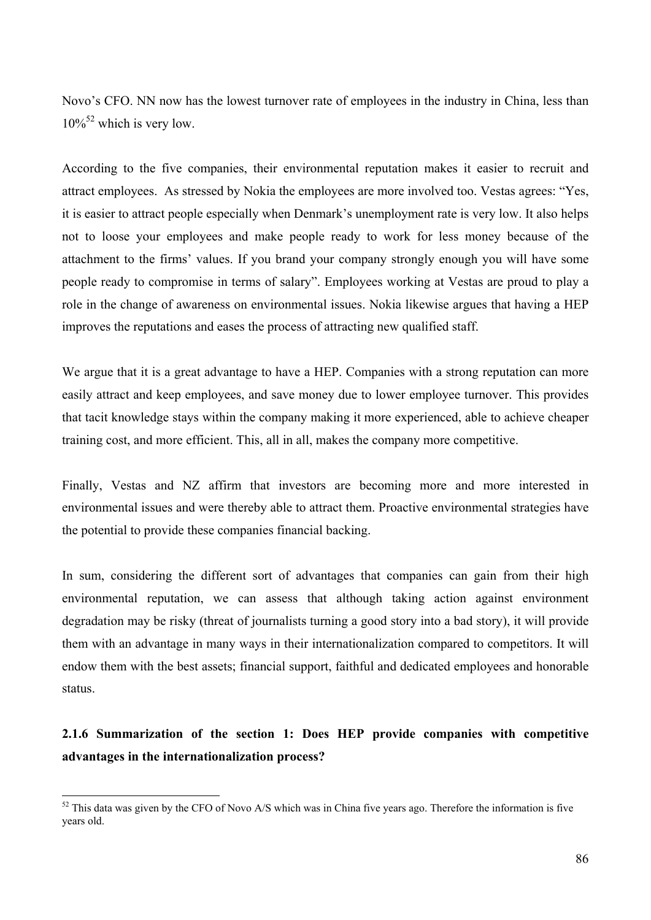Novo's CFO. NN now has the lowest turnover rate of employees in the industry in China, less than 10%[52] which is very low.

According to the five companies, their environmental reputation makes it easier to recruit and attract employees. As stressed by Nokia the employees are more involved too. Vestas agrees: "Yes, it is easier to attract people especially when Denmark's unemployment rate is very low. It also helps not to loose your employees and make people ready to work for less money because of the attachment to the firms' values. If you brand your company strongly enough you will have some people ready to compromise in terms of salary". Employees working at Vestas are proud to play a role in the change of awareness on environmental issues. Nokia likewise argues that having a HEP improves the reputations and eases the process of attracting new qualified staff.

We argue that it is a great advantage to have a HEP. Companies with a strong reputation can more easily attract and keep employees, and save money due to lower employee turnover. This provides that tacit knowledge stays within the company making it more experienced, able to achieve cheaper training cost, and more efficient. This, all in all, makes the company more competitive.

Finally, Vestas and NZ affirm that investors are becoming more and more interested in environmental issues and were thereby able to attract them. Proactive environmental strategies have the potential to provide these companies financial backing.

In sum, considering the different sort of advantages that companies can gain from their high environmental reputation, we can assess that although taking action against environment degradation may be risky (threat of journalists turning a good story into a bad story), it will provide them with an advantage in many ways in their internationalization compared to competitors. It will endow them with the best assets; financial support, faithful and dedicated employees and honorable status.

### 2.1.6 Summarization of the section 1: Does HEP provide companies with competitive advantages in the internationalization process?

---

[52] This data was given by the CFO of Novo A/S which was in China five years ago. Therefore the information is five years old.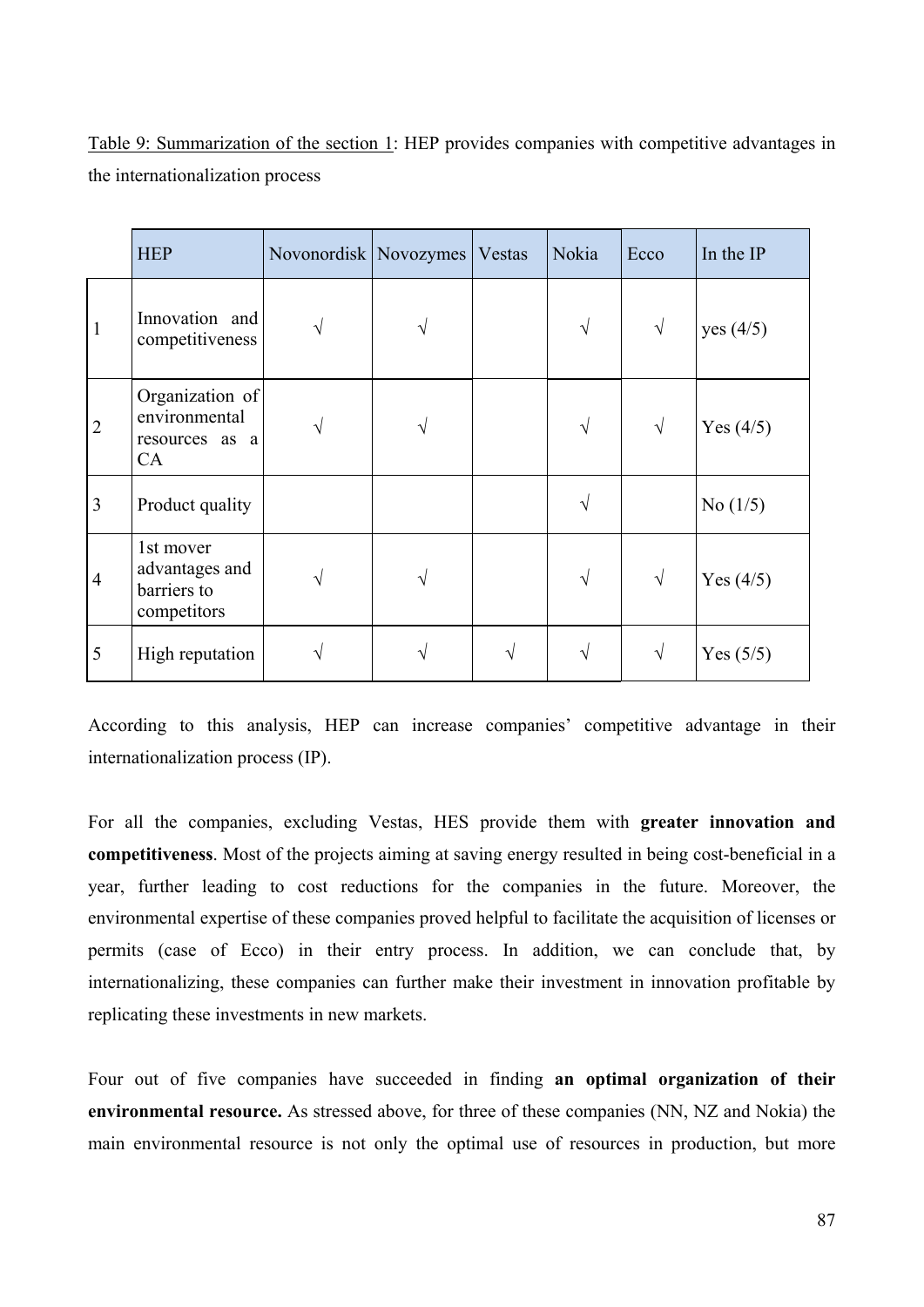Table 9: Summarization of the section 1: HEP provides companies with competitive advantages in the internationalization process

| | HEP | Novonordisk | Novozymes | Vestas | Nokia | Ecco | In the IP |
|---|---|---|---|---|---|---|---|
| 1 | Innovation and competitiveness | √ | √ | | √ | √ | yes (4/5) |
| 2 | Organization of environmental resources as a CA | √ | √ | | √ | √ | Yes (4/5) |
| 3 | Product quality | | | | √ | | No (1/5) |
| 4 | 1st mover advantages and barriers to competitors | √ | √ | | √ | √ | Yes (4/5) |
| 5 | High reputation | √ | √ | √ | √ | √ | Yes (5/5) |

According to this analysis, HEP can increase companies' competitive advantage in their internationalization process (IP).

For all the companies, excluding Vestas, HES provide them with **greater innovation and competitiveness**. Most of the projects aiming at saving energy resulted in being cost-beneficial in a year, further leading to cost reductions for the companies in the future. Moreover, the environmental expertise of these companies proved helpful to facilitate the acquisition of licenses or permits (case of Ecco) in their entry process. In addition, we can conclude that, by internationalizing, these companies can further make their investment in innovation profitable by replicating these investments in new markets.

Four out of five companies have succeeded in finding **an optimal organization of their environmental resource.** As stressed above, for three of these companies (NN, NZ and Nokia) the main environmental resource is not only the optimal use of resources in production, but more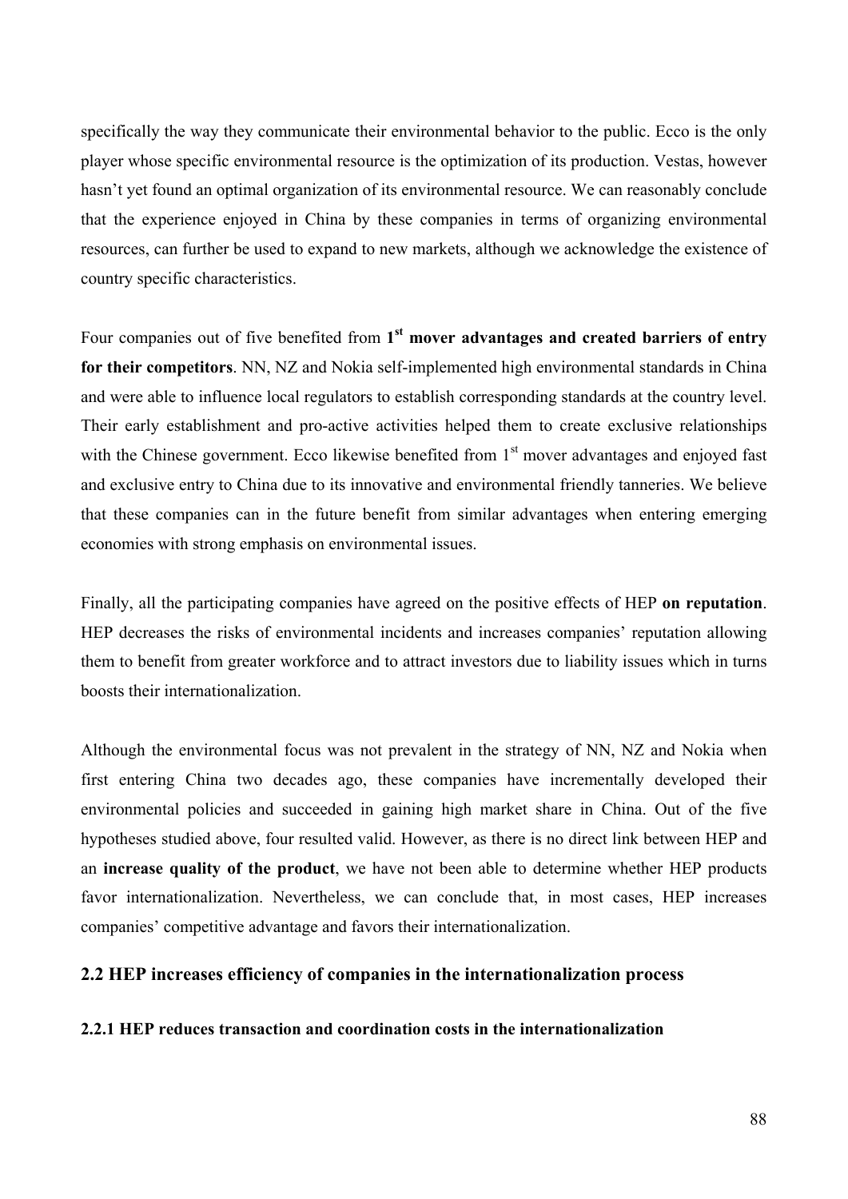specifically the way they communicate their environmental behavior to the public. Ecco is the only player whose specific environmental resource is the optimization of its production. Vestas, however hasn't yet found an optimal organization of its environmental resource. We can reasonably conclude that the experience enjoyed in China by these companies in terms of organizing environmental resources, can further be used to expand to new markets, although we acknowledge the existence of country specific characteristics.

Four companies out of five benefited from **1st mover advantages and created barriers of entry for their competitors**. NN, NZ and Nokia self-implemented high environmental standards in China and were able to influence local regulators to establish corresponding standards at the country level. Their early establishment and pro-active activities helped them to create exclusive relationships with the Chinese government. Ecco likewise benefited from 1st mover advantages and enjoyed fast and exclusive entry to China due to its innovative and environmental friendly tanneries. We believe that these companies can in the future benefit from similar advantages when entering emerging economies with strong emphasis on environmental issues.

Finally, all the participating companies have agreed on the positive effects of HEP **on reputation**. HEP decreases the risks of environmental incidents and increases companies' reputation allowing them to benefit from greater workforce and to attract investors due to liability issues which in turns boosts their internationalization.

Although the environmental focus was not prevalent in the strategy of NN, NZ and Nokia when first entering China two decades ago, these companies have incrementally developed their environmental policies and succeeded in gaining high market share in China. Out of the five hypotheses studied above, four resulted valid. However, as there is no direct link between HEP and an **increase quality of the product**, we have not been able to determine whether HEP products favor internationalization. Nevertheless, we can conclude that, in most cases, HEP increases companies' competitive advantage and favors their internationalization.

## 2.2 HEP increases efficiency of companies in the internationalization process

### 2.2.1 HEP reduces transaction and coordination costs in the internationalization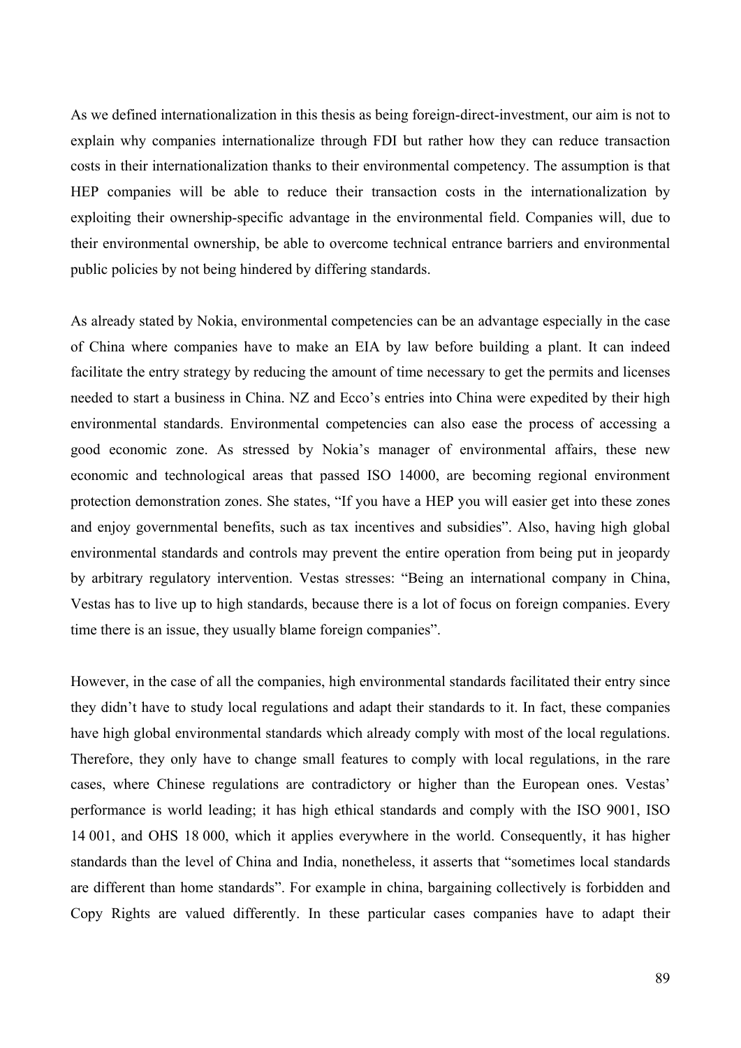As we defined internationalization in this thesis as being foreign-direct-investment, our aim is not to explain why companies internationalize through FDI but rather how they can reduce transaction costs in their internationalization thanks to their environmental competency. The assumption is that HEP companies will be able to reduce their transaction costs in the internationalization by exploiting their ownership-specific advantage in the environmental field. Companies will, due to their environmental ownership, be able to overcome technical entrance barriers and environmental public policies by not being hindered by differing standards.

As already stated by Nokia, environmental competencies can be an advantage especially in the case of China where companies have to make an EIA by law before building a plant. It can indeed facilitate the entry strategy by reducing the amount of time necessary to get the permits and licenses needed to start a business in China. NZ and Ecco's entries into China were expedited by their high environmental standards. Environmental competencies can also ease the process of accessing a good economic zone. As stressed by Nokia's manager of environmental affairs, these new economic and technological areas that passed ISO 14000, are becoming regional environment protection demonstration zones. She states, "If you have a HEP you will easier get into these zones and enjoy governmental benefits, such as tax incentives and subsidies". Also, having high global environmental standards and controls may prevent the entire operation from being put in jeopardy by arbitrary regulatory intervention. Vestas stresses: "Being an international company in China, Vestas has to live up to high standards, because there is a lot of focus on foreign companies. Every time there is an issue, they usually blame foreign companies".

However, in the case of all the companies, high environmental standards facilitated their entry since they didn't have to study local regulations and adapt their standards to it. In fact, these companies have high global environmental standards which already comply with most of the local regulations. Therefore, they only have to change small features to comply with local regulations, in the rare cases, where Chinese regulations are contradictory or higher than the European ones. Vestas' performance is world leading; it has high ethical standards and comply with the ISO 9001, ISO 14 001, and OHS 18 000, which it applies everywhere in the world. Consequently, it has higher standards than the level of China and India, nonetheless, it asserts that "sometimes local standards are different than home standards". For example in china, bargaining collectively is forbidden and Copy Rights are valued differently. In these particular cases companies have to adapt their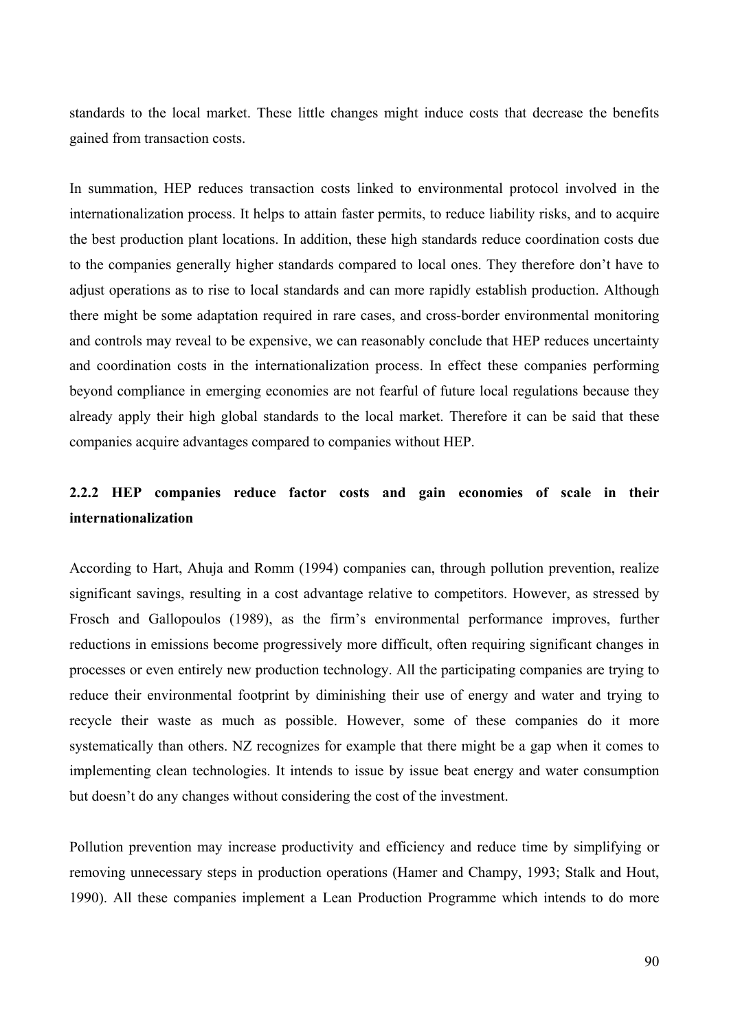standards to the local market. These little changes might induce costs that decrease the benefits gained from transaction costs.

In summation, HEP reduces transaction costs linked to environmental protocol involved in the internationalization process. It helps to attain faster permits, to reduce liability risks, and to acquire the best production plant locations. In addition, these high standards reduce coordination costs due to the companies generally higher standards compared to local ones. They therefore don't have to adjust operations as to rise to local standards and can more rapidly establish production. Although there might be some adaptation required in rare cases, and cross-border environmental monitoring and controls may reveal to be expensive, we can reasonably conclude that HEP reduces uncertainty and coordination costs in the internationalization process. In effect these companies performing beyond compliance in emerging economies are not fearful of future local regulations because they already apply their high global standards to the local market. Therefore it can be said that these companies acquire advantages compared to companies without HEP.

### 2.2.2 HEP companies reduce factor costs and gain economies of scale in their internationalization

According to Hart, Ahuja and Romm (1994) companies can, through pollution prevention, realize significant savings, resulting in a cost advantage relative to competitors. However, as stressed by Frosch and Gallopoulos (1989), as the firm's environmental performance improves, further reductions in emissions become progressively more difficult, often requiring significant changes in processes or even entirely new production technology. All the participating companies are trying to reduce their environmental footprint by diminishing their use of energy and water and trying to recycle their waste as much as possible. However, some of these companies do it more systematically than others. NZ recognizes for example that there might be a gap when it comes to implementing clean technologies. It intends to issue by issue beat energy and water consumption but doesn't do any changes without considering the cost of the investment.

Pollution prevention may increase productivity and efficiency and reduce time by simplifying or removing unnecessary steps in production operations (Hamer and Champy, 1993; Stalk and Hout, 1990). All these companies implement a Lean Production Programme which intends to do more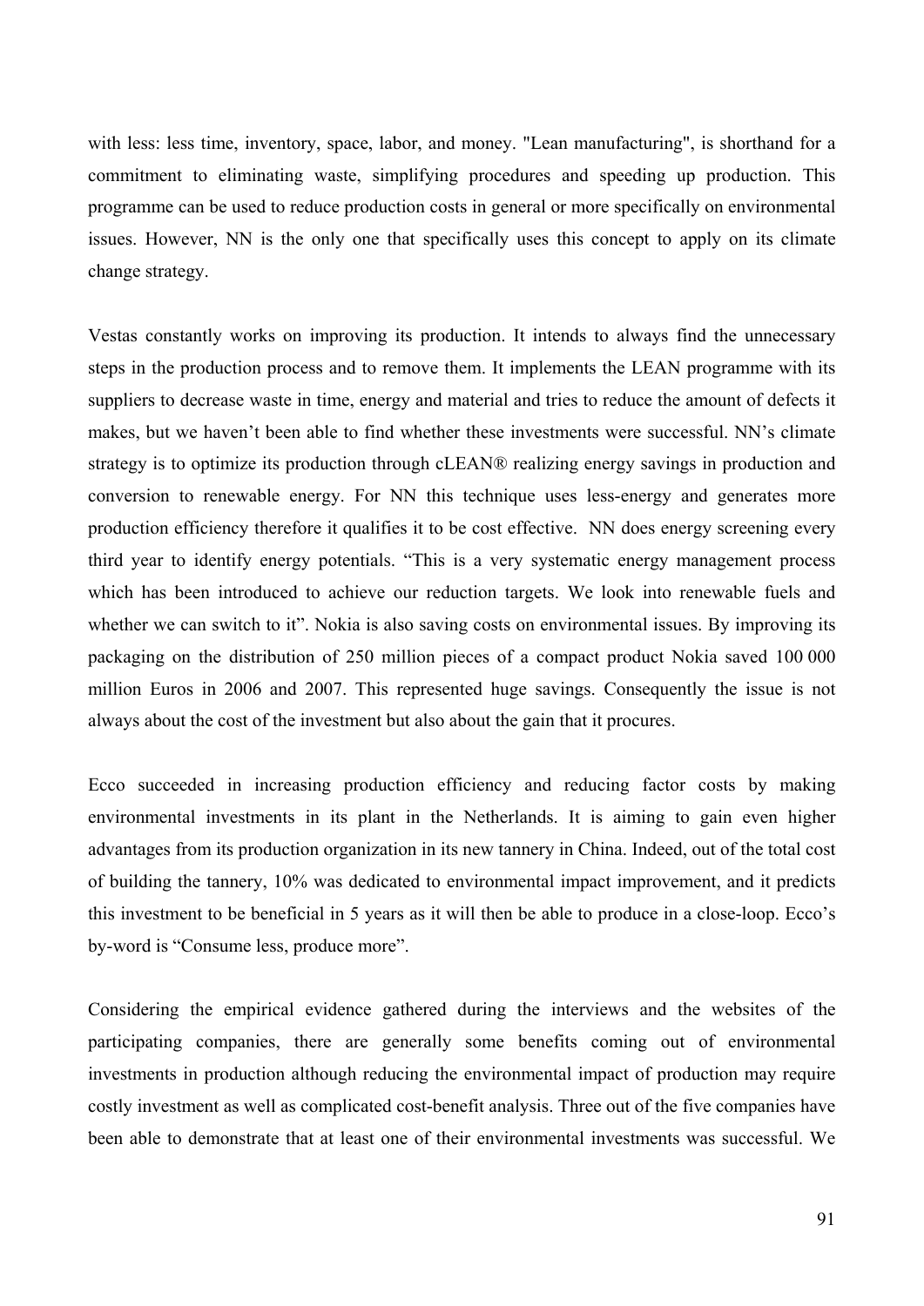with less: less time, inventory, space, labor, and money. "Lean manufacturing", is shorthand for a commitment to eliminating waste, simplifying procedures and speeding up production. This programme can be used to reduce production costs in general or more specifically on environmental issues. However, NN is the only one that specifically uses this concept to apply on its climate change strategy.

Vestas constantly works on improving its production. It intends to always find the unnecessary steps in the production process and to remove them. It implements the LEAN programme with its suppliers to decrease waste in time, energy and material and tries to reduce the amount of defects it makes, but we haven't been able to find whether these investments were successful. NN's climate strategy is to optimize its production through cLEAN® realizing energy savings in production and conversion to renewable energy. For NN this technique uses less-energy and generates more production efficiency therefore it qualifies it to be cost effective. NN does energy screening every third year to identify energy potentials. "This is a very systematic energy management process which has been introduced to achieve our reduction targets. We look into renewable fuels and whether we can switch to it". Nokia is also saving costs on environmental issues. By improving its packaging on the distribution of 250 million pieces of a compact product Nokia saved 100 000 million Euros in 2006 and 2007. This represented huge savings. Consequently the issue is not always about the cost of the investment but also about the gain that it procures.

Ecco succeeded in increasing production efficiency and reducing factor costs by making environmental investments in its plant in the Netherlands. It is aiming to gain even higher advantages from its production organization in its new tannery in China. Indeed, out of the total cost of building the tannery, 10% was dedicated to environmental impact improvement, and it predicts this investment to be beneficial in 5 years as it will then be able to produce in a close-loop. Ecco's by-word is "Consume less, produce more".

Considering the empirical evidence gathered during the interviews and the websites of the participating companies, there are generally some benefits coming out of environmental investments in production although reducing the environmental impact of production may require costly investment as well as complicated cost-benefit analysis. Three out of the five companies have been able to demonstrate that at least one of their environmental investments was successful. We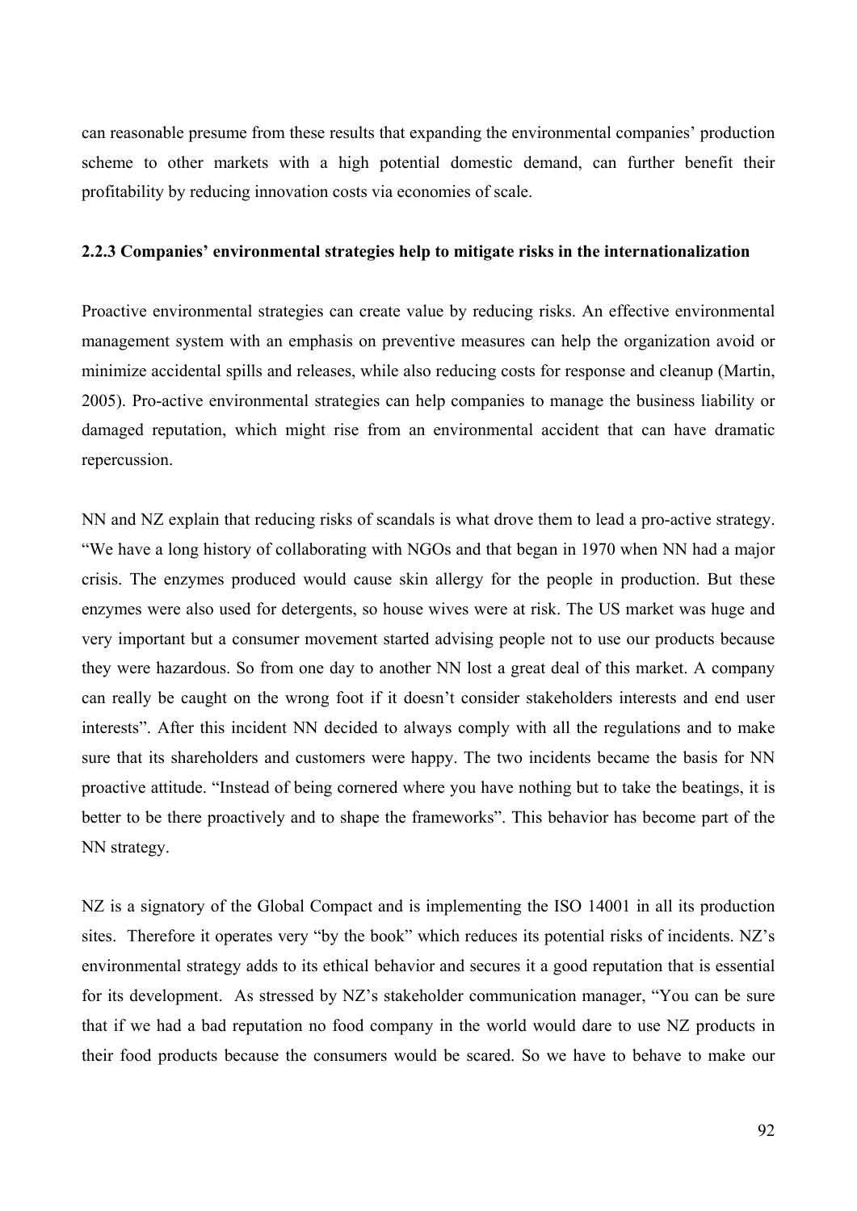can reasonable presume from these results that expanding the environmental companies' production scheme to other markets with a high potential domestic demand, can further benefit their profitability by reducing innovation costs via economies of scale.

### 2.2.3 Companies' environmental strategies help to mitigate risks in the internationalization

Proactive environmental strategies can create value by reducing risks. An effective environmental management system with an emphasis on preventive measures can help the organization avoid or minimize accidental spills and releases, while also reducing costs for response and cleanup (Martin, 2005). Pro-active environmental strategies can help companies to manage the business liability or damaged reputation, which might rise from an environmental accident that can have dramatic repercussion.

NN and NZ explain that reducing risks of scandals is what drove them to lead a pro-active strategy. "We have a long history of collaborating with NGOs and that began in 1970 when NN had a major crisis. The enzymes produced would cause skin allergy for the people in production. But these enzymes were also used for detergents, so house wives were at risk. The US market was huge and very important but a consumer movement started advising people not to use our products because they were hazardous. So from one day to another NN lost a great deal of this market. A company can really be caught on the wrong foot if it doesn't consider stakeholders interests and end user interests". After this incident NN decided to always comply with all the regulations and to make sure that its shareholders and customers were happy. The two incidents became the basis for NN proactive attitude. "Instead of being cornered where you have nothing but to take the beatings, it is better to be there proactively and to shape the frameworks". This behavior has become part of the NN strategy.

NZ is a signatory of the Global Compact and is implementing the ISO 14001 in all its production sites. Therefore it operates very "by the book" which reduces its potential risks of incidents. NZ's environmental strategy adds to its ethical behavior and secures it a good reputation that is essential for its development. As stressed by NZ's stakeholder communication manager, "You can be sure that if we had a bad reputation no food company in the world would dare to use NZ products in their food products because the consumers would be scared. So we have to behave to make our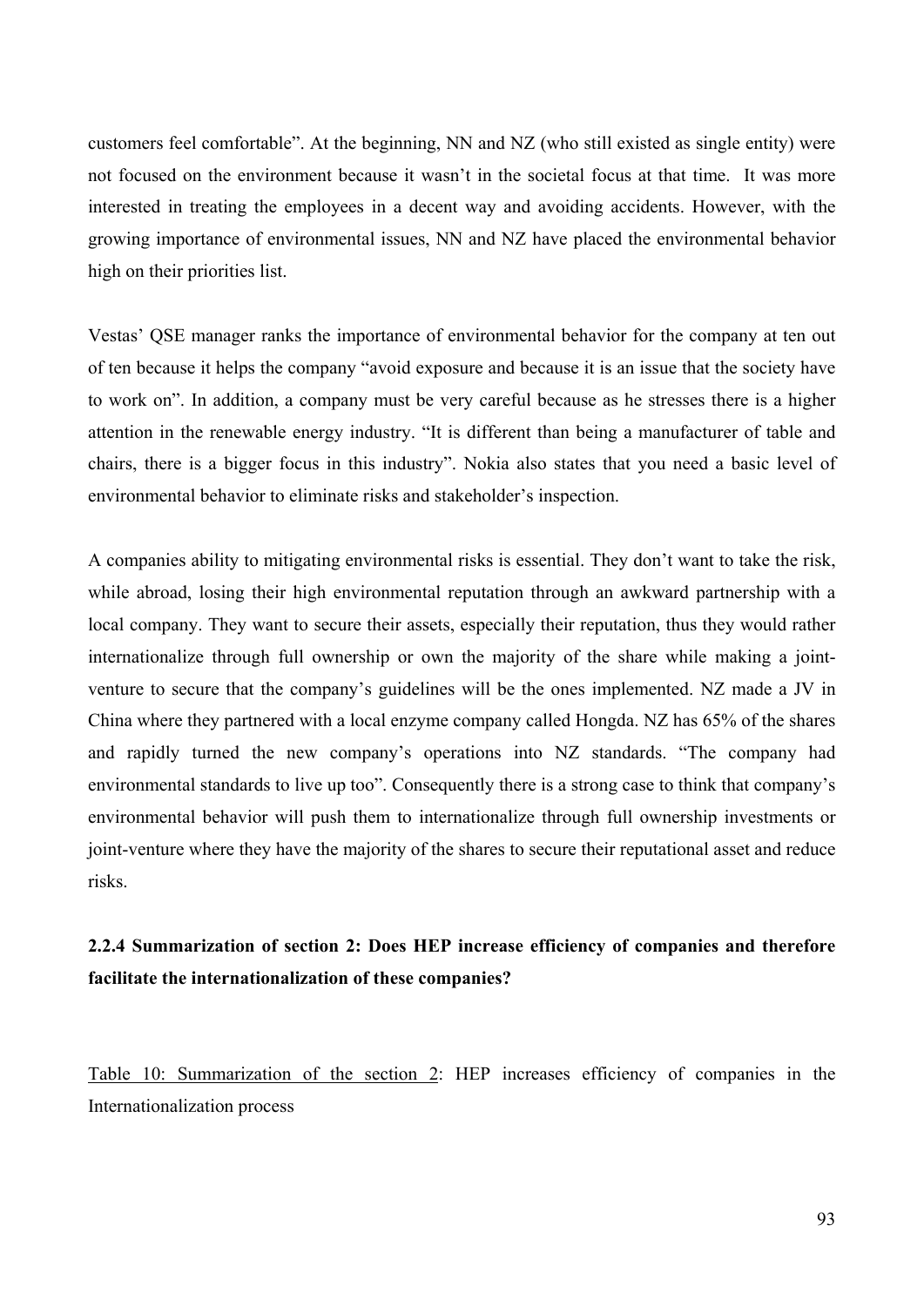customers feel comfortable". At the beginning, NN and NZ (who still existed as single entity) were not focused on the environment because it wasn't in the societal focus at that time. It was more interested in treating the employees in a decent way and avoiding accidents. However, with the growing importance of environmental issues, NN and NZ have placed the environmental behavior high on their priorities list.

Vestas' QSE manager ranks the importance of environmental behavior for the company at ten out of ten because it helps the company "avoid exposure and because it is an issue that the society have to work on". In addition, a company must be very careful because as he stresses there is a higher attention in the renewable energy industry. "It is different than being a manufacturer of table and chairs, there is a bigger focus in this industry". Nokia also states that you need a basic level of environmental behavior to eliminate risks and stakeholder's inspection.

A companies ability to mitigating environmental risks is essential. They don't want to take the risk, while abroad, losing their high environmental reputation through an awkward partnership with a local company. They want to secure their assets, especially their reputation, thus they would rather internationalize through full ownership or own the majority of the share while making a joint-venture to secure that the company's guidelines will be the ones implemented. NZ made a JV in China where they partnered with a local enzyme company called Hongda. NZ has 65% of the shares and rapidly turned the new company's operations into NZ standards. "The company had environmental standards to live up too". Consequently there is a strong case to think that company's environmental behavior will push them to internationalize through full ownership investments or joint-venture where they have the majority of the shares to secure their reputational asset and reduce risks.

### 2.2.4 Summarization of section 2: Does HEP increase efficiency of companies and therefore facilitate the internationalization of these companies?

Table 10: Summarization of the section 2: HEP increases efficiency of companies in the Internationalization process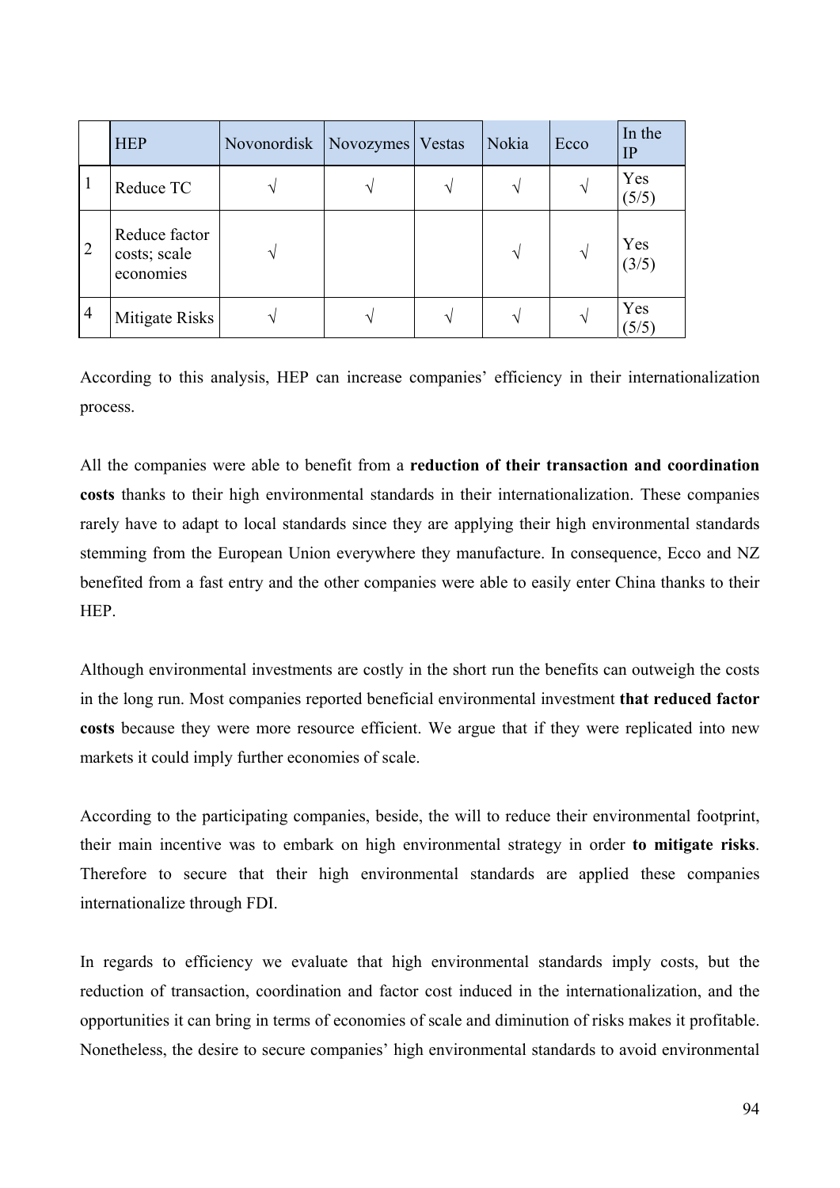| | HEP | Novonordisk | Novozymes | Vestas | Nokia | Ecco | In the IP |
|---|---|---|---|---|---|---|---|
| 1 | Reduce TC | √ | √ | √ | √ | √ | Yes (5/5) |
| 2 | Reduce factor costs; scale economies | √ | | | √ | √ | Yes (3/5) |
| 4 | Mitigate Risks | √ | √ | √ | √ | √ | Yes (5/5) |

According to this analysis, HEP can increase companies' efficiency in their internationalization process.

All the companies were able to benefit from a **reduction of their transaction and coordination costs** thanks to their high environmental standards in their internationalization. These companies rarely have to adapt to local standards since they are applying their high environmental standards stemming from the European Union everywhere they manufacture. In consequence, Ecco and NZ benefited from a fast entry and the other companies were able to easily enter China thanks to their HEP.

Although environmental investments are costly in the short run the benefits can outweigh the costs in the long run. Most companies reported beneficial environmental investment **that reduced factor costs** because they were more resource efficient. We argue that if they were replicated into new markets it could imply further economies of scale.

According to the participating companies, beside, the will to reduce their environmental footprint, their main incentive was to embark on high environmental strategy in order **to mitigate risks**. Therefore to secure that their high environmental standards are applied these companies internationalize through FDI.

In regards to efficiency we evaluate that high environmental standards imply costs, but the reduction of transaction, coordination and factor cost induced in the internationalization, and the opportunities it can bring in terms of economies of scale and diminution of risks makes it profitable. Nonetheless, the desire to secure companies' high environmental standards to avoid environmental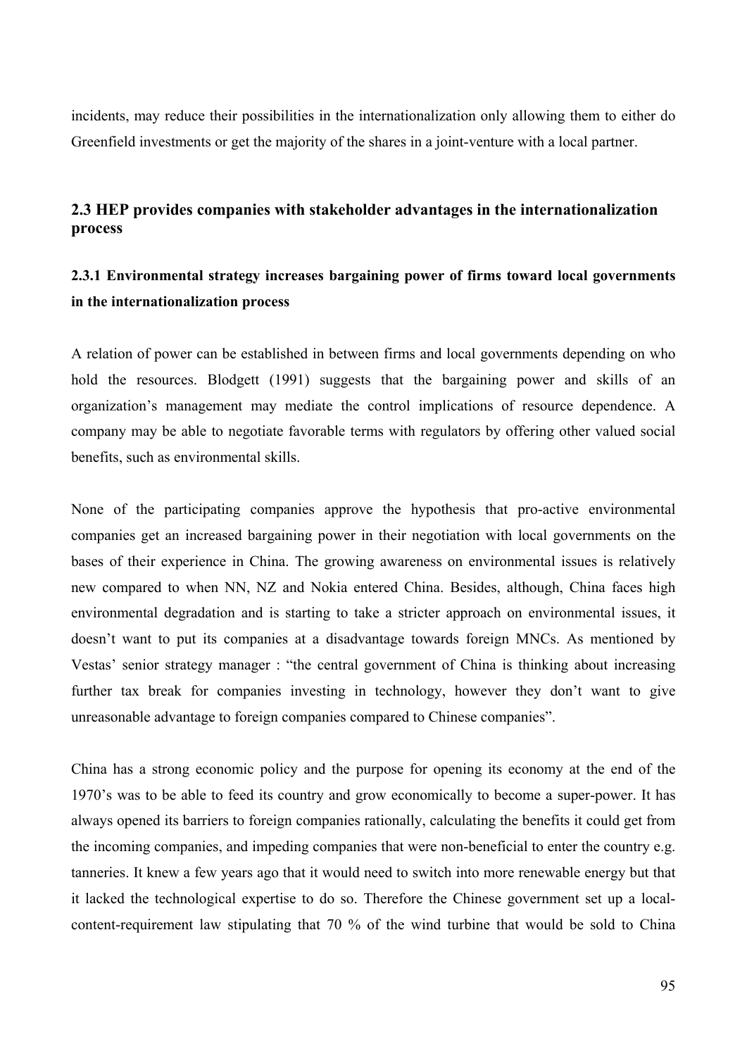incidents, may reduce their possibilities in the internationalization only allowing them to either do Greenfield investments or get the majority of the shares in a joint-venture with a local partner.

## 2.3 HEP provides companies with stakeholder advantages in the internationalization process

### 2.3.1 Environmental strategy increases bargaining power of firms toward local governments in the internationalization process

A relation of power can be established in between firms and local governments depending on who hold the resources. Blodgett (1991) suggests that the bargaining power and skills of an organization's management may mediate the control implications of resource dependence. A company may be able to negotiate favorable terms with regulators by offering other valued social benefits, such as environmental skills.

None of the participating companies approve the hypothesis that pro-active environmental companies get an increased bargaining power in their negotiation with local governments on the bases of their experience in China. The growing awareness on environmental issues is relatively new compared to when NN, NZ and Nokia entered China. Besides, although, China faces high environmental degradation and is starting to take a stricter approach on environmental issues, it doesn't want to put its companies at a disadvantage towards foreign MNCs. As mentioned by Vestas' senior strategy manager : "the central government of China is thinking about increasing further tax break for companies investing in technology, however they don't want to give unreasonable advantage to foreign companies compared to Chinese companies".

China has a strong economic policy and the purpose for opening its economy at the end of the 1970's was to be able to feed its country and grow economically to become a super-power. It has always opened its barriers to foreign companies rationally, calculating the benefits it could get from the incoming companies, and impeding companies that were non-beneficial to enter the country e.g. tanneries. It knew a few years ago that it would need to switch into more renewable energy but that it lacked the technological expertise to do so. Therefore the Chinese government set up a local-content-requirement law stipulating that 70 % of the wind turbine that would be sold to China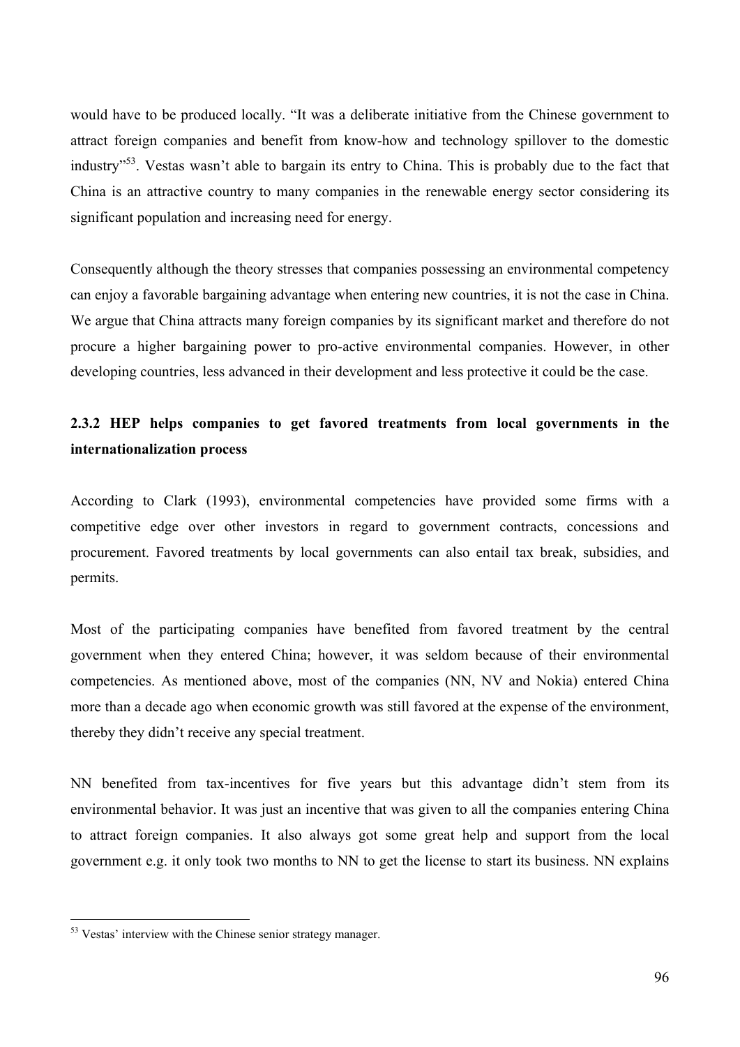would have to be produced locally. "It was a deliberate initiative from the Chinese government to attract foreign companies and benefit from know-how and technology spillover to the domestic industry"[53]. Vestas wasn't able to bargain its entry to China. This is probably due to the fact that China is an attractive country to many companies in the renewable energy sector considering its significant population and increasing need for energy.

Consequently although the theory stresses that companies possessing an environmental competency can enjoy a favorable bargaining advantage when entering new countries, it is not the case in China. We argue that China attracts many foreign companies by its significant market and therefore do not procure a higher bargaining power to pro-active environmental companies. However, in other developing countries, less advanced in their development and less protective it could be the case.

### 2.3.2 HEP helps companies to get favored treatments from local governments in the internationalization process

According to Clark (1993), environmental competencies have provided some firms with a competitive edge over other investors in regard to government contracts, concessions and procurement. Favored treatments by local governments can also entail tax break, subsidies, and permits.

Most of the participating companies have benefited from favored treatment by the central government when they entered China; however, it was seldom because of their environmental competencies. As mentioned above, most of the companies (NN, NV and Nokia) entered China more than a decade ago when economic growth was still favored at the expense of the environment, thereby they didn't receive any special treatment.

NN benefited from tax-incentives for five years but this advantage didn't stem from its environmental behavior. It was just an incentive that was given to all the companies entering China to attract foreign companies. It also always got some great help and support from the local government e.g. it only took two months to NN to get the license to start its business. NN explains

[53] Vestas' interview with the Chinese senior strategy manager.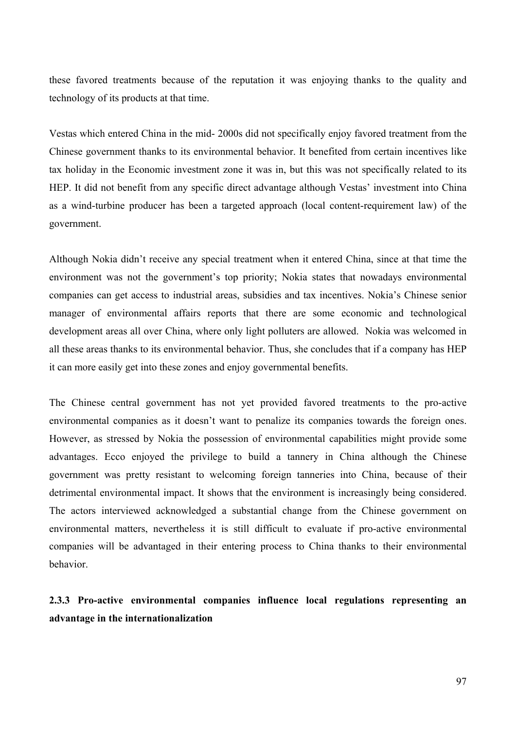these favored treatments because of the reputation it was enjoying thanks to the quality and technology of its products at that time.

Vestas which entered China in the mid- 2000s did not specifically enjoy favored treatment from the Chinese government thanks to its environmental behavior. It benefited from certain incentives like tax holiday in the Economic investment zone it was in, but this was not specifically related to its HEP. It did not benefit from any specific direct advantage although Vestas' investment into China as a wind-turbine producer has been a targeted approach (local content-requirement law) of the government.

Although Nokia didn't receive any special treatment when it entered China, since at that time the environment was not the government's top priority; Nokia states that nowadays environmental companies can get access to industrial areas, subsidies and tax incentives. Nokia's Chinese senior manager of environmental affairs reports that there are some economic and technological development areas all over China, where only light polluters are allowed. Nokia was welcomed in all these areas thanks to its environmental behavior. Thus, she concludes that if a company has HEP it can more easily get into these zones and enjoy governmental benefits.

The Chinese central government has not yet provided favored treatments to the pro-active environmental companies as it doesn't want to penalize its companies towards the foreign ones. However, as stressed by Nokia the possession of environmental capabilities might provide some advantages. Ecco enjoyed the privilege to build a tannery in China although the Chinese government was pretty resistant to welcoming foreign tanneries into China, because of their detrimental environmental impact. It shows that the environment is increasingly being considered. The actors interviewed acknowledged a substantial change from the Chinese government on environmental matters, nevertheless it is still difficult to evaluate if pro-active environmental companies will be advantaged in their entering process to China thanks to their environmental behavior.

### 2.3.3 Pro-active environmental companies influence local regulations representing an advantage in the internationalization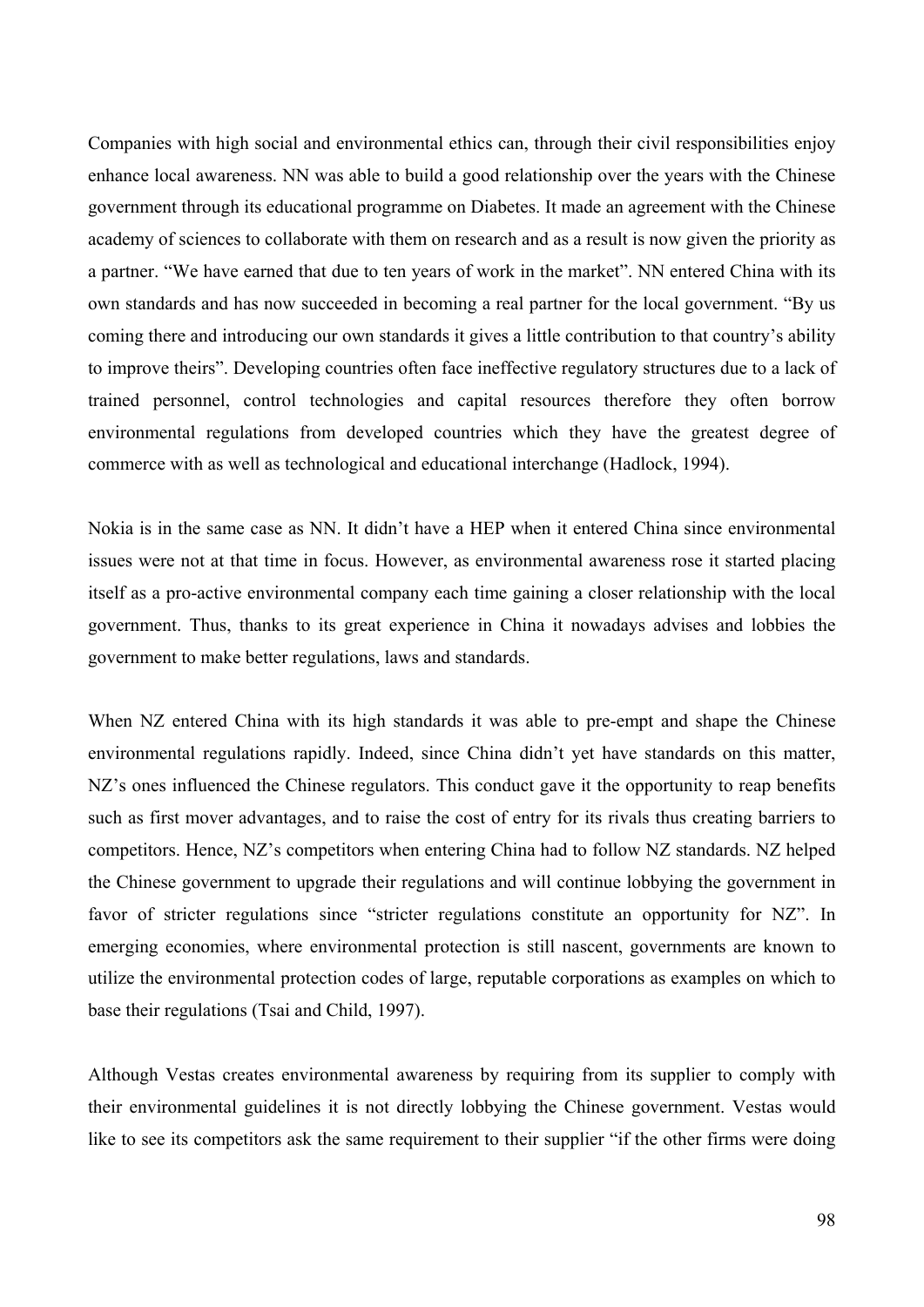Companies with high social and environmental ethics can, through their civil responsibilities enjoy enhance local awareness. NN was able to build a good relationship over the years with the Chinese government through its educational programme on Diabetes. It made an agreement with the Chinese academy of sciences to collaborate with them on research and as a result is now given the priority as a partner. "We have earned that due to ten years of work in the market". NN entered China with its own standards and has now succeeded in becoming a real partner for the local government. "By us coming there and introducing our own standards it gives a little contribution to that country's ability to improve theirs". Developing countries often face ineffective regulatory structures due to a lack of trained personnel, control technologies and capital resources therefore they often borrow environmental regulations from developed countries which they have the greatest degree of commerce with as well as technological and educational interchange (Hadlock, 1994).

Nokia is in the same case as NN. It didn't have a HEP when it entered China since environmental issues were not at that time in focus. However, as environmental awareness rose it started placing itself as a pro-active environmental company each time gaining a closer relationship with the local government. Thus, thanks to its great experience in China it nowadays advises and lobbies the government to make better regulations, laws and standards.

When NZ entered China with its high standards it was able to pre-empt and shape the Chinese environmental regulations rapidly. Indeed, since China didn't yet have standards on this matter, NZ's ones influenced the Chinese regulators. This conduct gave it the opportunity to reap benefits such as first mover advantages, and to raise the cost of entry for its rivals thus creating barriers to competitors. Hence, NZ's competitors when entering China had to follow NZ standards. NZ helped the Chinese government to upgrade their regulations and will continue lobbying the government in favor of stricter regulations since "stricter regulations constitute an opportunity for NZ". In emerging economies, where environmental protection is still nascent, governments are known to utilize the environmental protection codes of large, reputable corporations as examples on which to base their regulations (Tsai and Child, 1997).

Although Vestas creates environmental awareness by requiring from its supplier to comply with their environmental guidelines it is not directly lobbying the Chinese government. Vestas would like to see its competitors ask the same requirement to their supplier "if the other firms were doing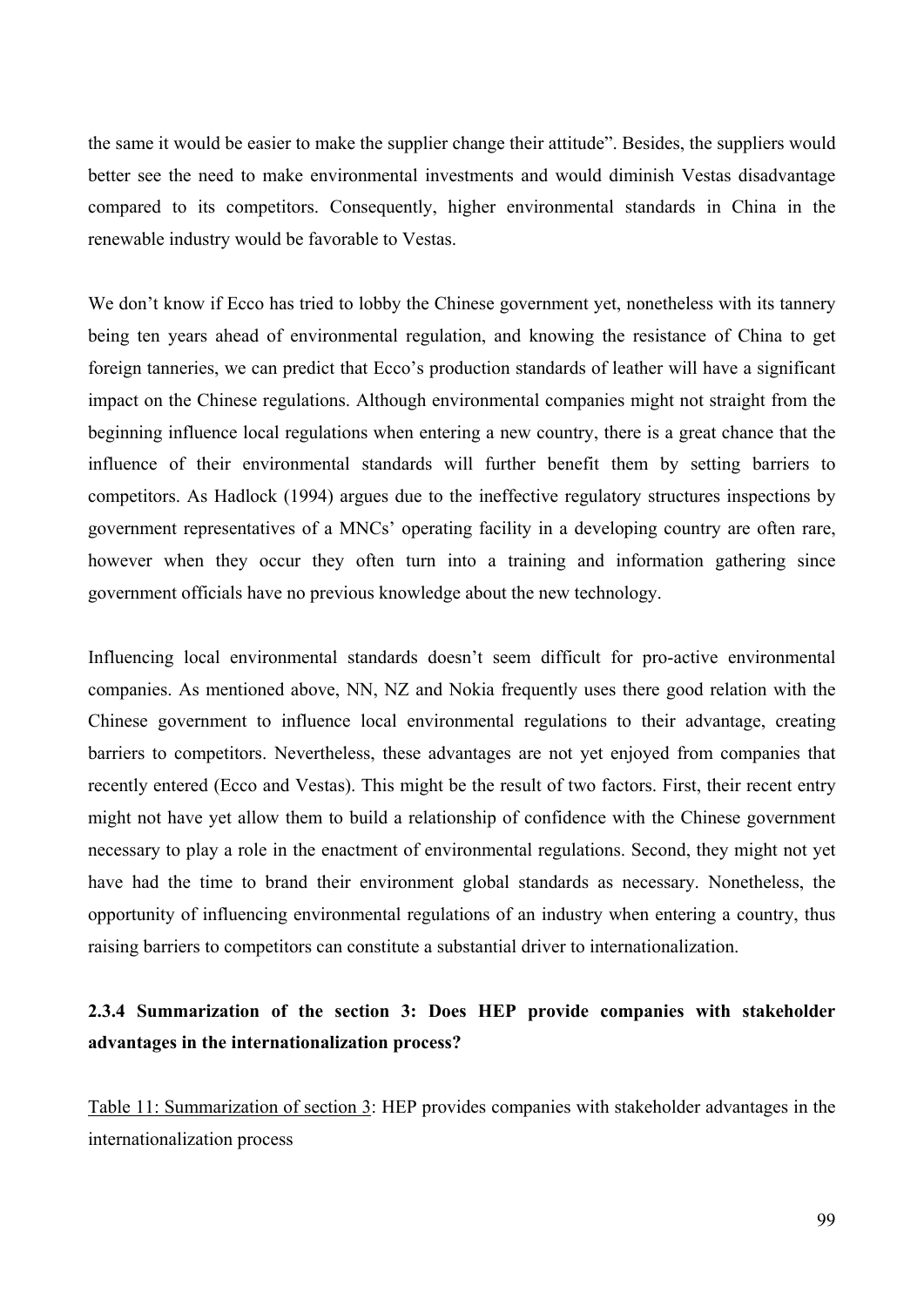the same it would be easier to make the supplier change their attitude". Besides, the suppliers would better see the need to make environmental investments and would diminish Vestas disadvantage compared to its competitors. Consequently, higher environmental standards in China in the renewable industry would be favorable to Vestas.

We don't know if Ecco has tried to lobby the Chinese government yet, nonetheless with its tannery being ten years ahead of environmental regulation, and knowing the resistance of China to get foreign tanneries, we can predict that Ecco's production standards of leather will have a significant impact on the Chinese regulations. Although environmental companies might not straight from the beginning influence local regulations when entering a new country, there is a great chance that the influence of their environmental standards will further benefit them by setting barriers to competitors. As Hadlock (1994) argues due to the ineffective regulatory structures inspections by government representatives of a MNCs' operating facility in a developing country are often rare, however when they occur they often turn into a training and information gathering since government officials have no previous knowledge about the new technology.

Influencing local environmental standards doesn't seem difficult for pro-active environmental companies. As mentioned above, NN, NZ and Nokia frequently uses there good relation with the Chinese government to influence local environmental regulations to their advantage, creating barriers to competitors. Nevertheless, these advantages are not yet enjoyed from companies that recently entered (Ecco and Vestas). This might be the result of two factors. First, their recent entry might not have yet allow them to build a relationship of confidence with the Chinese government necessary to play a role in the enactment of environmental regulations. Second, they might not yet have had the time to brand their environment global standards as necessary. Nonetheless, the opportunity of influencing environmental regulations of an industry when entering a country, thus raising barriers to competitors can constitute a substantial driver to internationalization.

### 2.3.4 Summarization of the section 3: Does HEP provide companies with stakeholder advantages in the internationalization process?

Table 11: Summarization of section 3: HEP provides companies with stakeholder advantages in the internationalization process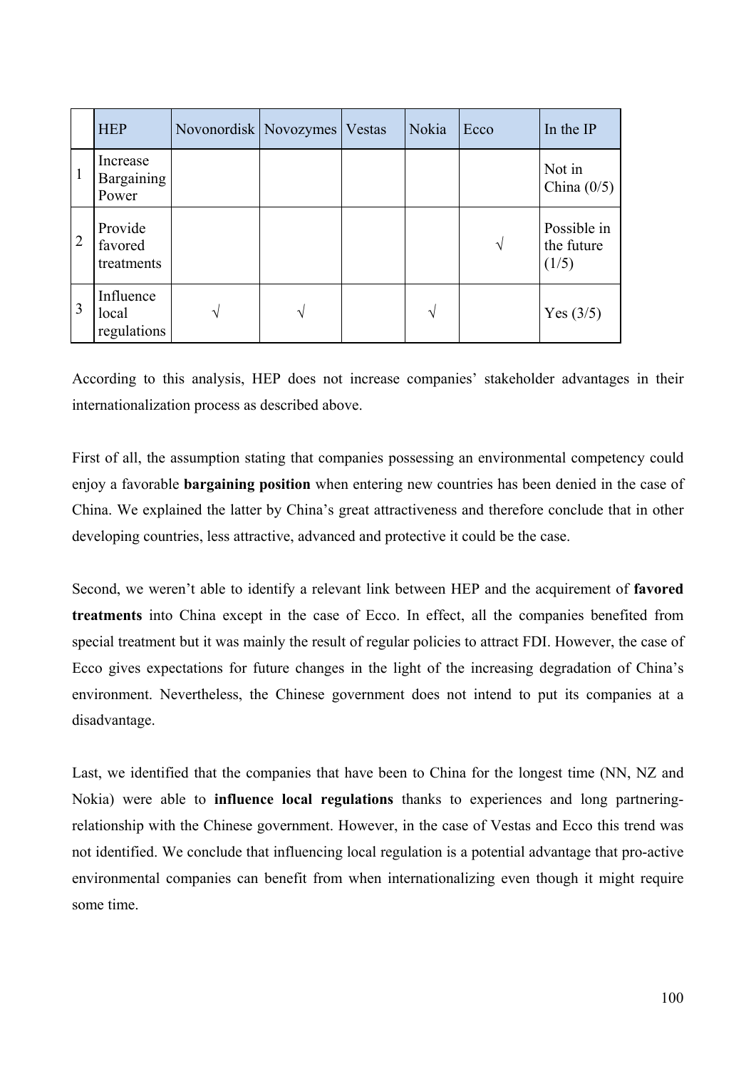| | HEP | Novonordisk | Novozymes | Vestas | Nokia | Ecco | In the IP |
|---|---|---|---|---|---|---|---|
| 1 | Increase Bargaining Power | | | | | | Not in China (0/5) |
| 2 | Provide favored treatments | | | | | √ | Possible in the future (1/5) |
| 3 | Influence local regulations | √ | √ | | √ | | Yes (3/5) |

According to this analysis, HEP does not increase companies' stakeholder advantages in their internationalization process as described above.

First of all, the assumption stating that companies possessing an environmental competency could enjoy a favorable **bargaining position** when entering new countries has been denied in the case of China. We explained the latter by China's great attractiveness and therefore conclude that in other developing countries, less attractive, advanced and protective it could be the case.

Second, we weren't able to identify a relevant link between HEP and the acquirement of **favored treatments** into China except in the case of Ecco. In effect, all the companies benefited from special treatment but it was mainly the result of regular policies to attract FDI. However, the case of Ecco gives expectations for future changes in the light of the increasing degradation of China's environment. Nevertheless, the Chinese government does not intend to put its companies at a disadvantage.

Last, we identified that the companies that have been to China for the longest time (NN, NZ and Nokia) were able to **influence local regulations** thanks to experiences and long partnering-relationship with the Chinese government. However, in the case of Vestas and Ecco this trend was not identified. We conclude that influencing local regulation is a potential advantage that pro-active environmental companies can benefit from when internationalizing even though it might require some time.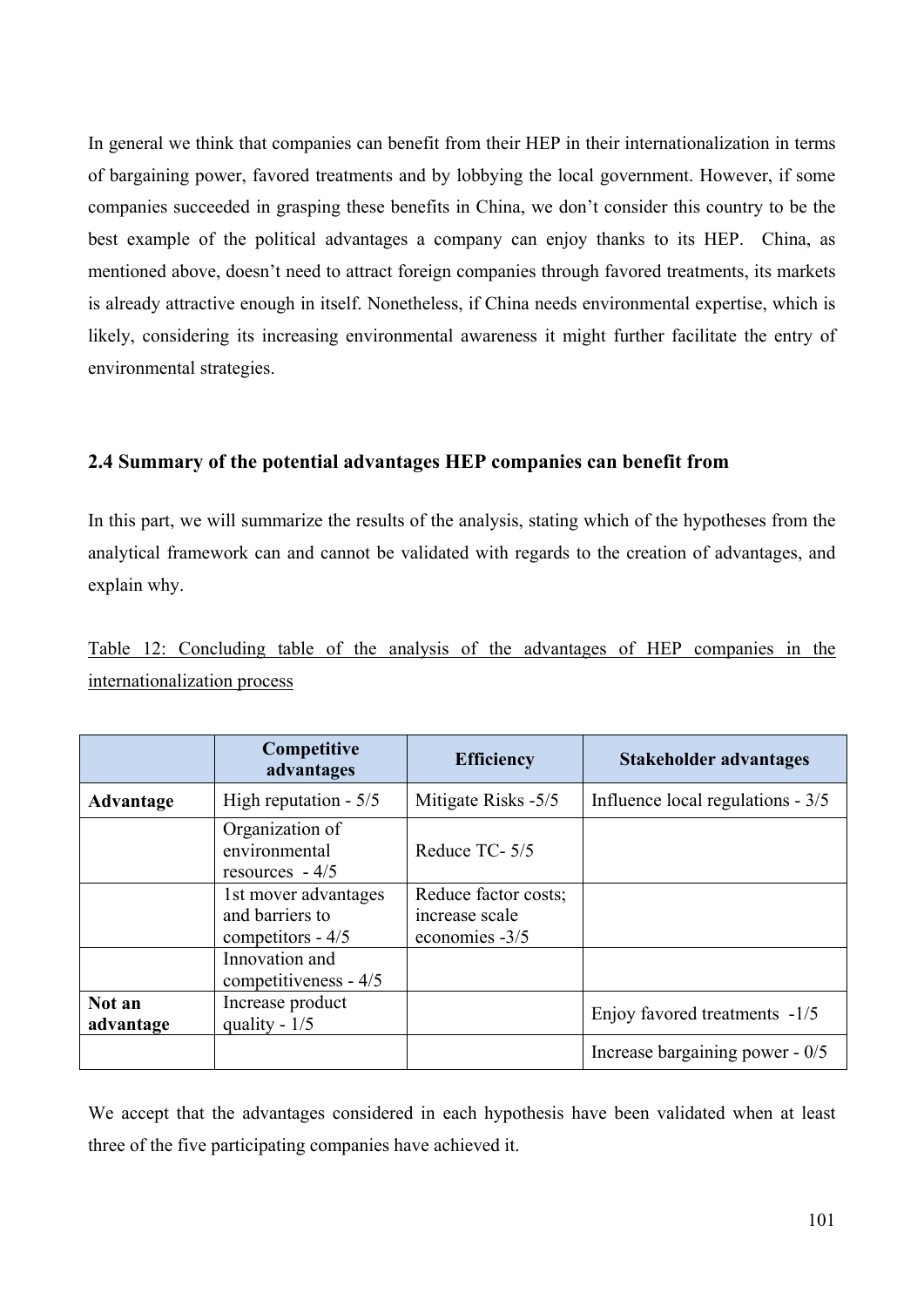In general we think that companies can benefit from their HEP in their internationalization in terms of bargaining power, favored treatments and by lobbying the local government. However, if some companies succeeded in grasping these benefits in China, we don't consider this country to be the best example of the political advantages a company can enjoy thanks to its HEP. China, as mentioned above, doesn't need to attract foreign companies through favored treatments, its markets is already attractive enough in itself. Nonetheless, if China needs environmental expertise, which is likely, considering its increasing environmental awareness it might further facilitate the entry of environmental strategies.

## 2.4 Summary of the potential advantages HEP companies can benefit from

In this part, we will summarize the results of the analysis, stating which of the hypotheses from the analytical framework can and cannot be validated with regards to the creation of advantages, and explain why.

Table 12: Concluding table of the analysis of the advantages of HEP companies in the internationalization process

| | Competitive advantages | Efficiency | Stakeholder advantages |
|---|---|---|---|
| **Advantage** | High reputation - 5/5 | Mitigate Risks -5/5 | Influence local regulations - 3/5 |
| | Organization of environmental resources - 4/5 | Reduce TC- 5/5 | |
| | 1st mover advantages and barriers to competitors - 4/5 | Reduce factor costs; increase scale economies -3/5 | |
| | Innovation and competitiveness - 4/5 | | |
| **Not an advantage** | Increase product quality - 1/5 | | Enjoy favored treatments -1/5 |
| | | | Increase bargaining power - 0/5 |

We accept that the advantages considered in each hypothesis have been validated when at least three of the five participating companies have achieved it.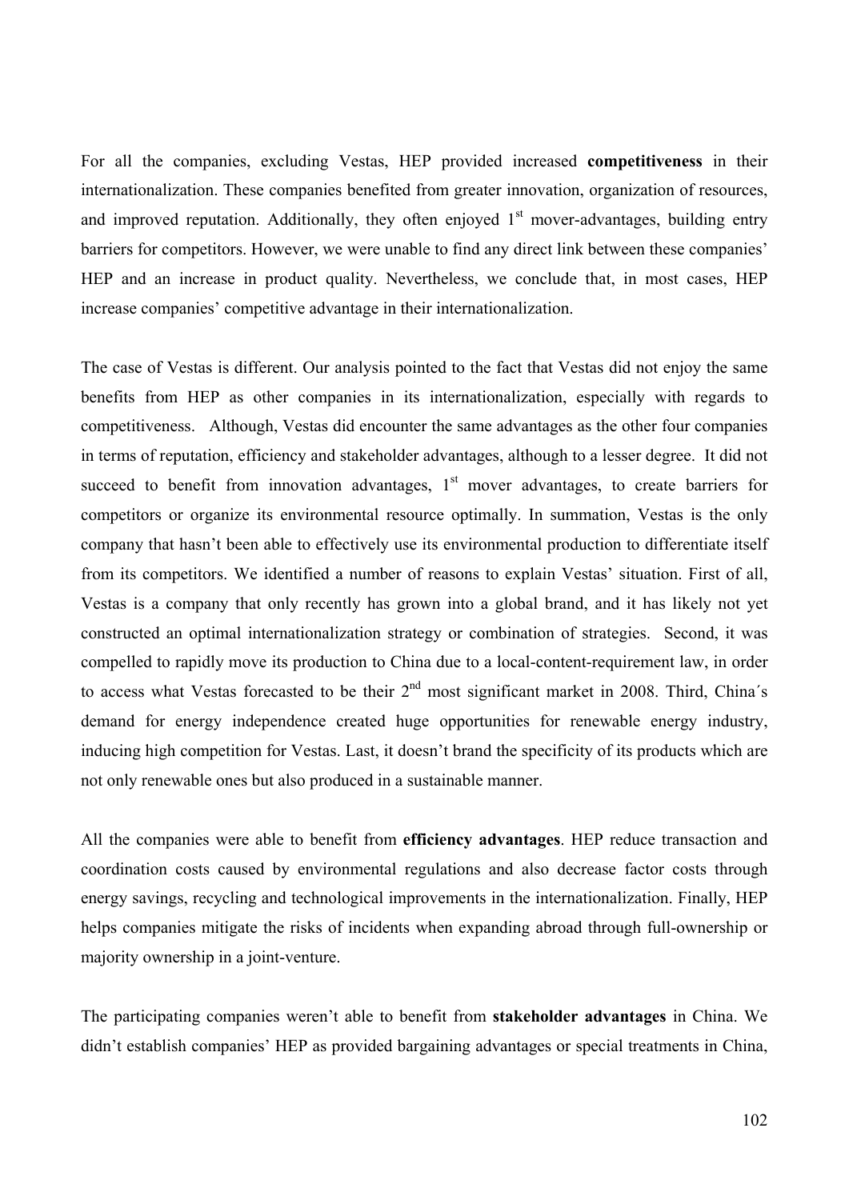For all the companies, excluding Vestas, HEP provided increased **competitiveness** in their internationalization. These companies benefited from greater innovation, organization of resources, and improved reputation. Additionally, they often enjoyed 1st mover-advantages, building entry barriers for competitors. However, we were unable to find any direct link between these companies' HEP and an increase in product quality. Nevertheless, we conclude that, in most cases, HEP increase companies' competitive advantage in their internationalization.

The case of Vestas is different. Our analysis pointed to the fact that Vestas did not enjoy the same benefits from HEP as other companies in its internationalization, especially with regards to competitiveness. Although, Vestas did encounter the same advantages as the other four companies in terms of reputation, efficiency and stakeholder advantages, although to a lesser degree. It did not succeed to benefit from innovation advantages, 1st mover advantages, to create barriers for competitors or organize its environmental resource optimally. In summation, Vestas is the only company that hasn't been able to effectively use its environmental production to differentiate itself from its competitors. We identified a number of reasons to explain Vestas' situation. First of all, Vestas is a company that only recently has grown into a global brand, and it has likely not yet constructed an optimal internationalization strategy or combination of strategies. Second, it was compelled to rapidly move its production to China due to a local-content-requirement law, in order to access what Vestas forecasted to be their 2nd most significant market in 2008. Third, China´s demand for energy independence created huge opportunities for renewable energy industry, inducing high competition for Vestas. Last, it doesn't brand the specificity of its products which are not only renewable ones but also produced in a sustainable manner.

All the companies were able to benefit from **efficiency advantages**. HEP reduce transaction and coordination costs caused by environmental regulations and also decrease factor costs through energy savings, recycling and technological improvements in the internationalization. Finally, HEP helps companies mitigate the risks of incidents when expanding abroad through full-ownership or majority ownership in a joint-venture.

The participating companies weren't able to benefit from **stakeholder advantages** in China. We didn't establish companies' HEP as provided bargaining advantages or special treatments in China,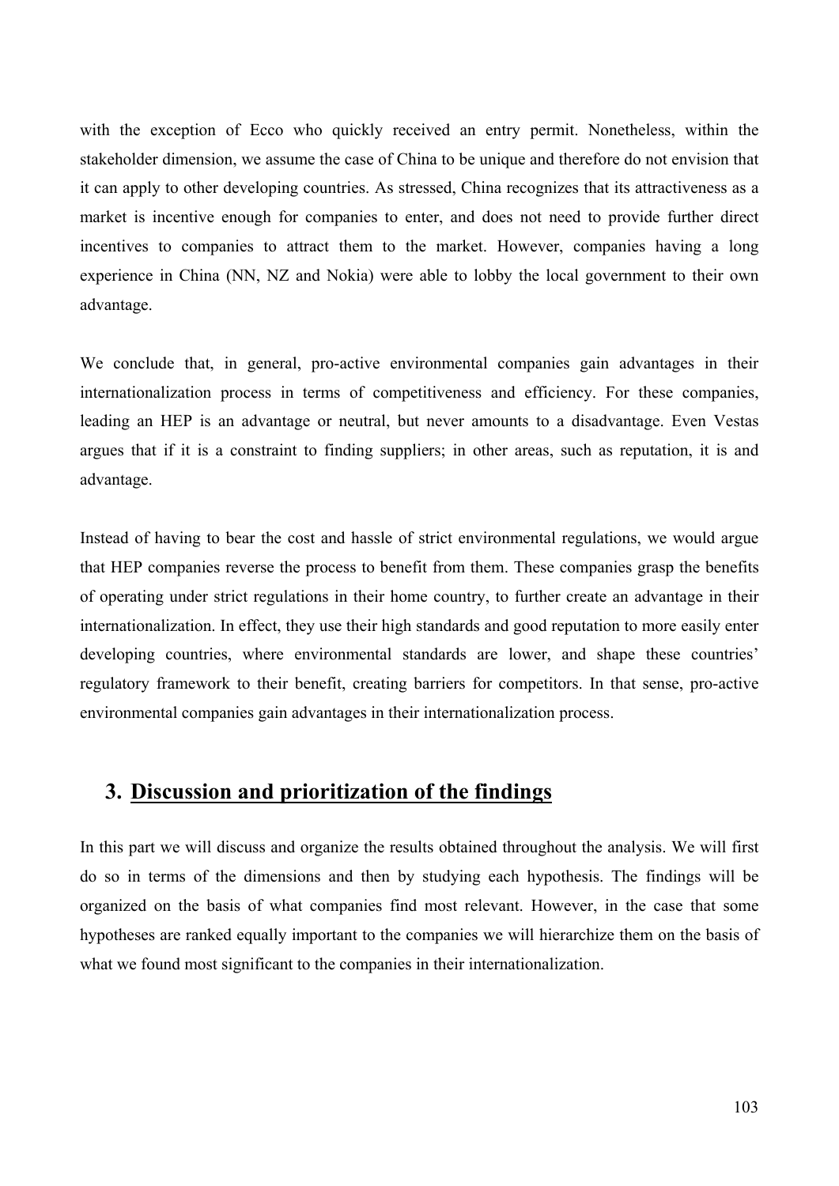with the exception of Ecco who quickly received an entry permit. Nonetheless, within the stakeholder dimension, we assume the case of China to be unique and therefore do not envision that it can apply to other developing countries. As stressed, China recognizes that its attractiveness as a market is incentive enough for companies to enter, and does not need to provide further direct incentives to companies to attract them to the market. However, companies having a long experience in China (NN, NZ and Nokia) were able to lobby the local government to their own advantage.

We conclude that, in general, pro-active environmental companies gain advantages in their internationalization process in terms of competitiveness and efficiency. For these companies, leading an HEP is an advantage or neutral, but never amounts to a disadvantage. Even Vestas argues that if it is a constraint to finding suppliers; in other areas, such as reputation, it is and advantage.

Instead of having to bear the cost and hassle of strict environmental regulations, we would argue that HEP companies reverse the process to benefit from them. These companies grasp the benefits of operating under strict regulations in their home country, to further create an advantage in their internationalization. In effect, they use their high standards and good reputation to more easily enter developing countries, where environmental standards are lower, and shape these countries' regulatory framework to their benefit, creating barriers for competitors. In that sense, pro-active environmental companies gain advantages in their internationalization process.

## 3. Discussion and prioritization of the findings

In this part we will discuss and organize the results obtained throughout the analysis. We will first do so in terms of the dimensions and then by studying each hypothesis. The findings will be organized on the basis of what companies find most relevant. However, in the case that some hypotheses are ranked equally important to the companies we will hierarchize them on the basis of what we found most significant to the companies in their internationalization.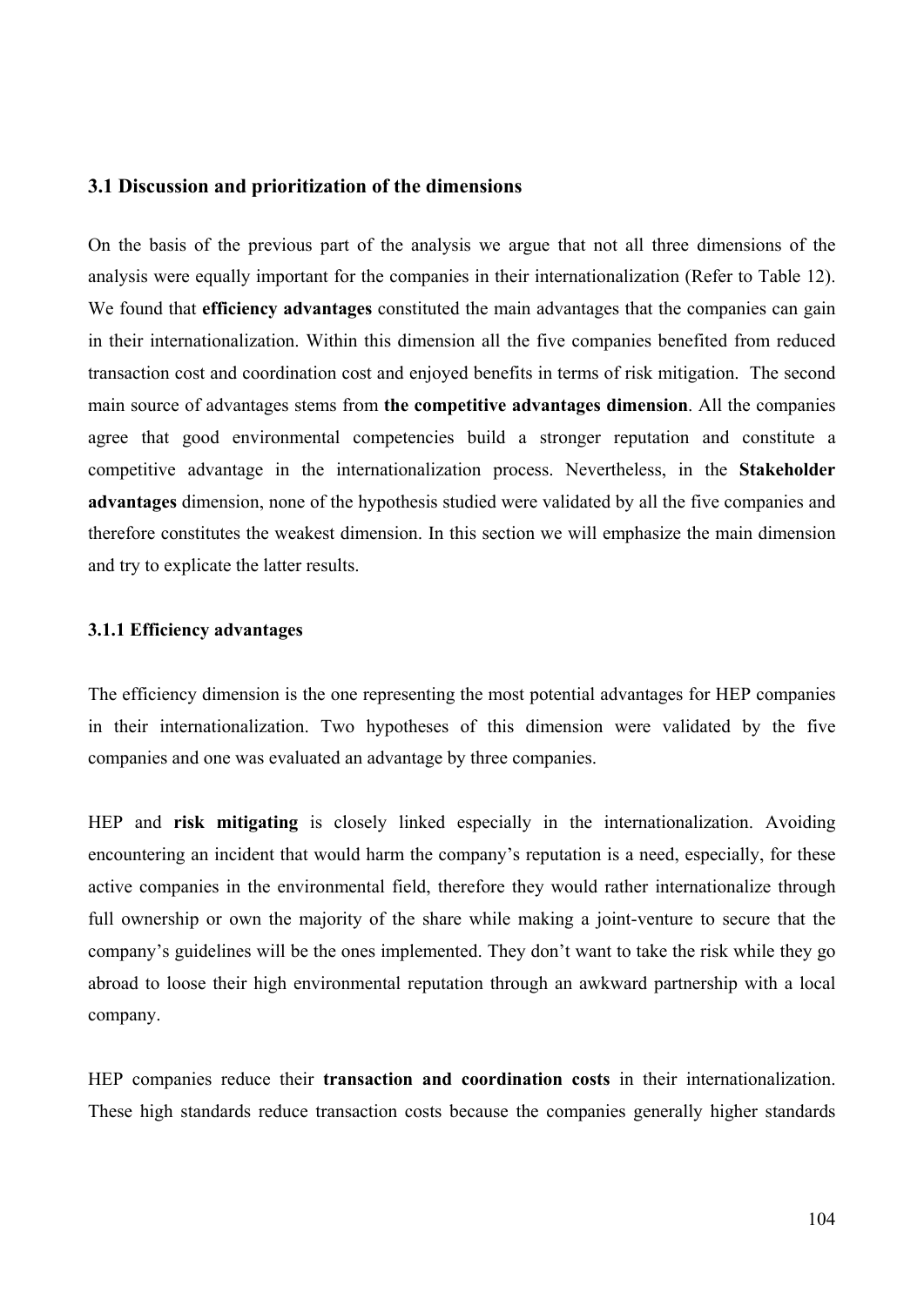## 3.1 Discussion and prioritization of the dimensions

On the basis of the previous part of the analysis we argue that not all three dimensions of the analysis were equally important for the companies in their internationalization (Refer to Table 12). We found that **efficiency advantages** constituted the main advantages that the companies can gain in their internationalization. Within this dimension all the five companies benefited from reduced transaction cost and coordination cost and enjoyed benefits in terms of risk mitigation. The second main source of advantages stems from **the competitive advantages dimension**. All the companies agree that good environmental competencies build a stronger reputation and constitute a competitive advantage in the internationalization process. Nevertheless, in the **Stakeholder advantages** dimension, none of the hypothesis studied were validated by all the five companies and therefore constitutes the weakest dimension. In this section we will emphasize the main dimension and try to explicate the latter results.

### 3.1.1 Efficiency advantages

The efficiency dimension is the one representing the most potential advantages for HEP companies in their internationalization. Two hypotheses of this dimension were validated by the five companies and one was evaluated an advantage by three companies.

HEP and **risk mitigating** is closely linked especially in the internationalization. Avoiding encountering an incident that would harm the company's reputation is a need, especially, for these active companies in the environmental field, therefore they would rather internationalize through full ownership or own the majority of the share while making a joint-venture to secure that the company's guidelines will be the ones implemented. They don't want to take the risk while they go abroad to loose their high environmental reputation through an awkward partnership with a local company.

HEP companies reduce their **transaction and coordination costs** in their internationalization. These high standards reduce transaction costs because the companies generally higher standards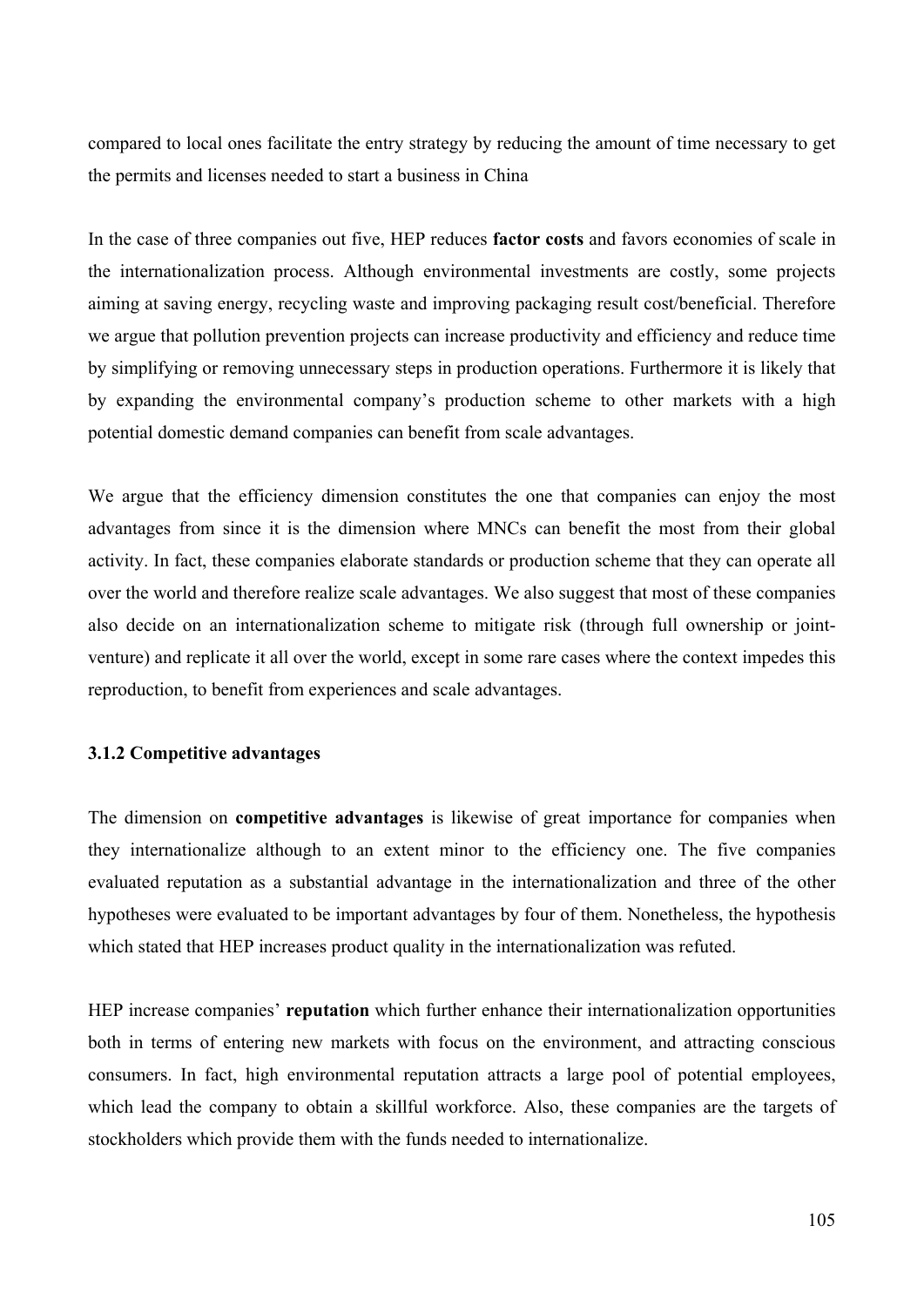compared to local ones facilitate the entry strategy by reducing the amount of time necessary to get the permits and licenses needed to start a business in China

In the case of three companies out five, HEP reduces **factor costs** and favors economies of scale in the internationalization process. Although environmental investments are costly, some projects aiming at saving energy, recycling waste and improving packaging result cost/beneficial. Therefore we argue that pollution prevention projects can increase productivity and efficiency and reduce time by simplifying or removing unnecessary steps in production operations. Furthermore it is likely that by expanding the environmental company's production scheme to other markets with a high potential domestic demand companies can benefit from scale advantages.

We argue that the efficiency dimension constitutes the one that companies can enjoy the most advantages from since it is the dimension where MNCs can benefit the most from their global activity. In fact, these companies elaborate standards or production scheme that they can operate all over the world and therefore realize scale advantages. We also suggest that most of these companies also decide on an internationalization scheme to mitigate risk (through full ownership or joint-venture) and replicate it all over the world, except in some rare cases where the context impedes this reproduction, to benefit from experiences and scale advantages.

### 3.1.2 Competitive advantages

The dimension on **competitive advantages** is likewise of great importance for companies when they internationalize although to an extent minor to the efficiency one. The five companies evaluated reputation as a substantial advantage in the internationalization and three of the other hypotheses were evaluated to be important advantages by four of them. Nonetheless, the hypothesis which stated that HEP increases product quality in the internationalization was refuted.

HEP increase companies' **reputation** which further enhance their internationalization opportunities both in terms of entering new markets with focus on the environment, and attracting conscious consumers. In fact, high environmental reputation attracts a large pool of potential employees, which lead the company to obtain a skillful workforce. Also, these companies are the targets of stockholders which provide them with the funds needed to internationalize.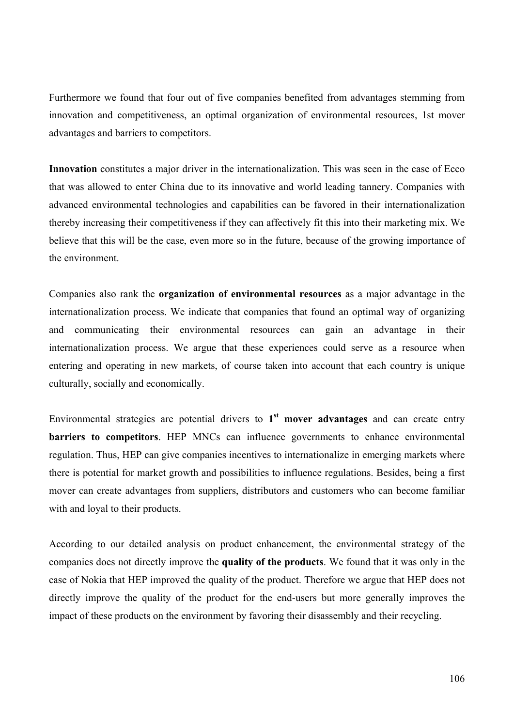Furthermore we found that four out of five companies benefited from advantages stemming from innovation and competitiveness, an optimal organization of environmental resources, 1st mover advantages and barriers to competitors.

**Innovation** constitutes a major driver in the internationalization. This was seen in the case of Ecco that was allowed to enter China due to its innovative and world leading tannery. Companies with advanced environmental technologies and capabilities can be favored in their internationalization thereby increasing their competitiveness if they can affectively fit this into their marketing mix. We believe that this will be the case, even more so in the future, because of the growing importance of the environment.

Companies also rank the **organization of environmental resources** as a major advantage in the internationalization process. We indicate that companies that found an optimal way of organizing and communicating their environmental resources can gain an advantage in their internationalization process. We argue that these experiences could serve as a resource when entering and operating in new markets, of course taken into account that each country is unique culturally, socially and economically.

Environmental strategies are potential drivers to **1st mover advantages** and can create entry **barriers to competitors**. HEP MNCs can influence governments to enhance environmental regulation. Thus, HEP can give companies incentives to internationalize in emerging markets where there is potential for market growth and possibilities to influence regulations. Besides, being a first mover can create advantages from suppliers, distributors and customers who can become familiar with and loyal to their products.

According to our detailed analysis on product enhancement, the environmental strategy of the companies does not directly improve the **quality of the products**. We found that it was only in the case of Nokia that HEP improved the quality of the product. Therefore we argue that HEP does not directly improve the quality of the product for the end-users but more generally improves the impact of these products on the environment by favoring their disassembly and their recycling.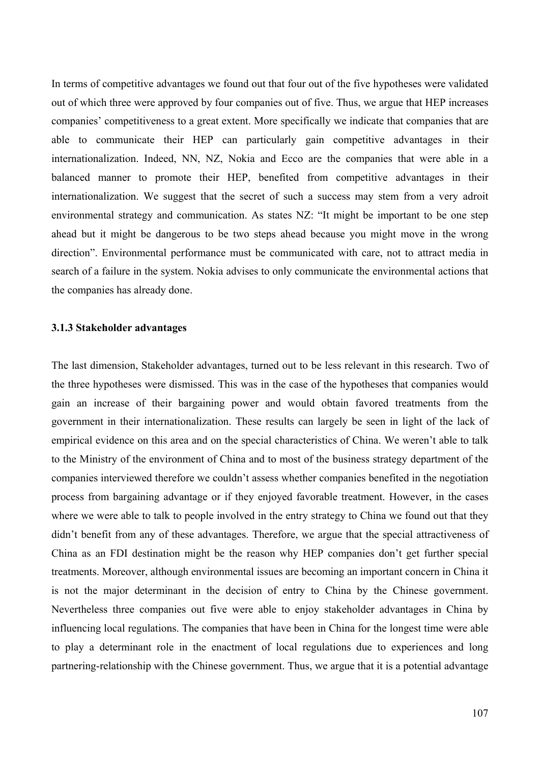In terms of competitive advantages we found out that four out of the five hypotheses were validated out of which three were approved by four companies out of five. Thus, we argue that HEP increases companies' competitiveness to a great extent. More specifically we indicate that companies that are able to communicate their HEP can particularly gain competitive advantages in their internationalization. Indeed, NN, NZ, Nokia and Ecco are the companies that were able in a balanced manner to promote their HEP, benefited from competitive advantages in their internationalization. We suggest that the secret of such a success may stem from a very adroit environmental strategy and communication. As states NZ: "It might be important to be one step ahead but it might be dangerous to be two steps ahead because you might move in the wrong direction". Environmental performance must be communicated with care, not to attract media in search of a failure in the system. Nokia advises to only communicate the environmental actions that the companies has already done.

### 3.1.3 Stakeholder advantages

The last dimension, Stakeholder advantages, turned out to be less relevant in this research. Two of the three hypotheses were dismissed. This was in the case of the hypotheses that companies would gain an increase of their bargaining power and would obtain favored treatments from the government in their internationalization. These results can largely be seen in light of the lack of empirical evidence on this area and on the special characteristics of China. We weren't able to talk to the Ministry of the environment of China and to most of the business strategy department of the companies interviewed therefore we couldn't assess whether companies benefited in the negotiation process from bargaining advantage or if they enjoyed favorable treatment. However, in the cases where we were able to talk to people involved in the entry strategy to China we found out that they didn't benefit from any of these advantages. Therefore, we argue that the special attractiveness of China as an FDI destination might be the reason why HEP companies don't get further special treatments. Moreover, although environmental issues are becoming an important concern in China it is not the major determinant in the decision of entry to China by the Chinese government. Nevertheless three companies out five were able to enjoy stakeholder advantages in China by influencing local regulations. The companies that have been in China for the longest time were able to play a determinant role in the enactment of local regulations due to experiences and long partnering-relationship with the Chinese government. Thus, we argue that it is a potential advantage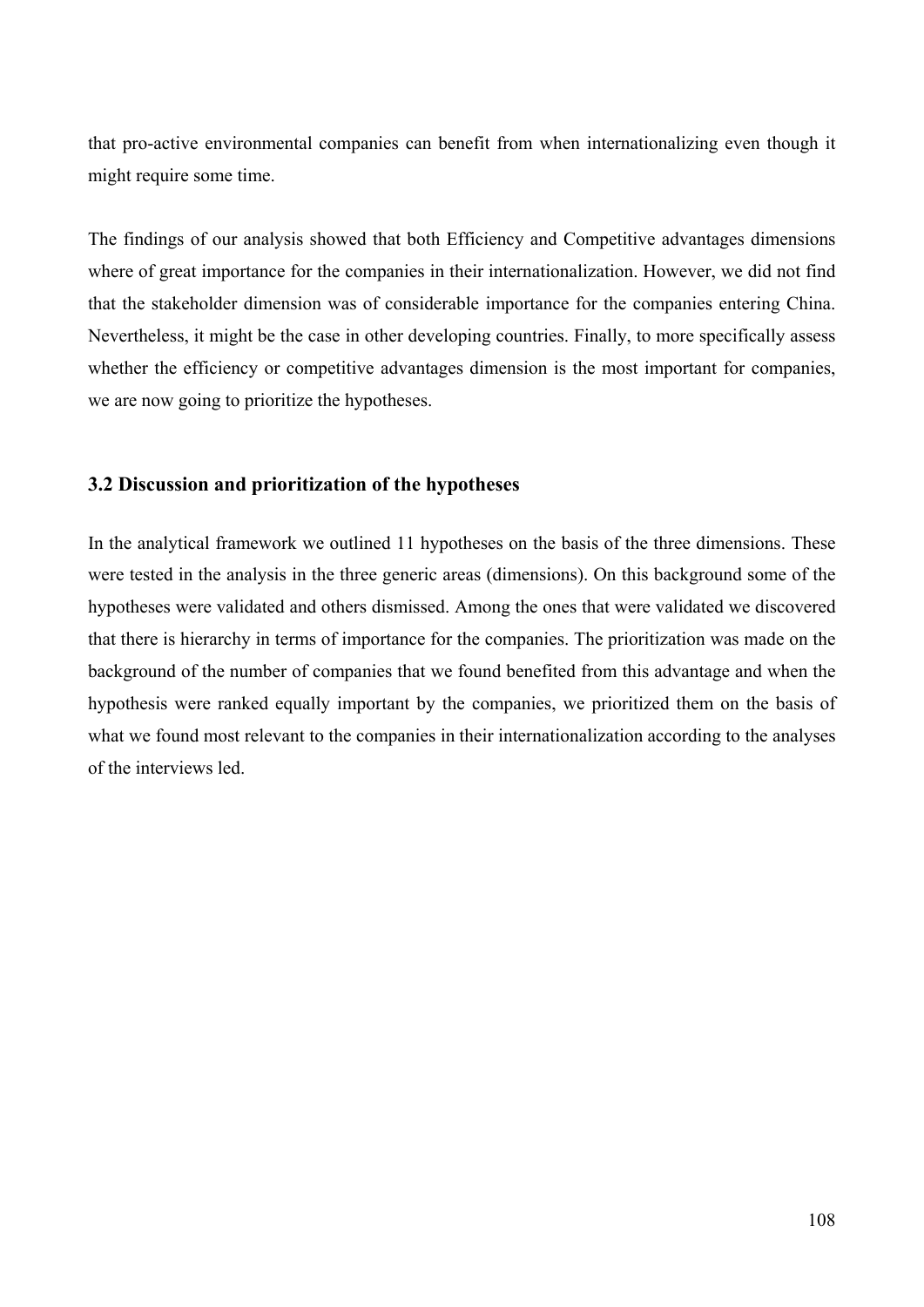that pro-active environmental companies can benefit from when internationalizing even though it might require some time.

The findings of our analysis showed that both Efficiency and Competitive advantages dimensions where of great importance for the companies in their internationalization. However, we did not find that the stakeholder dimension was of considerable importance for the companies entering China. Nevertheless, it might be the case in other developing countries. Finally, to more specifically assess whether the efficiency or competitive advantages dimension is the most important for companies, we are now going to prioritize the hypotheses.

### 3.2 Discussion and prioritization of the hypotheses

In the analytical framework we outlined 11 hypotheses on the basis of the three dimensions. These were tested in the analysis in the three generic areas (dimensions). On this background some of the hypotheses were validated and others dismissed. Among the ones that were validated we discovered that there is hierarchy in terms of importance for the companies. The prioritization was made on the background of the number of companies that we found benefited from this advantage and when the hypothesis were ranked equally important by the companies, we prioritized them on the basis of what we found most relevant to the companies in their internationalization according to the analyses of the interviews led.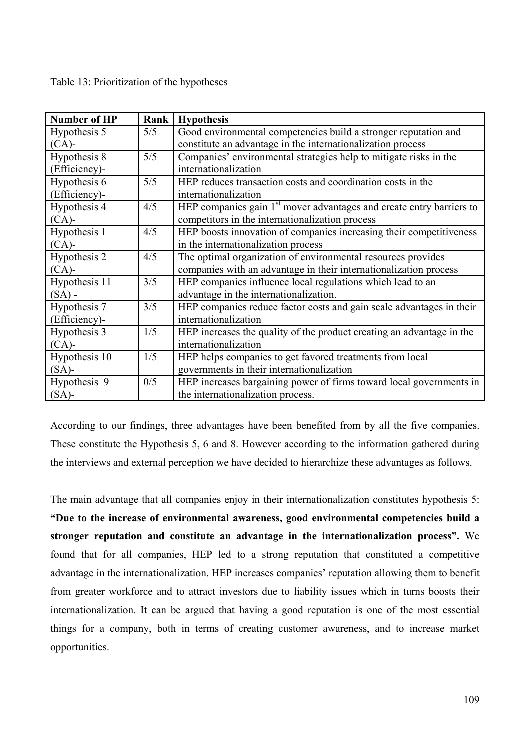Table 13: Prioritization of the hypotheses

| Number of HP | Rank | Hypothesis |
|---|---|---|
| Hypothesis 5 (CA)- | 5/5 | Good environmental competencies build a stronger reputation and constitute an advantage in the internationalization process |
| Hypothesis 8 (Efficiency)- | 5/5 | Companies' environmental strategies help to mitigate risks in the internationalization |
| Hypothesis 6 (Efficiency)- | 5/5 | HEP reduces transaction costs and coordination costs in the internationalization |
| Hypothesis 4 (CA)- | 4/5 | HEP companies gain 1st mover advantages and create entry barriers to competitors in the internationalization process |
| Hypothesis 1 (CA)- | 4/5 | HEP boosts innovation of companies increasing their competitiveness in the internationalization process |
| Hypothesis 2 (CA)- | 4/5 | The optimal organization of environmental resources provides companies with an advantage in their internationalization process |
| Hypothesis 11 (SA) - | 3/5 | HEP companies influence local regulations which lead to an advantage in the internationalization. |
| Hypothesis 7 (Efficiency)- | 3/5 | HEP companies reduce factor costs and gain scale advantages in their internationalization |
| Hypothesis 3 (CA)- | 1/5 | HEP increases the quality of the product creating an advantage in the internationalization |
| Hypothesis 10 (SA)- | 1/5 | HEP helps companies to get favored treatments from local governments in their internationalization |
| Hypothesis 9 (SA)- | 0/5 | HEP increases bargaining power of firms toward local governments in the internationalization process. |

According to our findings, three advantages have been benefited from by all the five companies. These constitute the Hypothesis 5, 6 and 8. However according to the information gathered during the interviews and external perception we have decided to hierarchize these advantages as follows.

The main advantage that all companies enjoy in their internationalization constitutes hypothesis 5: **"Due to the increase of environmental awareness, good environmental competencies build a stronger reputation and constitute an advantage in the internationalization process".** We found that for all companies, HEP led to a strong reputation that constituted a competitive advantage in the internationalization. HEP increases companies' reputation allowing them to benefit from greater workforce and to attract investors due to liability issues which in turns boosts their internationalization. It can be argued that having a good reputation is one of the most essential things for a company, both in terms of creating customer awareness, and to increase market opportunities.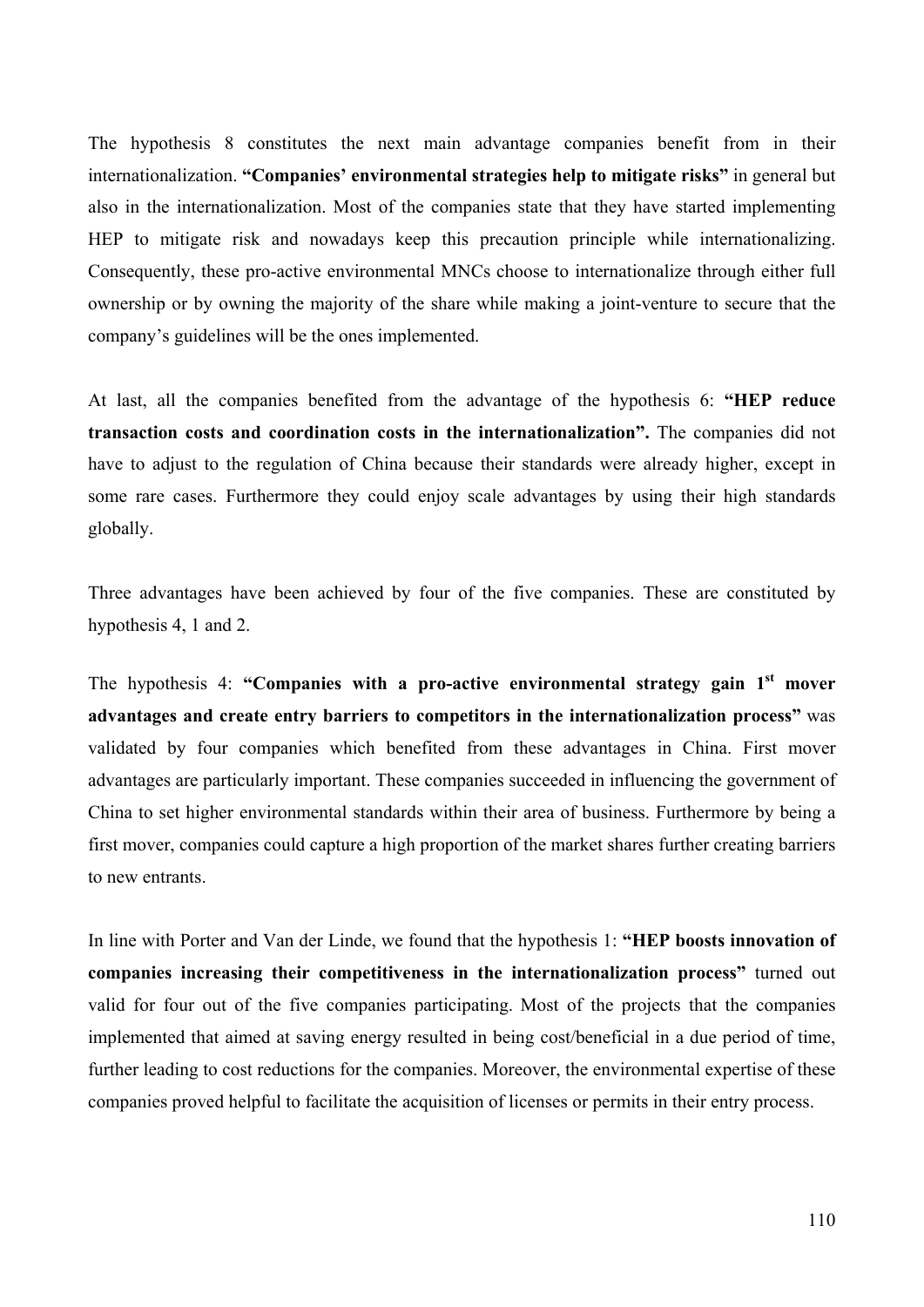The hypothesis 8 constitutes the next main advantage companies benefit from in their internationalization. **"Companies' environmental strategies help to mitigate risks"** in general but also in the internationalization. Most of the companies state that they have started implementing HEP to mitigate risk and nowadays keep this precaution principle while internationalizing. Consequently, these pro-active environmental MNCs choose to internationalize through either full ownership or by owning the majority of the share while making a joint-venture to secure that the company's guidelines will be the ones implemented.

At last, all the companies benefited from the advantage of the hypothesis 6: **"HEP reduce transaction costs and coordination costs in the internationalization".** The companies did not have to adjust to the regulation of China because their standards were already higher, except in some rare cases. Furthermore they could enjoy scale advantages by using their high standards globally.

Three advantages have been achieved by four of the five companies. These are constituted by hypothesis 4, 1 and 2.

The hypothesis 4: **"Companies with a pro-active environmental strategy gain 1st mover advantages and create entry barriers to competitors in the internationalization process"** was validated by four companies which benefited from these advantages in China. First mover advantages are particularly important. These companies succeeded in influencing the government of China to set higher environmental standards within their area of business. Furthermore by being a first mover, companies could capture a high proportion of the market shares further creating barriers to new entrants.

In line with Porter and Van der Linde, we found that the hypothesis 1: **"HEP boosts innovation of companies increasing their competitiveness in the internationalization process"** turned out valid for four out of the five companies participating. Most of the projects that the companies implemented that aimed at saving energy resulted in being cost/beneficial in a due period of time, further leading to cost reductions for the companies. Moreover, the environmental expertise of these companies proved helpful to facilitate the acquisition of licenses or permits in their entry process.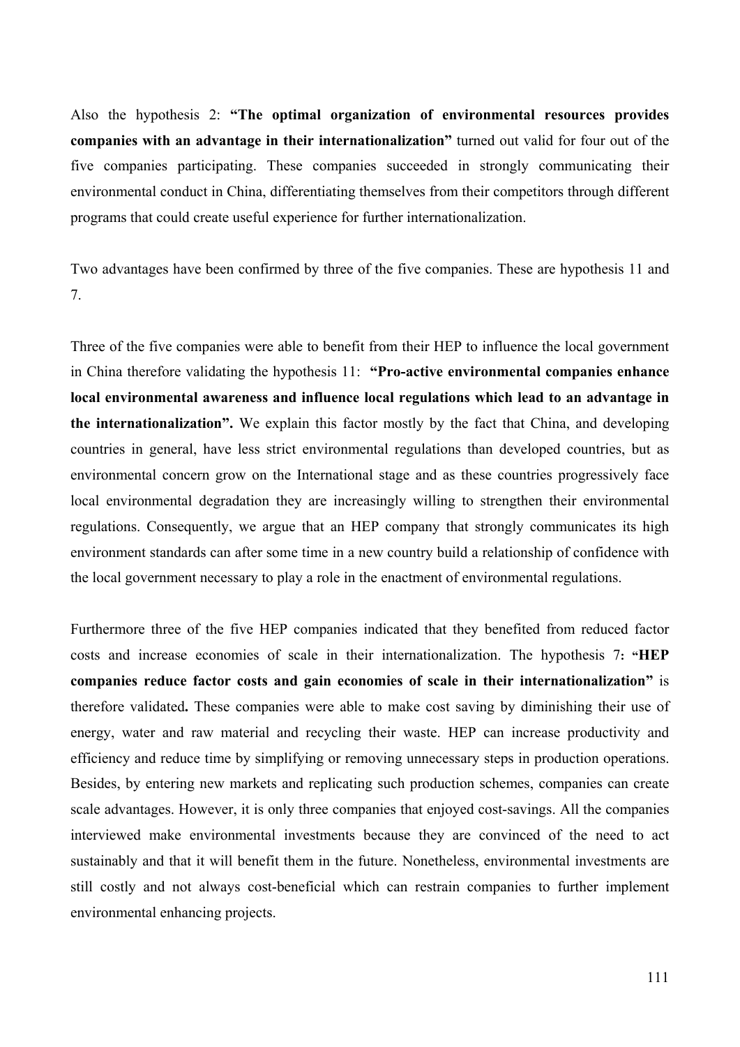Also the hypothesis 2: **“The optimal organization of environmental resources provides companies with an advantage in their internationalization”** turned out valid for four out of the five companies participating. These companies succeeded in strongly communicating their environmental conduct in China, differentiating themselves from their competitors through different programs that could create useful experience for further internationalization.

Two advantages have been confirmed by three of the five companies. These are hypothesis 11 and 7.

Three of the five companies were able to benefit from their HEP to influence the local government in China therefore validating the hypothesis 11: **“Pro-active environmental companies enhance local environmental awareness and influence local regulations which lead to an advantage in the internationalization”.** We explain this factor mostly by the fact that China, and developing countries in general, have less strict environmental regulations than developed countries, but as environmental concern grow on the International stage and as these countries progressively face local environmental degradation they are increasingly willing to strengthen their environmental regulations. Consequently, we argue that an HEP company that strongly communicates its high environment standards can after some time in a new country build a relationship of confidence with the local government necessary to play a role in the enactment of environmental regulations.

Furthermore three of the five HEP companies indicated that they benefited from reduced factor costs and increase economies of scale in their internationalization. The hypothesis 7**: “HEP companies reduce factor costs and gain economies of scale in their internationalization”** is therefore validated**.** These companies were able to make cost saving by diminishing their use of energy, water and raw material and recycling their waste. HEP can increase productivity and efficiency and reduce time by simplifying or removing unnecessary steps in production operations. Besides, by entering new markets and replicating such production schemes, companies can create scale advantages. However, it is only three companies that enjoyed cost-savings. All the companies interviewed make environmental investments because they are convinced of the need to act sustainably and that it will benefit them in the future. Nonetheless, environmental investments are still costly and not always cost-beneficial which can restrain companies to further implement environmental enhancing projects.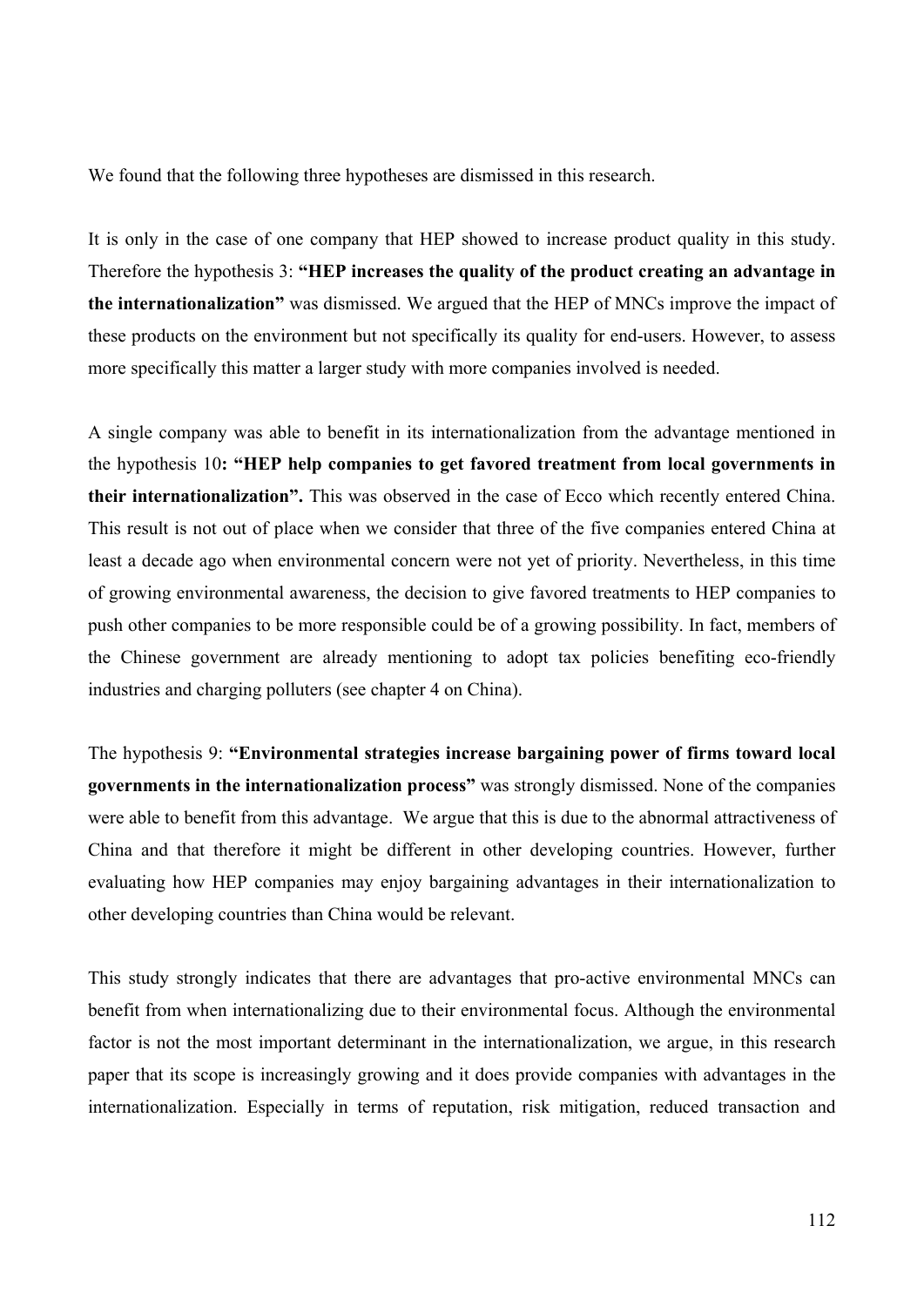We found that the following three hypotheses are dismissed in this research.

It is only in the case of one company that HEP showed to increase product quality in this study. Therefore the hypothesis 3: **"HEP increases the quality of the product creating an advantage in the internationalization"** was dismissed. We argued that the HEP of MNCs improve the impact of these products on the environment but not specifically its quality for end-users. However, to assess more specifically this matter a larger study with more companies involved is needed.

A single company was able to benefit in its internationalization from the advantage mentioned in the hypothesis 10**: "HEP help companies to get favored treatment from local governments in their internationalization".** This was observed in the case of Ecco which recently entered China. This result is not out of place when we consider that three of the five companies entered China at least a decade ago when environmental concern were not yet of priority. Nevertheless, in this time of growing environmental awareness, the decision to give favored treatments to HEP companies to push other companies to be more responsible could be of a growing possibility. In fact, members of the Chinese government are already mentioning to adopt tax policies benefiting eco-friendly industries and charging polluters (see chapter 4 on China).

The hypothesis 9: **"Environmental strategies increase bargaining power of firms toward local governments in the internationalization process"** was strongly dismissed. None of the companies were able to benefit from this advantage. We argue that this is due to the abnormal attractiveness of China and that therefore it might be different in other developing countries. However, further evaluating how HEP companies may enjoy bargaining advantages in their internationalization to other developing countries than China would be relevant.

This study strongly indicates that there are advantages that pro-active environmental MNCs can benefit from when internationalizing due to their environmental focus. Although the environmental factor is not the most important determinant in the internationalization, we argue, in this research paper that its scope is increasingly growing and it does provide companies with advantages in the internationalization. Especially in terms of reputation, risk mitigation, reduced transaction and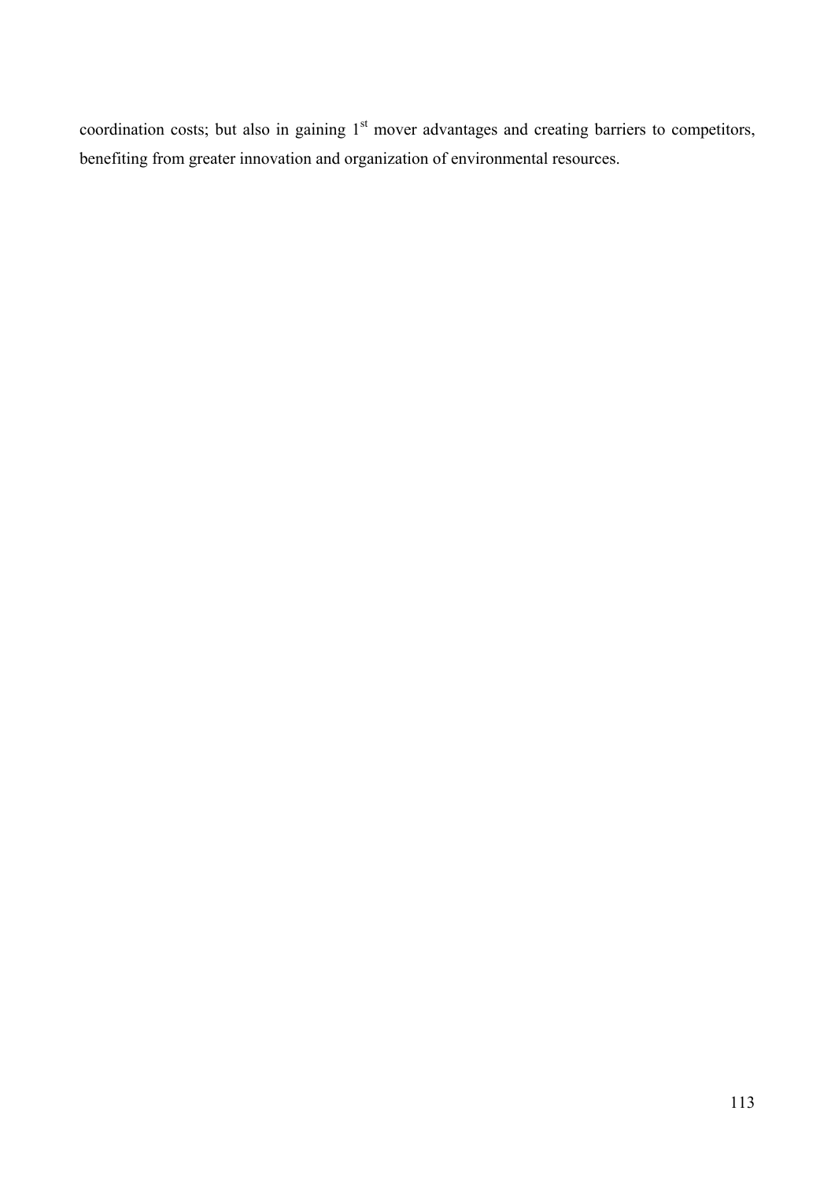coordination costs; but also in gaining 1st mover advantages and creating barriers to competitors, benefiting from greater innovation and organization of environmental resources.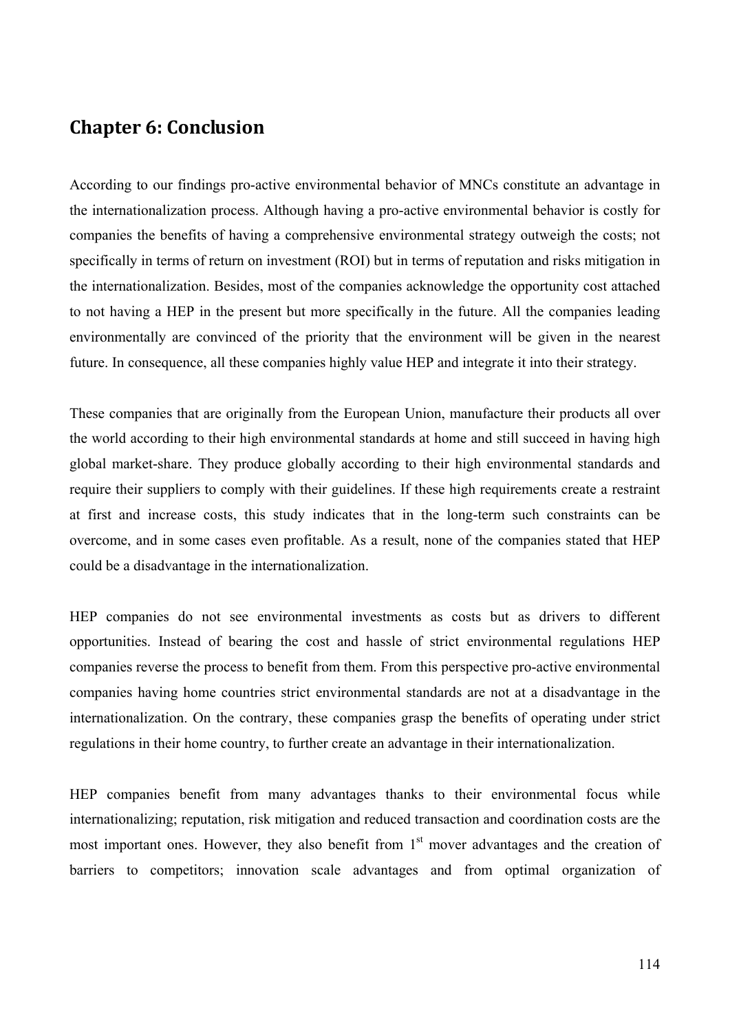## Chapter 6: Conclusion

According to our findings pro-active environmental behavior of MNCs constitute an advantage in the internationalization process. Although having a pro-active environmental behavior is costly for companies the benefits of having a comprehensive environmental strategy outweigh the costs; not specifically in terms of return on investment (ROI) but in terms of reputation and risks mitigation in the internationalization. Besides, most of the companies acknowledge the opportunity cost attached to not having a HEP in the present but more specifically in the future. All the companies leading environmentally are convinced of the priority that the environment will be given in the nearest future. In consequence, all these companies highly value HEP and integrate it into their strategy.

These companies that are originally from the European Union, manufacture their products all over the world according to their high environmental standards at home and still succeed in having high global market-share. They produce globally according to their high environmental standards and require their suppliers to comply with their guidelines. If these high requirements create a restraint at first and increase costs, this study indicates that in the long-term such constraints can be overcome, and in some cases even profitable. As a result, none of the companies stated that HEP could be a disadvantage in the internationalization.

HEP companies do not see environmental investments as costs but as drivers to different opportunities. Instead of bearing the cost and hassle of strict environmental regulations HEP companies reverse the process to benefit from them. From this perspective pro-active environmental companies having home countries strict environmental standards are not at a disadvantage in the internationalization. On the contrary, these companies grasp the benefits of operating under strict regulations in their home country, to further create an advantage in their internationalization.

HEP companies benefit from many advantages thanks to their environmental focus while internationalizing; reputation, risk mitigation and reduced transaction and coordination costs are the most important ones. However, they also benefit from 1st mover advantages and the creation of barriers to competitors; innovation scale advantages and from optimal organization of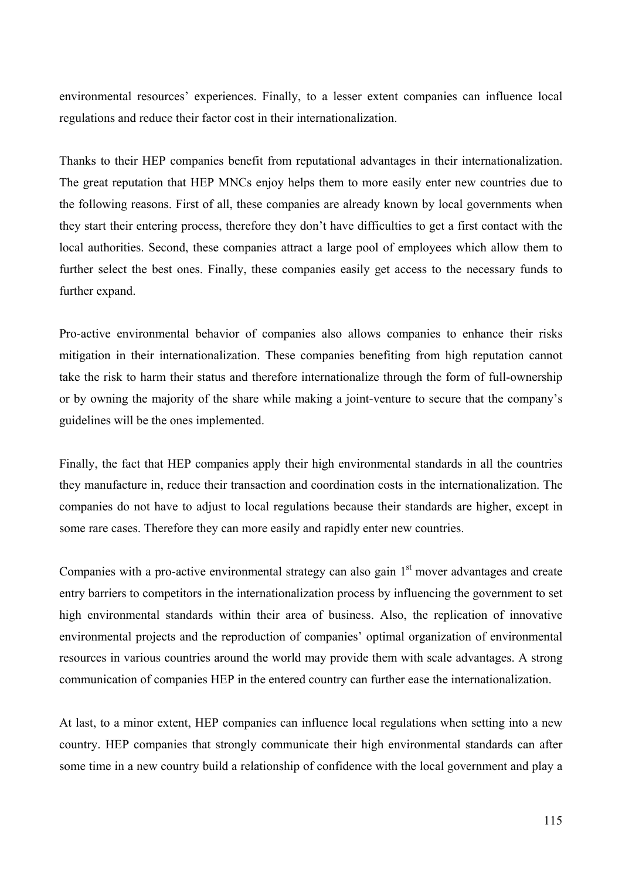environmental resources' experiences. Finally, to a lesser extent companies can influence local regulations and reduce their factor cost in their internationalization.

Thanks to their HEP companies benefit from reputational advantages in their internationalization. The great reputation that HEP MNCs enjoy helps them to more easily enter new countries due to the following reasons. First of all, these companies are already known by local governments when they start their entering process, therefore they don't have difficulties to get a first contact with the local authorities. Second, these companies attract a large pool of employees which allow them to further select the best ones. Finally, these companies easily get access to the necessary funds to further expand.

Pro-active environmental behavior of companies also allows companies to enhance their risks mitigation in their internationalization. These companies benefiting from high reputation cannot take the risk to harm their status and therefore internationalize through the form of full-ownership or by owning the majority of the share while making a joint-venture to secure that the company's guidelines will be the ones implemented.

Finally, the fact that HEP companies apply their high environmental standards in all the countries they manufacture in, reduce their transaction and coordination costs in the internationalization. The companies do not have to adjust to local regulations because their standards are higher, except in some rare cases. Therefore they can more easily and rapidly enter new countries.

Companies with a pro-active environmental strategy can also gain 1st mover advantages and create entry barriers to competitors in the internationalization process by influencing the government to set high environmental standards within their area of business. Also, the replication of innovative environmental projects and the reproduction of companies' optimal organization of environmental resources in various countries around the world may provide them with scale advantages. A strong communication of companies HEP in the entered country can further ease the internationalization.

At last, to a minor extent, HEP companies can influence local regulations when setting into a new country. HEP companies that strongly communicate their high environmental standards can after some time in a new country build a relationship of confidence with the local government and play a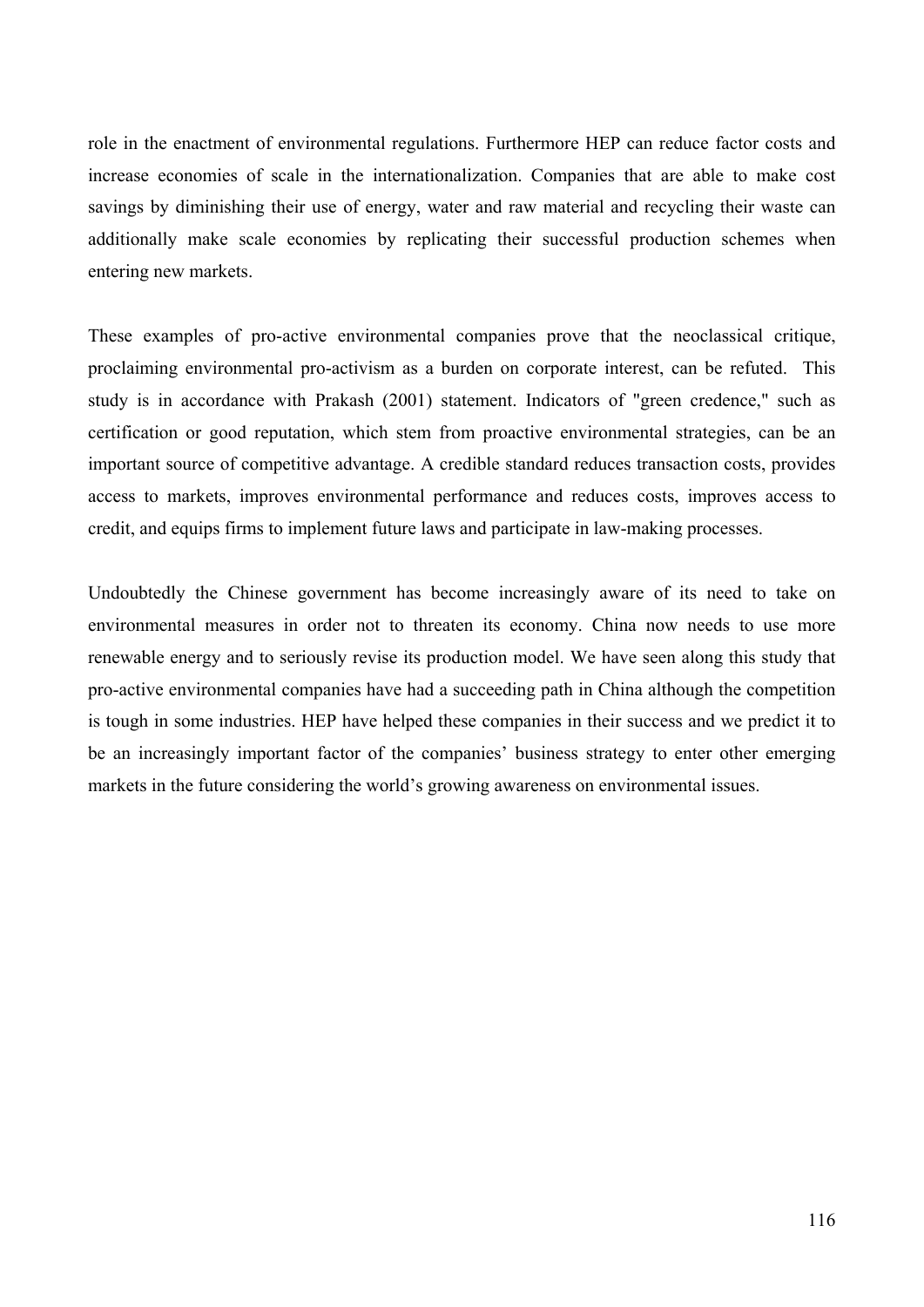role in the enactment of environmental regulations. Furthermore HEP can reduce factor costs and increase economies of scale in the internationalization. Companies that are able to make cost savings by diminishing their use of energy, water and raw material and recycling their waste can additionally make scale economies by replicating their successful production schemes when entering new markets.

These examples of pro-active environmental companies prove that the neoclassical critique, proclaiming environmental pro-activism as a burden on corporate interest, can be refuted. This study is in accordance with Prakash (2001) statement. Indicators of "green credence," such as certification or good reputation, which stem from proactive environmental strategies, can be an important source of competitive advantage. A credible standard reduces transaction costs, provides access to markets, improves environmental performance and reduces costs, improves access to credit, and equips firms to implement future laws and participate in law-making processes.

Undoubtedly the Chinese government has become increasingly aware of its need to take on environmental measures in order not to threaten its economy. China now needs to use more renewable energy and to seriously revise its production model. We have seen along this study that pro-active environmental companies have had a succeeding path in China although the competition is tough in some industries. HEP have helped these companies in their success and we predict it to be an increasingly important factor of the companies' business strategy to enter other emerging markets in the future considering the world's growing awareness on environmental issues.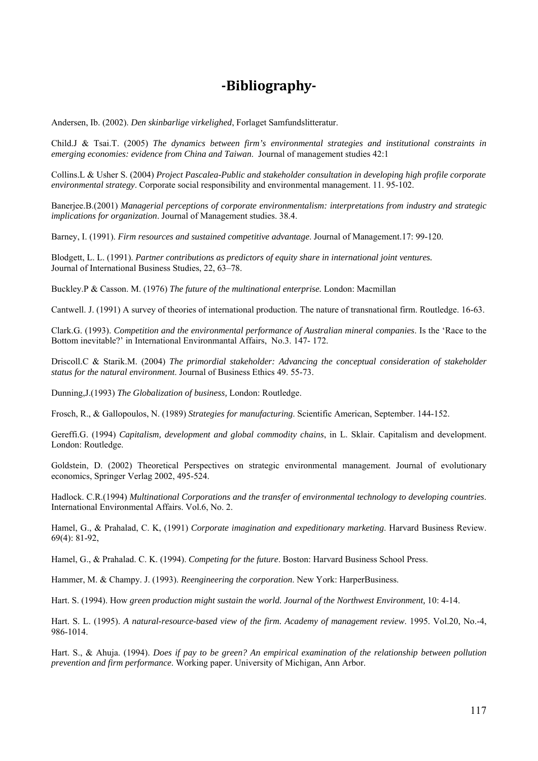# -Bibliography-

Andersen, Ib. (2002). *Den skinbarlige virkelighed*, Forlaget Samfundslitteratur.

Child.J & Tsai.T. (2005) *The dynamics between firm's environmental strategies and institutional constraints in emerging economies: evidence from China and Taiwan*. Journal of management studies 42:1

Collins.L & Usher S. (2004) *Project Pascalea-Public and stakeholder consultation in developing high profile corporate environmental strategy*. Corporate social responsibility and environmental management. 11. 95-102.

Banerjee.B.(2001) *Managerial perceptions of corporate environmentalism: interpretations from industry and strategic implications for organization*. Journal of Management studies. 38.4.

Barney, I. (1991). *Firm resources and sustained competitive advantage*. Journal of Management.17: 99-120.

Blodgett, L. L. (1991). *Partner contributions as predictors of equity share in international joint ventures.* Journal of International Business Studies, 22, 63–78.

Buckley.P & Casson. M. (1976) *The future of the multinational enterprise.* London: Macmillan

Cantwell. J. (1991) A survey of theories of international production. The nature of transnational firm. Routledge. 16-63.

Clark.G. (1993). *Competition and the environmental performance of Australian mineral companies*. Is the 'Race to the Bottom inevitable?' in International Environmantal Affairs, No.3. 147- 172.

Driscoll.C & Starik.M. (2004) *The primordial stakeholder: Advancing the conceptual consideration of stakeholder status for the natural environment*. Journal of Business Ethics 49. 55-73.

Dunning,J.(1993) *The Globalization of business,* London: Routledge.

Frosch, R., & Gallopoulos, N. (1989) *Strategies for manufacturing*. Scientific American, September. 144-152.

Gereffi.G. (1994) *Capitalism, development and global commodity chains*, in L. Sklair. Capitalism and development. London: Routledge.

Goldstein, D. (2002) Theoretical Perspectives on strategic environmental management. Journal of evolutionary economics, Springer Verlag 2002, 495-524.

Hadlock. C.R.(1994) *Multinational Corporations and the transfer of environmental technology to developing countries*. International Environmental Affairs. Vol.6, No. 2.

Hamel, G., & Prahalad, C. K, (1991) *Corporate imagination and expeditionary marketing*. Harvard Business Review. 69(4): 81-92,

Hamel, G., & Prahalad. C. K. (1994). *Competing for the future*. Boston: Harvard Business School Press.

Hammer, M. & Champy. J. (1993). *Reengineering the corporation*. New York: HarperBusiness.

Hart. S. (1994). How *green production might sustain the world. Journal of the Northwest Environment*, 10: 4-14.

Hart. S. L. (1995). *A natural-resource-based view of the firm. Academy of management review*. 1995. Vol.20, No.-4, 986-1014.

Hart. S., & Ahuja. (1994). *Does if pay to be green? An empirical examination of the relationship between pollution prevention and firm performance*. Working paper. University of Michigan, Ann Arbor.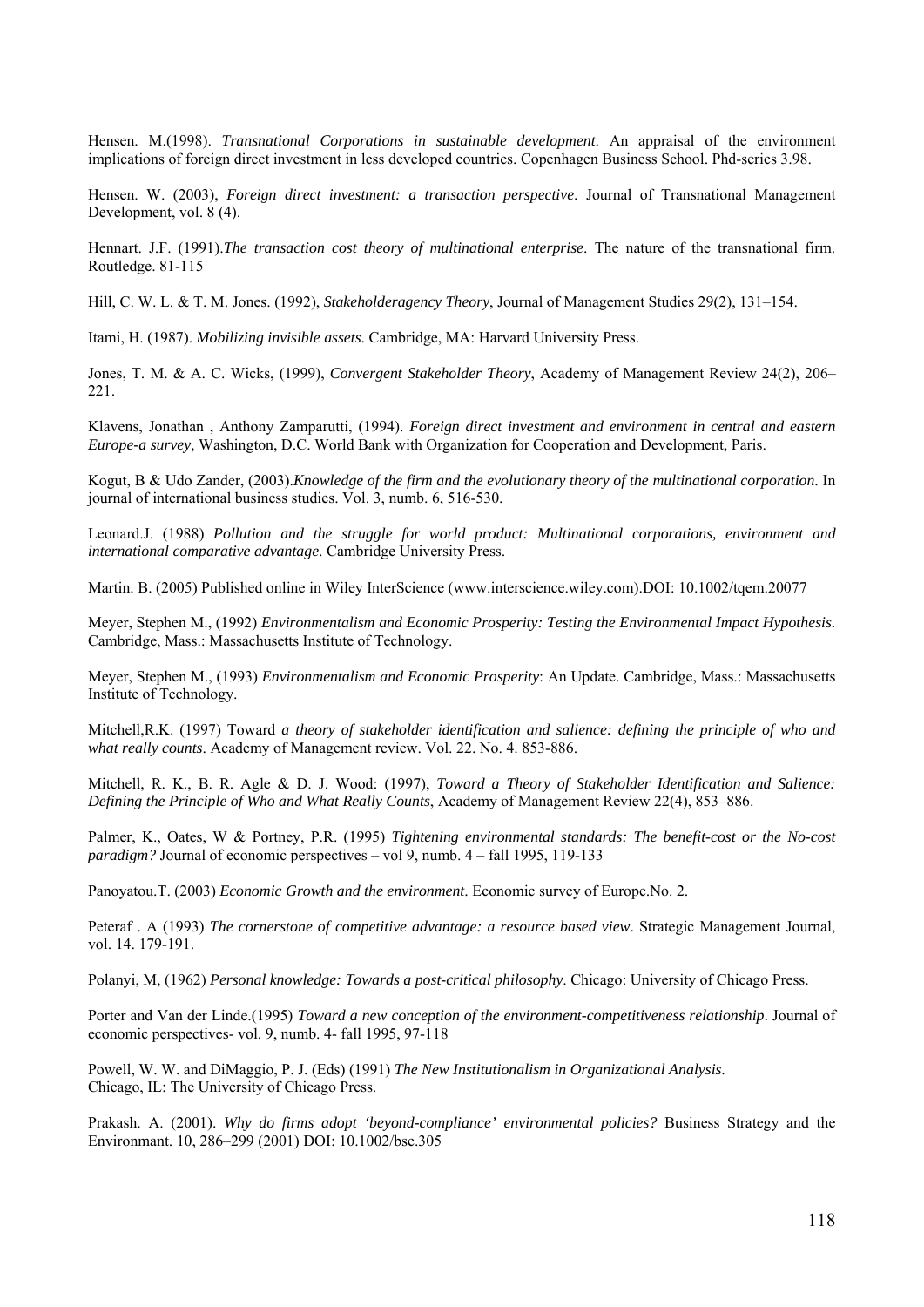Hensen. M.(1998). *Transnational Corporations in sustainable development*. An appraisal of the environment implications of foreign direct investment in less developed countries. Copenhagen Business School. Phd-series 3.98.

Hensen. W. (2003), *Foreign direct investment: a transaction perspective*. Journal of Transnational Management Development, vol. 8 (4).

Hennart. J.F. (1991).*The transaction cost theory of multinational enterprise*. The nature of the transnational firm. Routledge. 81-115

Hill, C. W. L. & T. M. Jones. (1992), *Stakeholderagency Theory*, Journal of Management Studies 29(2), 131–154.

Itami, H. (1987). *Mobilizing invisible assets*. Cambridge, MA: Harvard University Press.

Jones, T. M. & A. C. Wicks, (1999), *Convergent Stakeholder Theory*, Academy of Management Review 24(2), 206–221.

Klavens, Jonathan , Anthony Zamparutti, (1994). *Foreign direct investment and environment in central and eastern Europe-a survey*, Washington, D.C. World Bank with Organization for Cooperation and Development, Paris.

Kogut, B & Udo Zander, (2003).*Knowledge of the firm and the evolutionary theory of the multinational corporation*. In journal of international business studies. Vol. 3, numb. 6, 516-530.

Leonard.J. (1988) *Pollution and the struggle for world product: Multinational corporations, environment and international comparative advantage*. Cambridge University Press.

Martin. B. (2005) Published online in Wiley InterScience (www.interscience.wiley.com).DOI: 10.1002/tqem.20077

Meyer, Stephen M., (1992) *Environmentalism and Economic Prosperity: Testing the Environmental Impact Hypothesis.* Cambridge, Mass.: Massachusetts Institute of Technology.

Meyer, Stephen M., (1993) *Environmentalism and Economic Prosperity*: An Update. Cambridge, Mass.: Massachusetts Institute of Technology.

Mitchell,R.K. (1997) Toward *a theory of stakeholder identification and salience: defining the principle of who and what really counts*. Academy of Management review. Vol. 22. No. 4. 853-886.

Mitchell, R. K., B. R. Agle & D. J. Wood: (1997), *Toward a Theory of Stakeholder Identification and Salience: Defining the Principle of Who and What Really Counts*, Academy of Management Review 22(4), 853–886.

Palmer, K., Oates, W & Portney, P.R. (1995) *Tightening environmental standards: The benefit-cost or the No-cost paradigm?* Journal of economic perspectives – vol 9, numb. 4 – fall 1995, 119-133

Panoyatou.T. (2003) *Economic Growth and the environment*. Economic survey of Europe.No. 2.

Peteraf . A (1993) *The cornerstone of competitive advantage: a resource based view*. Strategic Management Journal, vol. 14. 179-191.

Polanyi, M, (1962) *Personal knowledge: Towards a post-critical philosophy*. Chicago: University of Chicago Press.

Porter and Van der Linde.(1995) *Toward a new conception of the environment-competitiveness relationship*. Journal of economic perspectives- vol. 9, numb. 4- fall 1995, 97-118

Powell, W. W. and DiMaggio, P. J. (Eds) (1991) *The New Institutionalism in Organizational Analysis.* Chicago, IL: The University of Chicago Press.

Prakash. A. (2001). *Why do firms adopt 'beyond-compliance' environmental policies?* Business Strategy and the Environmant. 10, 286–299 (2001) DOI: 10.1002/bse.305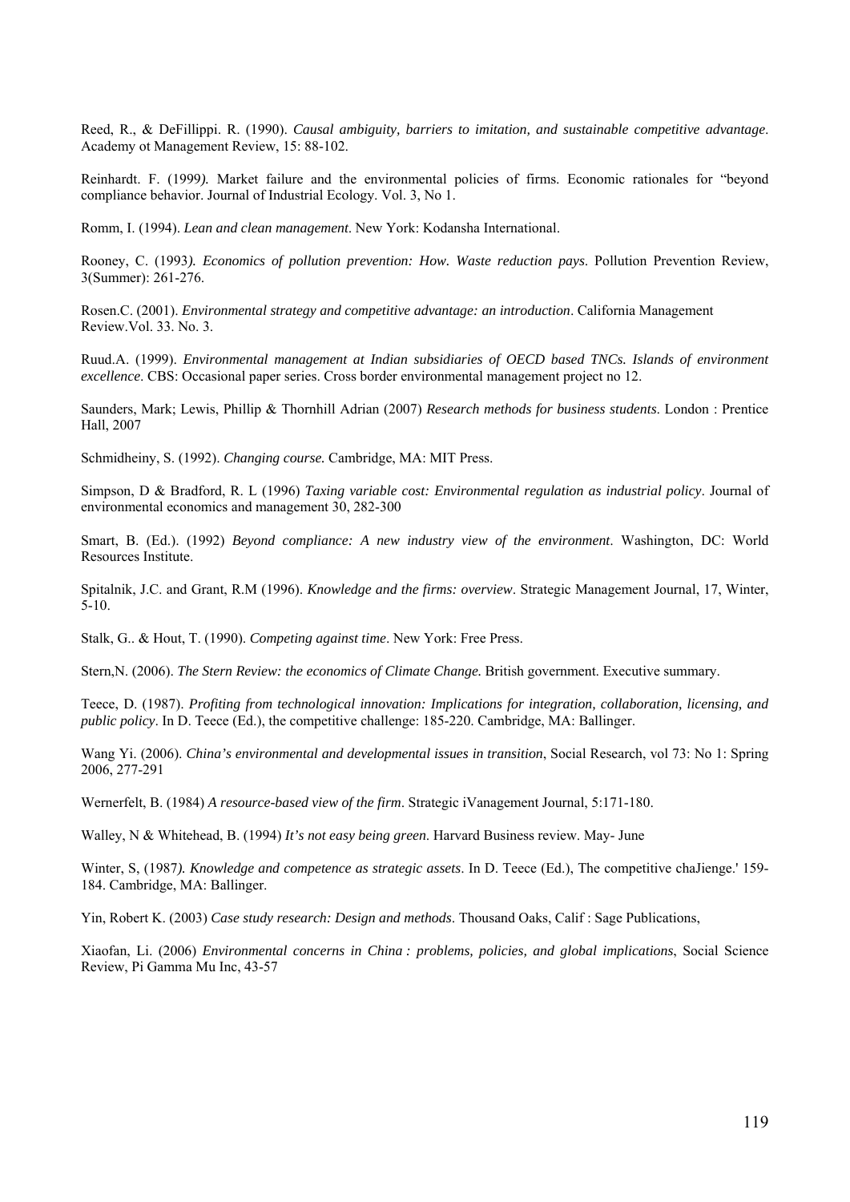Reed, R., & DeFillippi. R. (1990). *Causal ambiguity, barriers to imitation, and sustainable competitive advantage*. Academy ot Management Review, 15: 88-102.

Reinhardt. F. (1999*).* Market failure and the environmental policies of firms. Economic rationales for "beyond compliance behavior. Journal of Industrial Ecology. Vol. 3, No 1.

Romm, I. (1994). *Lean and clean management*. New York: Kodansha International.

Rooney, C. (1993*). Economics of pollution prevention: How. Waste reduction pays*. Pollution Prevention Review, 3(Summer): 261-276.

Rosen.C. (2001). *Environmental strategy and competitive advantage: an introduction*. California Management Review.Vol. 33. No. 3.

Ruud.A. (1999). *Environmental management at Indian subsidiaries of OECD based TNCs. Islands of environment excellence*. CBS: Occasional paper series. Cross border environmental management project no 12.

Saunders, Mark; Lewis, Phillip & Thornhill Adrian (2007) *Research methods for business students*. London : Prentice Hall, 2007

Schmidheiny, S. (1992). *Changing course.* Cambridge, MA: MIT Press.

Simpson, D & Bradford, R. L (1996) *Taxing variable cost: Environmental regulation as industrial policy*. Journal of environmental economics and management 30, 282-300

Smart, B. (Ed.). (1992) *Beyond compliance: A new industry view of the environment*. Washington, DC: World Resources Institute.

Spitalnik, J.C. and Grant, R.M (1996). *Knowledge and the firms: overview*. Strategic Management Journal, 17, Winter, 5-10.

Stalk, G.. & Hout, T. (1990). *Competing against time*. New York: Free Press.

Stern,N. (2006). *The Stern Review: the economics of Climate Change.* British government. Executive summary.

Teece, D. (1987). *Profiting from technological innovation: Implications for integration, collaboration, licensing, and public policy*. In D. Teece (Ed.), the competitive challenge: 185-220. Cambridge, MA: Ballinger.

Wang Yi. (2006). *China's environmental and developmental issues in transition*, Social Research, vol 73: No 1: Spring 2006, 277-291

Wernerfelt, B. (1984) *A resource-based view of the firm*. Strategic iVanagement Journal, 5:171-180.

Walley, N & Whitehead, B. (1994) *It's not easy being green*. Harvard Business review. May- June

Winter, S, (1987*). Knowledge and competence as strategic assets*. In D. Teece (Ed.), The competitive chaJienge.' 159-184. Cambridge, MA: Ballinger.

Yin, Robert K. (2003) *Case study research: Design and methods*. Thousand Oaks, Calif : Sage Publications,

Xiaofan, Li. (2006) *Environmental concerns in China : problems, policies, and global implications*, Social Science Review, Pi Gamma Mu Inc, 43-57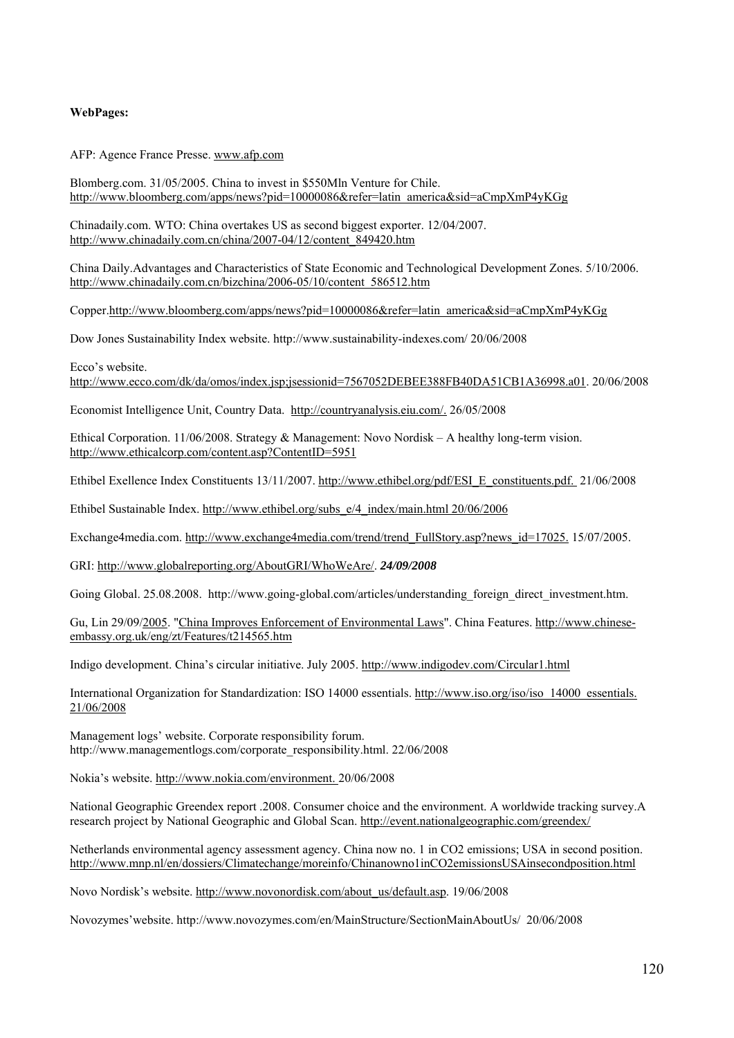**WebPages:**

AFP: Agence France Presse. www.afp.com

Blomberg.com. 31/05/2005. China to invest in $550Mln Venture for Chile. http://www.bloomberg.com/apps/news?pid=10000086&refer=latin_america&sid=aCmpXmP4yKGg

Chinadaily.com. WTO: China overtakes US as second biggest exporter. 12/04/2007. http://www.chinadaily.com.cn/china/2007-04/12/content_849420.htm

China Daily.Advantages and Characteristics of State Economic and Technological Development Zones. 5/10/2006. http://www.chinadaily.com.cn/bizchina/2006-05/10/content_586512.htm

Copper.http://www.bloomberg.com/apps/news?pid=10000086&refer=latin_america&sid=aCmpXmP4yKGg

Dow Jones Sustainability Index website. http://www.sustainability-indexes.com/ 20/06/2008

Ecco's website. http://www.ecco.com/dk/da/omos/index.jsp;jsessionid=7567052DEBEE388FB40DA51CB1A36998.a01. 20/06/2008

Economist Intelligence Unit, Country Data. http://countryanalysis.eiu.com/. 26/05/2008

Ethical Corporation. 11/06/2008. Strategy & Management: Novo Nordisk – A healthy long-term vision. http://www.ethicalcorp.com/content.asp?ContentID=5951

Ethibel Exellence Index Constituents 13/11/2007. http://www.ethibel.org/pdf/ESI_E_constituents.pdf. 21/06/2008

Ethibel Sustainable Index. http://www.ethibel.org/subs_e/4_index/main.html 20/06/2006

Exchange4media.com. http://www.exchange4media.com/trend/trend_FullStory.asp?news_id=17025. 15/07/2005.

GRI: http://www.globalreporting.org/AboutGRI/WhoWeAre/. ***24/09/2008***

Going Global. 25.08.2008. http://www.going-global.com/articles/understanding_foreign_direct_investment.htm.

Gu, Lin 29/09/2005. "China Improves Enforcement of Environmental Laws". China Features. http://www.chinese-embassy.org.uk/eng/zt/Features/t214565.htm

Indigo development. China's circular initiative. July 2005. http://www.indigodev.com/Circular1.html

International Organization for Standardization: ISO 14000 essentials. http://www.iso.org/iso/iso_14000_essentials. 21/06/2008

Management logs' website. Corporate responsibility forum. http://www.managementlogs.com/corporate_responsibility.html. 22/06/2008

Nokia's website. http://www.nokia.com/environment. 20/06/2008

National Geographic Greendex report .2008. Consumer choice and the environment. A worldwide tracking survey.A research project by National Geographic and Global Scan. http://event.nationalgeographic.com/greendex/

Netherlands environmental agency assessment agency. China now no. 1 in CO2 emissions; USA in second position. http://www.mnp.nl/en/dossiers/Climatechange/moreinfo/Chinanowno1inCO2emissionsUSAinsecondposition.html

Novo Nordisk's website. http://www.novonordisk.com/about_us/default.asp. 19/06/2008

Novozymes'website. http://www.novozymes.com/en/MainStructure/SectionMainAboutUs/ 20/06/2008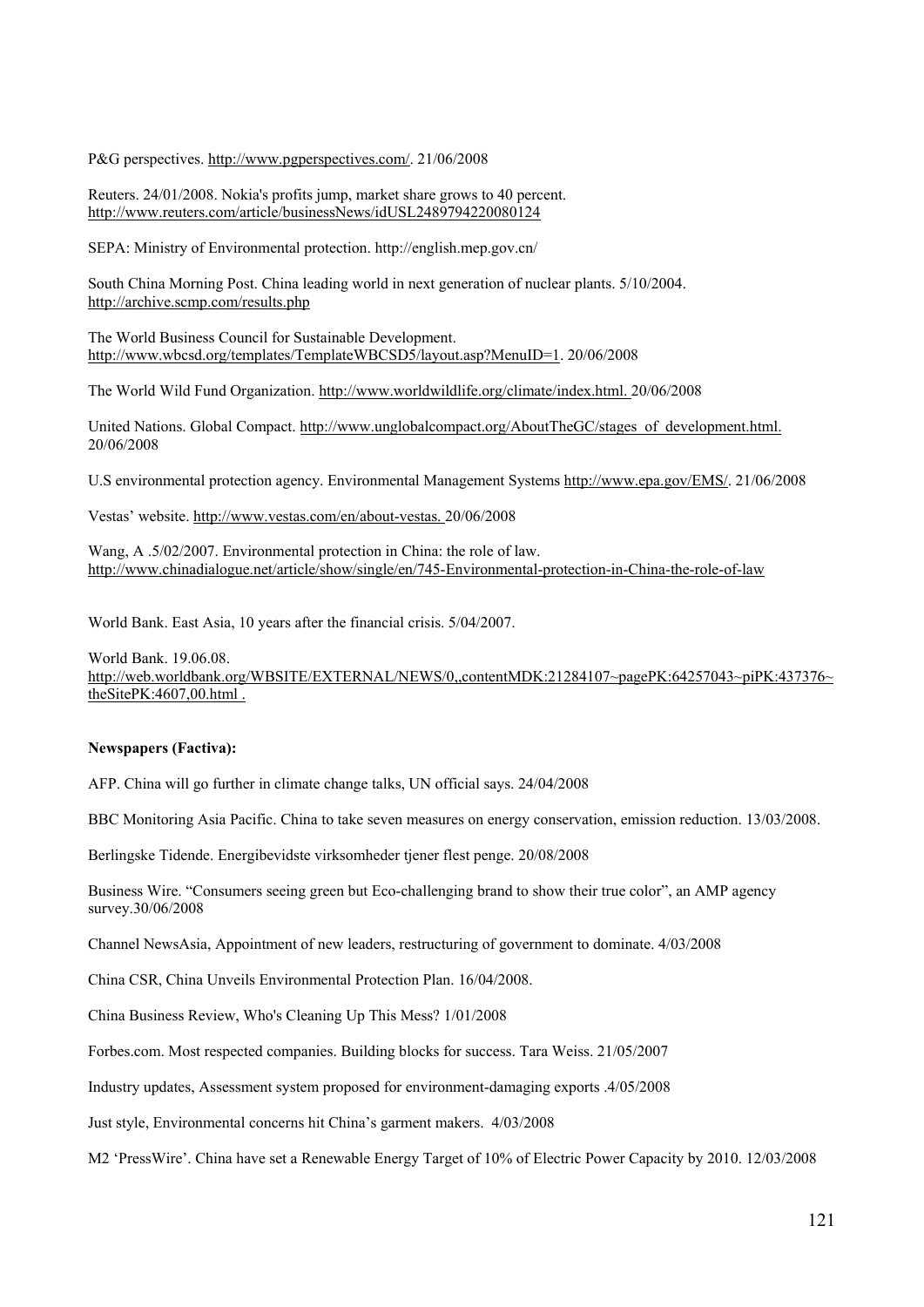P&G perspectives. http://www.pgperspectives.com/. 21/06/2008

Reuters. 24/01/2008. Nokia's profits jump, market share grows to 40 percent. http://www.reuters.com/article/businessNews/idUSL2489794220080124

SEPA: Ministry of Environmental protection. http://english.mep.gov.cn/

South China Morning Post. China leading world in next generation of nuclear plants. 5/10/2004. http://archive.scmp.com/results.php

The World Business Council for Sustainable Development. http://www.wbcsd.org/templates/TemplateWBCSD5/layout.asp?MenuID=1. 20/06/2008

The World Wild Fund Organization. http://www.worldwildlife.org/climate/index.html. 20/06/2008

United Nations. Global Compact. http://www.unglobalcompact.org/AboutTheGC/stages_of_development.html. 20/06/2008

U.S environmental protection agency. Environmental Management Systems http://www.epa.gov/EMS/. 21/06/2008

Vestas' website. http://www.vestas.com/en/about-vestas. 20/06/2008

Wang, A .5/02/2007. Environmental protection in China: the role of law. http://www.chinadialogue.net/article/show/single/en/745-Environmental-protection-in-China-the-role-of-law

World Bank. East Asia, 10 years after the financial crisis. 5/04/2007.

World Bank. 19.06.08. http://web.worldbank.org/WBSITE/EXTERNAL/NEWS/0,,contentMDK:21284107~pagePK:64257043~piPK:437376~theSitePK:4607,00.html .

**Newspapers (Factiva):**

AFP. China will go further in climate change talks, UN official says. 24/04/2008

BBC Monitoring Asia Pacific. China to take seven measures on energy conservation, emission reduction. 13/03/2008.

Berlingske Tidende. Energibevidste virksomheder tjener flest penge. 20/08/2008

Business Wire. "Consumers seeing green but Eco-challenging brand to show their true color", an AMP agency survey.30/06/2008

Channel NewsAsia, Appointment of new leaders, restructuring of government to dominate. 4/03/2008

China CSR, China Unveils Environmental Protection Plan. 16/04/2008.

China Business Review, Who's Cleaning Up This Mess? 1/01/2008

Forbes.com. Most respected companies. Building blocks for success. Tara Weiss. 21/05/2007

Industry updates, Assessment system proposed for environment-damaging exports .4/05/2008

Just style, Environmental concerns hit China's garment makers. 4/03/2008

M2 'PressWire'. China have set a Renewable Energy Target of 10% of Electric Power Capacity by 2010. 12/03/2008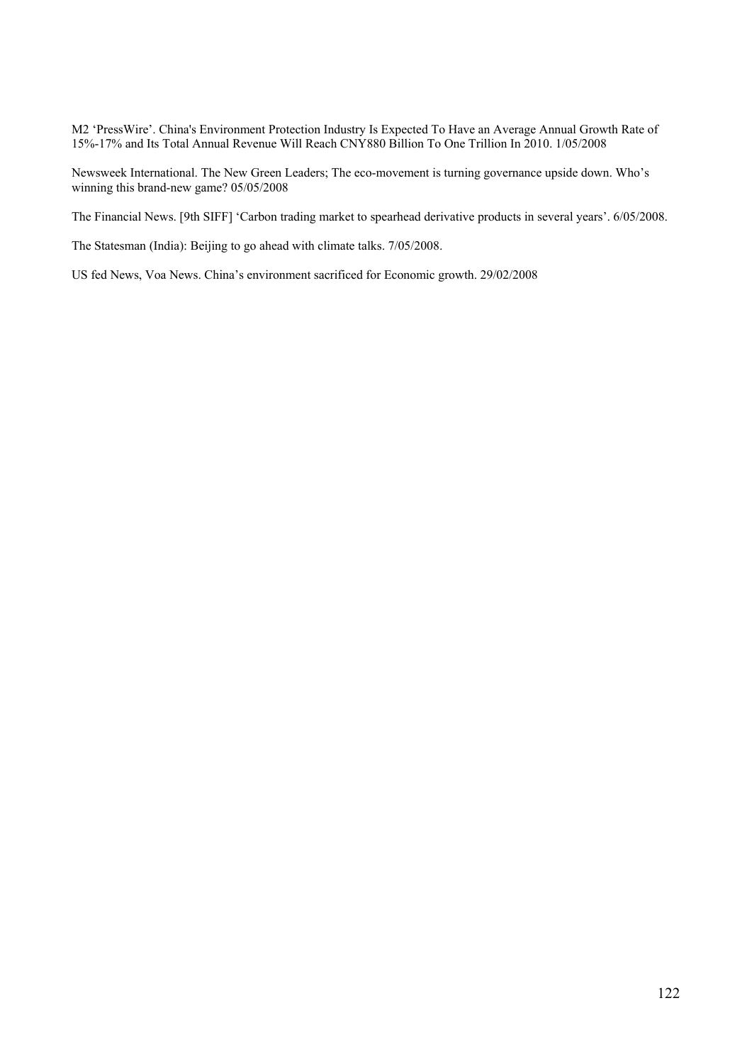M2 ‘PressWire’. China's Environment Protection Industry Is Expected To Have an Average Annual Growth Rate of 15%-17% and Its Total Annual Revenue Will Reach CNY880 Billion To One Trillion In 2010. 1/05/2008

Newsweek International. The New Green Leaders; The eco-movement is turning governance upside down. Who’s winning this brand-new game? 05/05/2008

The Financial News. [9th SIFF] ‘Carbon trading market to spearhead derivative products in several years’. 6/05/2008.

The Statesman (India): Beijing to go ahead with climate talks. 7/05/2008.

US fed News, Voa News. China’s environment sacrificed for Economic growth. 29/02/2008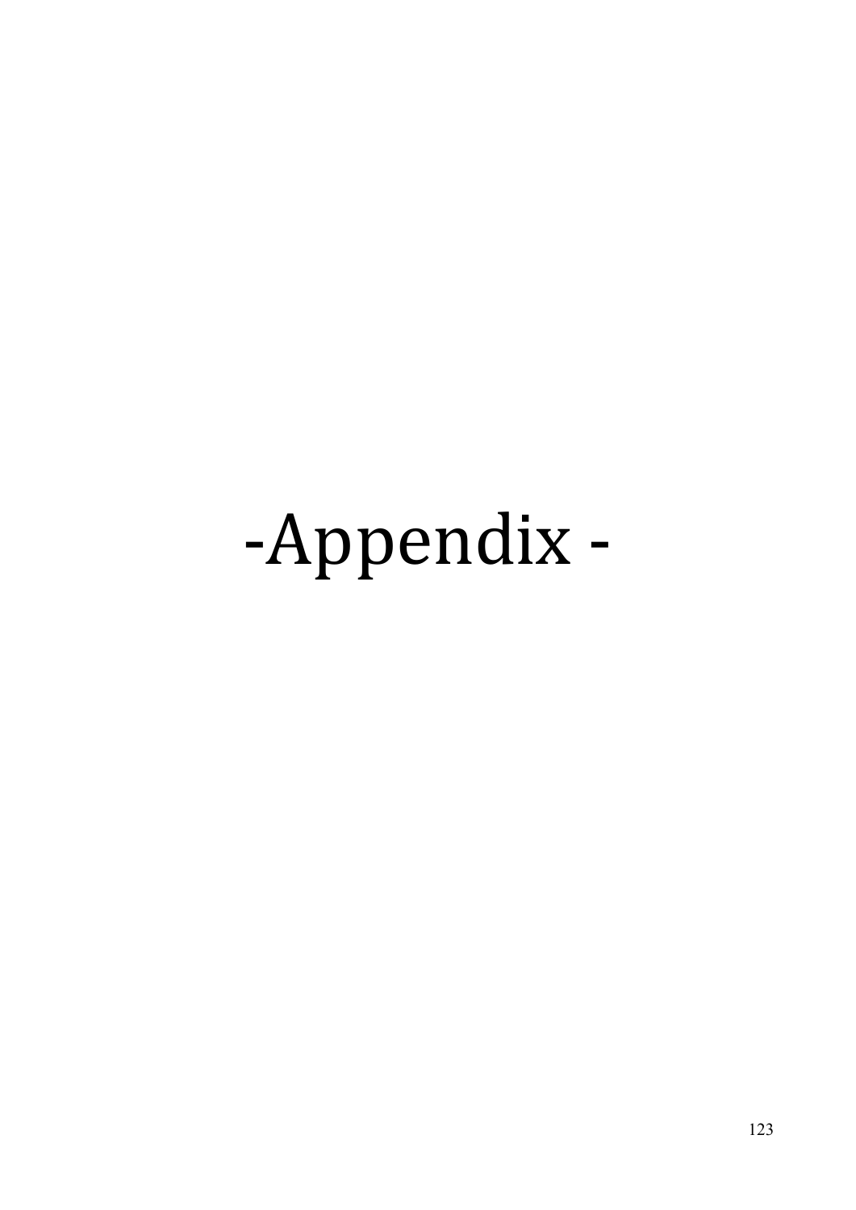# -Appendix -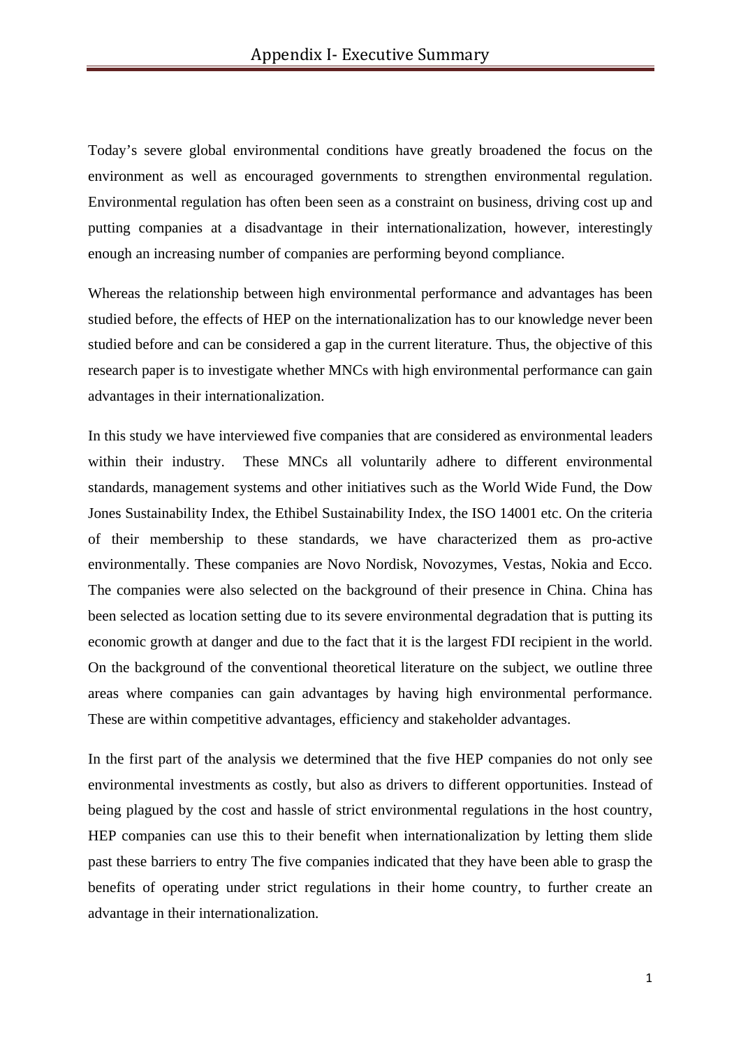# Appendix I- Executive Summary

Today's severe global environmental conditions have greatly broadened the focus on the environment as well as encouraged governments to strengthen environmental regulation. Environmental regulation has often been seen as a constraint on business, driving cost up and putting companies at a disadvantage in their internationalization, however, interestingly enough an increasing number of companies are performing beyond compliance.

Whereas the relationship between high environmental performance and advantages has been studied before, the effects of HEP on the internationalization has to our knowledge never been studied before and can be considered a gap in the current literature. Thus, the objective of this research paper is to investigate whether MNCs with high environmental performance can gain advantages in their internationalization.

In this study we have interviewed five companies that are considered as environmental leaders within their industry. These MNCs all voluntarily adhere to different environmental standards, management systems and other initiatives such as the World Wide Fund, the Dow Jones Sustainability Index, the Ethibel Sustainability Index, the ISO 14001 etc. On the criteria of their membership to these standards, we have characterized them as pro-active environmentally. These companies are Novo Nordisk, Novozymes, Vestas, Nokia and Ecco. The companies were also selected on the background of their presence in China. China has been selected as location setting due to its severe environmental degradation that is putting its economic growth at danger and due to the fact that it is the largest FDI recipient in the world. On the background of the conventional theoretical literature on the subject, we outline three areas where companies can gain advantages by having high environmental performance. These are within competitive advantages, efficiency and stakeholder advantages.

In the first part of the analysis we determined that the five HEP companies do not only see environmental investments as costly, but also as drivers to different opportunities. Instead of being plagued by the cost and hassle of strict environmental regulations in the host country, HEP companies can use this to their benefit when internationalization by letting them slide past these barriers to entry The five companies indicated that they have been able to grasp the benefits of operating under strict regulations in their home country, to further create an advantage in their internationalization.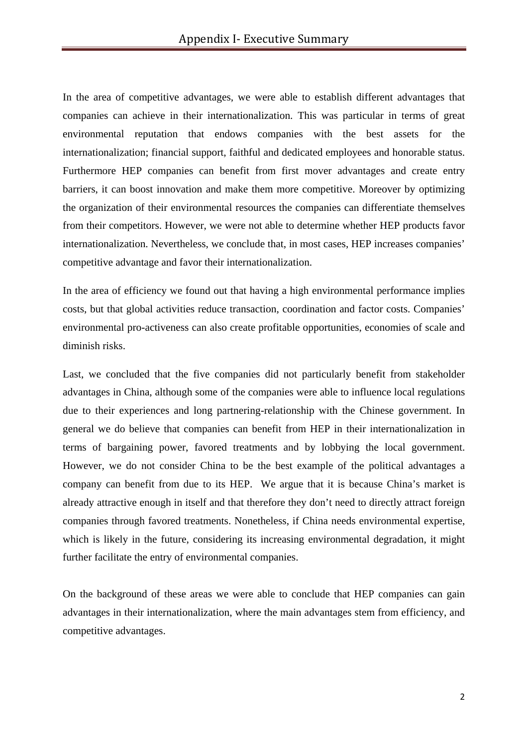In the area of competitive advantages, we were able to establish different advantages that companies can achieve in their internationalization. This was particular in terms of great environmental reputation that endows companies with the best assets for the internationalization; financial support, faithful and dedicated employees and honorable status. Furthermore HEP companies can benefit from first mover advantages and create entry barriers, it can boost innovation and make them more competitive. Moreover by optimizing the organization of their environmental resources the companies can differentiate themselves from their competitors. However, we were not able to determine whether HEP products favor internationalization. Nevertheless, we conclude that, in most cases, HEP increases companies' competitive advantage and favor their internationalization.

In the area of efficiency we found out that having a high environmental performance implies costs, but that global activities reduce transaction, coordination and factor costs. Companies' environmental pro-activeness can also create profitable opportunities, economies of scale and diminish risks.

Last, we concluded that the five companies did not particularly benefit from stakeholder advantages in China, although some of the companies were able to influence local regulations due to their experiences and long partnering-relationship with the Chinese government. In general we do believe that companies can benefit from HEP in their internationalization in terms of bargaining power, favored treatments and by lobbying the local government. However, we do not consider China to be the best example of the political advantages a company can benefit from due to its HEP. We argue that it is because China's market is already attractive enough in itself and that therefore they don't need to directly attract foreign companies through favored treatments. Nonetheless, if China needs environmental expertise, which is likely in the future, considering its increasing environmental degradation, it might further facilitate the entry of environmental companies.

On the background of these areas we were able to conclude that HEP companies can gain advantages in their internationalization, where the main advantages stem from efficiency, and competitive advantages.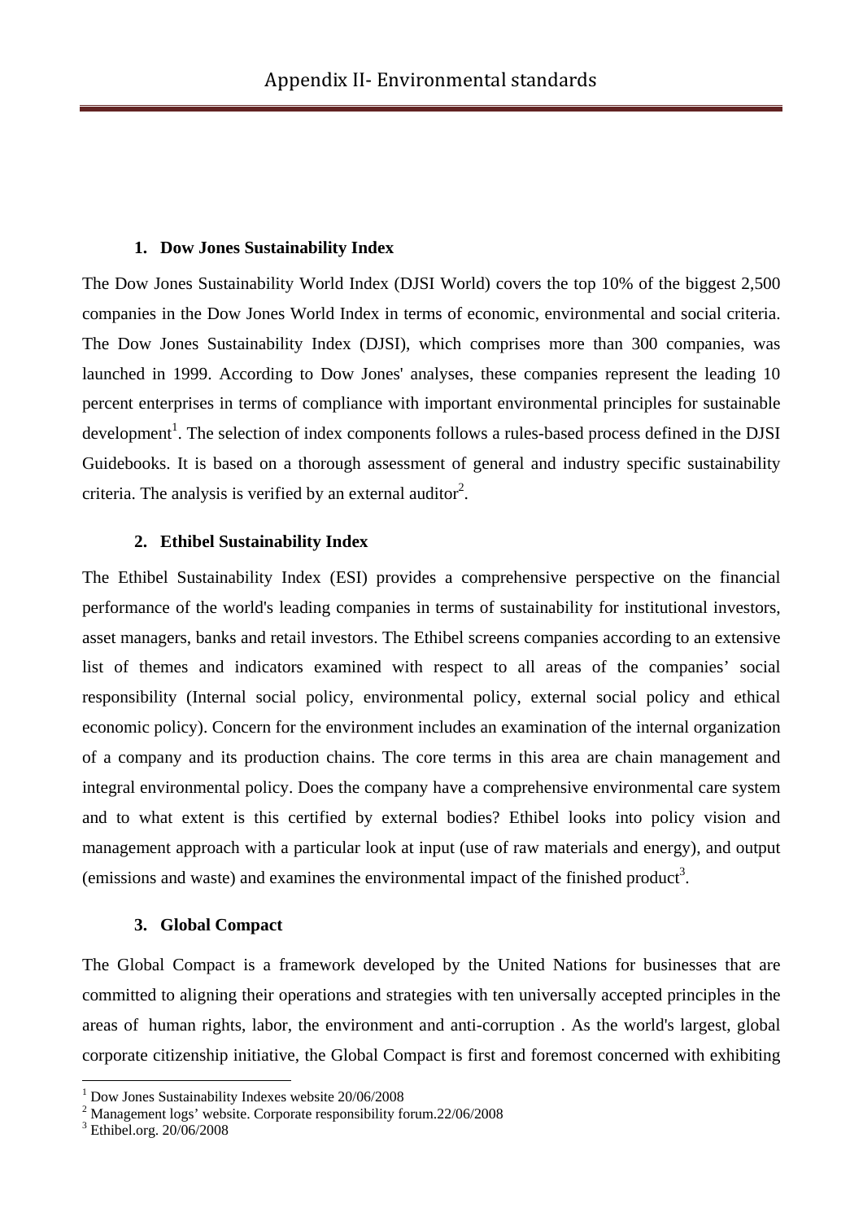# Appendix II- Environmental standards

## 1. Dow Jones Sustainability Index

The Dow Jones Sustainability World Index (DJSI World) covers the top 10% of the biggest 2,500 companies in the Dow Jones World Index in terms of economic, environmental and social criteria. The Dow Jones Sustainability Index (DJSI), which comprises more than 300 companies, was launched in 1999. According to Dow Jones' analyses, these companies represent the leading 10 percent enterprises in terms of compliance with important environmental principles for sustainable development[1]. The selection of index components follows a rules-based process defined in the DJSI Guidebooks. It is based on a thorough assessment of general and industry specific sustainability criteria. The analysis is verified by an external auditor[2].

## 2. Ethibel Sustainability Index

The Ethibel Sustainability Index (ESI) provides a comprehensive perspective on the financial performance of the world's leading companies in terms of sustainability for institutional investors, asset managers, banks and retail investors. The Ethibel screens companies according to an extensive list of themes and indicators examined with respect to all areas of the companies' social responsibility (Internal social policy, environmental policy, external social policy and ethical economic policy). Concern for the environment includes an examination of the internal organization of a company and its production chains. The core terms in this area are chain management and integral environmental policy. Does the company have a comprehensive environmental care system and to what extent is this certified by external bodies? Ethibel looks into policy vision and management approach with a particular look at input (use of raw materials and energy), and output (emissions and waste) and examines the environmental impact of the finished product[3].

## 3. Global Compact

The Global Compact is a framework developed by the United Nations for businesses that are committed to aligning their operations and strategies with ten universally accepted principles in the areas of human rights, labor, the environment and anti-corruption . As the world's largest, global corporate citizenship initiative, the Global Compact is first and foremost concerned with exhibiting

---

[1] Dow Jones Sustainability Indexes website 20/06/2008
[2] Management logs' website. Corporate responsibility forum.22/06/2008
[3] Ethibel.org. 20/06/2008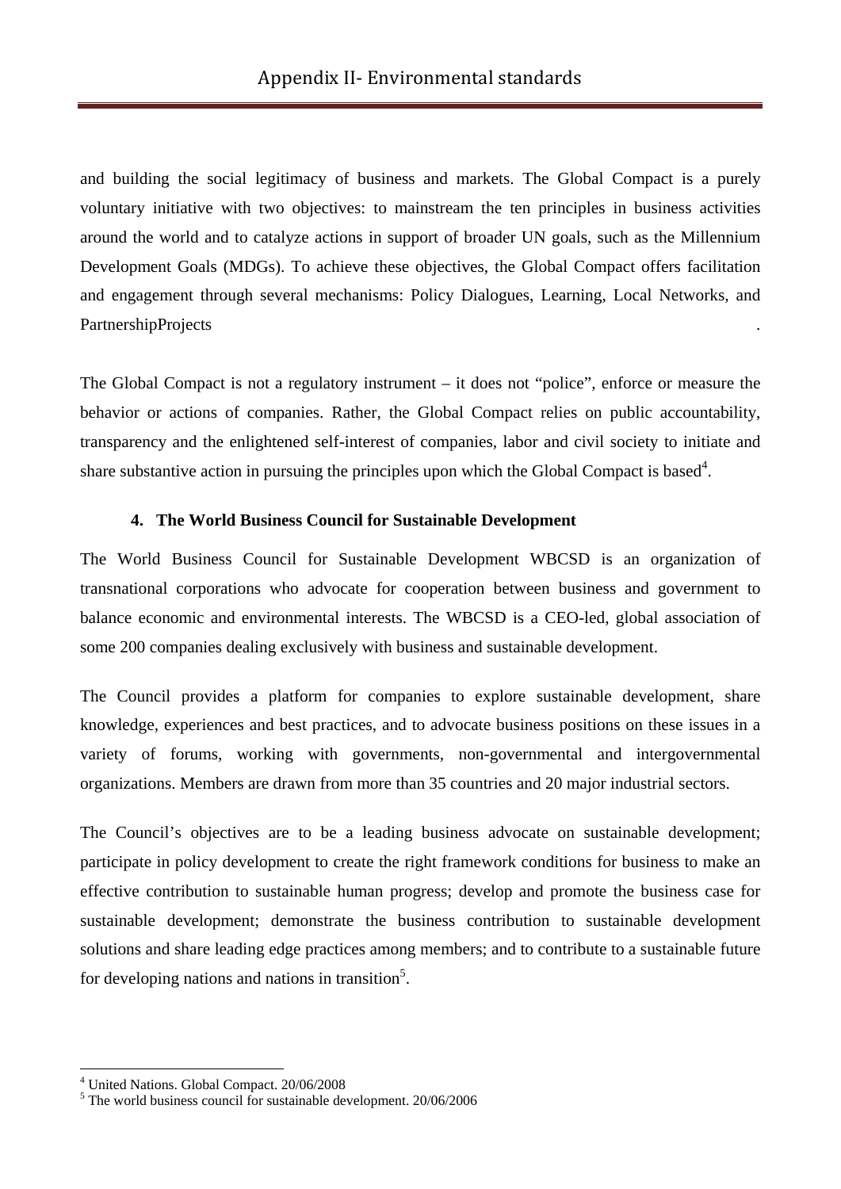and building the social legitimacy of business and markets. The Global Compact is a purely voluntary initiative with two objectives: to mainstream the ten principles in business activities around the world and to catalyze actions in support of broader UN goals, such as the Millennium Development Goals (MDGs). To achieve these objectives, the Global Compact offers facilitation and engagement through several mechanisms: Policy Dialogues, Learning, Local Networks, and PartnershipProjects .

The Global Compact is not a regulatory instrument – it does not "police", enforce or measure the behavior or actions of companies. Rather, the Global Compact relies on public accountability, transparency and the enlightened self-interest of companies, labor and civil society to initiate and share substantive action in pursuing the principles upon which the Global Compact is based[4].

#### 4. The World Business Council for Sustainable Development

The World Business Council for Sustainable Development WBCSD is an organization of transnational corporations who advocate for cooperation between business and government to balance economic and environmental interests. The WBCSD is a CEO-led, global association of some 200 companies dealing exclusively with business and sustainable development.

The Council provides a platform for companies to explore sustainable development, share knowledge, experiences and best practices, and to advocate business positions on these issues in a variety of forums, working with governments, non-governmental and intergovernmental organizations. Members are drawn from more than 35 countries and 20 major industrial sectors.

The Council's objectives are to be a leading business advocate on sustainable development; participate in policy development to create the right framework conditions for business to make an effective contribution to sustainable human progress; develop and promote the business case for sustainable development; demonstrate the business contribution to sustainable development solutions and share leading edge practices among members; and to contribute to a sustainable future for developing nations and nations in transition[5].

---

[4] United Nations. Global Compact. 20/06/2008

[5] The world business council for sustainable development. 20/06/2006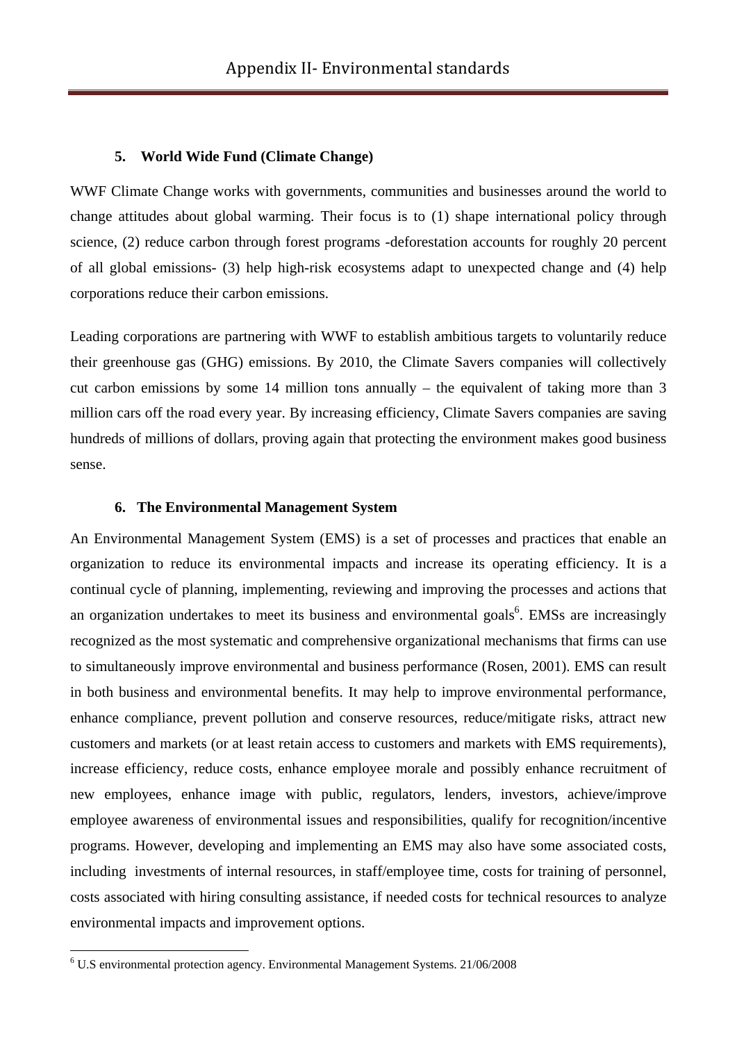## 5. World Wide Fund (Climate Change)

WWF Climate Change works with governments, communities and businesses around the world to change attitudes about global warming. Their focus is to (1) shape international policy through science, (2) reduce carbon through forest programs -deforestation accounts for roughly 20 percent of all global emissions- (3) help high-risk ecosystems adapt to unexpected change and (4) help corporations reduce their carbon emissions.

Leading corporations are partnering with WWF to establish ambitious targets to voluntarily reduce their greenhouse gas (GHG) emissions. By 2010, the Climate Savers companies will collectively cut carbon emissions by some 14 million tons annually – the equivalent of taking more than 3 million cars off the road every year. By increasing efficiency, Climate Savers companies are saving hundreds of millions of dollars, proving again that protecting the environment makes good business sense.

## 6. The Environmental Management System

An Environmental Management System (EMS) is a set of processes and practices that enable an organization to reduce its environmental impacts and increase its operating efficiency. It is a continual cycle of planning, implementing, reviewing and improving the processes and actions that an organization undertakes to meet its business and environmental goals[6]. EMSs are increasingly recognized as the most systematic and comprehensive organizational mechanisms that firms can use to simultaneously improve environmental and business performance (Rosen, 2001). EMS can result in both business and environmental benefits. It may help to improve environmental performance, enhance compliance, prevent pollution and conserve resources, reduce/mitigate risks, attract new customers and markets (or at least retain access to customers and markets with EMS requirements), increase efficiency, reduce costs, enhance employee morale and possibly enhance recruitment of new employees, enhance image with public, regulators, lenders, investors, achieve/improve employee awareness of environmental issues and responsibilities, qualify for recognition/incentive programs. However, developing and implementing an EMS may also have some associated costs, including investments of internal resources, in staff/employee time, costs for training of personnel, costs associated with hiring consulting assistance, if needed costs for technical resources to analyze environmental impacts and improvement options.

---

[6] U.S environmental protection agency. Environmental Management Systems. 21/06/2008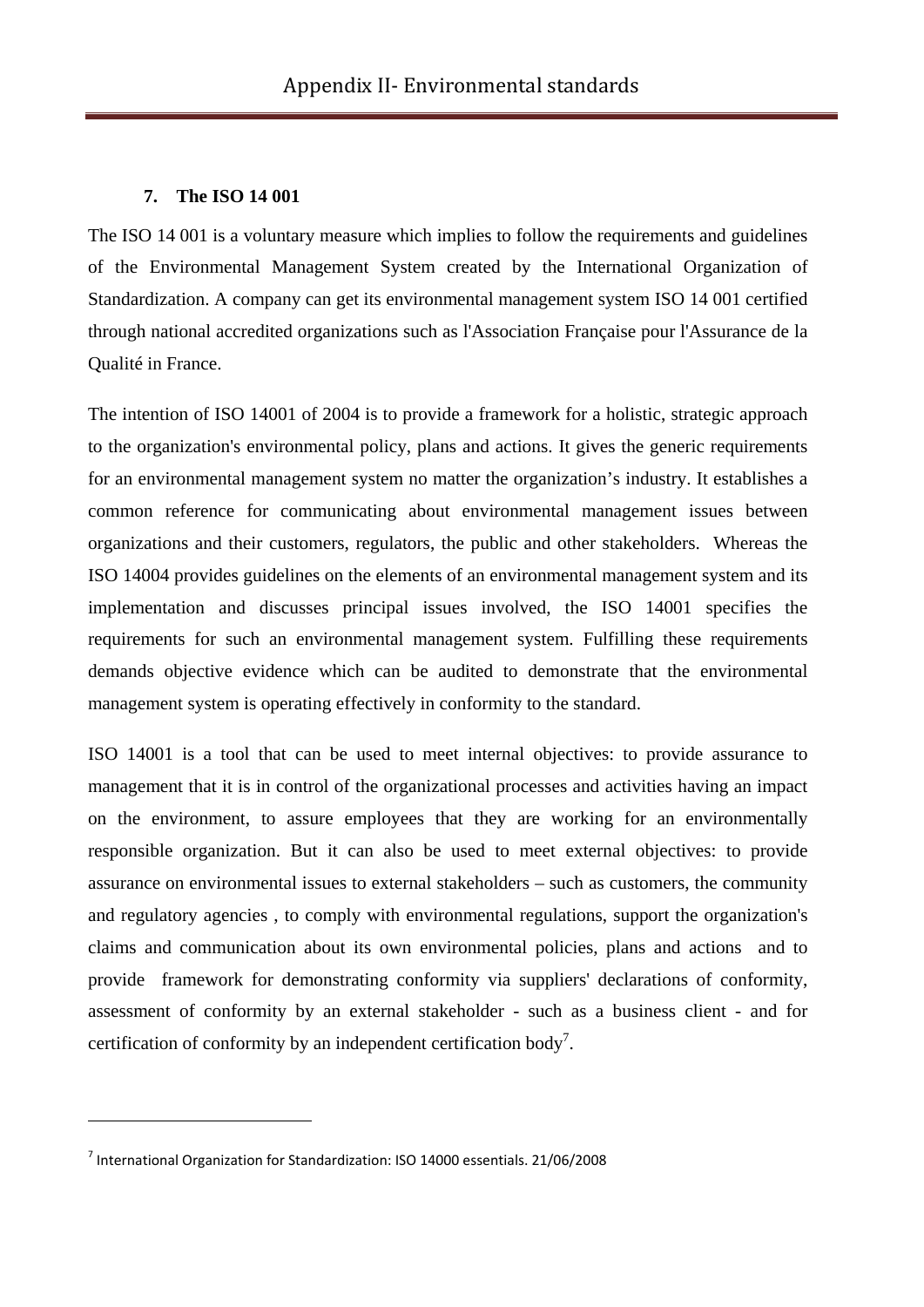## 7. The ISO 14 001

The ISO 14 001 is a voluntary measure which implies to follow the requirements and guidelines of the Environmental Management System created by the International Organization of Standardization. A company can get its environmental management system ISO 14 001 certified through national accredited organizations such as l'Association Française pour l'Assurance de la Qualité in France.

The intention of ISO 14001 of 2004 is to provide a framework for a holistic, strategic approach to the organization's environmental policy, plans and actions. It gives the generic requirements for an environmental management system no matter the organization's industry. It establishes a common reference for communicating about environmental management issues between organizations and their customers, regulators, the public and other stakeholders. Whereas the ISO 14004 provides guidelines on the elements of an environmental management system and its implementation and discusses principal issues involved, the ISO 14001 specifies the requirements for such an environmental management system. Fulfilling these requirements demands objective evidence which can be audited to demonstrate that the environmental management system is operating effectively in conformity to the standard.

ISO 14001 is a tool that can be used to meet internal objectives: to provide assurance to management that it is in control of the organizational processes and activities having an impact on the environment, to assure employees that they are working for an environmentally responsible organization. But it can also be used to meet external objectives: to provide assurance on environmental issues to external stakeholders – such as customers, the community and regulatory agencies , to comply with environmental regulations, support the organization's claims and communication about its own environmental policies, plans and actions and to provide framework for demonstrating conformity via suppliers' declarations of conformity, assessment of conformity by an external stakeholder - such as a business client - and for certification of conformity by an independent certification body[7].

---

[7] International Organization for Standardization: ISO 14000 essentials. 21/06/2008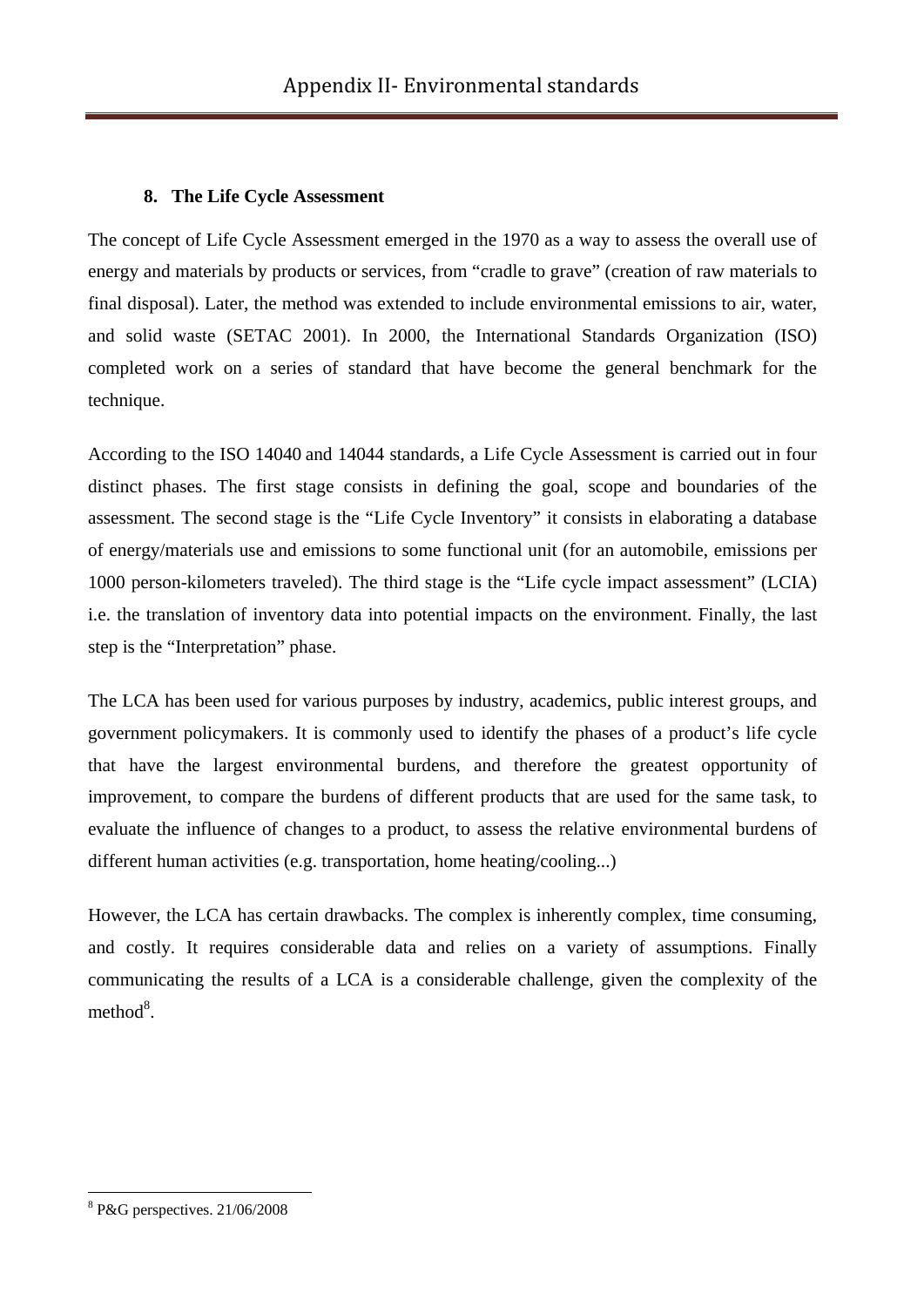## 8. The Life Cycle Assessment

The concept of Life Cycle Assessment emerged in the 1970 as a way to assess the overall use of energy and materials by products or services, from "cradle to grave" (creation of raw materials to final disposal). Later, the method was extended to include environmental emissions to air, water, and solid waste (SETAC 2001). In 2000, the International Standards Organization (ISO) completed work on a series of standard that have become the general benchmark for the technique.

According to the ISO 14040 and 14044 standards, a Life Cycle Assessment is carried out in four distinct phases. The first stage consists in defining the goal, scope and boundaries of the assessment. The second stage is the "Life Cycle Inventory" it consists in elaborating a database of energy/materials use and emissions to some functional unit (for an automobile, emissions per 1000 person-kilometers traveled). The third stage is the "Life cycle impact assessment" (LCIA) i.e. the translation of inventory data into potential impacts on the environment. Finally, the last step is the "Interpretation" phase.

The LCA has been used for various purposes by industry, academics, public interest groups, and government policymakers. It is commonly used to identify the phases of a product's life cycle that have the largest environmental burdens, and therefore the greatest opportunity of improvement, to compare the burdens of different products that are used for the same task, to evaluate the influence of changes to a product, to assess the relative environmental burdens of different human activities (e.g. transportation, home heating/cooling...)

However, the LCA has certain drawbacks. The complex is inherently complex, time consuming, and costly. It requires considerable data and relies on a variety of assumptions. Finally communicating the results of a LCA is a considerable challenge, given the complexity of the method[8].

---

[8] P&G perspectives. 21/06/2008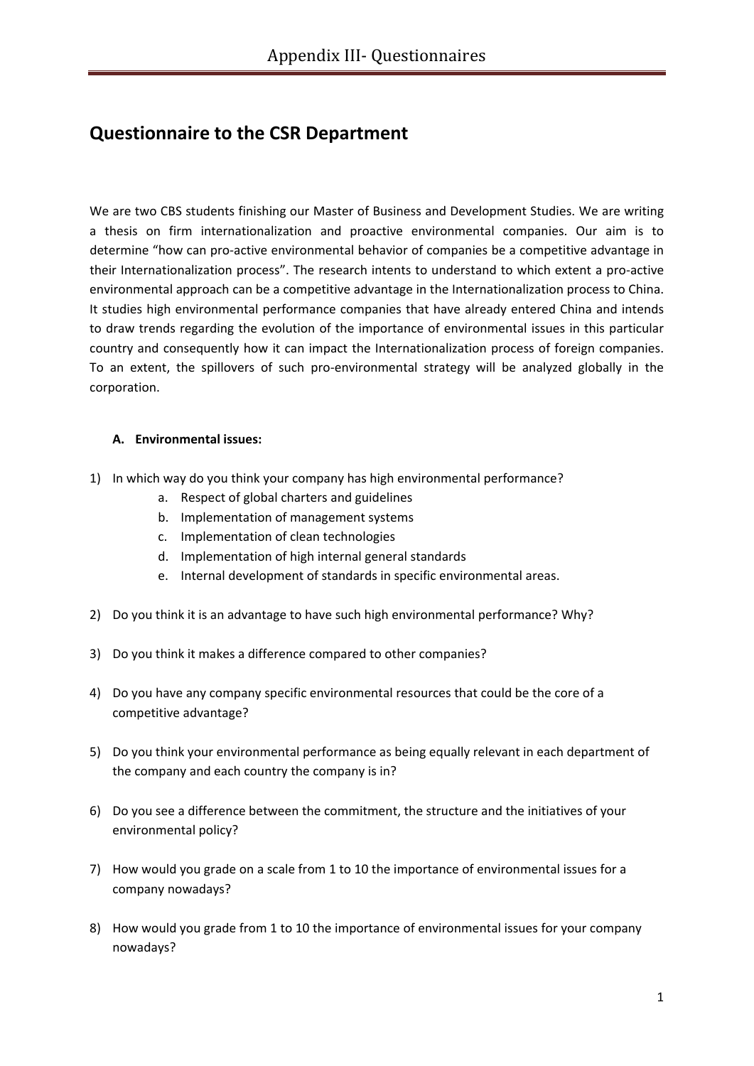# Questionnaire to the CSR Department

We are two CBS students finishing our Master of Business and Development Studies. We are writing a thesis on firm internationalization and proactive environmental companies. Our aim is to determine "how can pro-active environmental behavior of companies be a competitive advantage in their Internationalization process". The research intents to understand to which extent a pro-active environmental approach can be a competitive advantage in the Internationalization process to China. It studies high environmental performance companies that have already entered China and intends to draw trends regarding the evolution of the importance of environmental issues in this particular country and consequently how it can impact the Internationalization process of foreign companies. To an extent, the spillovers of such pro-environmental strategy will be analyzed globally in the corporation.

**A. Environmental issues:**

1) In which way do you think your company has high environmental performance?
   a. Respect of global charters and guidelines
   b. Implementation of management systems
   c. Implementation of clean technologies
   d. Implementation of high internal general standards
   e. Internal development of standards in specific environmental areas.

2) Do you think it is an advantage to have such high environmental performance? Why?

3) Do you think it makes a difference compared to other companies?

4) Do you have any company specific environmental resources that could be the core of a competitive advantage?

5) Do you think your environmental performance as being equally relevant in each department of the company and each country the company is in?

6) Do you see a difference between the commitment, the structure and the initiatives of your environmental policy?

7) How would you grade on a scale from 1 to 10 the importance of environmental issues for a company nowadays?

8) How would you grade from 1 to 10 the importance of environmental issues for your company nowadays?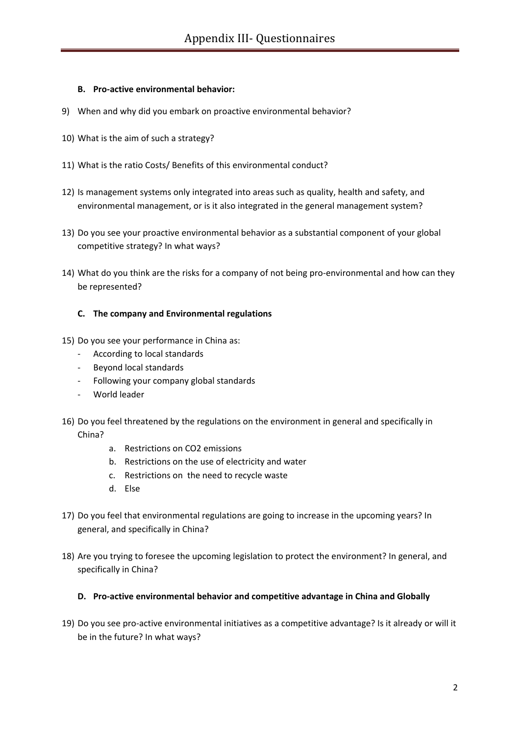**B. Pro-active environmental behavior:**

9) When and why did you embark on proactive environmental behavior?

10) What is the aim of such a strategy?

11) What is the ratio Costs/ Benefits of this environmental conduct?

12) Is management systems only integrated into areas such as quality, health and safety, and environmental management, or is it also integrated in the general management system?

13) Do you see your proactive environmental behavior as a substantial component of your global competitive strategy? In what ways?

14) What do you think are the risks for a company of not being pro-environmental and how can they be represented?

**C. The company and Environmental regulations**

15) Do you see your performance in China as:
    - According to local standards
    - Beyond local standards
    - Following your company global standards
    - World leader

16) Do you feel threatened by the regulations on the environment in general and specifically in China?
    a. Restrictions on $CO_2$ emissions
    b. Restrictions on the use of electricity and water
    c. Restrictions on the need to recycle waste
    d. Else

17) Do you feel that environmental regulations are going to increase in the upcoming years? In general, and specifically in China?

18) Are you trying to foresee the upcoming legislation to protect the environment? In general, and specifically in China?

**D. Pro-active environmental behavior and competitive advantage in China and Globally**

19) Do you see pro-active environmental initiatives as a competitive advantage? Is it already or will it be in the future? In what ways?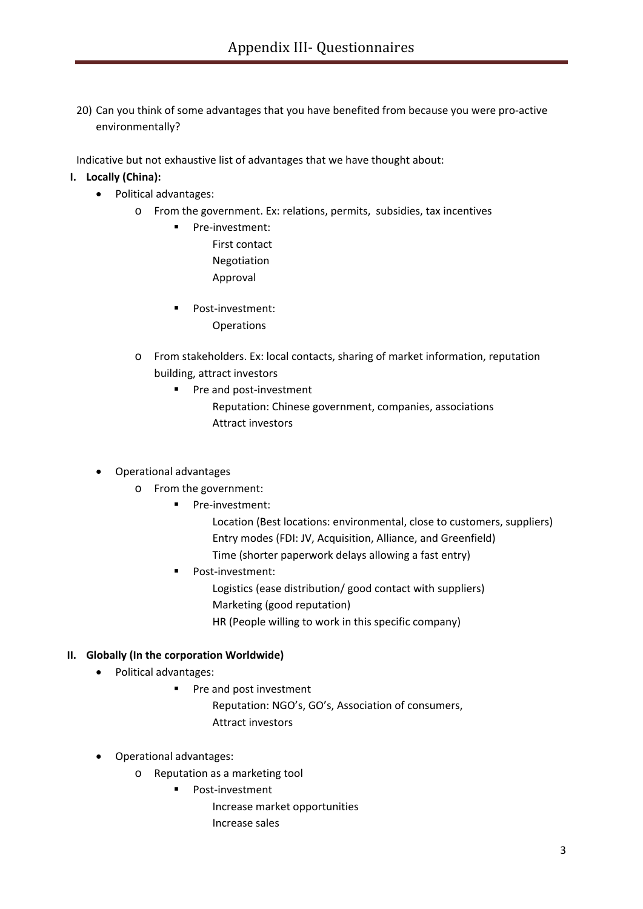20) Can you think of some advantages that you have benefited from because you were pro-active environmentally?

Indicative but not exhaustive list of advantages that we have thought about:

**I. Locally (China):**

- Political advantages:
  - From the government. Ex: relations, permits, subsidies, tax incentives
    - Pre-investment:
      - First contact
      - Negotiation
      - Approval
    - Post-investment:
      - Operations
  - From stakeholders. Ex: local contacts, sharing of market information, reputation building, attract investors
    - Pre and post-investment
      - Reputation: Chinese government, companies, associations
      - Attract investors
- Operational advantages
  - From the government:
    - Pre-investment:
      - Location (Best locations: environmental, close to customers, suppliers)
      - Entry modes (FDI: JV, Acquisition, Alliance, and Greenfield)
      - Time (shorter paperwork delays allowing a fast entry)
    - Post-investment:
      - Logistics (ease distribution/ good contact with suppliers)
      - Marketing (good reputation)
      - HR (People willing to work in this specific company)

**II. Globally (In the corporation Worldwide)**

- Political advantages:
  - Pre and post investment
    - Reputation: NGO's, GO's, Association of consumers,
    - Attract investors
- Operational advantages:
  - Reputation as a marketing tool
    - Post-investment
      - Increase market opportunities
      - Increase sales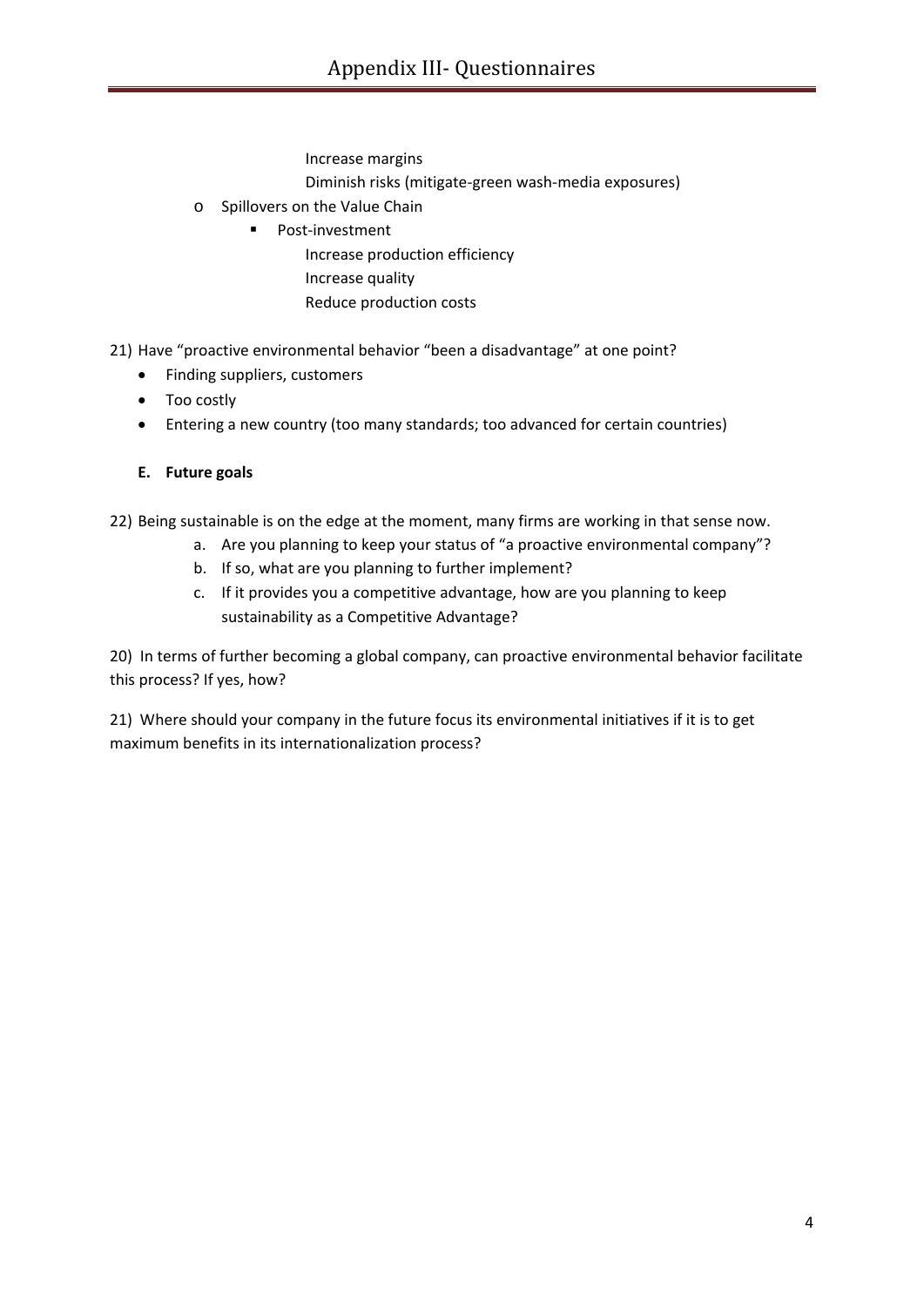Increase margins

Diminish risks (mitigate-green wash-media exposures)

- Spillovers on the Value Chain
  - Post-investment

    Increase production efficiency

    Increase quality

    Reduce production costs

21) Have “proactive environmental behavior “been a disadvantage” at one point?

- Finding suppliers, customers
- Too costly
- Entering a new country (too many standards; too advanced for certain countries)

**E. Future goals**

22) Being sustainable is on the edge at the moment, many firms are working in that sense now.

  a. Are you planning to keep your status of “a proactive environmental company”?
  b. If so, what are you planning to further implement?
  c. If it provides you a competitive advantage, how are you planning to keep sustainability as a Competitive Advantage?

20) In terms of further becoming a global company, can proactive environmental behavior facilitate this process? If yes, how?

21) Where should your company in the future focus its environmental initiatives if it is to get maximum benefits in its internationalization process?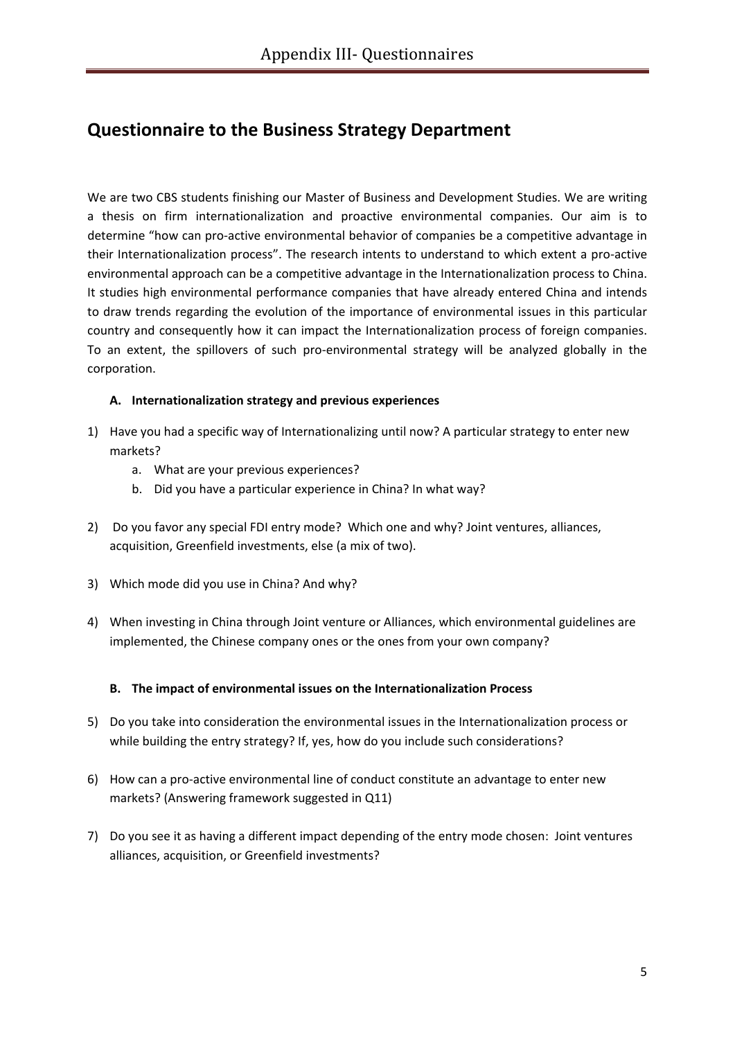# Appendix III- Questionnaires

## Questionnaire to the Business Strategy Department

We are two CBS students finishing our Master of Business and Development Studies. We are writing a thesis on firm internationalization and proactive environmental companies. Our aim is to determine "how can pro-active environmental behavior of companies be a competitive advantage in their Internationalization process". The research intents to understand to which extent a pro-active environmental approach can be a competitive advantage in the Internationalization process to China. It studies high environmental performance companies that have already entered China and intends to draw trends regarding the evolution of the importance of environmental issues in this particular country and consequently how it can impact the Internationalization process of foreign companies. To an extent, the spillovers of such pro-environmental strategy will be analyzed globally in the corporation.

**A. Internationalization strategy and previous experiences**

1) Have you had a specific way of Internationalizing until now? A particular strategy to enter new markets?
    a. What are your previous experiences?
    b. Did you have a particular experience in China? In what way?

2) Do you favor any special FDI entry mode? Which one and why? Joint ventures, alliances, acquisition, Greenfield investments, else (a mix of two).

3) Which mode did you use in China? And why?

4) When investing in China through Joint venture or Alliances, which environmental guidelines are implemented, the Chinese company ones or the ones from your own company?

**B. The impact of environmental issues on the Internationalization Process**

5) Do you take into consideration the environmental issues in the Internationalization process or while building the entry strategy? If, yes, how do you include such considerations?

6) How can a pro-active environmental line of conduct constitute an advantage to enter new markets? (Answering framework suggested in Q11)

7) Do you see it as having a different impact depending of the entry mode chosen: Joint ventures alliances, acquisition, or Greenfield investments?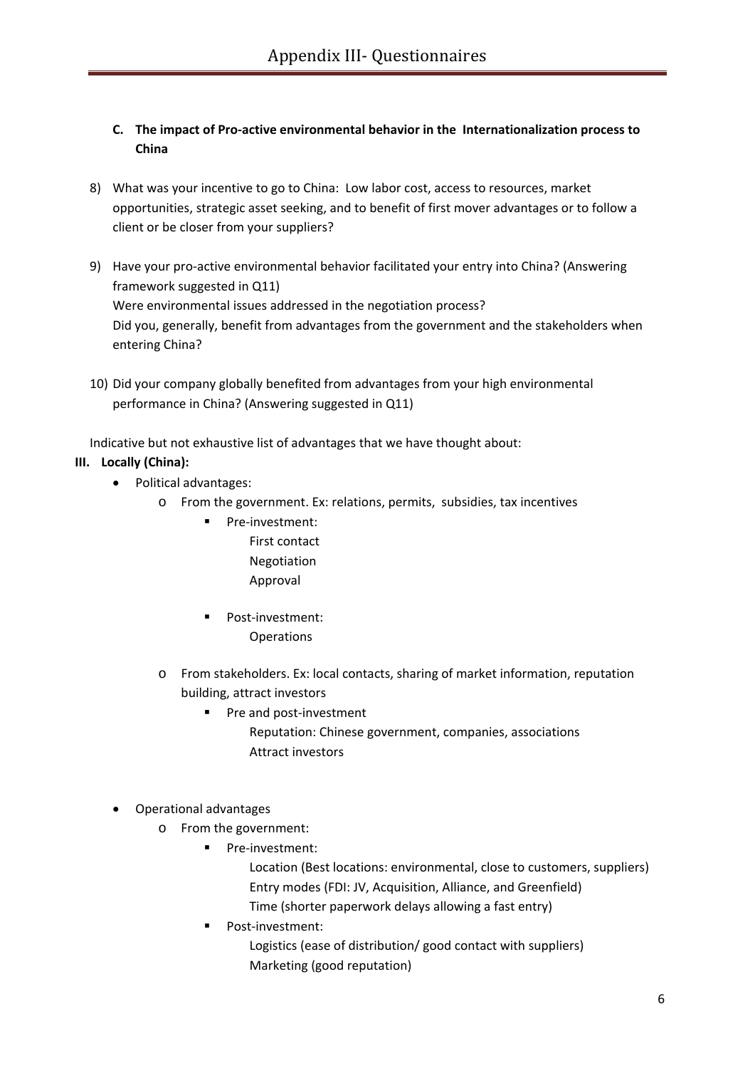**C. The impact of Pro-active environmental behavior in the Internationalization process to China**

8) What was your incentive to go to China: Low labor cost, access to resources, market opportunities, strategic asset seeking, and to benefit of first mover advantages or to follow a client or be closer from your suppliers?

9) Have your pro-active environmental behavior facilitated your entry into China? (Answering framework suggested in Q11)
   Were environmental issues addressed in the negotiation process?
   Did you, generally, benefit from advantages from the government and the stakeholders when entering China?

10) Did your company globally benefited from advantages from your high environmental performance in China? (Answering suggested in Q11)

Indicative but not exhaustive list of advantages that we have thought about:

**III. Locally (China):**

- Political advantages:
  - From the government. Ex: relations, permits, subsidies, tax incentives
    - Pre-investment:
      First contact
      Negotiation
      Approval
    - Post-investment:
      Operations
  - From stakeholders. Ex: local contacts, sharing of market information, reputation building, attract investors
    - Pre and post-investment
      Reputation: Chinese government, companies, associations
      Attract investors

- Operational advantages
  - From the government:
    - Pre-investment:
      Location (Best locations: environmental, close to customers, suppliers)
      Entry modes (FDI: JV, Acquisition, Alliance, and Greenfield)
      Time (shorter paperwork delays allowing a fast entry)
    - Post-investment:
      Logistics (ease of distribution/ good contact with suppliers)
      Marketing (good reputation)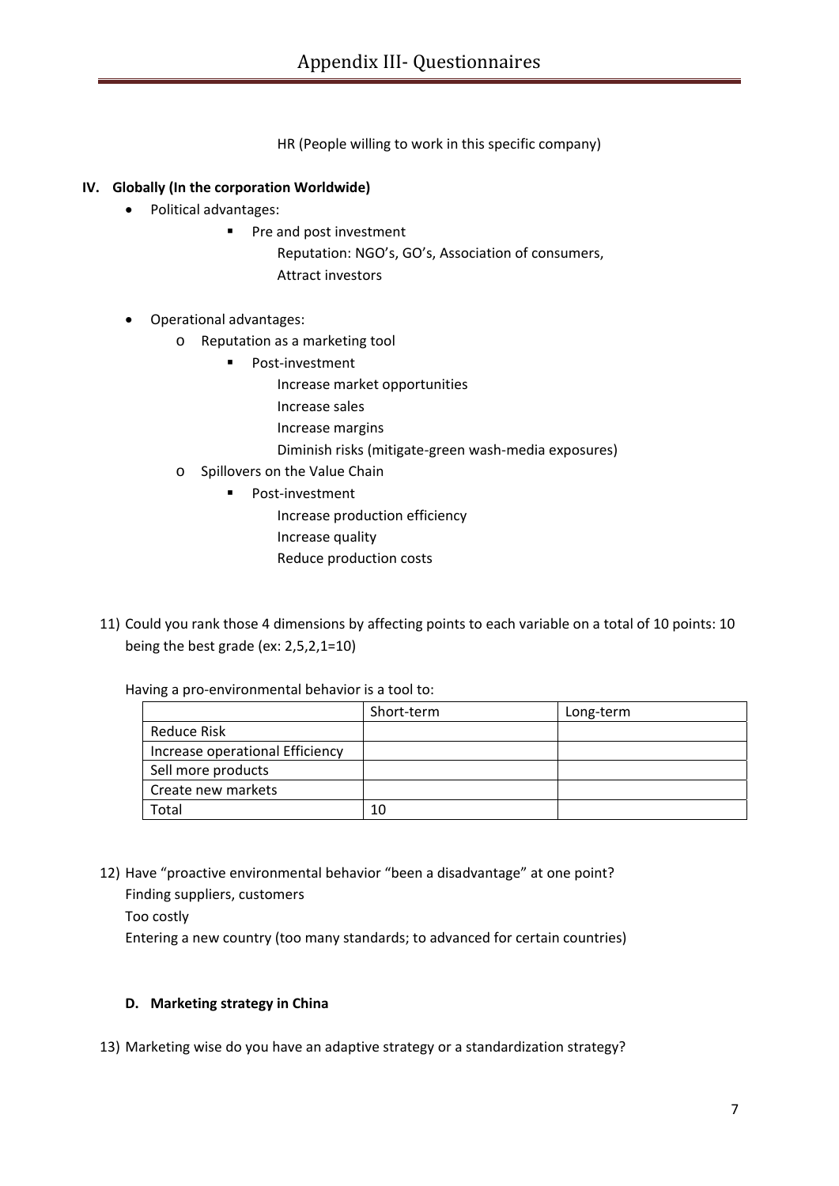HR (People willing to work in this specific company)

**IV. Globally (In the corporation Worldwide)**

- Political advantages:
  - Pre and post investment
    - Reputation: NGO's, GO's, Association of consumers,
    - Attract investors
- Operational advantages:
  - Reputation as a marketing tool
    - Post-investment
      - Increase market opportunities
      - Increase sales
      - Increase margins
      - Diminish risks (mitigate-green wash-media exposures)
  - Spillovers on the Value Chain
    - Post-investment
      - Increase production efficiency
      - Increase quality
      - Reduce production costs

11) Could you rank those 4 dimensions by affecting points to each variable on a total of 10 points: 10 being the best grade (ex: 2,5,2,1=10)

Having a pro-environmental behavior is a tool to:

| | Short-term | Long-term |
|---|---|---|
| Reduce Risk | | |
| Increase operational Efficiency | | |
| Sell more products | | |
| Create new markets | | |
| Total | 10 | |

12) Have "proactive environmental behavior "been a disadvantage" at one point?
    Finding suppliers, customers
    Too costly
    Entering a new country (too many standards; to advanced for certain countries)

**D. Marketing strategy in China**

13) Marketing wise do you have an adaptive strategy or a standardization strategy?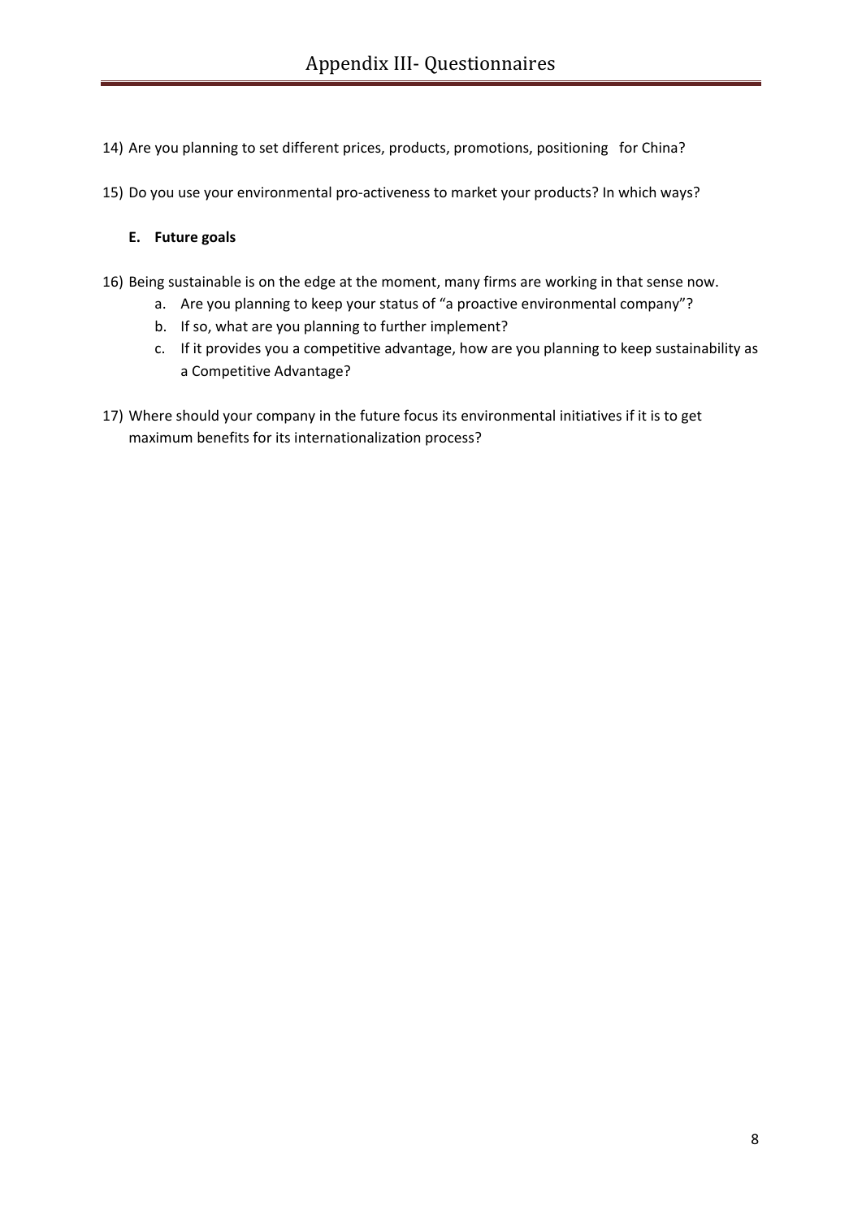14) Are you planning to set different prices, products, promotions, positioning  for China?

15) Do you use your environmental pro-activeness to market your products? In which ways?

**E. Future goals**

16) Being sustainable is on the edge at the moment, many firms are working in that sense now.
    a. Are you planning to keep your status of "a proactive environmental company"?
    b. If so, what are you planning to further implement?
    c. If it provides you a competitive advantage, how are you planning to keep sustainability as a Competitive Advantage?

17) Where should your company in the future focus its environmental initiatives if it is to get maximum benefits for its internationalization process?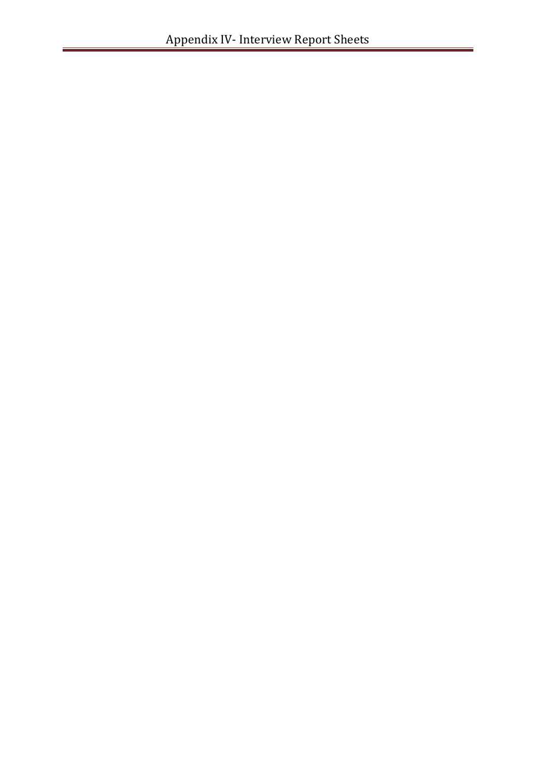# Appendix IV- Interview Report Sheets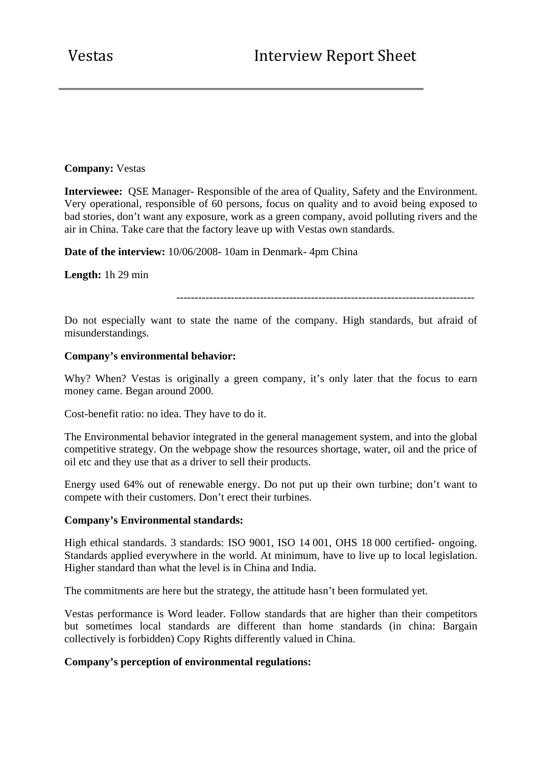# Vestas Interview Report Sheet

**Company:** Vestas

**Interviewee:** QSE Manager- Responsible of the area of Quality, Safety and the Environment. Very operational, responsible of 60 persons, focus on quality and to avoid being exposed to bad stories, don't want any exposure, work as a green company, avoid polluting rivers and the air in China. Take care that the factory leave up with Vestas own standards.

**Date of the interview:** 10/06/2008- 10am in Denmark- 4pm China

**Length:** 1h 29 min

---

Do not especially want to state the name of the company. High standards, but afraid of misunderstandings.

**Company's environmental behavior:**

Why? When? Vestas is originally a green company, it's only later that the focus to earn money came. Began around 2000.

Cost-benefit ratio: no idea. They have to do it.

The Environmental behavior integrated in the general management system, and into the global competitive strategy. On the webpage show the resources shortage, water, oil and the price of oil etc and they use that as a driver to sell their products.

Energy used 64% out of renewable energy. Do not put up their own turbine; don't want to compete with their customers. Don't erect their turbines.

**Company's Environmental standards:**

High ethical standards. 3 standards: ISO 9001, ISO 14 001, OHS 18 000 certified- ongoing. Standards applied everywhere in the world. At minimum, have to live up to local legislation. Higher standard than what the level is in China and India.

The commitments are here but the strategy, the attitude hasn't been formulated yet.

Vestas performance is Word leader. Follow standards that are higher than their competitors but sometimes local standards are different than home standards (in china: Bargain collectively is forbidden) Copy Rights differently valued in China.

**Company's perception of environmental regulations:**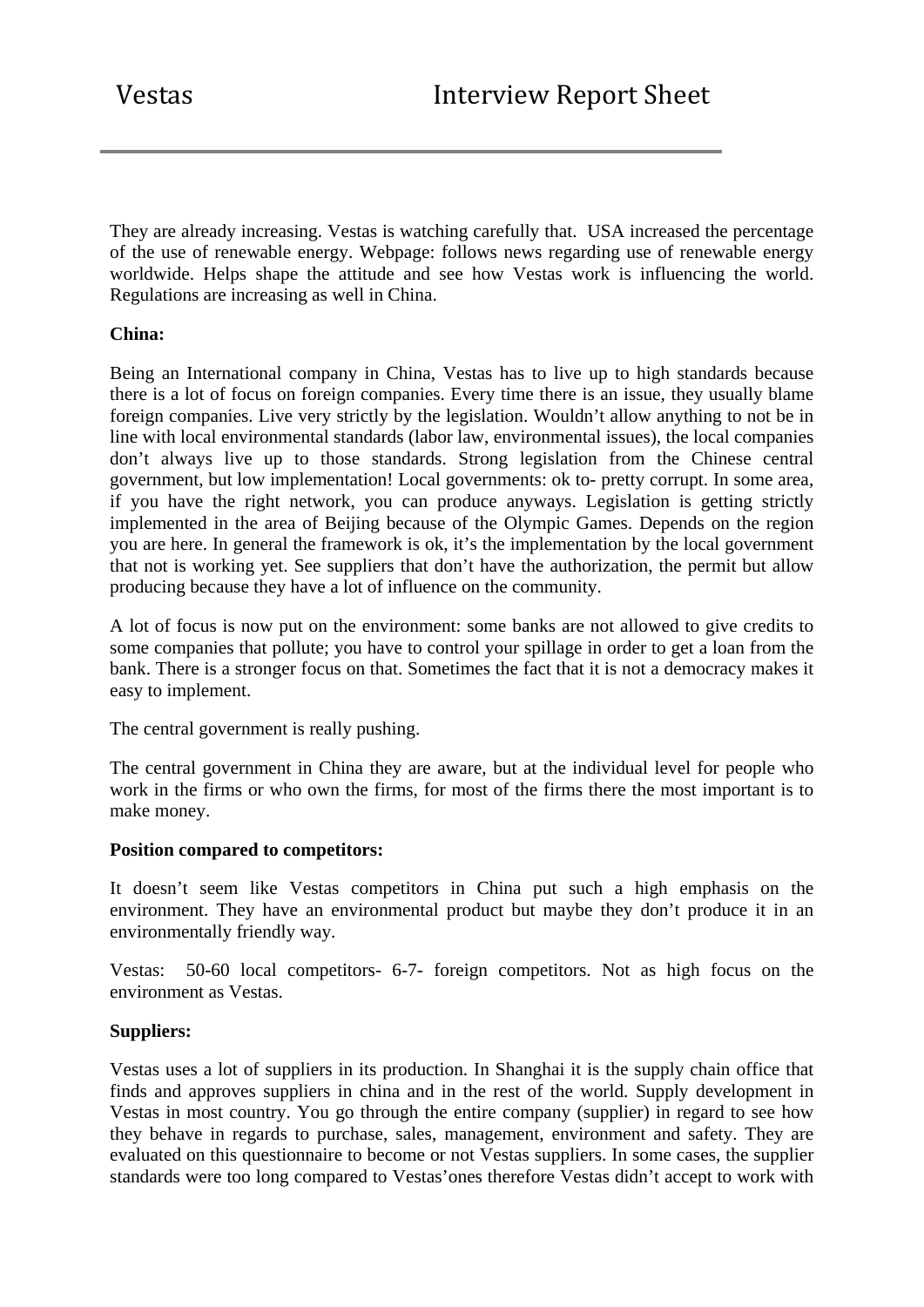They are already increasing. Vestas is watching carefully that. USA increased the percentage of the use of renewable energy. Webpage: follows news regarding use of renewable energy worldwide. Helps shape the attitude and see how Vestas work is influencing the world. Regulations are increasing as well in China.

**China:**

Being an International company in China, Vestas has to live up to high standards because there is a lot of focus on foreign companies. Every time there is an issue, they usually blame foreign companies. Live very strictly by the legislation. Wouldn't allow anything to not be in line with local environmental standards (labor law, environmental issues), the local companies don't always live up to those standards. Strong legislation from the Chinese central government, but low implementation! Local governments: ok to- pretty corrupt. In some area, if you have the right network, you can produce anyways. Legislation is getting strictly implemented in the area of Beijing because of the Olympic Games. Depends on the region you are here. In general the framework is ok, it's the implementation by the local government that not is working yet. See suppliers that don't have the authorization, the permit but allow producing because they have a lot of influence on the community.

A lot of focus is now put on the environment: some banks are not allowed to give credits to some companies that pollute; you have to control your spillage in order to get a loan from the bank. There is a stronger focus on that. Sometimes the fact that it is not a democracy makes it easy to implement.

The central government is really pushing.

The central government in China they are aware, but at the individual level for people who work in the firms or who own the firms, for most of the firms there the most important is to make money.

**Position compared to competitors:**

It doesn't seem like Vestas competitors in China put such a high emphasis on the environment. They have an environmental product but maybe they don't produce it in an environmentally friendly way.

Vestas: 50-60 local competitors- 6-7- foreign competitors. Not as high focus on the environment as Vestas.

**Suppliers:**

Vestas uses a lot of suppliers in its production. In Shanghai it is the supply chain office that finds and approves suppliers in china and in the rest of the world. Supply development in Vestas in most country. You go through the entire company (supplier) in regard to see how they behave in regards to purchase, sales, management, environment and safety. They are evaluated on this questionnaire to become or not Vestas suppliers. In some cases, the supplier standards were too long compared to Vestas'ones therefore Vestas didn't accept to work with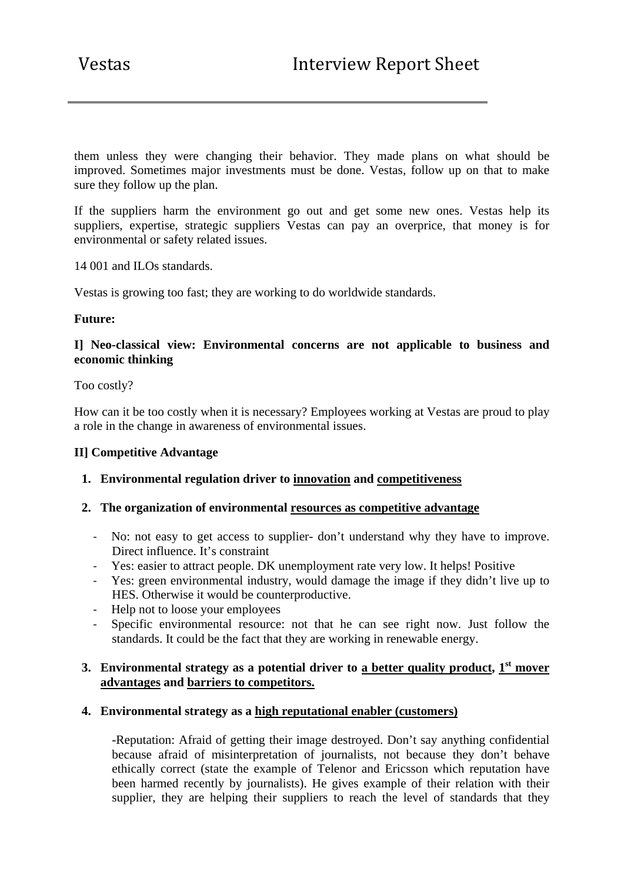them unless they were changing their behavior. They made plans on what should be improved. Sometimes major investments must be done. Vestas, follow up on that to make sure they follow up the plan.

If the suppliers harm the environment go out and get some new ones. Vestas help its suppliers, expertise, strategic suppliers Vestas can pay an overprice, that money is for environmental or safety related issues.

14 001 and ILOs standards.

Vestas is growing too fast; they are working to do worldwide standards.

**Future:**

**I] Neo-classical view: Environmental concerns are not applicable to business and economic thinking**

Too costly?

How can it be too costly when it is necessary? Employees working at Vestas are proud to play a role in the change in awareness of environmental issues.

**II] Competitive Advantage**

1. **Environmental regulation driver to <u>innovation</u> and <u>competitiveness</u>**

2. **The organization of environmental <u>resources as competitive advantage</u>**

   - No: not easy to get access to supplier- don't understand why they have to improve. Direct influence. It's constraint
   - Yes: easier to attract people. DK unemployment rate very low. It helps! Positive
   - Yes: green environmental industry, would damage the image if they didn't live up to HES. Otherwise it would be counterproductive.
   - Help not to loose your employees
   - Specific environmental resource: not that he can see right now. Just follow the standards. It could be the fact that they are working in renewable energy.

3. **Environmental strategy as a potential driver to <u>a better quality product</u>, <u>1st mover advantages</u> and <u>barriers to competitors.</u>**

4. **Environmental strategy as a <u>high reputational enabler (customers)</u>**

   -Reputation: Afraid of getting their image destroyed. Don't say anything confidential because afraid of misinterpretation of journalists, not because they don't behave ethically correct (state the example of Telenor and Ericsson which reputation have been harmed recently by journalists). He gives example of their relation with their supplier, they are helping their suppliers to reach the level of standards that they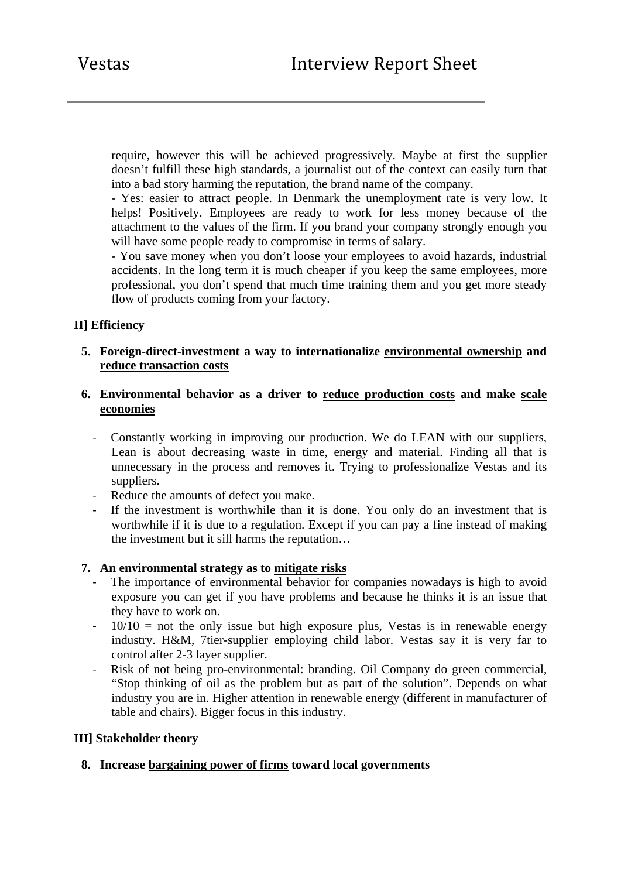require, however this will be achieved progressively. Maybe at first the supplier doesn't fulfill these high standards, a journalist out of the context can easily turn that into a bad story harming the reputation, the brand name of the company.

- Yes: easier to attract people. In Denmark the unemployment rate is very low. It helps! Positively. Employees are ready to work for less money because of the attachment to the values of the firm. If you brand your company strongly enough you will have some people ready to compromise in terms of salary.
- You save money when you don't loose your employees to avoid hazards, industrial accidents. In the long term it is much cheaper if you keep the same employees, more professional, you don't spend that much time training them and you get more steady flow of products coming from your factory.

**II] Efficiency**

5. **Foreign-direct-investment a way to internationalize <u>environmental ownership</u> and <u>reduce transaction costs</u>**

6. **Environmental behavior as a driver to <u>reduce production costs</u> and make <u>scale economies</u>**

   - Constantly working in improving our production. We do LEAN with our suppliers, Lean is about decreasing waste in time, energy and material. Finding all that is unnecessary in the process and removes it. Trying to professionalize Vestas and its suppliers.
   - Reduce the amounts of defect you make.
   - If the investment is worthwhile than it is done. You only do an investment that is worthwhile if it is due to a regulation. Except if you can pay a fine instead of making the investment but it sill harms the reputation…

7. **An environmental strategy as to <u>mitigate risks</u>**
   - The importance of environmental behavior for companies nowadays is high to avoid exposure you can get if you have problems and because he thinks it is an issue that they have to work on.
   - 10/10 = not the only issue but high exposure plus, Vestas is in renewable energy industry. H&M, 7tier-supplier employing child labor. Vestas say it is very far to control after 2-3 layer supplier.
   - Risk of not being pro-environmental: branding. Oil Company do green commercial, "Stop thinking of oil as the problem but as part of the solution". Depends on what industry you are in. Higher attention in renewable energy (different in manufacturer of table and chairs). Bigger focus in this industry.

**III] Stakeholder theory**

8. **Increase <u>bargaining power of firms</u> toward local governments**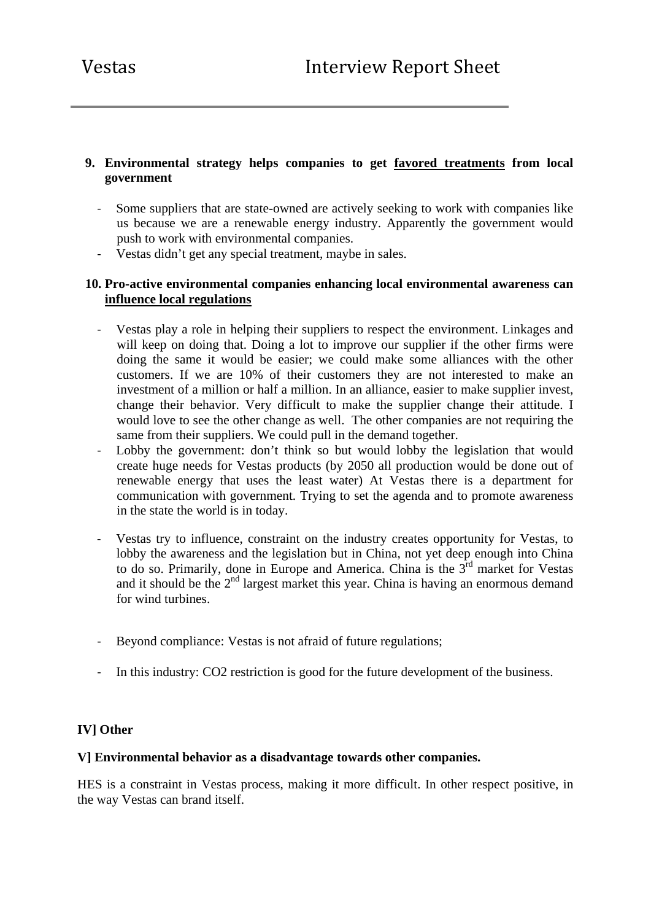9. **Environmental strategy helps companies to get <u>favored treatments</u> from local government**

   - Some suppliers that are state-owned are actively seeking to work with companies like us because we are a renewable energy industry. Apparently the government would push to work with environmental companies.
   - Vestas didn't get any special treatment, maybe in sales.

10. **Pro-active environmental companies enhancing local environmental awareness can <u>influence local regulations</u>**

    - Vestas play a role in helping their suppliers to respect the environment. Linkages and will keep on doing that. Doing a lot to improve our supplier if the other firms were doing the same it would be easier; we could make some alliances with the other customers. If we are 10% of their customers they are not interested to make an investment of a million or half a million. In an alliance, easier to make supplier invest, change their behavior. Very difficult to make the supplier change their attitude. I would love to see the other change as well. The other companies are not requiring the same from their suppliers. We could pull in the demand together.
    - Lobby the government: don't think so but would lobby the legislation that would create huge needs for Vestas products (by 2050 all production would be done out of renewable energy that uses the least water) At Vestas there is a department for communication with government. Trying to set the agenda and to promote awareness in the state the world is in today.
    - Vestas try to influence, constraint on the industry creates opportunity for Vestas, to lobby the awareness and the legislation but in China, not yet deep enough into China to do so. Primarily, done in Europe and America. China is the 3rd market for Vestas and it should be the 2nd largest market this year. China is having an enormous demand for wind turbines.
    - Beyond compliance: Vestas is not afraid of future regulations;
    - In this industry: $CO_2$ restriction is good for the future development of the business.

**IV] Other**

**V] Environmental behavior as a disadvantage towards other companies.**

HES is a constraint in Vestas process, making it more difficult. In other respect positive, in the way Vestas can brand itself.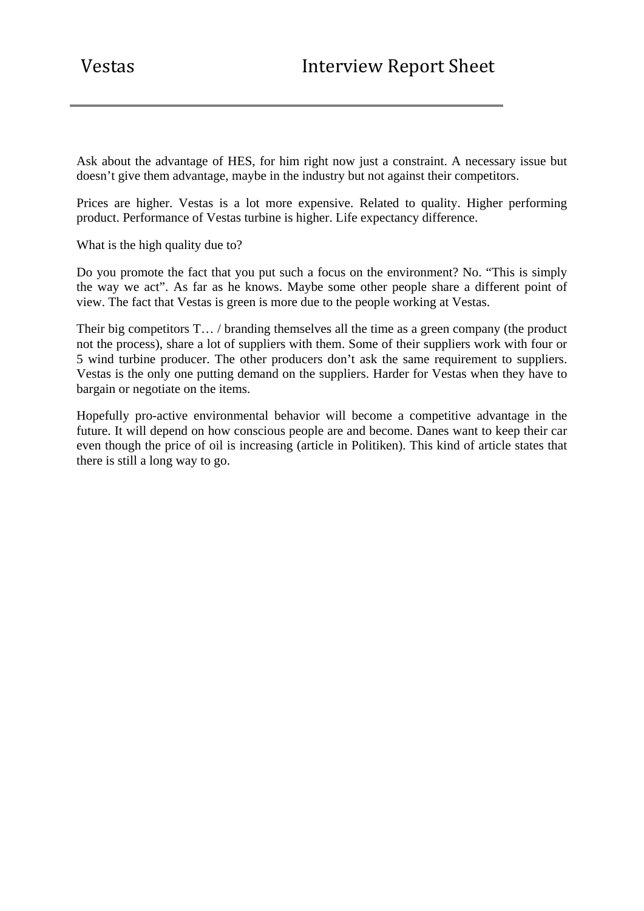Ask about the advantage of HES, for him right now just a constraint. A necessary issue but doesn't give them advantage, maybe in the industry but not against their competitors.

Prices are higher. Vestas is a lot more expensive. Related to quality. Higher performing product. Performance of Vestas turbine is higher. Life expectancy difference.

What is the high quality due to?

Do you promote the fact that you put such a focus on the environment? No. "This is simply the way we act". As far as he knows. Maybe some other people share a different point of view. The fact that Vestas is green is more due to the people working at Vestas.

Their big competitors T… / branding themselves all the time as a green company (the product not the process), share a lot of suppliers with them. Some of their suppliers work with four or 5 wind turbine producer. The other producers don't ask the same requirement to suppliers. Vestas is the only one putting demand on the suppliers. Harder for Vestas when they have to bargain or negotiate on the items.

Hopefully pro-active environmental behavior will become a competitive advantage in the future. It will depend on how conscious people are and become. Danes want to keep their car even though the price of oil is increasing (article in Politiken). This kind of article states that there is still a long way to go.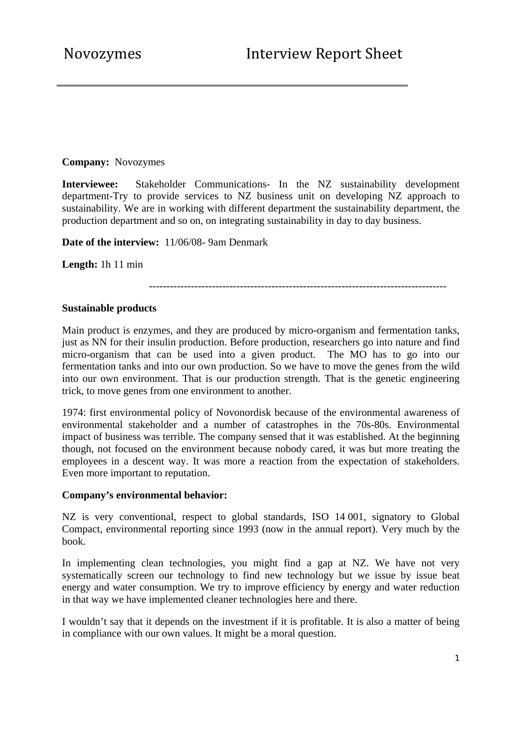# Novozymes Interview Report Sheet

**Company:** Novozymes

**Interviewee:** Stakeholder Communications- In the NZ sustainability development department-Try to provide services to NZ business unit on developing NZ approach to sustainability. We are in working with different department the sustainability department, the production department and so on, on integrating sustainability in day to day business.

**Date of the interview:** 11/06/08- 9am Denmark

**Length:** 1h 11 min

-----------------------------------------------------------------------------------

**Sustainable products**

Main product is enzymes, and they are produced by micro-organism and fermentation tanks, just as NN for their insulin production. Before production, researchers go into nature and find micro-organism that can be used into a given product. The MO has to go into our fermentation tanks and into our own production. So we have to move the genes from the wild into our own environment. That is our production strength. That is the genetic engineering trick, to move genes from one environment to another.

1974: first environmental policy of Novonordisk because of the environmental awareness of environmental stakeholder and a number of catastrophes in the 70s-80s. Environmental impact of business was terrible. The company sensed that it was established. At the beginning though, not focused on the environment because nobody cared, it was but more treating the employees in a descent way. It was more a reaction from the expectation of stakeholders. Even more important to reputation.

**Company's environmental behavior:**

NZ is very conventional, respect to global standards, ISO 14 001, signatory to Global Compact, environmental reporting since 1993 (now in the annual report). Very much by the book.

In implementing clean technologies, you might find a gap at NZ. We have not very systematically screen our technology to find new technology but we issue by issue beat energy and water consumption. We try to improve efficiency by energy and water reduction in that way we have implemented cleaner technologies here and there.

I wouldn't say that it depends on the investment if it is profitable. It is also a matter of being in compliance with our own values. It might be a moral question.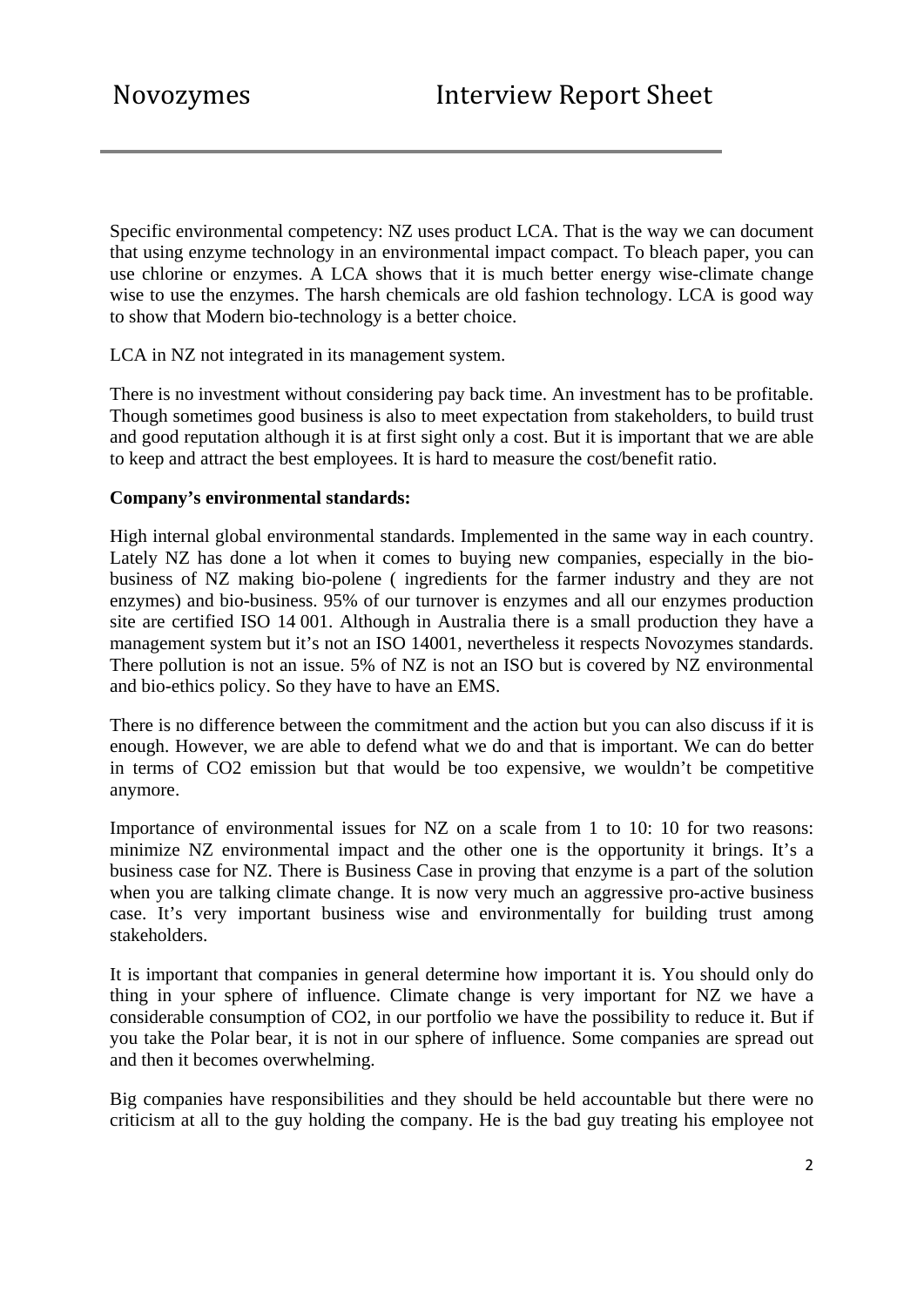Specific environmental competency: NZ uses product LCA. That is the way we can document that using enzyme technology in an environmental impact compact. To bleach paper, you can use chlorine or enzymes. A LCA shows that it is much better energy wise-climate change wise to use the enzymes. The harsh chemicals are old fashion technology. LCA is good way to show that Modern bio-technology is a better choice.

LCA in NZ not integrated in its management system.

There is no investment without considering pay back time. An investment has to be profitable. Though sometimes good business is also to meet expectation from stakeholders, to build trust and good reputation although it is at first sight only a cost. But it is important that we are able to keep and attract the best employees. It is hard to measure the cost/benefit ratio.

**Company's environmental standards:**

High internal global environmental standards. Implemented in the same way in each country. Lately NZ has done a lot when it comes to buying new companies, especially in the bio-business of NZ making bio-polene ( ingredients for the farmer industry and they are not enzymes) and bio-business. 95% of our turnover is enzymes and all our enzymes production site are certified ISO 14 001. Although in Australia there is a small production they have a management system but it's not an ISO 14001, nevertheless it respects Novozymes standards. There pollution is not an issue. 5% of NZ is not an ISO but is covered by NZ environmental and bio-ethics policy. So they have to have an EMS.

There is no difference between the commitment and the action but you can also discuss if it is enough. However, we are able to defend what we do and that is important. We can do better in terms of CO2 emission but that would be too expensive, we wouldn't be competitive anymore.

Importance of environmental issues for NZ on a scale from 1 to 10: 10 for two reasons: minimize NZ environmental impact and the other one is the opportunity it brings. It's a business case for NZ. There is Business Case in proving that enzyme is a part of the solution when you are talking climate change. It is now very much an aggressive pro-active business case. It's very important business wise and environmentally for building trust among stakeholders.

It is important that companies in general determine how important it is. You should only do thing in your sphere of influence. Climate change is very important for NZ we have a considerable consumption of CO2, in our portfolio we have the possibility to reduce it. But if you take the Polar bear, it is not in our sphere of influence. Some companies are spread out and then it becomes overwhelming.

Big companies have responsibilities and they should be held accountable but there were no criticism at all to the guy holding the company. He is the bad guy treating his employee not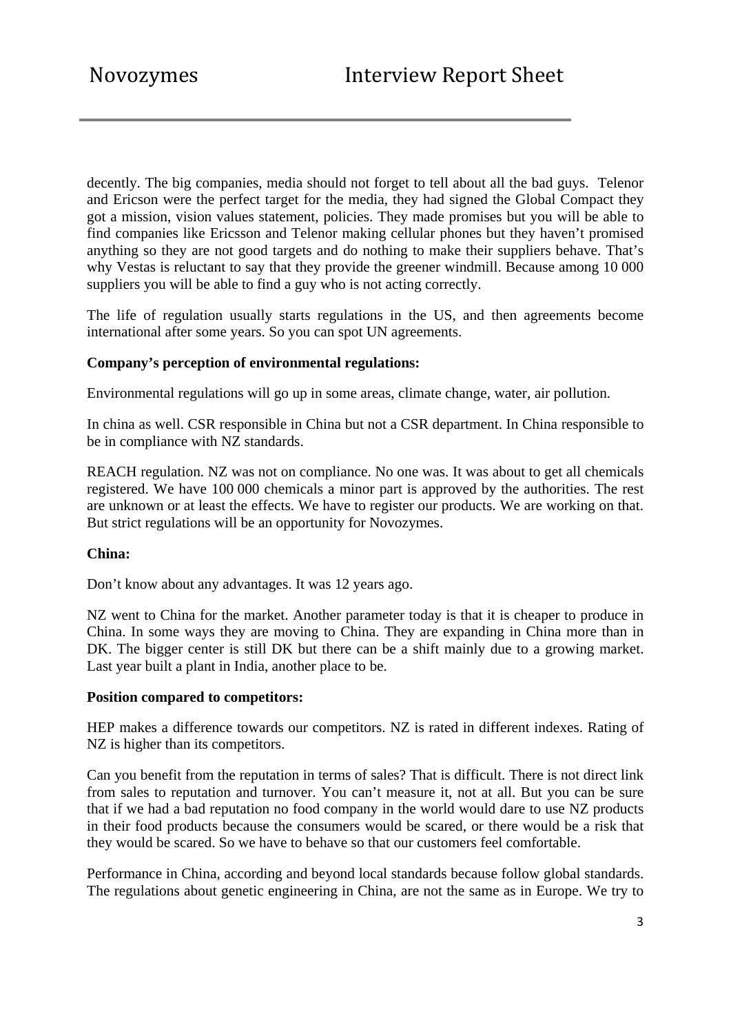decently. The big companies, media should not forget to tell about all the bad guys. Telenor and Ericson were the perfect target for the media, they had signed the Global Compact they got a mission, vision values statement, policies. They made promises but you will be able to find companies like Ericsson and Telenor making cellular phones but they haven't promised anything so they are not good targets and do nothing to make their suppliers behave. That's why Vestas is reluctant to say that they provide the greener windmill. Because among 10 000 suppliers you will be able to find a guy who is not acting correctly.

The life of regulation usually starts regulations in the US, and then agreements become international after some years. So you can spot UN agreements.

**Company's perception of environmental regulations:**

Environmental regulations will go up in some areas, climate change, water, air pollution.

In china as well. CSR responsible in China but not a CSR department. In China responsible to be in compliance with NZ standards.

REACH regulation. NZ was not on compliance. No one was. It was about to get all chemicals registered. We have 100 000 chemicals a minor part is approved by the authorities. The rest are unknown or at least the effects. We have to register our products. We are working on that. But strict regulations will be an opportunity for Novozymes.

**China:**

Don't know about any advantages. It was 12 years ago.

NZ went to China for the market. Another parameter today is that it is cheaper to produce in China. In some ways they are moving to China. They are expanding in China more than in DK. The bigger center is still DK but there can be a shift mainly due to a growing market. Last year built a plant in India, another place to be.

**Position compared to competitors:**

HEP makes a difference towards our competitors. NZ is rated in different indexes. Rating of NZ is higher than its competitors.

Can you benefit from the reputation in terms of sales? That is difficult. There is not direct link from sales to reputation and turnover. You can't measure it, not at all. But you can be sure that if we had a bad reputation no food company in the world would dare to use NZ products in their food products because the consumers would be scared, or there would be a risk that they would be scared. So we have to behave so that our customers feel comfortable.

Performance in China, according and beyond local standards because follow global standards. The regulations about genetic engineering in China, are not the same as in Europe. We try to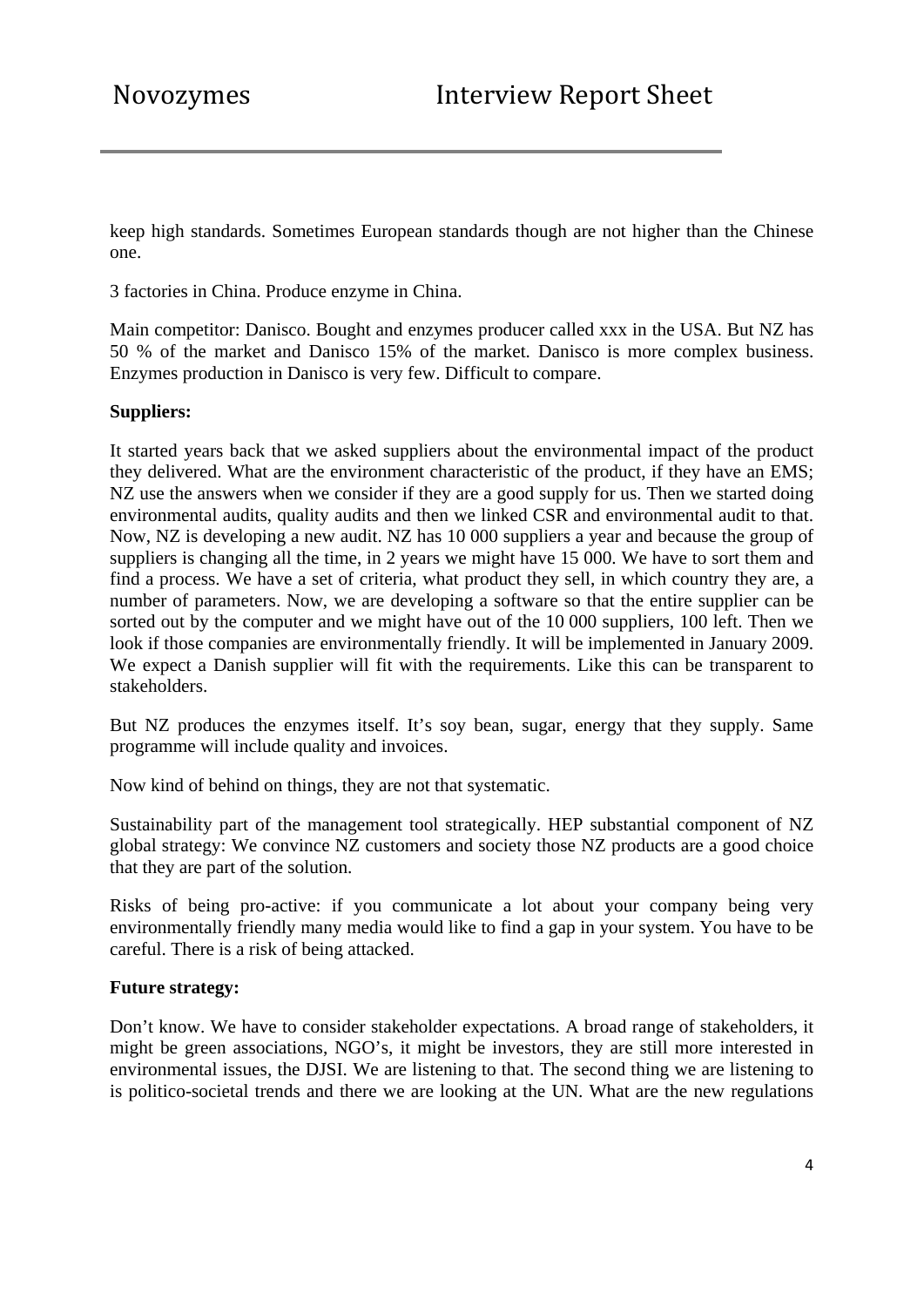keep high standards. Sometimes European standards though are not higher than the Chinese one.

3 factories in China. Produce enzyme in China.

Main competitor: Danisco. Bought and enzymes producer called xxx in the USA. But NZ has 50 % of the market and Danisco 15% of the market. Danisco is more complex business. Enzymes production in Danisco is very few. Difficult to compare.

**Suppliers:**

It started years back that we asked suppliers about the environmental impact of the product they delivered. What are the environment characteristic of the product, if they have an EMS; NZ use the answers when we consider if they are a good supply for us. Then we started doing environmental audits, quality audits and then we linked CSR and environmental audit to that. Now, NZ is developing a new audit. NZ has 10 000 suppliers a year and because the group of suppliers is changing all the time, in 2 years we might have 15 000. We have to sort them and find a process. We have a set of criteria, what product they sell, in which country they are, a number of parameters. Now, we are developing a software so that the entire supplier can be sorted out by the computer and we might have out of the 10 000 suppliers, 100 left. Then we look if those companies are environmentally friendly. It will be implemented in January 2009. We expect a Danish supplier will fit with the requirements. Like this can be transparent to stakeholders.

But NZ produces the enzymes itself. It's soy bean, sugar, energy that they supply. Same programme will include quality and invoices.

Now kind of behind on things, they are not that systematic.

Sustainability part of the management tool strategically. HEP substantial component of NZ global strategy: We convince NZ customers and society those NZ products are a good choice that they are part of the solution.

Risks of being pro-active: if you communicate a lot about your company being very environmentally friendly many media would like to find a gap in your system. You have to be careful. There is a risk of being attacked.

**Future strategy:**

Don't know. We have to consider stakeholder expectations. A broad range of stakeholders, it might be green associations, NGO's, it might be investors, they are still more interested in environmental issues, the DJSI. We are listening to that. The second thing we are listening to is politico-societal trends and there we are looking at the UN. What are the new regulations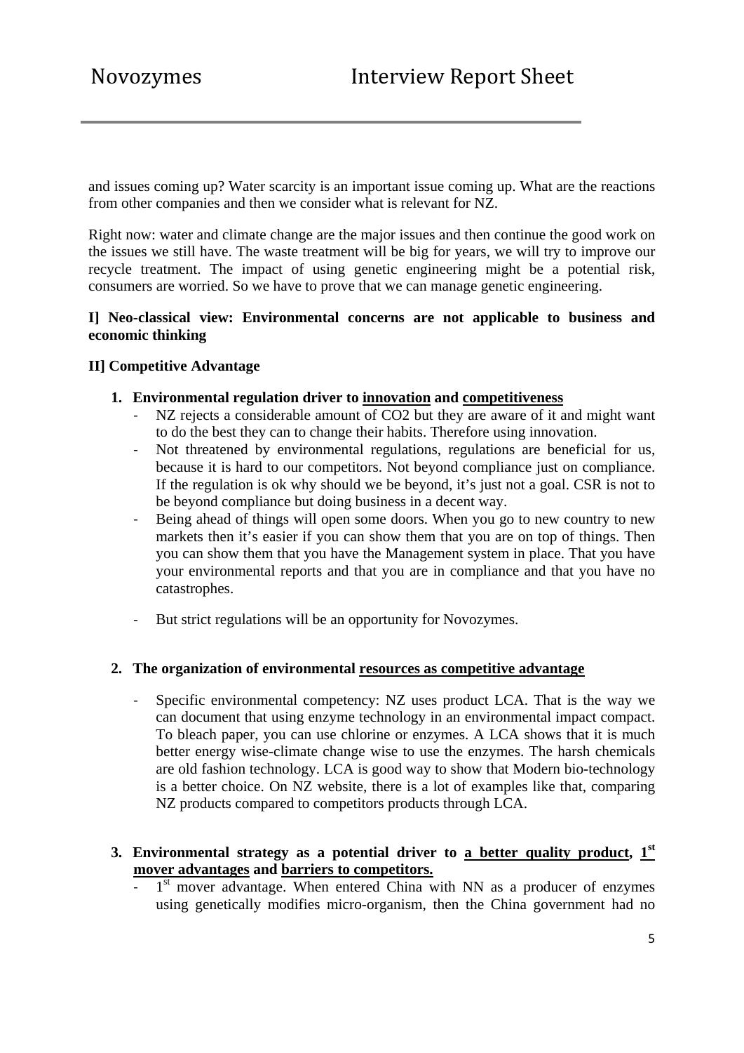and issues coming up? Water scarcity is an important issue coming up. What are the reactions from other companies and then we consider what is relevant for NZ.

Right now: water and climate change are the major issues and then continue the good work on the issues we still have. The waste treatment will be big for years, we will try to improve our recycle treatment. The impact of using genetic engineering might be a potential risk, consumers are worried. So we have to prove that we can manage genetic engineering.

**I] Neo-classical view: Environmental concerns are not applicable to business and economic thinking**

**II] Competitive Advantage**

1. **Environmental regulation driver to <u>innovation</u> and <u>competitiveness</u>**
   - NZ rejects a considerable amount of $CO_2$ but they are aware of it and might want to do the best they can to change their habits. Therefore using innovation.
   - Not threatened by environmental regulations, regulations are beneficial for us, because it is hard to our competitors. Not beyond compliance just on compliance. If the regulation is ok why should we be beyond, it's just not a goal. CSR is not to be beyond compliance but doing business in a decent way.
   - Being ahead of things will open some doors. When you go to new country to new markets then it's easier if you can show them that you are on top of things. Then you can show them that you have the Management system in place. That you have your environmental reports and that you are in compliance and that you have no catastrophes.
   - But strict regulations will be an opportunity for Novozymes.

2. **The organization of environmental <u>resources as competitive advantage</u>**
   - Specific environmental competency: NZ uses product LCA. That is the way we can document that using enzyme technology in an environmental impact compact. To bleach paper, you can use chlorine or enzymes. A LCA shows that it is much better energy wise-climate change wise to use the enzymes. The harsh chemicals are old fashion technology. LCA is good way to show that Modern bio-technology is a better choice. On NZ website, there is a lot of examples like that, comparing NZ products compared to competitors products through LCA.

3. **Environmental strategy as a potential driver to <u>a better quality product</u>, <u>1st mover advantages</u> and <u>barriers to competitors.</u>**
   - 1st mover advantage. When entered China with NN as a producer of enzymes using genetically modifies micro-organism, then the China government had no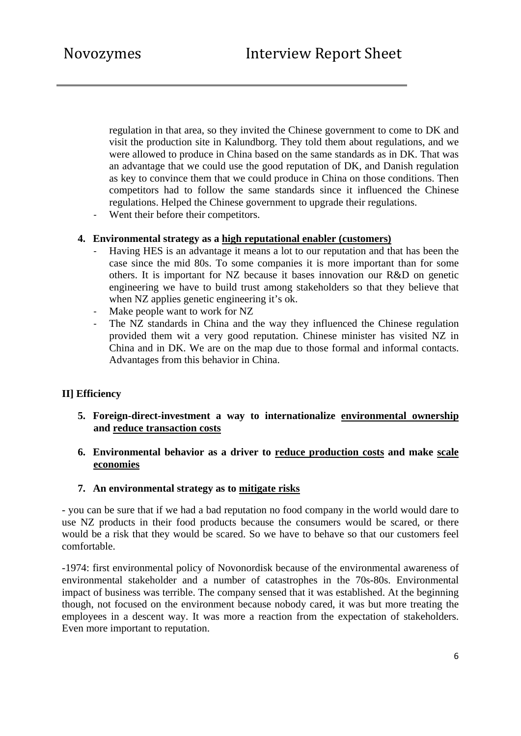regulation in that area, so they invited the Chinese government to come to DK and visit the production site in Kalundborg. They told them about regulations, and we were allowed to produce in China based on the same standards as in DK. That was an advantage that we could use the good reputation of DK, and Danish regulation as key to convince them that we could produce in China on those conditions. Then competitors had to follow the same standards since it influenced the Chinese regulations. Helped the Chinese government to upgrade their regulations.

- Went their before their competitors.

4. **Environmental strategy as a <u>high reputational enabler (customers)</u>**
   - Having HES is an advantage it means a lot to our reputation and that has been the case since the mid 80s. To some companies it is more important than for some others. It is important for NZ because it bases innovation our R&D on genetic engineering we have to build trust among stakeholders so that they believe that when NZ applies genetic engineering it's ok.
   - Make people want to work for NZ
   - The NZ standards in China and the way they influenced the Chinese regulation provided them wit a very good reputation. Chinese minister has visited NZ in China and in DK. We are on the map due to those formal and informal contacts. Advantages from this behavior in China.

**II] Efficiency**

5. **Foreign-direct-investment a way to internationalize <u>environmental ownership</u> and <u>reduce transaction costs</u>**

6. **Environmental behavior as a driver to <u>reduce production costs</u> and make <u>scale economies</u>**

7. **An environmental strategy as to <u>mitigate risks</u>**

- you can be sure that if we had a bad reputation no food company in the world would dare to use NZ products in their food products because the consumers would be scared, or there would be a risk that they would be scared. So we have to behave so that our customers feel comfortable.

-1974: first environmental policy of Novonordisk because of the environmental awareness of environmental stakeholder and a number of catastrophes in the 70s-80s. Environmental impact of business was terrible. The company sensed that it was established. At the beginning though, not focused on the environment because nobody cared, it was but more treating the employees in a descent way. It was more a reaction from the expectation of stakeholders. Even more important to reputation.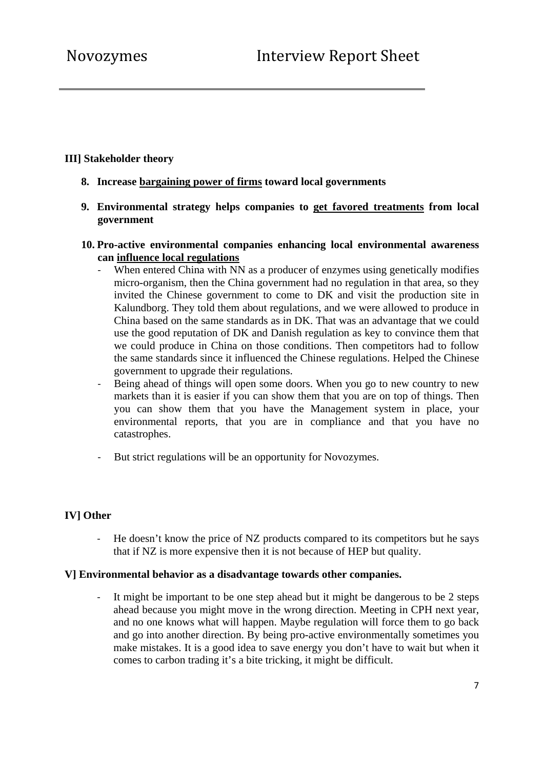**III] Stakeholder theory**

8. **Increase <u>bargaining power of firms</u> toward local governments**

9. **Environmental strategy helps companies to <u>get favored treatments</u> from local government**

10. **Pro-active environmental companies enhancing local environmental awareness can <u>influence local regulations</u>**
    - When entered China with NN as a producer of enzymes using genetically modifies micro-organism, then the China government had no regulation in that area, so they invited the Chinese government to come to DK and visit the production site in Kalundborg. They told them about regulations, and we were allowed to produce in China based on the same standards as in DK. That was an advantage that we could use the good reputation of DK and Danish regulation as key to convince them that we could produce in China on those conditions. Then competitors had to follow the same standards since it influenced the Chinese regulations. Helped the Chinese government to upgrade their regulations.
    - Being ahead of things will open some doors. When you go to new country to new markets than it is easier if you can show them that you are on top of things. Then you can show them that you have the Management system in place, your environmental reports, that you are in compliance and that you have no catastrophes.
    - But strict regulations will be an opportunity for Novozymes.

**IV] Other**

- He doesn't know the price of NZ products compared to its competitors but he says that if NZ is more expensive then it is not because of HEP but quality.

**V] Environmental behavior as a disadvantage towards other companies.**

- It might be important to be one step ahead but it might be dangerous to be 2 steps ahead because you might move in the wrong direction. Meeting in CPH next year, and no one knows what will happen. Maybe regulation will force them to go back and go into another direction. By being pro-active environmentally sometimes you make mistakes. It is a good idea to save energy you don't have to wait but when it comes to carbon trading it's a bite tricking, it might be difficult.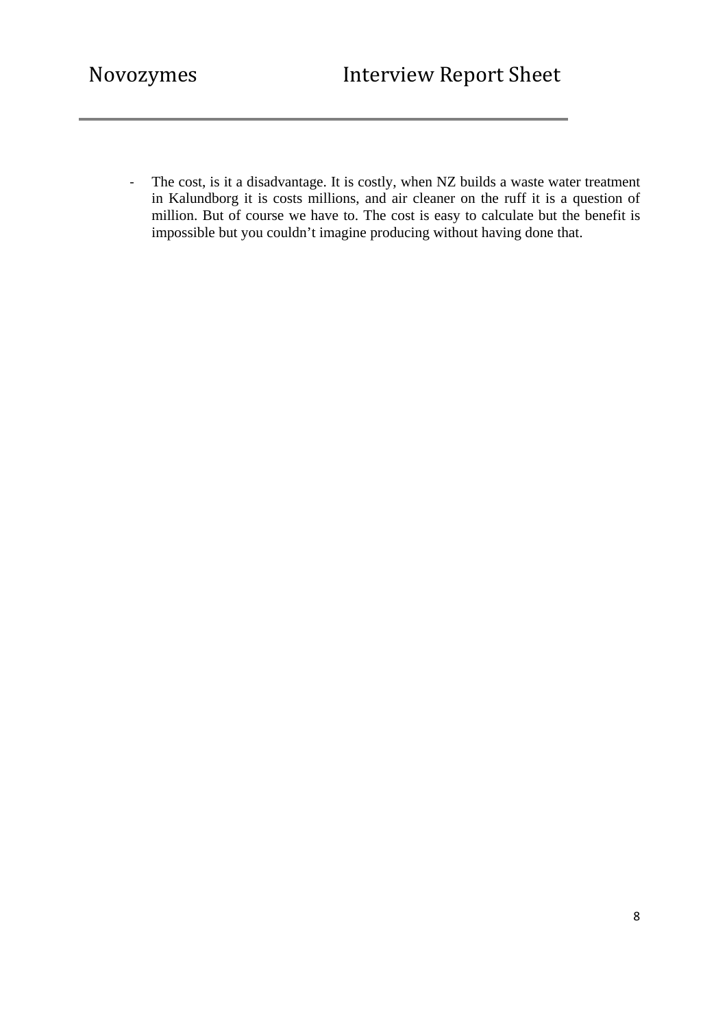- The cost, is it a disadvantage. It is costly, when NZ builds a waste water treatment in Kalundborg it is costs millions, and air cleaner on the ruff it is a question of million. But of course we have to. The cost is easy to calculate but the benefit is impossible but you couldn't imagine producing without having done that.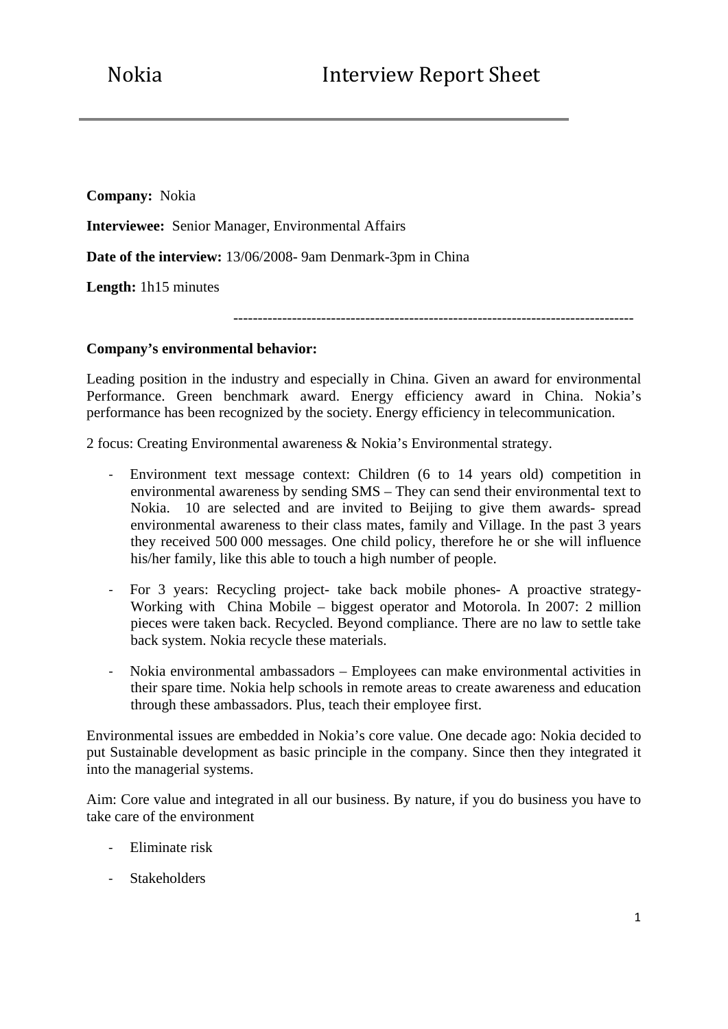# Nokia Interview Report Sheet

**Company:** Nokia

**Interviewee:** Senior Manager, Environmental Affairs

**Date of the interview:** 13/06/2008- 9am Denmark-3pm in China

**Length:** 1h15 minutes

---

**Company's environmental behavior:**

Leading position in the industry and especially in China. Given an award for environmental Performance. Green benchmark award. Energy efficiency award in China. Nokia's performance has been recognized by the society. Energy efficiency in telecommunication.

2 focus: Creating Environmental awareness & Nokia's Environmental strategy.

- Environment text message context: Children (6 to 14 years old) competition in environmental awareness by sending SMS – They can send their environmental text to Nokia. 10 are selected and are invited to Beijing to give them awards- spread environmental awareness to their class mates, family and Village. In the past 3 years they received 500 000 messages. One child policy, therefore he or she will influence his/her family, like this able to touch a high number of people.

- For 3 years: Recycling project- take back mobile phones- A proactive strategy- Working with China Mobile – biggest operator and Motorola. In 2007: 2 million pieces were taken back. Recycled. Beyond compliance. There are no law to settle take back system. Nokia recycle these materials.

- Nokia environmental ambassadors – Employees can make environmental activities in their spare time. Nokia help schools in remote areas to create awareness and education through these ambassadors. Plus, teach their employee first.

Environmental issues are embedded in Nokia's core value. One decade ago: Nokia decided to put Sustainable development as basic principle in the company. Since then they integrated it into the managerial systems.

Aim: Core value and integrated in all our business. By nature, if you do business you have to take care of the environment

- Eliminate risk

- Stakeholders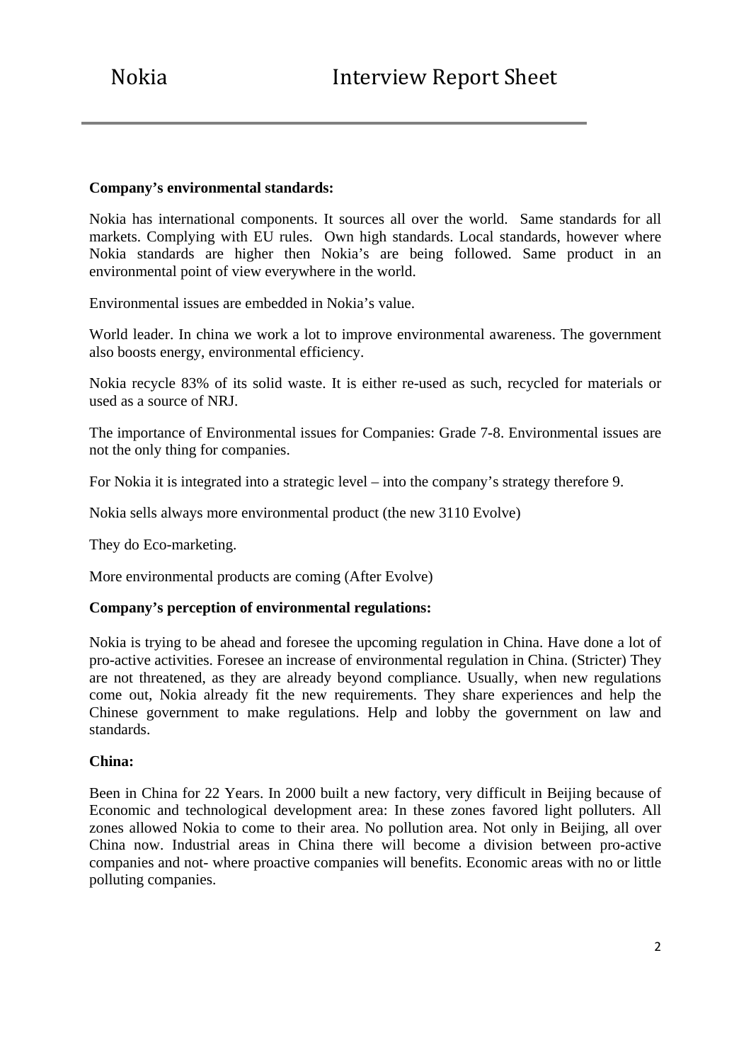Nokia Interview Report Sheet

**Company's environmental standards:**

Nokia has international components. It sources all over the world. Same standards for all markets. Complying with EU rules. Own high standards. Local standards, however where Nokia standards are higher then Nokia's are being followed. Same product in an environmental point of view everywhere in the world.

Environmental issues are embedded in Nokia's value.

World leader. In china we work a lot to improve environmental awareness. The government also boosts energy, environmental efficiency.

Nokia recycle 83% of its solid waste. It is either re-used as such, recycled for materials or used as a source of NRJ.

The importance of Environmental issues for Companies: Grade 7-8. Environmental issues are not the only thing for companies.

For Nokia it is integrated into a strategic level – into the company's strategy therefore 9.

Nokia sells always more environmental product (the new 3110 Evolve)

They do Eco-marketing.

More environmental products are coming (After Evolve)

**Company's perception of environmental regulations:**

Nokia is trying to be ahead and foresee the upcoming regulation in China. Have done a lot of pro-active activities. Foresee an increase of environmental regulation in China. (Stricter) They are not threatened, as they are already beyond compliance. Usually, when new regulations come out, Nokia already fit the new requirements. They share experiences and help the Chinese government to make regulations. Help and lobby the government on law and standards.

**China:**

Been in China for 22 Years. In 2000 built a new factory, very difficult in Beijing because of Economic and technological development area: In these zones favored light polluters. All zones allowed Nokia to come to their area. No pollution area. Not only in Beijing, all over China now. Industrial areas in China there will become a division between pro-active companies and not- where proactive companies will benefits. Economic areas with no or little polluting companies.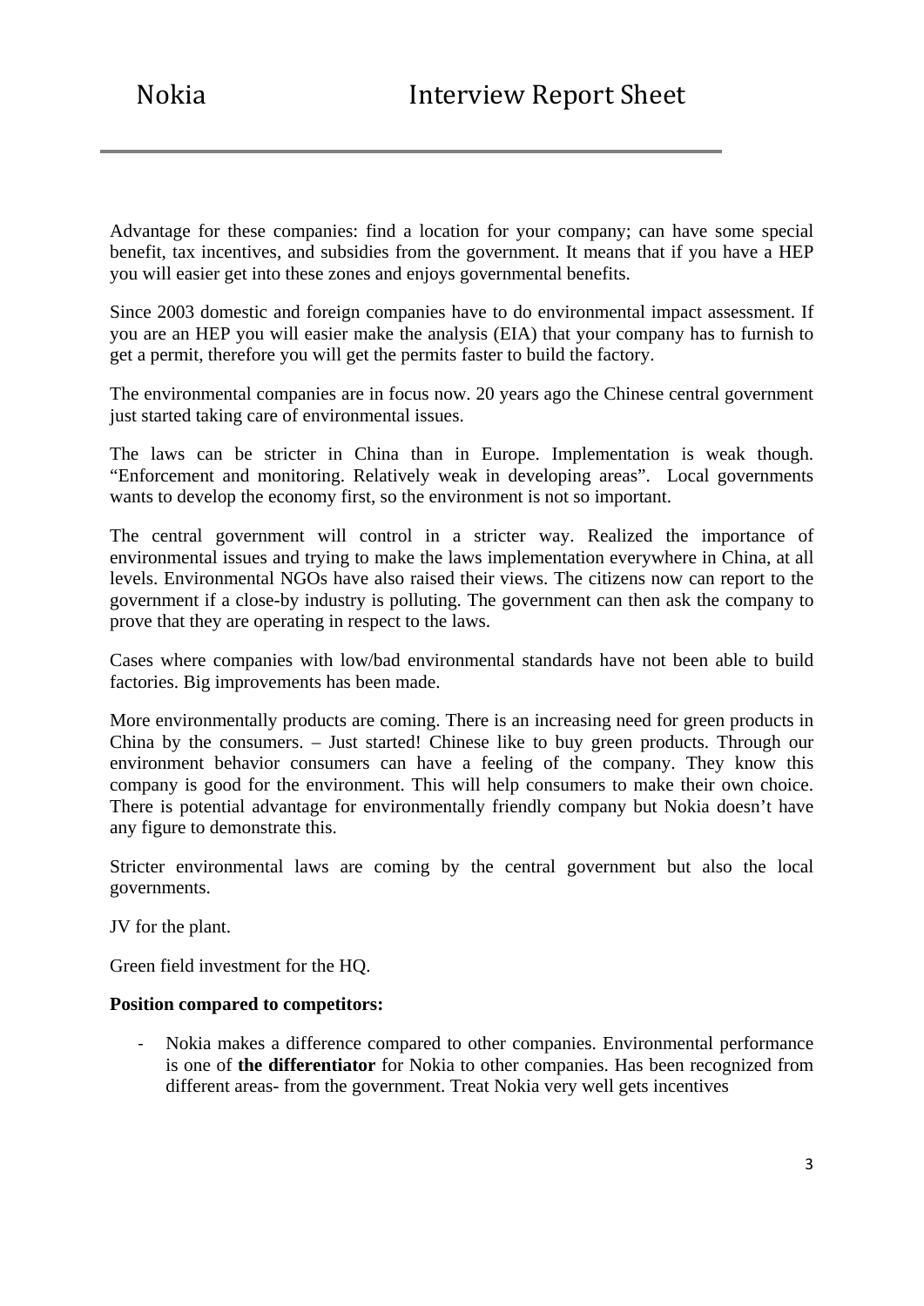Advantage for these companies: find a location for your company; can have some special benefit, tax incentives, and subsidies from the government. It means that if you have a HEP you will easier get into these zones and enjoys governmental benefits.

Since 2003 domestic and foreign companies have to do environmental impact assessment. If you are an HEP you will easier make the analysis (EIA) that your company has to furnish to get a permit, therefore you will get the permits faster to build the factory.

The environmental companies are in focus now. 20 years ago the Chinese central government just started taking care of environmental issues.

The laws can be stricter in China than in Europe. Implementation is weak though. "Enforcement and monitoring. Relatively weak in developing areas". Local governments wants to develop the economy first, so the environment is not so important.

The central government will control in a stricter way. Realized the importance of environmental issues and trying to make the laws implementation everywhere in China, at all levels. Environmental NGOs have also raised their views. The citizens now can report to the government if a close-by industry is polluting. The government can then ask the company to prove that they are operating in respect to the laws.

Cases where companies with low/bad environmental standards have not been able to build factories. Big improvements has been made.

More environmentally products are coming. There is an increasing need for green products in China by the consumers. – Just started! Chinese like to buy green products. Through our environment behavior consumers can have a feeling of the company. They know this company is good for the environment. This will help consumers to make their own choice. There is potential advantage for environmentally friendly company but Nokia doesn't have any figure to demonstrate this.

Stricter environmental laws are coming by the central government but also the local governments.

JV for the plant.

Green field investment for the HQ.

**Position compared to competitors:**

- Nokia makes a difference compared to other companies. Environmental performance is one of **the differentiator** for Nokia to other companies. Has been recognized from different areas- from the government. Treat Nokia very well gets incentives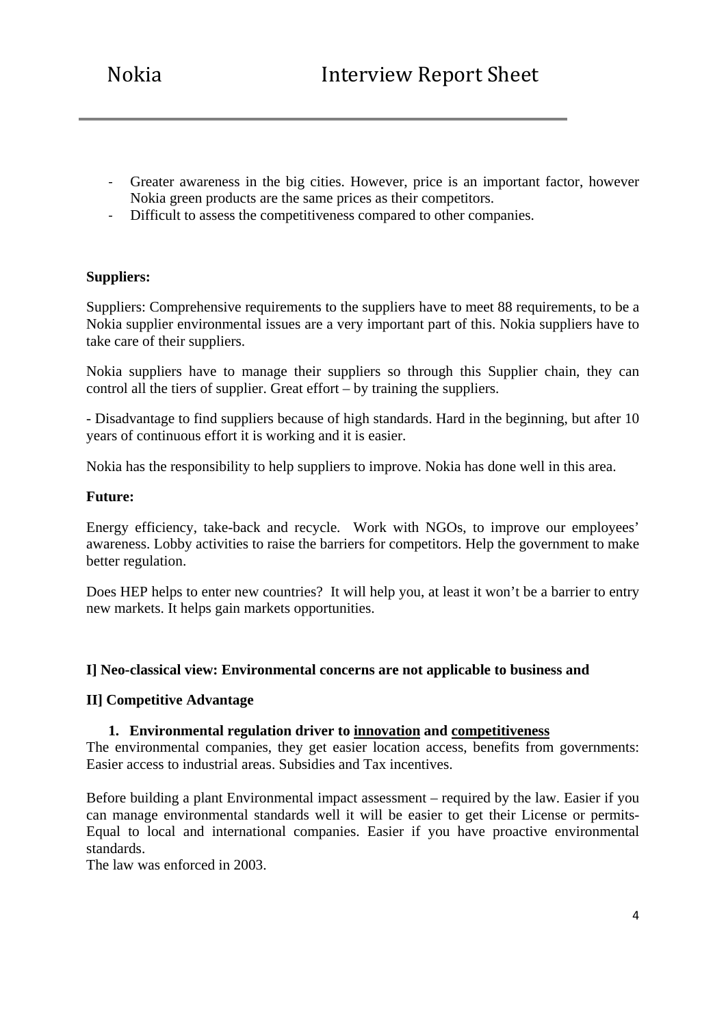- Greater awareness in the big cities. However, price is an important factor, however Nokia green products are the same prices as their competitors.
- Difficult to assess the competitiveness compared to other companies.

**Suppliers:**

Suppliers: Comprehensive requirements to the suppliers have to meet 88 requirements, to be a Nokia supplier environmental issues are a very important part of this. Nokia suppliers have to take care of their suppliers.

Nokia suppliers have to manage their suppliers so through this Supplier chain, they can control all the tiers of supplier. Great effort – by training the suppliers.

- Disadvantage to find suppliers because of high standards. Hard in the beginning, but after 10 years of continuous effort it is working and it is easier.

Nokia has the responsibility to help suppliers to improve. Nokia has done well in this area.

**Future:**

Energy efficiency, take-back and recycle. Work with NGOs, to improve our employees' awareness. Lobby activities to raise the barriers for competitors. Help the government to make better regulation.

Does HEP helps to enter new countries? It will help you, at least it won't be a barrier to entry new markets. It helps gain markets opportunities.

**I] Neo-classical view: Environmental concerns are not applicable to business and**

**II] Competitive Advantage**

1. **Environmental regulation driver to <u>innovation</u> and <u>competitiveness</u>**

The environmental companies, they get easier location access, benefits from governments: Easier access to industrial areas. Subsidies and Tax incentives.

Before building a plant Environmental impact assessment – required by the law. Easier if you can manage environmental standards well it will be easier to get their License or permits- Equal to local and international companies. Easier if you have proactive environmental standards.

The law was enforced in 2003.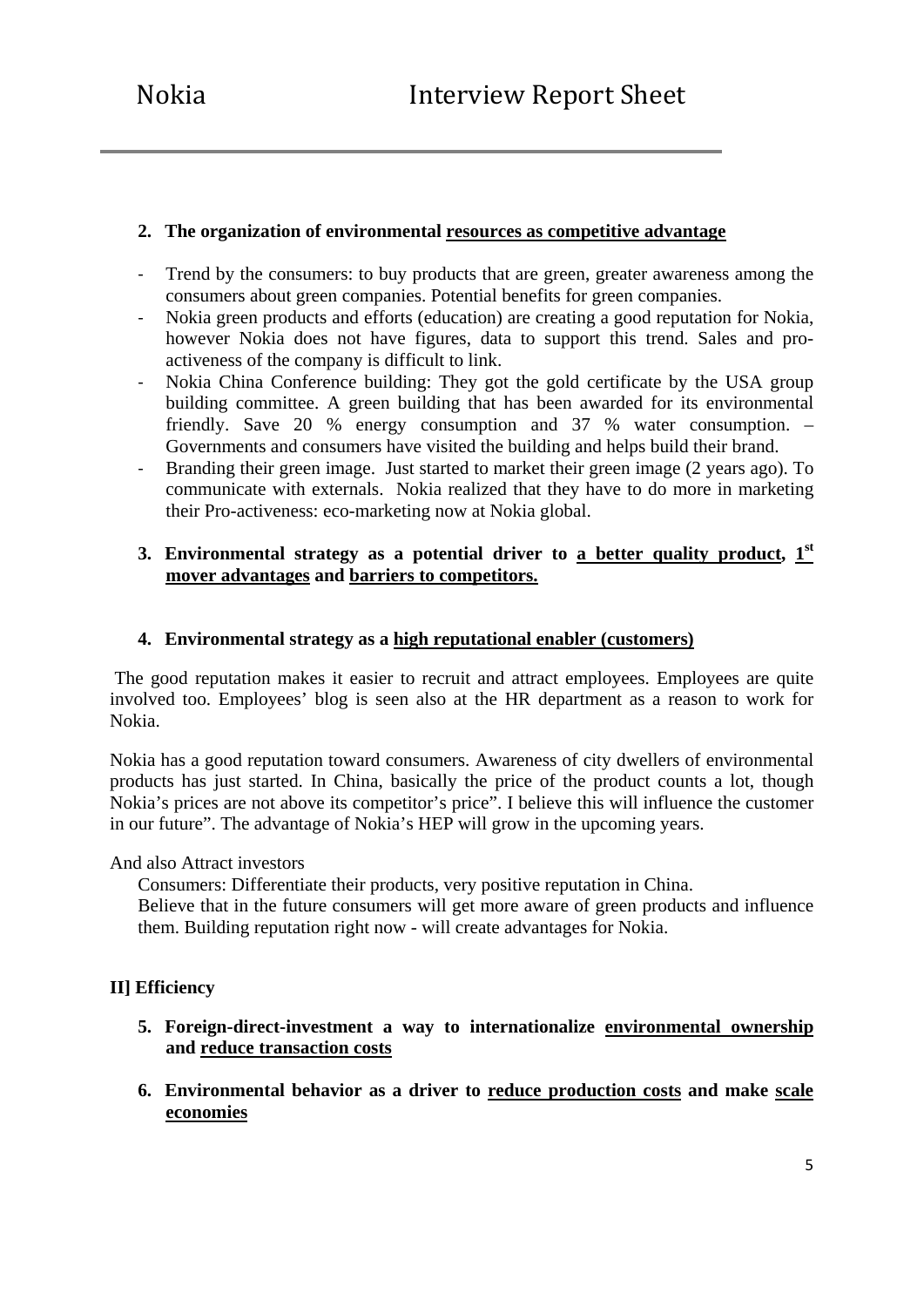2. **The organization of environmental resources as competitive advantage**

- Trend by the consumers: to buy products that are green, greater awareness among the consumers about green companies. Potential benefits for green companies.
- Nokia green products and efforts (education) are creating a good reputation for Nokia, however Nokia does not have figures, data to support this trend. Sales and pro-activeness of the company is difficult to link.
- Nokia China Conference building: They got the gold certificate by the USA group building committee. A green building that has been awarded for its environmental friendly. Save 20 % energy consumption and 37 % water consumption. – Governments and consumers have visited the building and helps build their brand.
- Branding their green image. Just started to market their green image (2 years ago). To communicate with externals. Nokia realized that they have to do more in marketing their Pro-activeness: eco-marketing now at Nokia global.

3. **Environmental strategy as a potential driver to a better quality product, 1st mover advantages and barriers to competitors.**

4. **Environmental strategy as a high reputational enabler (customers)**

The good reputation makes it easier to recruit and attract employees. Employees are quite involved too. Employees' blog is seen also at the HR department as a reason to work for Nokia.

Nokia has a good reputation toward consumers. Awareness of city dwellers of environmental products has just started. In China, basically the price of the product counts a lot, though Nokia's prices are not above its competitor's price". I believe this will influence the customer in our future". The advantage of Nokia's HEP will grow in the upcoming years.

And also Attract investors

Consumers: Differentiate their products, very positive reputation in China.
Believe that in the future consumers will get more aware of green products and influence them. Building reputation right now - will create advantages for Nokia.

**II] Efficiency**

5. **Foreign-direct-investment a way to internationalize environmental ownership and reduce transaction costs**

6. **Environmental behavior as a driver to reduce production costs and make scale economies**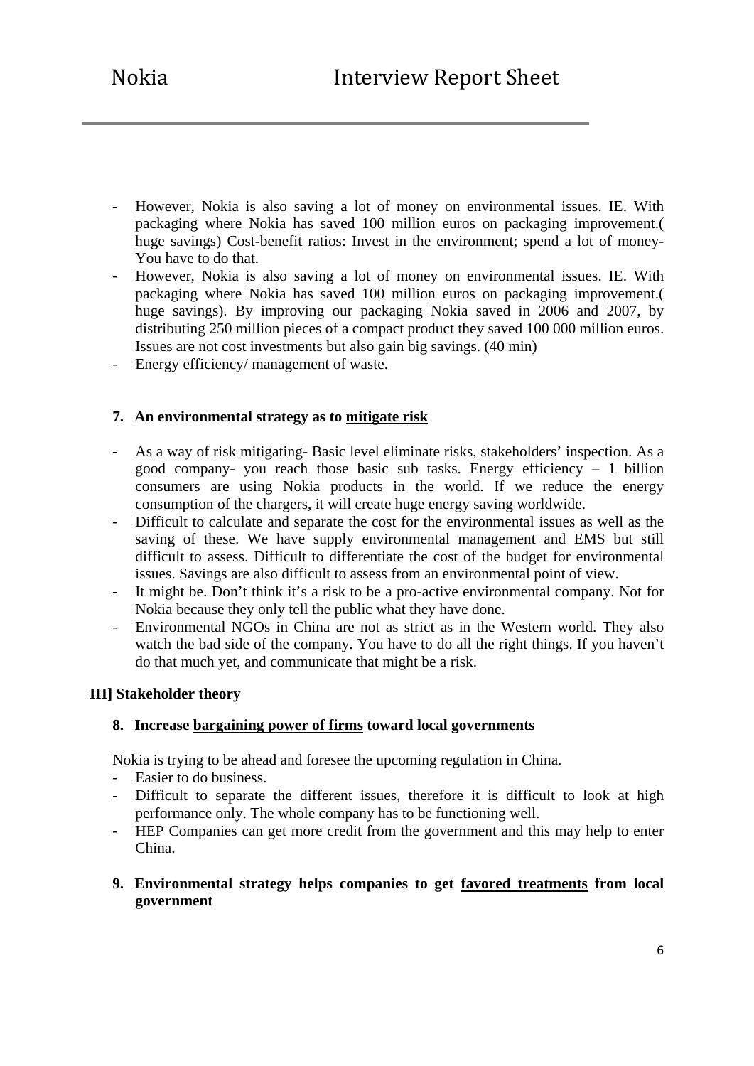- However, Nokia is also saving a lot of money on environmental issues. IE. With packaging where Nokia has saved 100 million euros on packaging improvement.( huge savings) Cost-benefit ratios: Invest in the environment; spend a lot of money- You have to do that.
- However, Nokia is also saving a lot of money on environmental issues. IE. With packaging where Nokia has saved 100 million euros on packaging improvement.( huge savings). By improving our packaging Nokia saved in 2006 and 2007, by distributing 250 million pieces of a compact product they saved 100 000 million euros. Issues are not cost investments but also gain big savings. (40 min)
- Energy efficiency/ management of waste.

**7. An environmental strategy as to <u>mitigate risk</u>**

- As a way of risk mitigating- Basic level eliminate risks, stakeholders' inspection. As a good company- you reach those basic sub tasks. Energy efficiency – 1 billion consumers are using Nokia products in the world. If we reduce the energy consumption of the chargers, it will create huge energy saving worldwide.
- Difficult to calculate and separate the cost for the environmental issues as well as the saving of these. We have supply environmental management and EMS but still difficult to assess. Difficult to differentiate the cost of the budget for environmental issues. Savings are also difficult to assess from an environmental point of view.
- It might be. Don't think it's a risk to be a pro-active environmental company. Not for Nokia because they only tell the public what they have done.
- Environmental NGOs in China are not as strict as in the Western world. They also watch the bad side of the company. You have to do all the right things. If you haven't do that much yet, and communicate that might be a risk.

**III] Stakeholder theory**

**8. Increase <u>bargaining power of firms</u> toward local governments**

Nokia is trying to be ahead and foresee the upcoming regulation in China.

- Easier to do business.
- Difficult to separate the different issues, therefore it is difficult to look at high performance only. The whole company has to be functioning well.
- HEP Companies can get more credit from the government and this may help to enter China.

**9. Environmental strategy helps companies to get <u>favored treatments</u> from local government**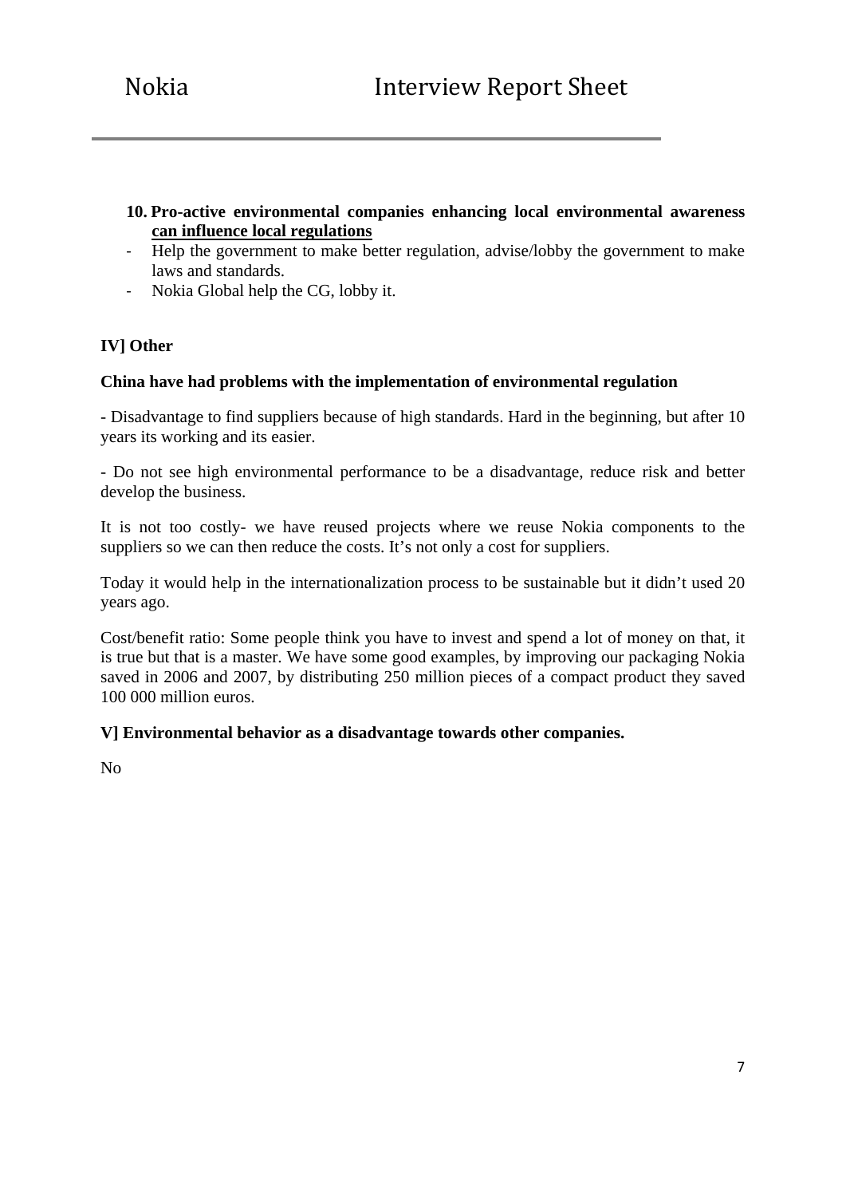10. **Pro-active environmental companies enhancing local environmental awareness <u>can influence local regulations</u>**
   - Help the government to make better regulation, advise/lobby the government to make laws and standards.
   - Nokia Global help the CG, lobby it.

**IV] Other**

**China have had problems with the implementation of environmental regulation**

- Disadvantage to find suppliers because of high standards. Hard in the beginning, but after 10 years its working and its easier.

- Do not see high environmental performance to be a disadvantage, reduce risk and better develop the business.

It is not too costly- we have reused projects where we reuse Nokia components to the suppliers so we can then reduce the costs. It's not only a cost for suppliers.

Today it would help in the internationalization process to be sustainable but it didn't used 20 years ago.

Cost/benefit ratio: Some people think you have to invest and spend a lot of money on that, it is true but that is a master. We have some good examples, by improving our packaging Nokia saved in 2006 and 2007, by distributing 250 million pieces of a compact product they saved 100 000 million euros.

**V] Environmental behavior as a disadvantage towards other companies.**

No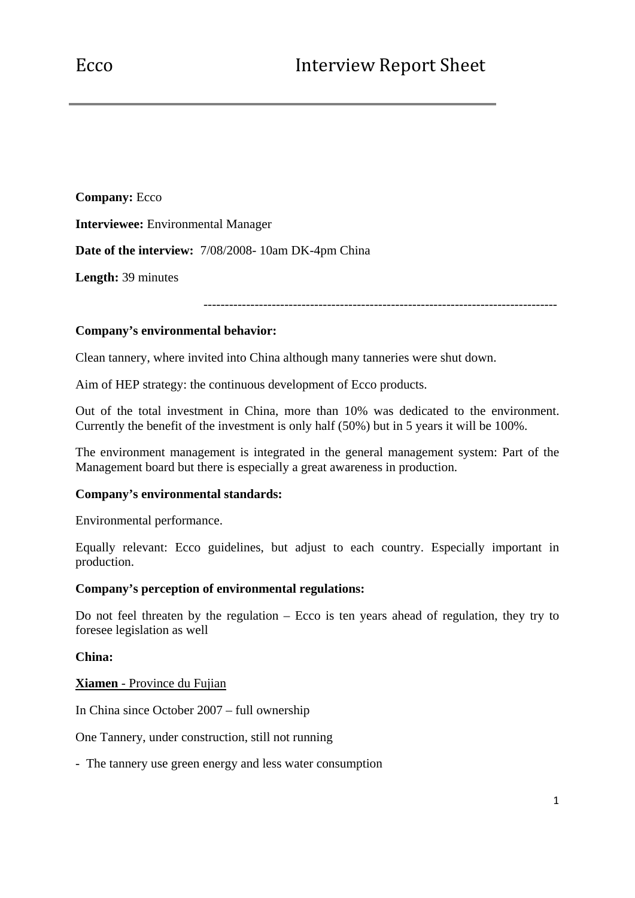# Ecco Interview Report Sheet

**Company:** Ecco

**Interviewee:** Environmental Manager

**Date of the interview:** 7/08/2008- 10am DK-4pm China

**Length:** 39 minutes

---

**Company's environmental behavior:**

Clean tannery, where invited into China although many tanneries were shut down.

Aim of HEP strategy: the continuous development of Ecco products.

Out of the total investment in China, more than 10% was dedicated to the environment. Currently the benefit of the investment is only half (50%) but in 5 years it will be 100%.

The environment management is integrated in the general management system: Part of the Management board but there is especially a great awareness in production.

**Company's environmental standards:**

Environmental performance.

Equally relevant: Ecco guidelines, but adjust to each country. Especially important in production.

**Company's perception of environmental regulations:**

Do not feel threaten by the regulation – Ecco is ten years ahead of regulation, they try to foresee legislation as well

**China:**

<u>**Xiamen** - Province du Fujian</u>

In China since October 2007 – full ownership

One Tannery, under construction, still not running

- The tannery use green energy and less water consumption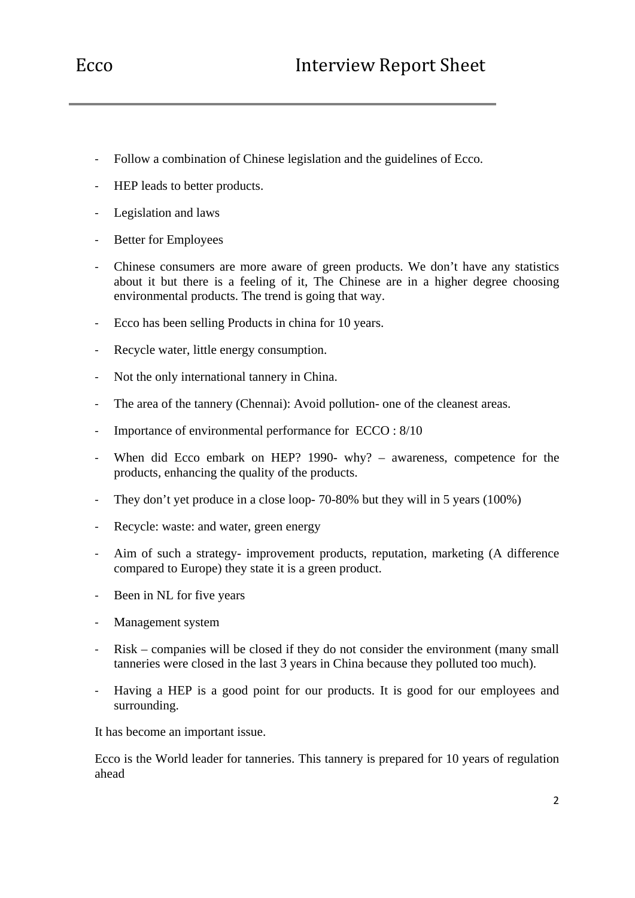- Follow a combination of Chinese legislation and the guidelines of Ecco.
- HEP leads to better products.
- Legislation and laws
- Better for Employees
- Chinese consumers are more aware of green products. We don't have any statistics about it but there is a feeling of it, The Chinese are in a higher degree choosing environmental products. The trend is going that way.
- Ecco has been selling Products in china for 10 years.
- Recycle water, little energy consumption.
- Not the only international tannery in China.
- The area of the tannery (Chennai): Avoid pollution- one of the cleanest areas.
- Importance of environmental performance for ECCO : 8/10
- When did Ecco embark on HEP? 1990- why? – awareness, competence for the products, enhancing the quality of the products.
- They don't yet produce in a close loop- 70-80% but they will in 5 years (100%)
- Recycle: waste: and water, green energy
- Aim of such a strategy- improvement products, reputation, marketing (A difference compared to Europe) they state it is a green product.
- Been in NL for five years
- Management system
- Risk – companies will be closed if they do not consider the environment (many small tanneries were closed in the last 3 years in China because they polluted too much).
- Having a HEP is a good point for our products. It is good for our employees and surrounding.

It has become an important issue.

Ecco is the World leader for tanneries. This tannery is prepared for 10 years of regulation ahead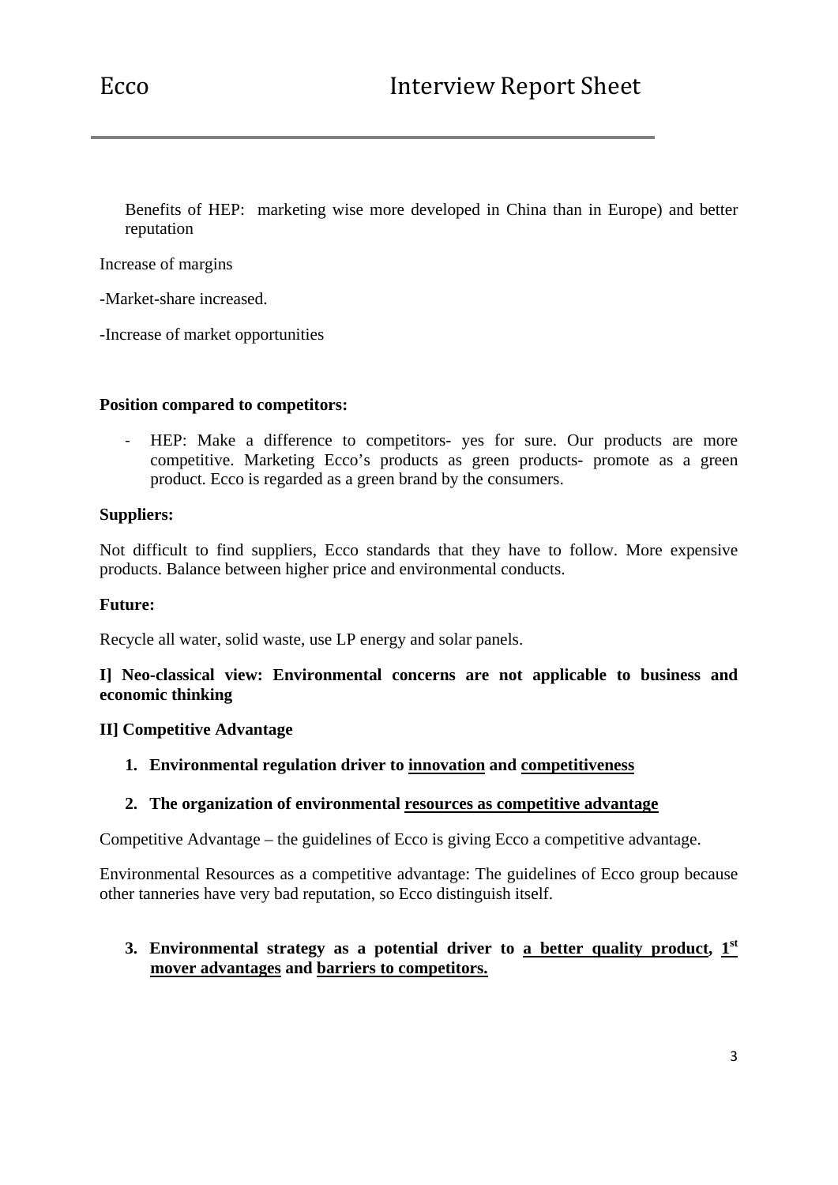Benefits of HEP: marketing wise more developed in China than in Europe) and better reputation

Increase of margins

-Market-share increased.

-Increase of market opportunities

**Position compared to competitors:**

- HEP: Make a difference to competitors- yes for sure. Our products are more competitive. Marketing Ecco's products as green products- promote as a green product. Ecco is regarded as a green brand by the consumers.

**Suppliers:**

Not difficult to find suppliers, Ecco standards that they have to follow. More expensive products. Balance between higher price and environmental conducts.

**Future:**

Recycle all water, solid waste, use LP energy and solar panels.

**I] Neo-classical view: Environmental concerns are not applicable to business and economic thinking**

**II] Competitive Advantage**

1. **Environmental regulation driver to <u>innovation</u> and <u>competitiveness</u>**

2. **The organization of environmental <u>resources as competitive advantage</u>**

Competitive Advantage – the guidelines of Ecco is giving Ecco a competitive advantage.

Environmental Resources as a competitive advantage: The guidelines of Ecco group because other tanneries have very bad reputation, so Ecco distinguish itself.

3. **Environmental strategy as a potential driver to <u>a better quality product</u>, <u>1st mover advantages</u> and <u>barriers to competitors.</u>**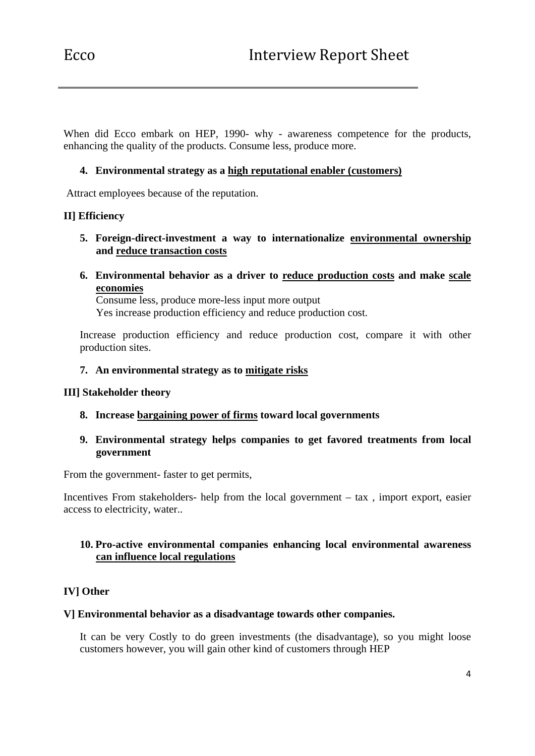When did Ecco embark on HEP, 1990- why - awareness competence for the products, enhancing the quality of the products. Consume less, produce more.

4. **Environmental strategy as a <u>high reputational enabler (customers)</u>**

Attract employees because of the reputation.

**II] Efficiency**

5. **Foreign-direct-investment a way to internationalize <u>environmental ownership</u> and <u>reduce transaction costs</u>**

6. **Environmental behavior as a driver to <u>reduce production costs</u> and make <u>scale economies</u>**
   Consume less, produce more-less input more output
   Yes increase production efficiency and reduce production cost.

   Increase production efficiency and reduce production cost, compare it with other production sites.

7. **An environmental strategy as to <u>mitigate risks</u>**

**III] Stakeholder theory**

8. **Increase <u>bargaining power of firms</u> toward local governments**

9. **Environmental strategy helps companies to get favored treatments from local government**

From the government- faster to get permits,

Incentives From stakeholders- help from the local government – tax , import export, easier access to electricity, water..

10. **Pro-active environmental companies enhancing local environmental awareness <u>can influence local regulations</u>**

**IV] Other**

**V] Environmental behavior as a disadvantage towards other companies.**

It can be very Costly to do green investments (the disadvantage), so you might loose customers however, you will gain other kind of customers through HEP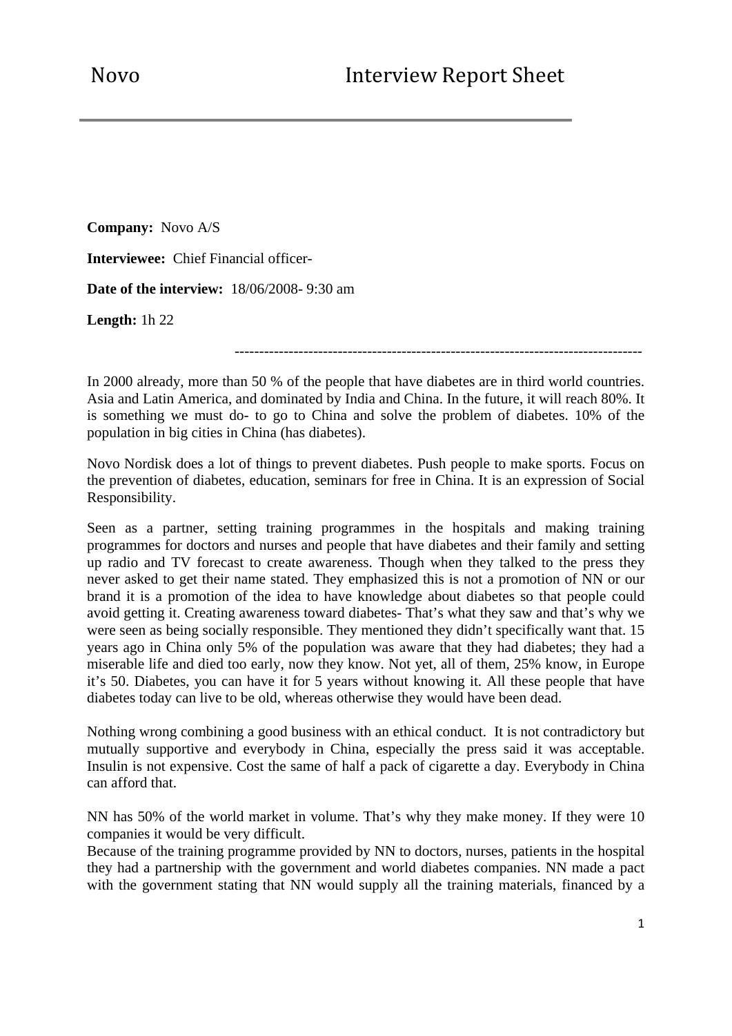# Novo Interview Report Sheet

**Company:** Novo A/S

**Interviewee:** Chief Financial officer-

**Date of the interview:** 18/06/2008- 9:30 am

**Length:** 1h 22

---

In 2000 already, more than 50 % of the people that have diabetes are in third world countries. Asia and Latin America, and dominated by India and China. In the future, it will reach 80%. It is something we must do- to go to China and solve the problem of diabetes. 10% of the population in big cities in China (has diabetes).

Novo Nordisk does a lot of things to prevent diabetes. Push people to make sports. Focus on the prevention of diabetes, education, seminars for free in China. It is an expression of Social Responsibility.

Seen as a partner, setting training programmes in the hospitals and making training programmes for doctors and nurses and people that have diabetes and their family and setting up radio and TV forecast to create awareness. Though when they talked to the press they never asked to get their name stated. They emphasized this is not a promotion of NN or our brand it is a promotion of the idea to have knowledge about diabetes so that people could avoid getting it. Creating awareness toward diabetes- That's what they saw and that's why we were seen as being socially responsible. They mentioned they didn't specifically want that. 15 years ago in China only 5% of the population was aware that they had diabetes; they had a miserable life and died too early, now they know. Not yet, all of them, 25% know, in Europe it's 50. Diabetes, you can have it for 5 years without knowing it. All these people that have diabetes today can live to be old, whereas otherwise they would have been dead.

Nothing wrong combining a good business with an ethical conduct. It is not contradictory but mutually supportive and everybody in China, especially the press said it was acceptable. Insulin is not expensive. Cost the same of half a pack of cigarette a day. Everybody in China can afford that.

NN has 50% of the world market in volume. That's why they make money. If they were 10 companies it would be very difficult.
Because of the training programme provided by NN to doctors, nurses, patients in the hospital they had a partnership with the government and world diabetes companies. NN made a pact with the government stating that NN would supply all the training materials, financed by a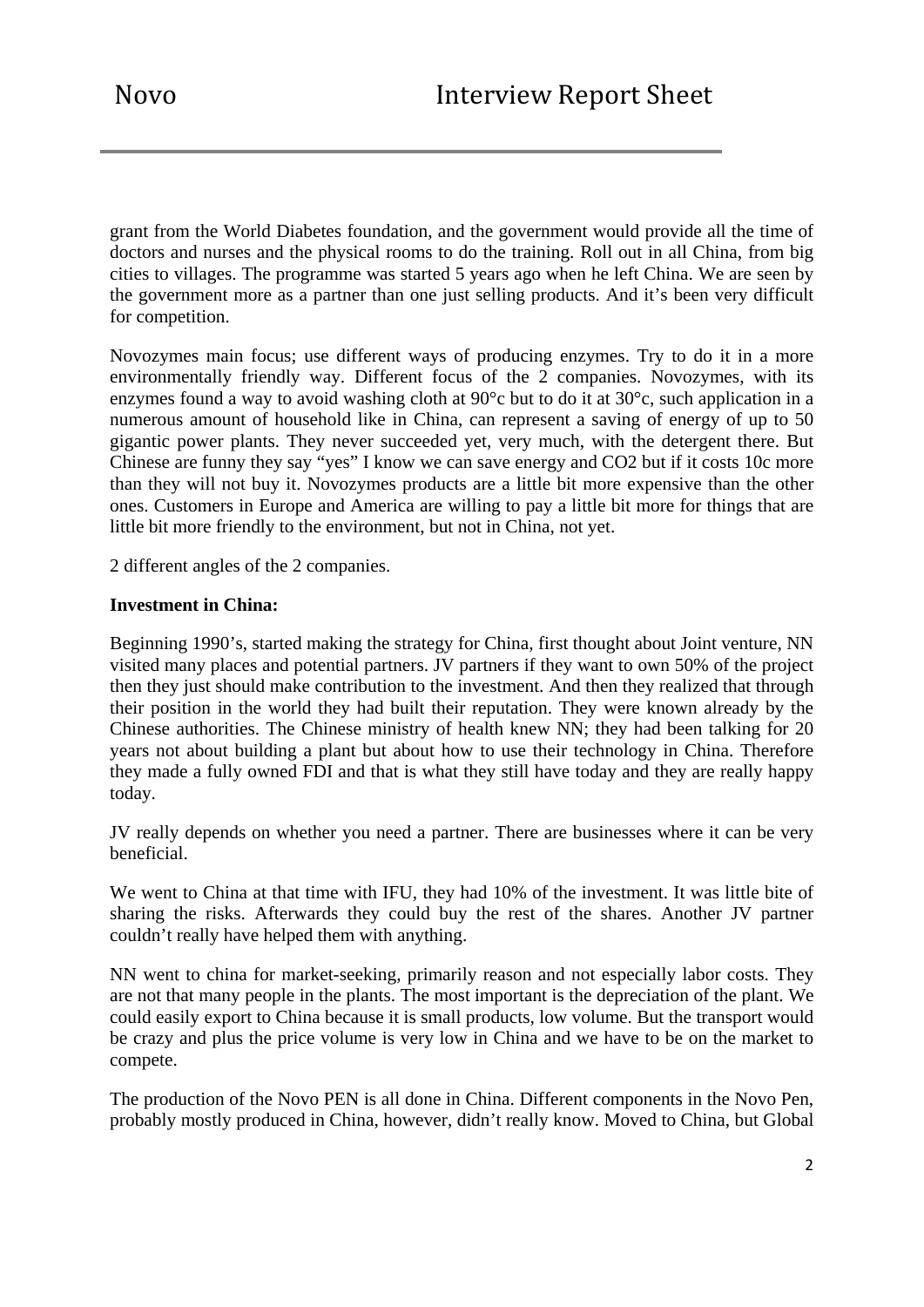grant from the World Diabetes foundation, and the government would provide all the time of doctors and nurses and the physical rooms to do the training. Roll out in all China, from big cities to villages. The programme was started 5 years ago when he left China. We are seen by the government more as a partner than one just selling products. And it's been very difficult for competition.

Novozymes main focus; use different ways of producing enzymes. Try to do it in a more environmentally friendly way. Different focus of the 2 companies. Novozymes, with its enzymes found a way to avoid washing cloth at 90°c but to do it at 30°c, such application in a numerous amount of household like in China, can represent a saving of energy of up to 50 gigantic power plants. They never succeeded yet, very much, with the detergent there. But Chinese are funny they say "yes" I know we can save energy and $CO_2$ but if it costs 10c more than they will not buy it. Novozymes products are a little bit more expensive than the other ones. Customers in Europe and America are willing to pay a little bit more for things that are little bit more friendly to the environment, but not in China, not yet.

2 different angles of the 2 companies.

**Investment in China:**

Beginning 1990's, started making the strategy for China, first thought about Joint venture, NN visited many places and potential partners. JV partners if they want to own 50% of the project then they just should make contribution to the investment. And then they realized that through their position in the world they had built their reputation. They were known already by the Chinese authorities. The Chinese ministry of health knew NN; they had been talking for 20 years not about building a plant but about how to use their technology in China. Therefore they made a fully owned FDI and that is what they still have today and they are really happy today.

JV really depends on whether you need a partner. There are businesses where it can be very beneficial.

We went to China at that time with IFU, they had 10% of the investment. It was little bite of sharing the risks. Afterwards they could buy the rest of the shares. Another JV partner couldn't really have helped them with anything.

NN went to china for market-seeking, primarily reason and not especially labor costs. They are not that many people in the plants. The most important is the depreciation of the plant. We could easily export to China because it is small products, low volume. But the transport would be crazy and plus the price volume is very low in China and we have to be on the market to compete.

The production of the Novo PEN is all done in China. Different components in the Novo Pen, probably mostly produced in China, however, didn't really know. Moved to China, but Global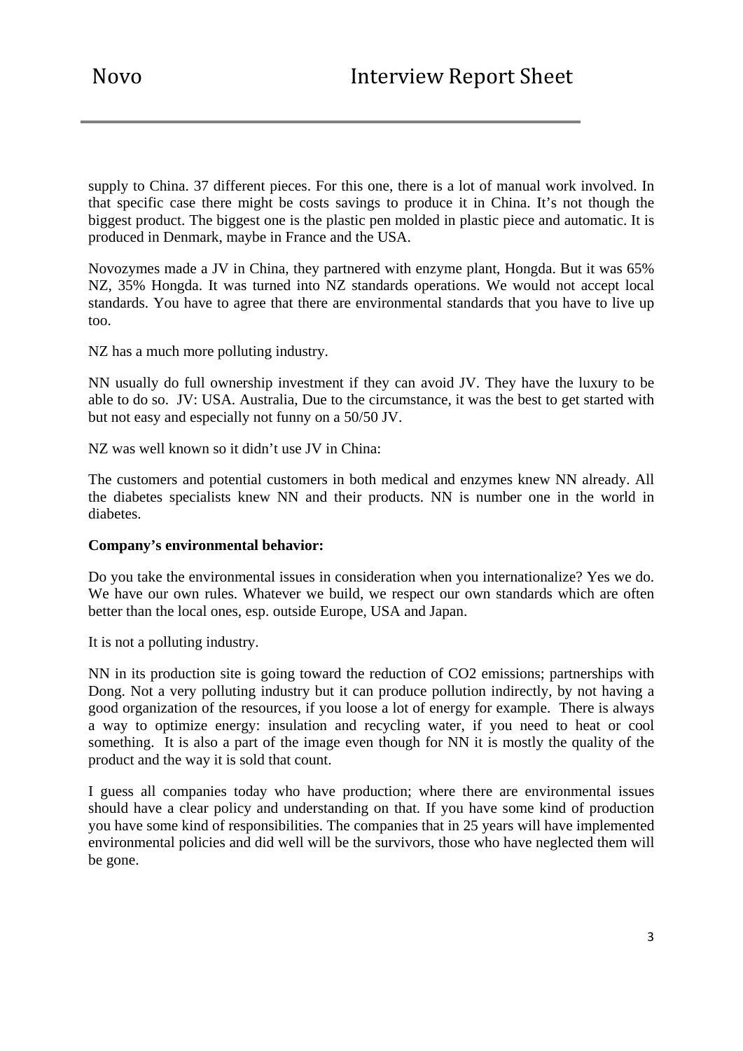supply to China. 37 different pieces. For this one, there is a lot of manual work involved. In that specific case there might be costs savings to produce it in China. It's not though the biggest product. The biggest one is the plastic pen molded in plastic piece and automatic. It is produced in Denmark, maybe in France and the USA.

Novozymes made a JV in China, they partnered with enzyme plant, Hongda. But it was 65% NZ, 35% Hongda. It was turned into NZ standards operations. We would not accept local standards. You have to agree that there are environmental standards that you have to live up too.

NZ has a much more polluting industry.

NN usually do full ownership investment if they can avoid JV. They have the luxury to be able to do so. JV: USA. Australia, Due to the circumstance, it was the best to get started with but not easy and especially not funny on a 50/50 JV.

NZ was well known so it didn't use JV in China:

The customers and potential customers in both medical and enzymes knew NN already. All the diabetes specialists knew NN and their products. NN is number one in the world in diabetes.

**Company's environmental behavior:**

Do you take the environmental issues in consideration when you internationalize? Yes we do. We have our own rules. Whatever we build, we respect our own standards which are often better than the local ones, esp. outside Europe, USA and Japan.

It is not a polluting industry.

NN in its production site is going toward the reduction of $CO_2$ emissions; partnerships with Dong. Not a very polluting industry but it can produce pollution indirectly, by not having a good organization of the resources, if you loose a lot of energy for example. There is always a way to optimize energy: insulation and recycling water, if you need to heat or cool something. It is also a part of the image even though for NN it is mostly the quality of the product and the way it is sold that count.

I guess all companies today who have production; where there are environmental issues should have a clear policy and understanding on that. If you have some kind of production you have some kind of responsibilities. The companies that in 25 years will have implemented environmental policies and did well will be the survivors, those who have neglected them will be gone.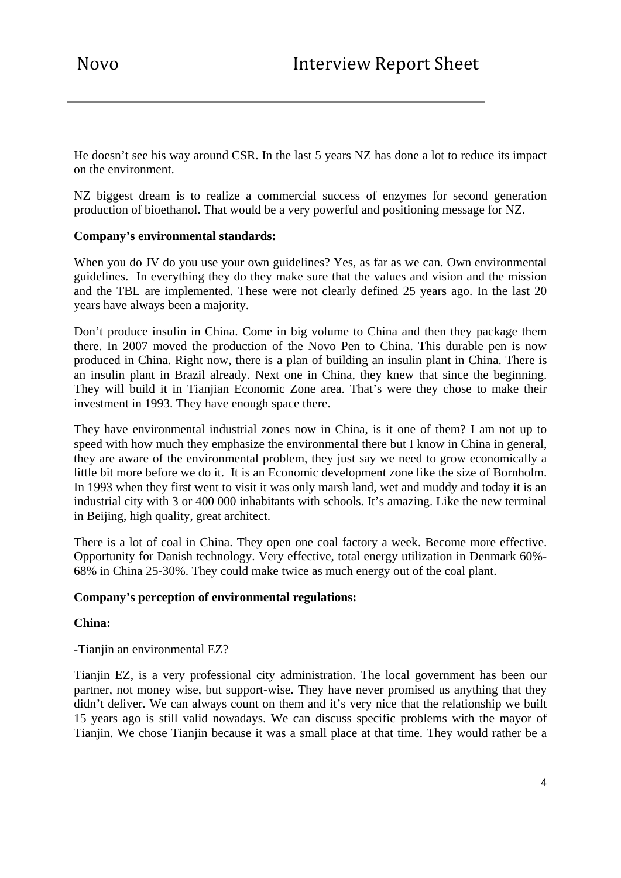He doesn't see his way around CSR. In the last 5 years NZ has done a lot to reduce its impact on the environment.

NZ biggest dream is to realize a commercial success of enzymes for second generation production of bioethanol. That would be a very powerful and positioning message for NZ.

**Company's environmental standards:**

When you do JV do you use your own guidelines? Yes, as far as we can. Own environmental guidelines. In everything they do they make sure that the values and vision and the mission and the TBL are implemented. These were not clearly defined 25 years ago. In the last 20 years have always been a majority.

Don't produce insulin in China. Come in big volume to China and then they package them there. In 2007 moved the production of the Novo Pen to China. This durable pen is now produced in China. Right now, there is a plan of building an insulin plant in China. There is an insulin plant in Brazil already. Next one in China, they knew that since the beginning. They will build it in Tianjian Economic Zone area. That's were they chose to make their investment in 1993. They have enough space there.

They have environmental industrial zones now in China, is it one of them? I am not up to speed with how much they emphasize the environmental there but I know in China in general, they are aware of the environmental problem, they just say we need to grow economically a little bit more before we do it. It is an Economic development zone like the size of Bornholm. In 1993 when they first went to visit it was only marsh land, wet and muddy and today it is an industrial city with 3 or 400 000 inhabitants with schools. It's amazing. Like the new terminal in Beijing, high quality, great architect.

There is a lot of coal in China. They open one coal factory a week. Become more effective. Opportunity for Danish technology. Very effective, total energy utilization in Denmark 60%-68% in China 25-30%. They could make twice as much energy out of the coal plant.

**Company's perception of environmental regulations:**

**China:**

-Tianjin an environmental EZ?

Tianjin EZ, is a very professional city administration. The local government has been our partner, not money wise, but support-wise. They have never promised us anything that they didn't deliver. We can always count on them and it's very nice that the relationship we built 15 years ago is still valid nowadays. We can discuss specific problems with the mayor of Tianjin. We chose Tianjin because it was a small place at that time. They would rather be a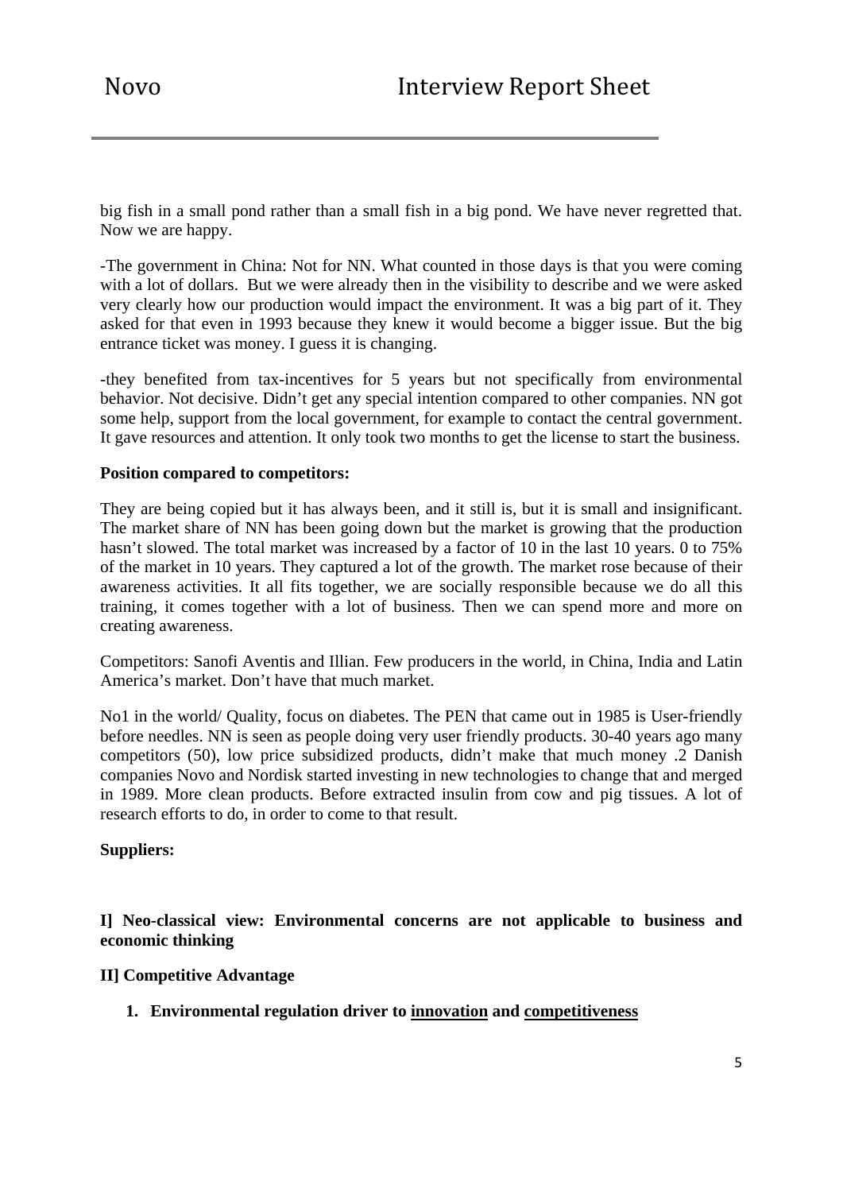big fish in a small pond rather than a small fish in a big pond. We have never regretted that. Now we are happy.

-The government in China: Not for NN. What counted in those days is that you were coming with a lot of dollars. But we were already then in the visibility to describe and we were asked very clearly how our production would impact the environment. It was a big part of it. They asked for that even in 1993 because they knew it would become a bigger issue. But the big entrance ticket was money. I guess it is changing.

-they benefited from tax-incentives for 5 years but not specifically from environmental behavior. Not decisive. Didn't get any special intention compared to other companies. NN got some help, support from the local government, for example to contact the central government. It gave resources and attention. It only took two months to get the license to start the business.

**Position compared to competitors:**

They are being copied but it has always been, and it still is, but it is small and insignificant. The market share of NN has been going down but the market is growing that the production hasn't slowed. The total market was increased by a factor of 10 in the last 10 years. 0 to 75% of the market in 10 years. They captured a lot of the growth. The market rose because of their awareness activities. It all fits together, we are socially responsible because we do all this training, it comes together with a lot of business. Then we can spend more and more on creating awareness.

Competitors: Sanofi Aventis and Illian. Few producers in the world, in China, India and Latin America's market. Don't have that much market.

No1 in the world/ Quality, focus on diabetes. The PEN that came out in 1985 is User-friendly before needles. NN is seen as people doing very user friendly products. 30-40 years ago many competitors (50), low price subsidized products, didn't make that much money .2 Danish companies Novo and Nordisk started investing in new technologies to change that and merged in 1989. More clean products. Before extracted insulin from cow and pig tissues. A lot of research efforts to do, in order to come to that result.

**Suppliers:**

**I] Neo-classical view: Environmental concerns are not applicable to business and economic thinking**

**II] Competitive Advantage**

1. **Environmental regulation driver to <u>innovation</u> and <u>competitiveness</u>**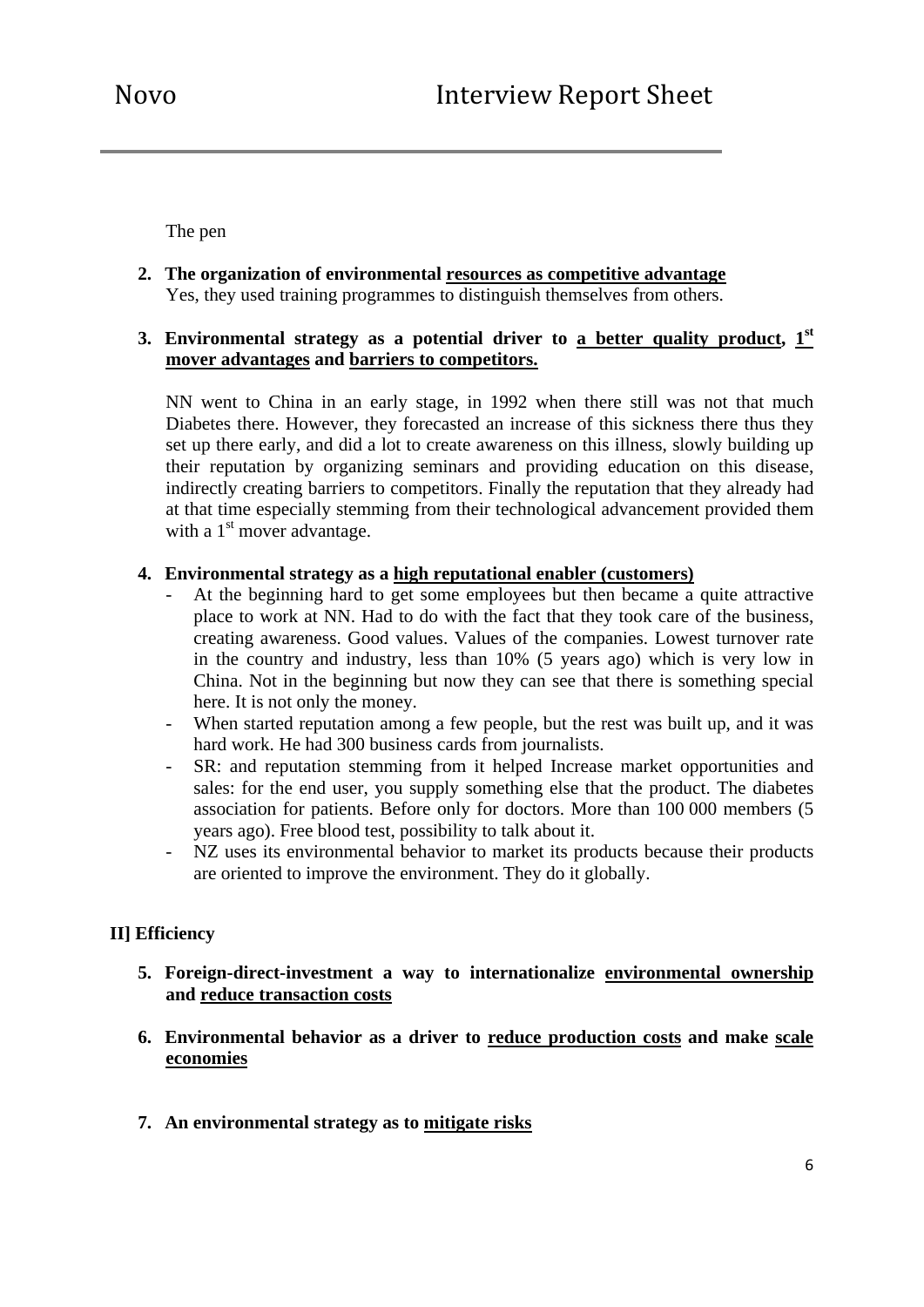The pen

2. **The organization of environmental <u>resources as competitive advantage</u>**
   Yes, they used training programmes to distinguish themselves from others.

3. **Environmental strategy as a potential driver to <u>a better quality product</u>, <u>1st mover advantages</u> and <u>barriers to competitors.</u>**

   NN went to China in an early stage, in 1992 when there still was not that much Diabetes there. However, they forecasted an increase of this sickness there thus they set up there early, and did a lot to create awareness on this illness, slowly building up their reputation by organizing seminars and providing education on this disease, indirectly creating barriers to competitors. Finally the reputation that they already had at that time especially stemming from their technological advancement provided them with a 1st mover advantage.

4. **Environmental strategy as a <u>high reputational enabler (customers)</u>**
   - At the beginning hard to get some employees but then became a quite attractive place to work at NN. Had to do with the fact that they took care of the business, creating awareness. Good values. Values of the companies. Lowest turnover rate in the country and industry, less than 10% (5 years ago) which is very low in China. Not in the beginning but now they can see that there is something special here. It is not only the money.
   - When started reputation among a few people, but the rest was built up, and it was hard work. He had 300 business cards from journalists.
   - SR: and reputation stemming from it helped Increase market opportunities and sales: for the end user, you supply something else that the product. The diabetes association for patients. Before only for doctors. More than 100 000 members (5 years ago). Free blood test, possibility to talk about it.
   - NZ uses its environmental behavior to market its products because their products are oriented to improve the environment. They do it globally.

**II] Efficiency**

5. **Foreign-direct-investment a way to internationalize <u>environmental ownership</u> and <u>reduce transaction costs</u>**

6. **Environmental behavior as a driver to <u>reduce production costs</u> and make <u>scale economies</u>**

7. **An environmental strategy as to <u>mitigate risks</u>**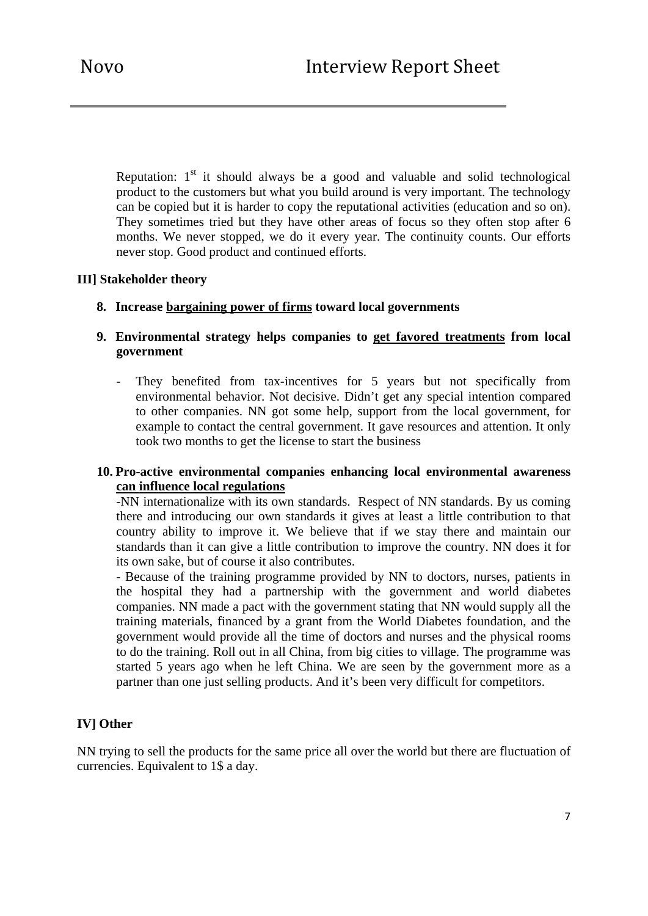Reputation: 1st it should always be a good and valuable and solid technological product to the customers but what you build around is very important. The technology can be copied but it is harder to copy the reputational activities (education and so on). They sometimes tried but they have other areas of focus so they often stop after 6 months. We never stopped, we do it every year. The continuity counts. Our efforts never stop. Good product and continued efforts.

**III] Stakeholder theory**

**8. Increase <u>bargaining power of firms</u> toward local governments**

**9. Environmental strategy helps companies to <u>get favored treatments</u> from local government**

- They benefited from tax-incentives for 5 years but not specifically from environmental behavior. Not decisive. Didn't get any special intention compared to other companies. NN got some help, support from the local government, for example to contact the central government. It gave resources and attention. It only took two months to get the license to start the business

**10. Pro-active environmental companies enhancing local environmental awareness <u>can influence local regulations</u>**

-NN internationalize with its own standards. Respect of NN standards. By us coming there and introducing our own standards it gives at least a little contribution to that country ability to improve it. We believe that if we stay there and maintain our standards than it can give a little contribution to improve the country. NN does it for its own sake, but of course it also contributes.

- Because of the training programme provided by NN to doctors, nurses, patients in the hospital they had a partnership with the government and world diabetes companies. NN made a pact with the government stating that NN would supply all the training materials, financed by a grant from the World Diabetes foundation, and the government would provide all the time of doctors and nurses and the physical rooms to do the training. Roll out in all China, from big cities to village. The programme was started 5 years ago when he left China. We are seen by the government more as a partner than one just selling products. And it's been very difficult for competitors.

**IV] Other**

NN trying to sell the products for the same price all over the world but there are fluctuation of currencies. Equivalent to 1$ a day.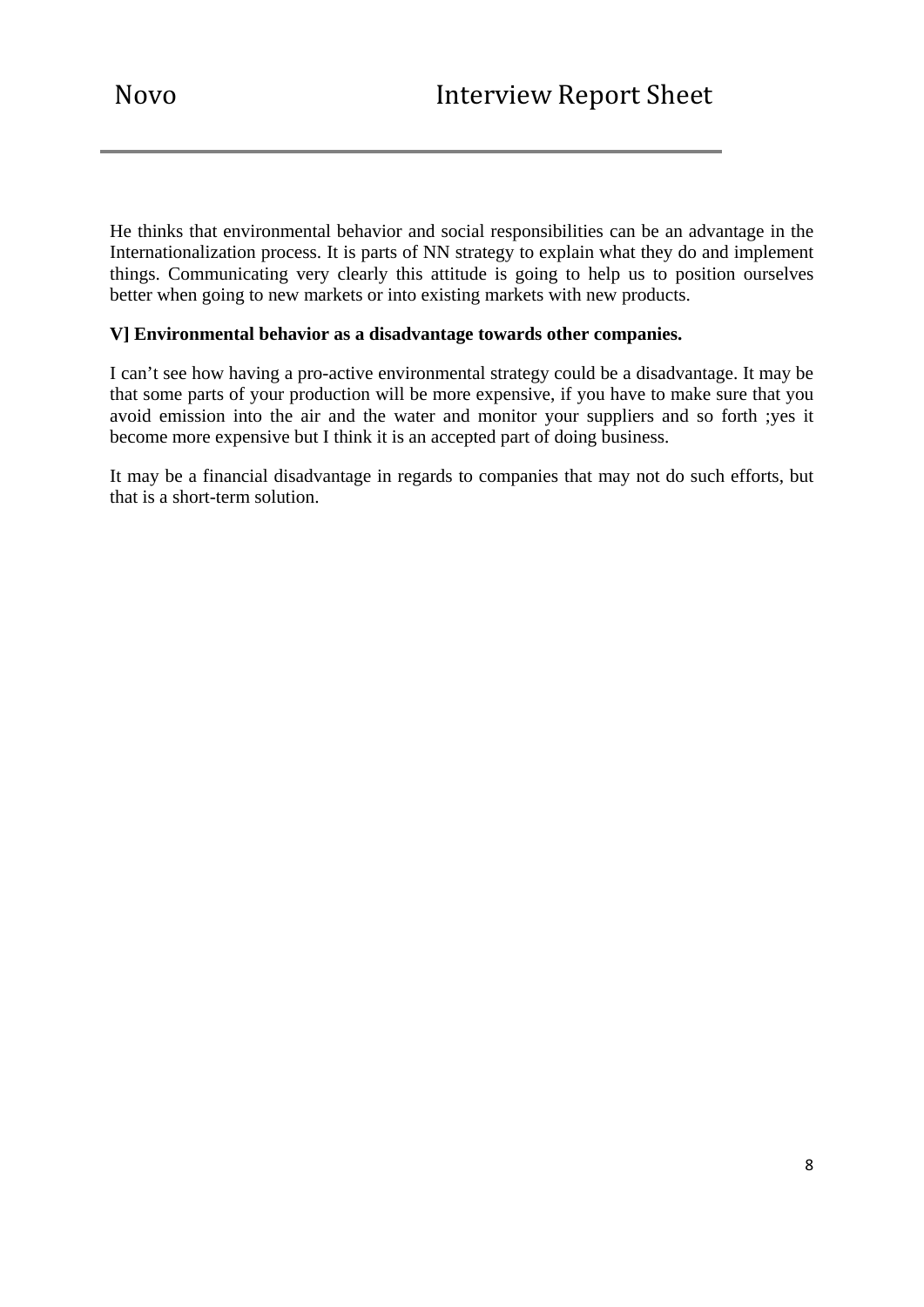He thinks that environmental behavior and social responsibilities can be an advantage in the Internationalization process. It is parts of NN strategy to explain what they do and implement things. Communicating very clearly this attitude is going to help us to position ourselves better when going to new markets or into existing markets with new products.

**V] Environmental behavior as a disadvantage towards other companies.**

I can't see how having a pro-active environmental strategy could be a disadvantage. It may be that some parts of your production will be more expensive, if you have to make sure that you avoid emission into the air and the water and monitor your suppliers and so forth ;yes it become more expensive but I think it is an accepted part of doing business.

It may be a financial disadvantage in regards to companies that may not do such efforts, but that is a short-term solution.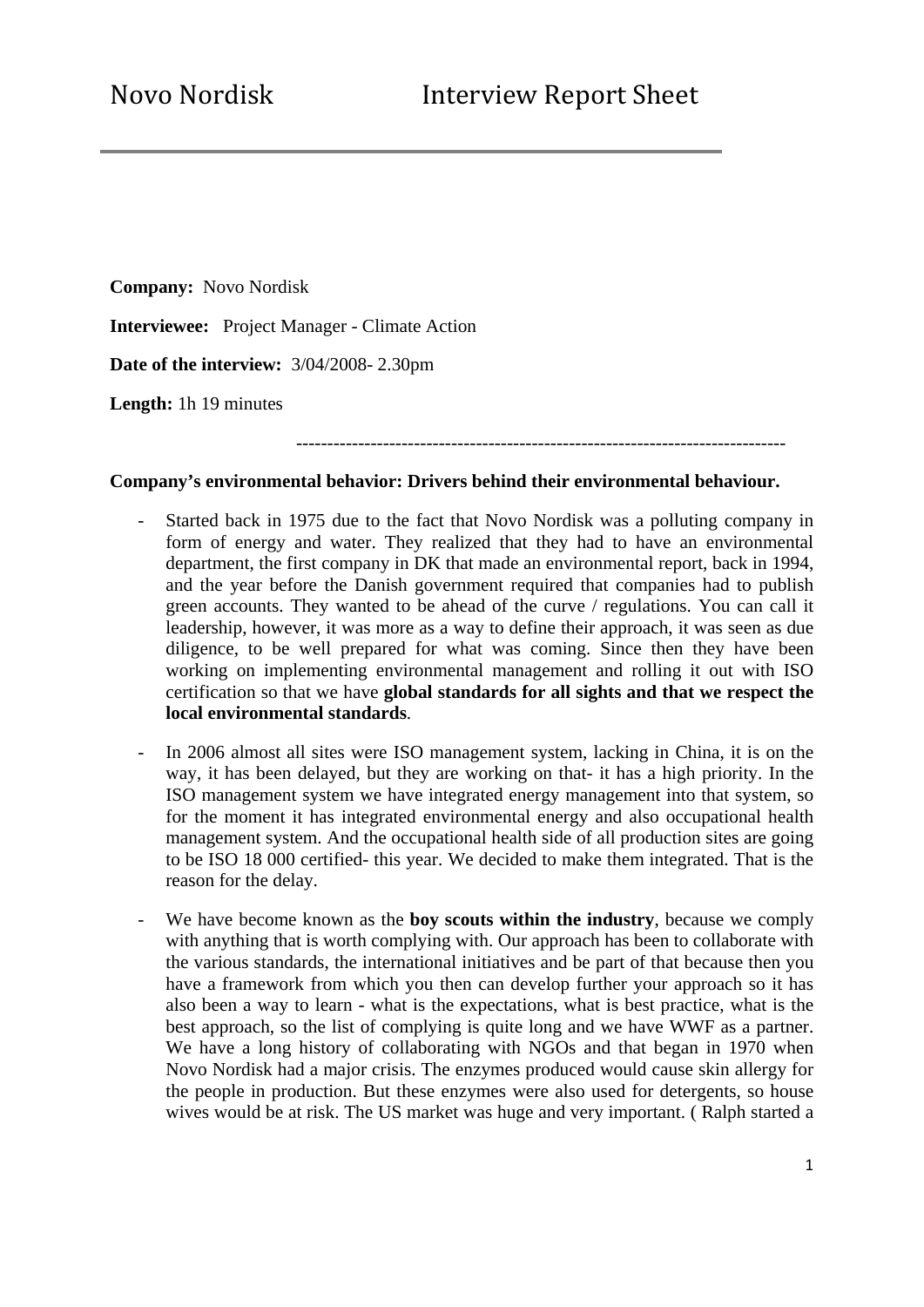# Novo Nordisk Interview Report Sheet

**Company:** Novo Nordisk

**Interviewee:** Project Manager - Climate Action

**Date of the interview:** 3/04/2008- 2.30pm

**Length:** 1h 19 minutes

-------------------------------------------------------------------------------

**Company's environmental behavior: Drivers behind their environmental behaviour.**

- Started back in 1975 due to the fact that Novo Nordisk was a polluting company in form of energy and water. They realized that they had to have an environmental department, the first company in DK that made an environmental report, back in 1994, and the year before the Danish government required that companies had to publish green accounts. They wanted to be ahead of the curve / regulations. You can call it leadership, however, it was more as a way to define their approach, it was seen as due diligence, to be well prepared for what was coming. Since then they have been working on implementing environmental management and rolling it out with ISO certification so that we have **global standards for all sights and that we respect the local environmental standards**.
- In 2006 almost all sites were ISO management system, lacking in China, it is on the way, it has been delayed, but they are working on that- it has a high priority. In the ISO management system we have integrated energy management into that system, so for the moment it has integrated environmental energy and also occupational health management system. And the occupational health side of all production sites are going to be ISO 18 000 certified- this year. We decided to make them integrated. That is the reason for the delay.
- We have become known as the **boy scouts within the industry**, because we comply with anything that is worth complying with. Our approach has been to collaborate with the various standards, the international initiatives and be part of that because then you have a framework from which you then can develop further your approach so it has also been a way to learn - what is the expectations, what is best practice, what is the best approach, so the list of complying is quite long and we have WWF as a partner. We have a long history of collaborating with NGOs and that began in 1970 when Novo Nordisk had a major crisis. The enzymes produced would cause skin allergy for the people in production. But these enzymes were also used for detergents, so house wives would be at risk. The US market was huge and very important. ( Ralph started a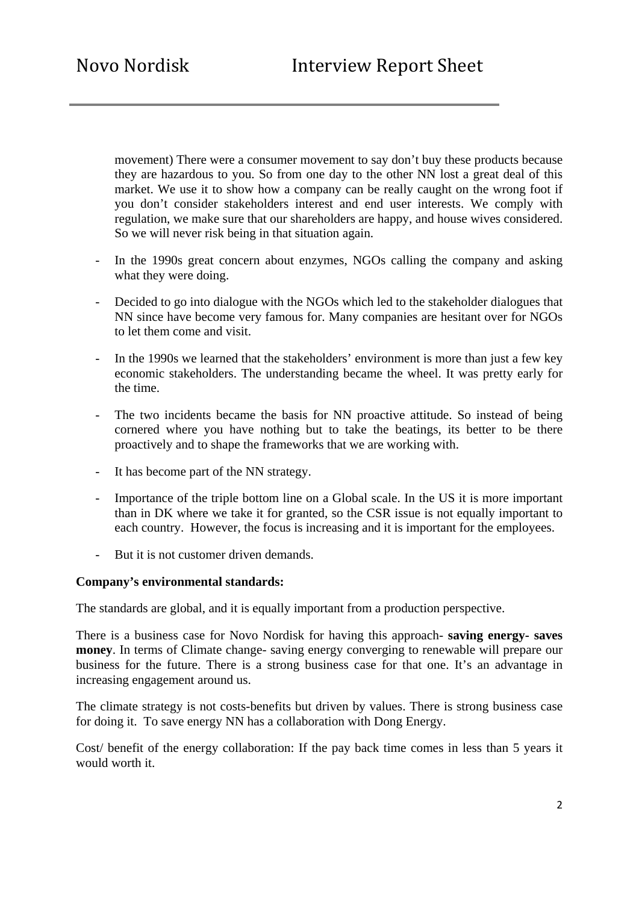movement) There were a consumer movement to say don't buy these products because they are hazardous to you. So from one day to the other NN lost a great deal of this market. We use it to show how a company can be really caught on the wrong foot if you don't consider stakeholders interest and end user interests. We comply with regulation, we make sure that our shareholders are happy, and house wives considered. So we will never risk being in that situation again.

- In the 1990s great concern about enzymes, NGOs calling the company and asking what they were doing.
- Decided to go into dialogue with the NGOs which led to the stakeholder dialogues that NN since have become very famous for. Many companies are hesitant over for NGOs to let them come and visit.
- In the 1990s we learned that the stakeholders' environment is more than just a few key economic stakeholders. The understanding became the wheel. It was pretty early for the time.
- The two incidents became the basis for NN proactive attitude. So instead of being cornered where you have nothing but to take the beatings, its better to be there proactively and to shape the frameworks that we are working with.
- It has become part of the NN strategy.
- Importance of the triple bottom line on a Global scale. In the US it is more important than in DK where we take it for granted, so the CSR issue is not equally important to each country. However, the focus is increasing and it is important for the employees.
- But it is not customer driven demands.

**Company's environmental standards:**

The standards are global, and it is equally important from a production perspective.

There is a business case for Novo Nordisk for having this approach- **saving energy- saves money**. In terms of Climate change- saving energy converging to renewable will prepare our business for the future. There is a strong business case for that one. It's an advantage in increasing engagement around us.

The climate strategy is not costs-benefits but driven by values. There is strong business case for doing it. To save energy NN has a collaboration with Dong Energy.

Cost/ benefit of the energy collaboration: If the pay back time comes in less than 5 years it would worth it.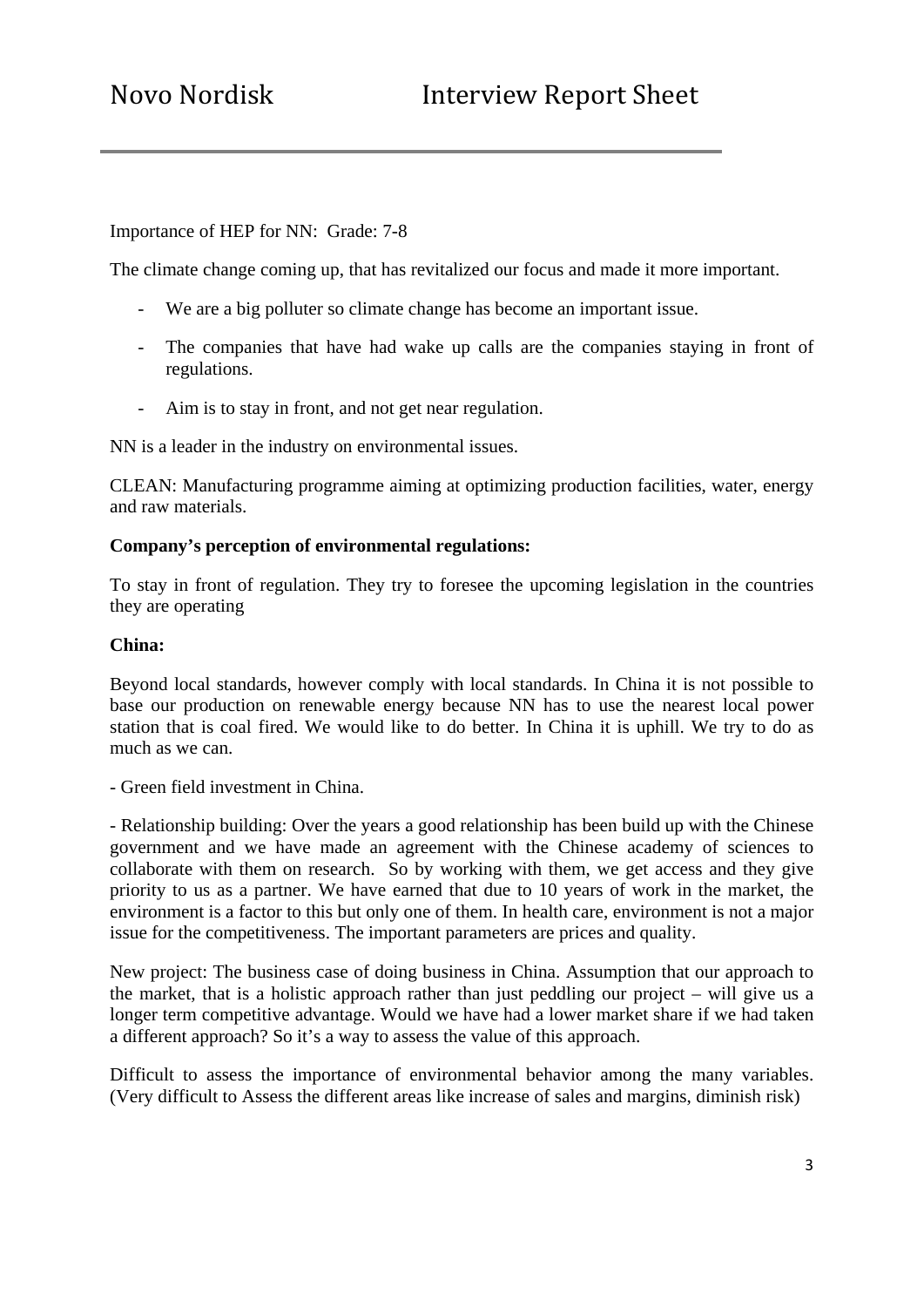Importance of HEP for NN: Grade: 7-8

The climate change coming up, that has revitalized our focus and made it more important.

- We are a big polluter so climate change has become an important issue.
- The companies that have had wake up calls are the companies staying in front of regulations.
- Aim is to stay in front, and not get near regulation.

NN is a leader in the industry on environmental issues.

CLEAN: Manufacturing programme aiming at optimizing production facilities, water, energy and raw materials.

**Company's perception of environmental regulations:**

To stay in front of regulation. They try to foresee the upcoming legislation in the countries they are operating

**China:**

Beyond local standards, however comply with local standards. In China it is not possible to base our production on renewable energy because NN has to use the nearest local power station that is coal fired. We would like to do better. In China it is uphill. We try to do as much as we can.

- Green field investment in China.

- Relationship building: Over the years a good relationship has been build up with the Chinese government and we have made an agreement with the Chinese academy of sciences to collaborate with them on research. So by working with them, we get access and they give priority to us as a partner. We have earned that due to 10 years of work in the market, the environment is a factor to this but only one of them. In health care, environment is not a major issue for the competitiveness. The important parameters are prices and quality.

New project: The business case of doing business in China. Assumption that our approach to the market, that is a holistic approach rather than just peddling our project – will give us a longer term competitive advantage. Would we have had a lower market share if we had taken a different approach? So it's a way to assess the value of this approach.

Difficult to assess the importance of environmental behavior among the many variables. (Very difficult to Assess the different areas like increase of sales and margins, diminish risk)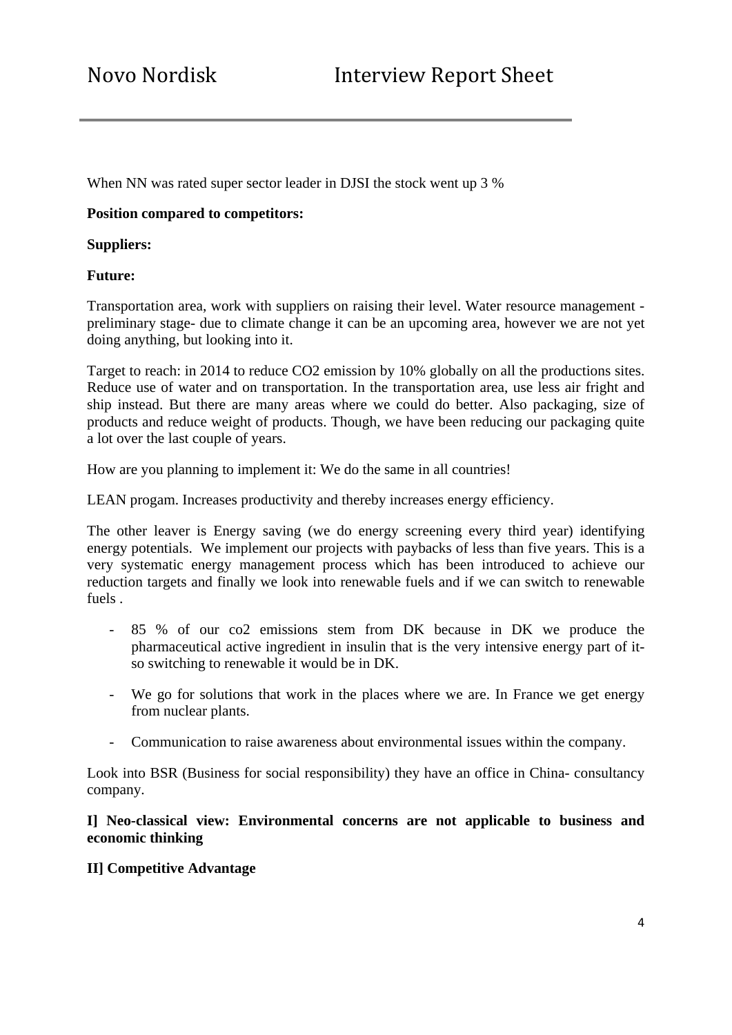When NN was rated super sector leader in DJSI the stock went up 3 %

**Position compared to competitors:**

**Suppliers:**

**Future:**

Transportation area, work with suppliers on raising their level. Water resource management - preliminary stage- due to climate change it can be an upcoming area, however we are not yet doing anything, but looking into it.

Target to reach: in 2014 to reduce CO2 emission by 10% globally on all the productions sites. Reduce use of water and on transportation. In the transportation area, use less air fright and ship instead. But there are many areas where we could do better. Also packaging, size of products and reduce weight of products. Though, we have been reducing our packaging quite a lot over the last couple of years.

How are you planning to implement it: We do the same in all countries!

LEAN progam. Increases productivity and thereby increases energy efficiency.

The other leaver is Energy saving (we do energy screening every third year) identifying energy potentials. We implement our projects with paybacks of less than five years. This is a very systematic energy management process which has been introduced to achieve our reduction targets and finally we look into renewable fuels and if we can switch to renewable fuels .

- 85 % of our co2 emissions stem from DK because in DK we produce the pharmaceutical active ingredient in insulin that is the very intensive energy part of it- so switching to renewable it would be in DK.
- We go for solutions that work in the places where we are. In France we get energy from nuclear plants.
- Communication to raise awareness about environmental issues within the company.

Look into BSR (Business for social responsibility) they have an office in China- consultancy company.

**I] Neo-classical view: Environmental concerns are not applicable to business and economic thinking**

**II] Competitive Advantage**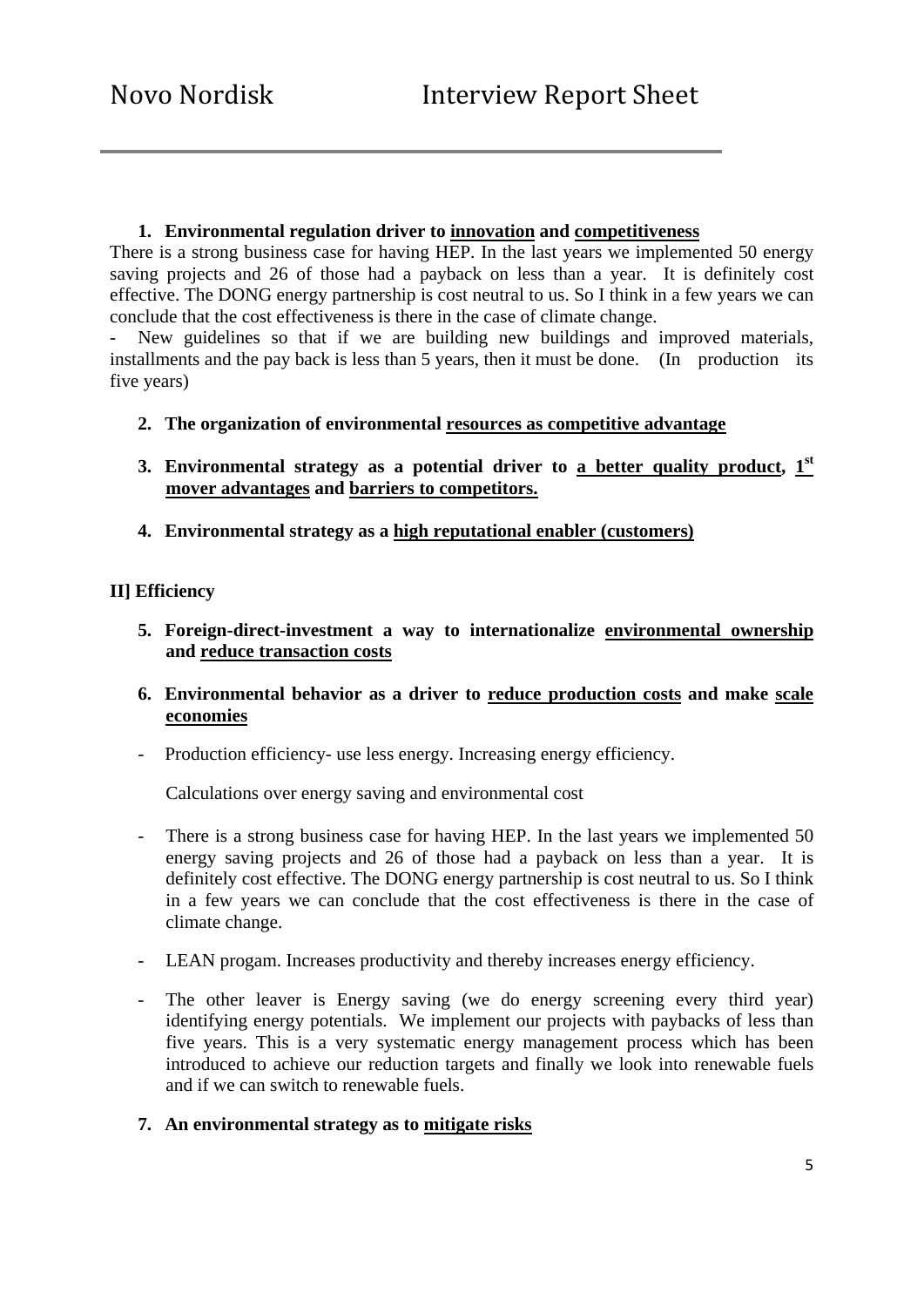# Novo Nordisk Interview Report Sheet

1. **Environmental regulation driver to <u>innovation</u> and <u>competitiveness</u>**

There is a strong business case for having HEP. In the last years we implemented 50 energy saving projects and 26 of those had a payback on less than a year. It is definitely cost effective. The DONG energy partnership is cost neutral to us. So I think in a few years we can conclude that the cost effectiveness is there in the case of climate change.

- New guidelines so that if we are building new buildings and improved materials, installments and the pay back is less than 5 years, then it must be done. (In production its five years)

2. **The organization of environmental <u>resources as competitive advantage</u>**

3. **Environmental strategy as a potential driver to <u>a better quality product</u>, <u>1st mover advantages</u> and <u>barriers to competitors.</u>**

4. **Environmental strategy as a <u>high reputational enabler (customers)</u>**

**II] Efficiency**

5. **Foreign-direct-investment a way to internationalize <u>environmental ownership</u> and <u>reduce transaction costs</u>**

6. **Environmental behavior as a driver to <u>reduce production costs</u> and make <u>scale economies</u>**

- Production efficiency- use less energy. Increasing energy efficiency.

  Calculations over energy saving and environmental cost

- There is a strong business case for having HEP. In the last years we implemented 50 energy saving projects and 26 of those had a payback on less than a year. It is definitely cost effective. The DONG energy partnership is cost neutral to us. So I think in a few years we can conclude that the cost effectiveness is there in the case of climate change.

- LEAN progam. Increases productivity and thereby increases energy efficiency.

- The other leaver is Energy saving (we do energy screening every third year) identifying energy potentials. We implement our projects with paybacks of less than five years. This is a very systematic energy management process which has been introduced to achieve our reduction targets and finally we look into renewable fuels and if we can switch to renewable fuels.

7. **An environmental strategy as to <u>mitigate risks</u>**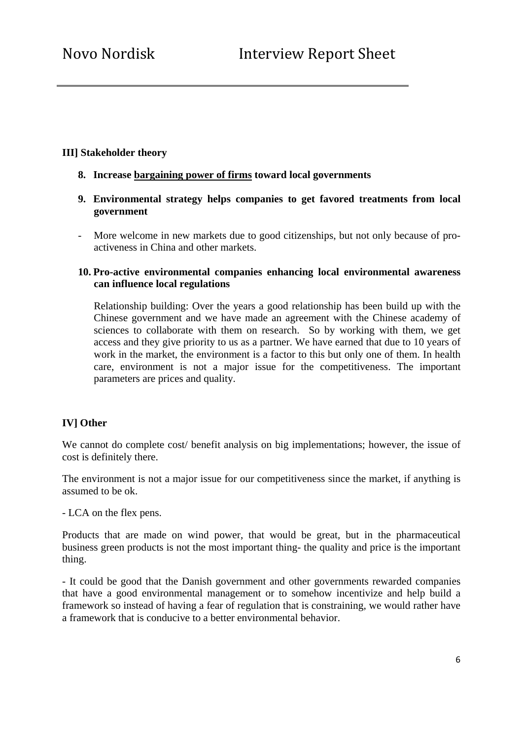**III] Stakeholder theory**

8. **Increase <u>bargaining power of firms</u> toward local governments**

9. **Environmental strategy helps companies to get favored treatments from local government**

- More welcome in new markets due to good citizenships, but not only because of pro-activeness in China and other markets.

10. **Pro-active environmental companies enhancing local environmental awareness can influence local regulations**

    Relationship building: Over the years a good relationship has been build up with the Chinese government and we have made an agreement with the Chinese academy of sciences to collaborate with them on research. So by working with them, we get access and they give priority to us as a partner. We have earned that due to 10 years of work in the market, the environment is a factor to this but only one of them. In health care, environment is not a major issue for the competitiveness. The important parameters are prices and quality.

**IV] Other**

We cannot do complete cost/ benefit analysis on big implementations; however, the issue of cost is definitely there.

The environment is not a major issue for our competitiveness since the market, if anything is assumed to be ok.

- LCA on the flex pens.

Products that are made on wind power, that would be great, but in the pharmaceutical business green products is not the most important thing- the quality and price is the important thing.

- It could be good that the Danish government and other governments rewarded companies that have a good environmental management or to somehow incentivize and help build a framework so instead of having a fear of regulation that is constraining, we would rather have a framework that is conducive to a better environmental behavior.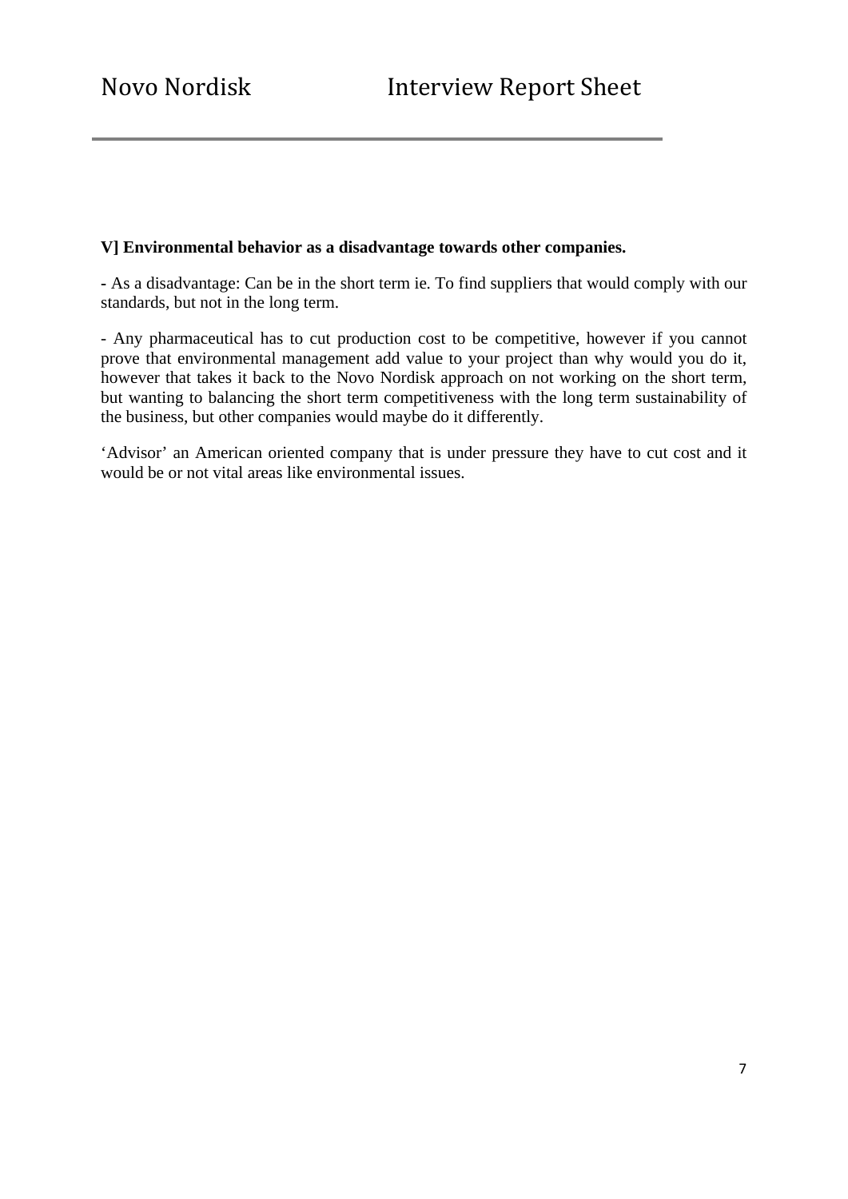**V] Environmental behavior as a disadvantage towards other companies.**

**-** As a disadvantage: Can be in the short term ie. To find suppliers that would comply with our standards, but not in the long term.

- Any pharmaceutical has to cut production cost to be competitive, however if you cannot prove that environmental management add value to your project than why would you do it, however that takes it back to the Novo Nordisk approach on not working on the short term, but wanting to balancing the short term competitiveness with the long term sustainability of the business, but other companies would maybe do it differently.

'Advisor' an American oriented company that is under pressure they have to cut cost and it would be or not vital areas like environmental issues.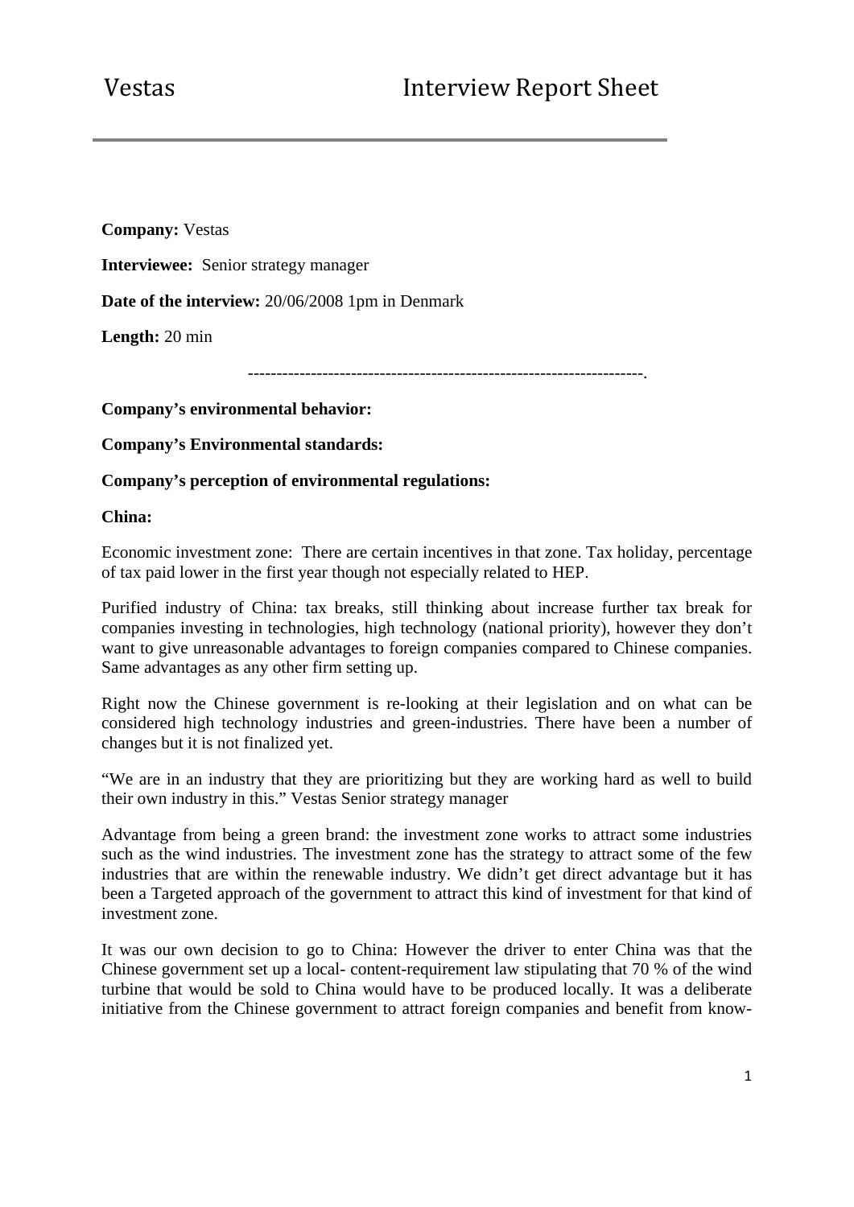# Vestas Interview Report Sheet

**Company:** Vestas

**Interviewee:** Senior strategy manager

**Date of the interview:** 20/06/2008 1pm in Denmark

**Length:** 20 min

-------------------------------------------------------------------.

**Company's environmental behavior:**

**Company's Environmental standards:**

**Company's perception of environmental regulations:**

**China:**

Economic investment zone: There are certain incentives in that zone. Tax holiday, percentage of tax paid lower in the first year though not especially related to HEP.

Purified industry of China: tax breaks, still thinking about increase further tax break for companies investing in technologies, high technology (national priority), however they don't want to give unreasonable advantages to foreign companies compared to Chinese companies. Same advantages as any other firm setting up.

Right now the Chinese government is re-looking at their legislation and on what can be considered high technology industries and green-industries. There have been a number of changes but it is not finalized yet.

"We are in an industry that they are prioritizing but they are working hard as well to build their own industry in this." Vestas Senior strategy manager

Advantage from being a green brand: the investment zone works to attract some industries such as the wind industries. The investment zone has the strategy to attract some of the few industries that are within the renewable industry. We didn't get direct advantage but it has been a Targeted approach of the government to attract this kind of investment for that kind of investment zone.

It was our own decision to go to China: However the driver to enter China was that the Chinese government set up a local- content-requirement law stipulating that 70 % of the wind turbine that would be sold to China would have to be produced locally. It was a deliberate initiative from the Chinese government to attract foreign companies and benefit from know-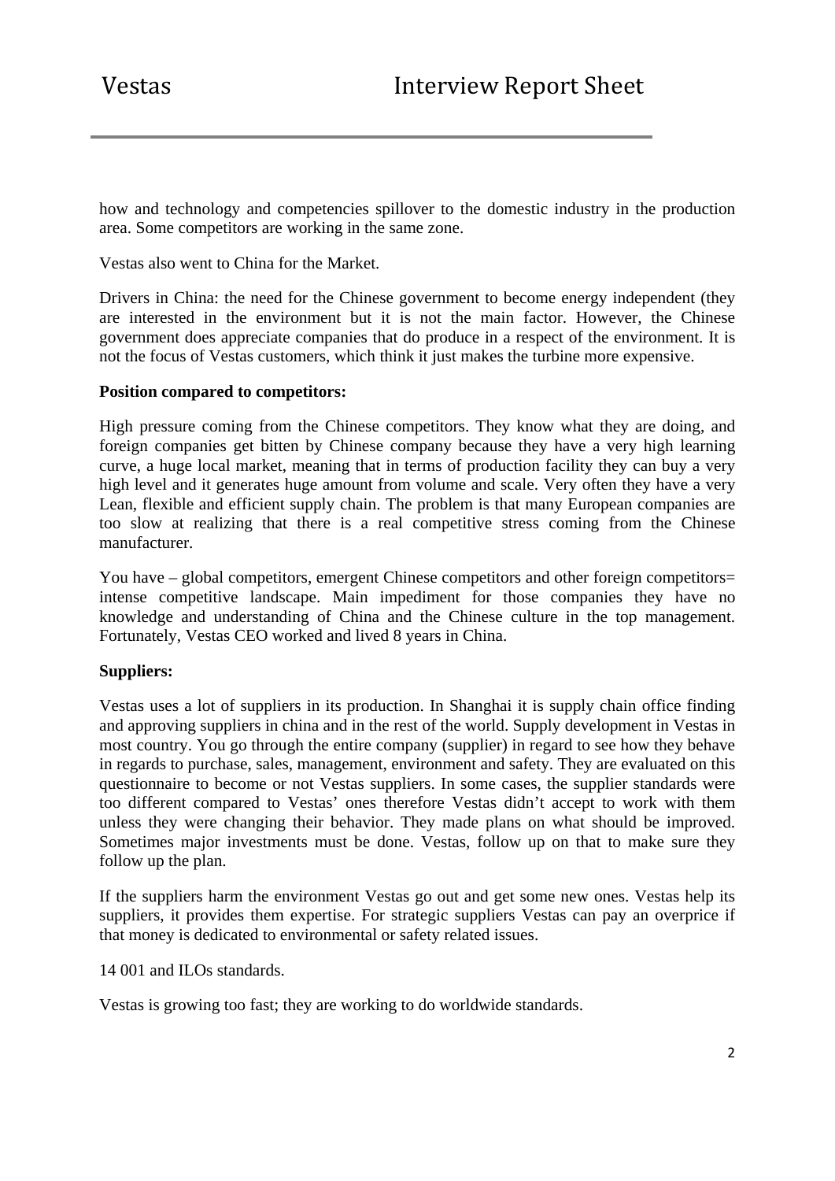how and technology and competencies spillover to the domestic industry in the production area. Some competitors are working in the same zone.

Vestas also went to China for the Market.

Drivers in China: the need for the Chinese government to become energy independent (they are interested in the environment but it is not the main factor. However, the Chinese government does appreciate companies that do produce in a respect of the environment. It is not the focus of Vestas customers, which think it just makes the turbine more expensive.

**Position compared to competitors:**

High pressure coming from the Chinese competitors. They know what they are doing, and foreign companies get bitten by Chinese company because they have a very high learning curve, a huge local market, meaning that in terms of production facility they can buy a very high level and it generates huge amount from volume and scale. Very often they have a very Lean, flexible and efficient supply chain. The problem is that many European companies are too slow at realizing that there is a real competitive stress coming from the Chinese manufacturer.

You have – global competitors, emergent Chinese competitors and other foreign competitors= intense competitive landscape. Main impediment for those companies they have no knowledge and understanding of China and the Chinese culture in the top management. Fortunately, Vestas CEO worked and lived 8 years in China.

**Suppliers:**

Vestas uses a lot of suppliers in its production. In Shanghai it is supply chain office finding and approving suppliers in china and in the rest of the world. Supply development in Vestas in most country. You go through the entire company (supplier) in regard to see how they behave in regards to purchase, sales, management, environment and safety. They are evaluated on this questionnaire to become or not Vestas suppliers. In some cases, the supplier standards were too different compared to Vestas' ones therefore Vestas didn't accept to work with them unless they were changing their behavior. They made plans on what should be improved. Sometimes major investments must be done. Vestas, follow up on that to make sure they follow up the plan.

If the suppliers harm the environment Vestas go out and get some new ones. Vestas help its suppliers, it provides them expertise. For strategic suppliers Vestas can pay an overprice if that money is dedicated to environmental or safety related issues.

14 001 and ILOs standards.

Vestas is growing too fast; they are working to do worldwide standards.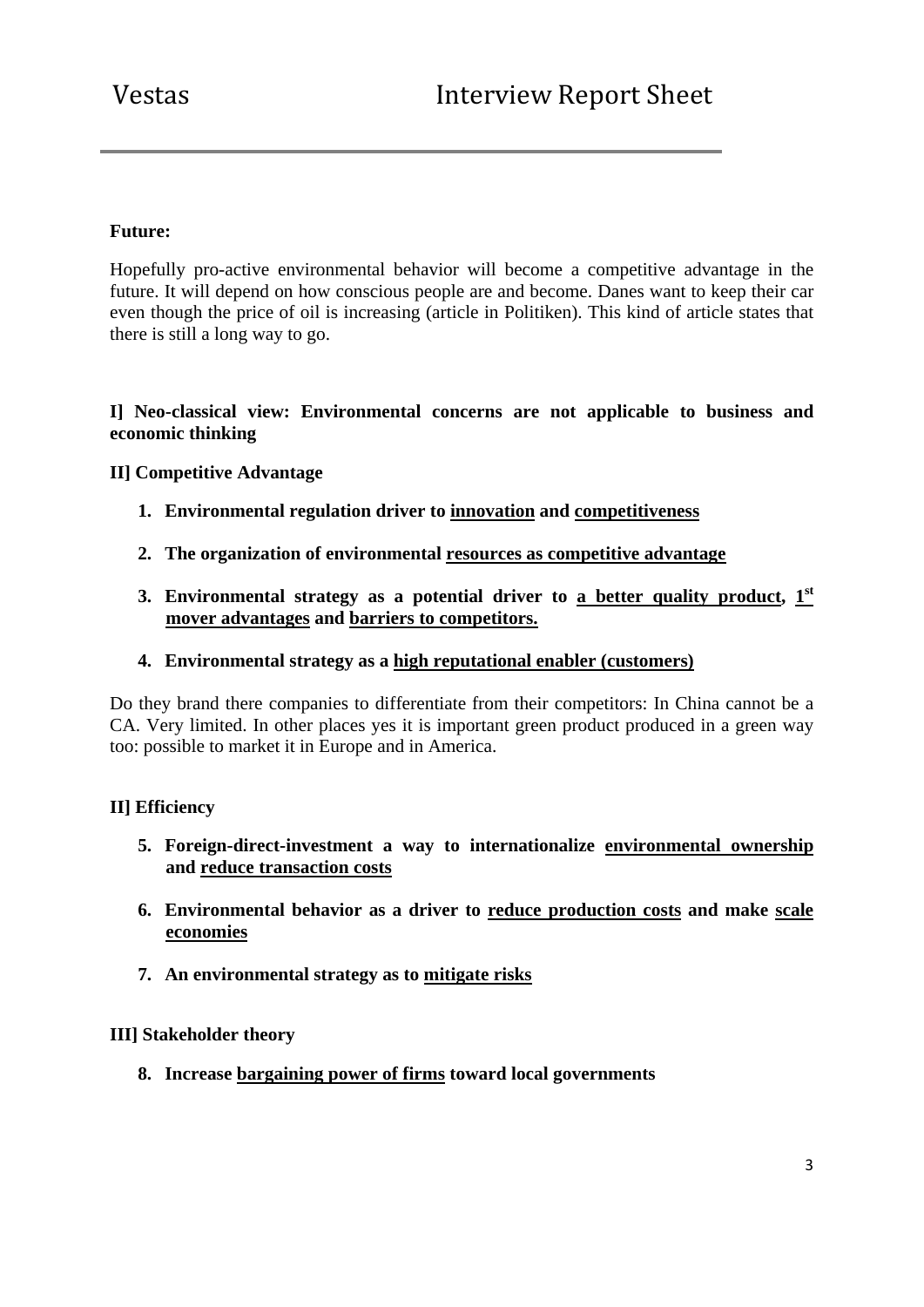**Future:**

Hopefully pro-active environmental behavior will become a competitive advantage in the future. It will depend on how conscious people are and become. Danes want to keep their car even though the price of oil is increasing (article in Politiken). This kind of article states that there is still a long way to go.

**I] Neo-classical view: Environmental concerns are not applicable to business and economic thinking**

**II] Competitive Advantage**

1. **Environmental regulation driver to <u>innovation</u> and <u>competitiveness</u>**
2. **The organization of environmental <u>resources as competitive advantage</u>**
3. **Environmental strategy as a potential driver to <u>a better quality product</u>, <u>1st mover advantages</u> and <u>barriers to competitors.</u>**
4. **Environmental strategy as a <u>high reputational enabler (customers)</u>**

Do they brand there companies to differentiate from their competitors: In China cannot be a CA. Very limited. In other places yes it is important green product produced in a green way too: possible to market it in Europe and in America.

**II] Efficiency**

5. **Foreign-direct-investment a way to internationalize <u>environmental ownership</u> and <u>reduce transaction costs</u>**
6. **Environmental behavior as a driver to <u>reduce production costs</u> and make <u>scale economies</u>**
7. **An environmental strategy as to <u>mitigate risks</u>**

**III] Stakeholder theory**

8. **Increase <u>bargaining power of firms</u> toward local governments**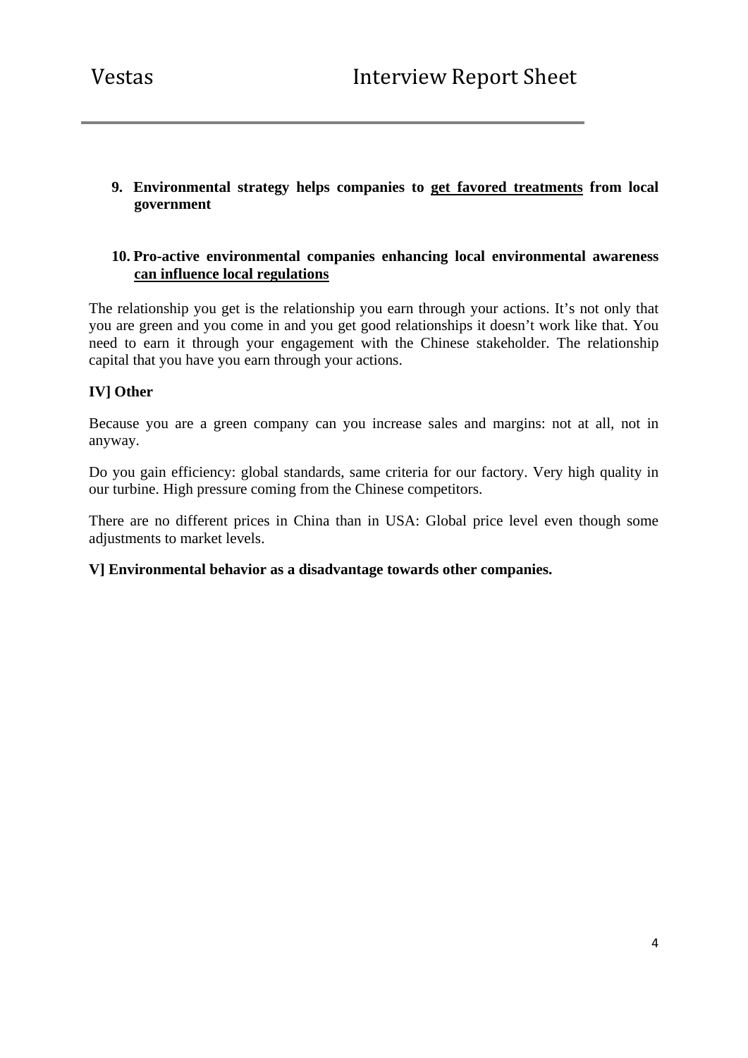9. **Environmental strategy helps companies to <u>get favored treatments</u> from local government**

10. **Pro-active environmental companies enhancing local environmental awareness <u>can influence local regulations</u>**

The relationship you get is the relationship you earn through your actions. It's not only that you are green and you come in and you get good relationships it doesn't work like that. You need to earn it through your engagement with the Chinese stakeholder. The relationship capital that you have you earn through your actions.

**IV] Other**

Because you are a green company can you increase sales and margins: not at all, not in anyway.

Do you gain efficiency: global standards, same criteria for our factory. Very high quality in our turbine. High pressure coming from the Chinese competitors.

There are no different prices in China than in USA: Global price level even though some adjustments to market levels.

**V] Environmental behavior as a disadvantage towards other companies.**